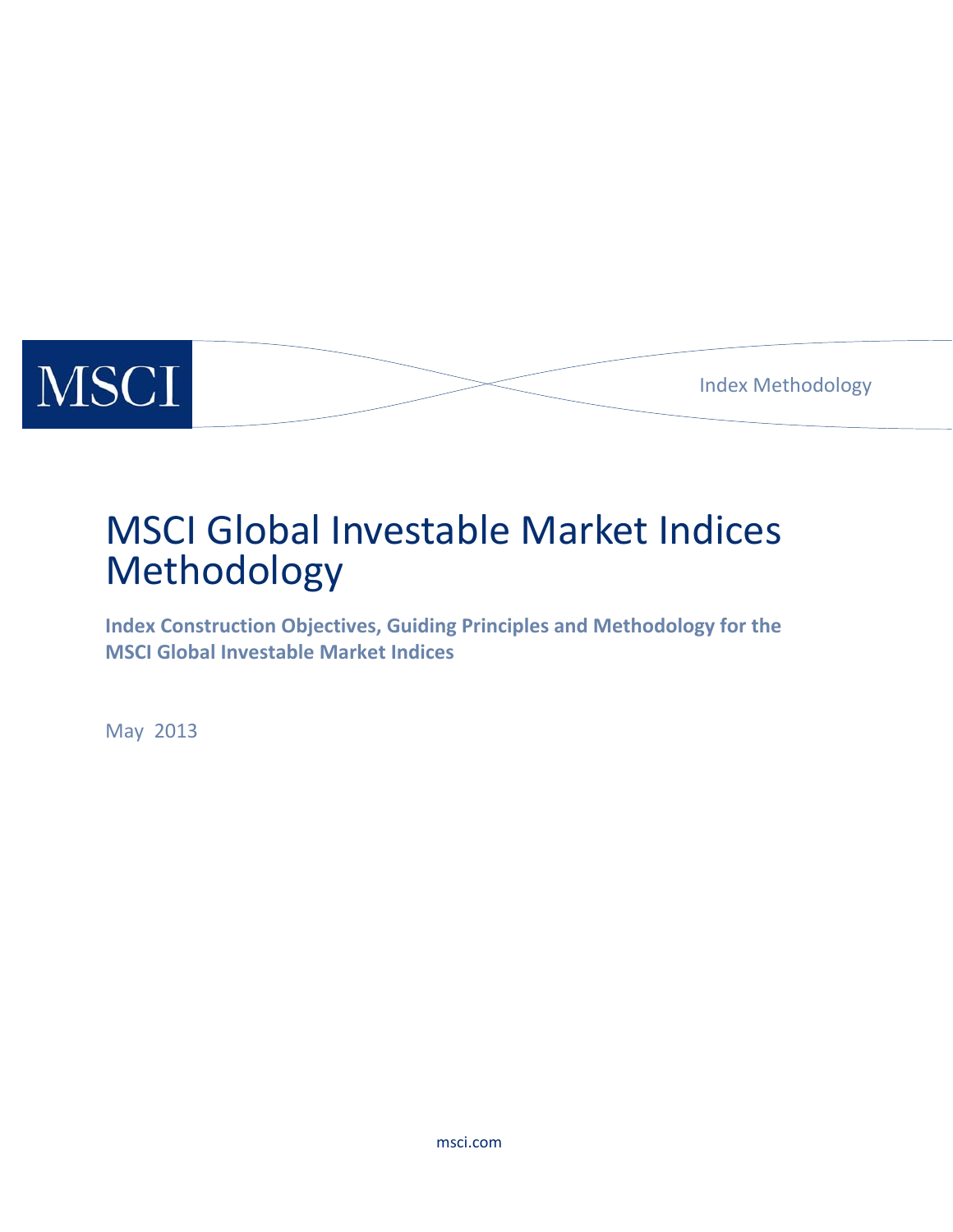MSCI

Index Methodology

# MSCI Global Investable Market Indices Methodology

**Index Construction Objectives, Guiding Principles and Methodology for the MSCI Global Investable Market Indices**

May 2013

msci.com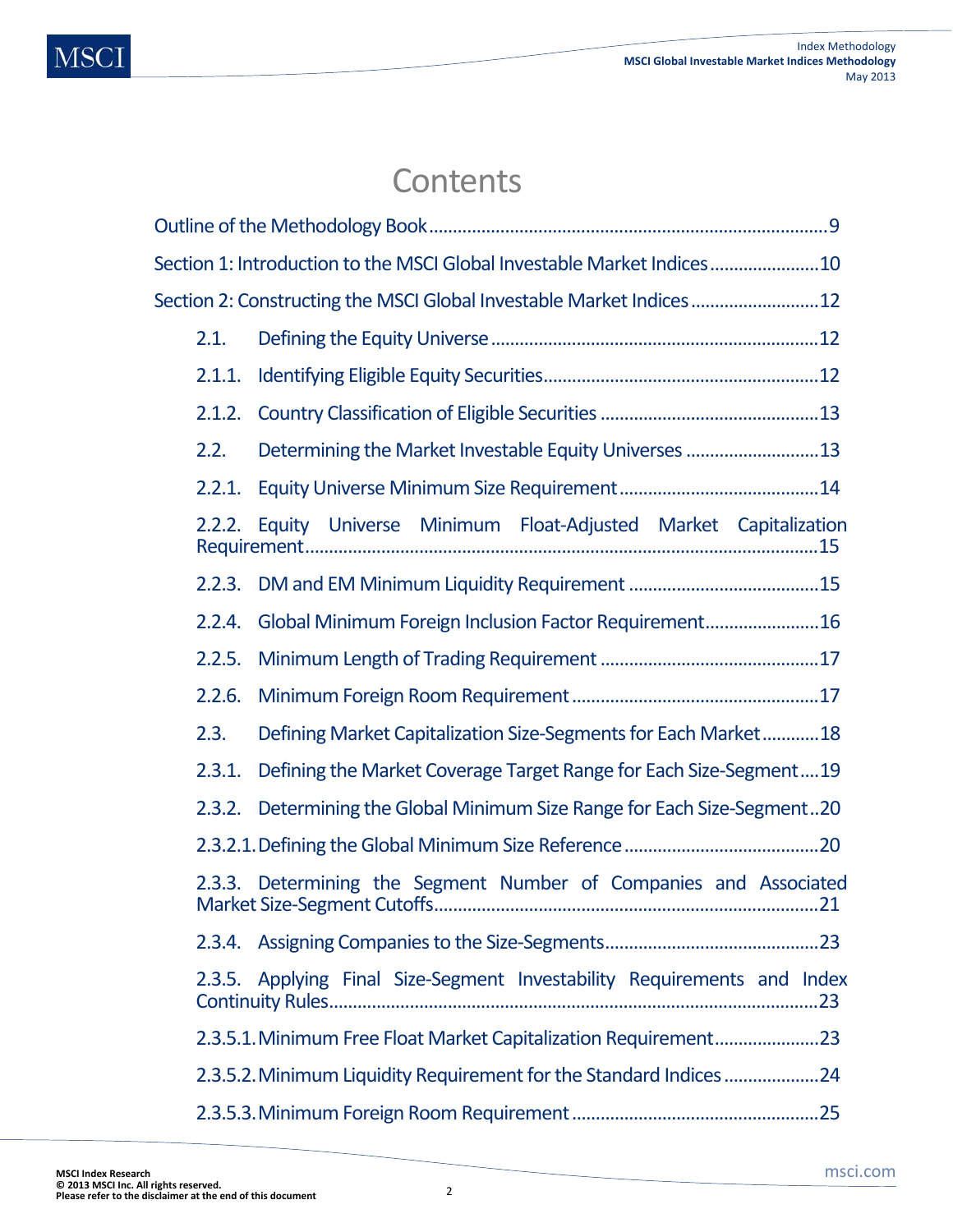# Contents

Outline of the Methodology Book ........................................................................................ 9

Section 1: Introduction to the MSCI Global Investable Market Indices ....................... 10

Section 2: Constructing the MSCI Global Investable Market Indices ........................... 12

- 2.1. Defining the Equity Universe ................................................................... 12
- 2.1.1. Identifying Eligible Equity Securities ........................................................ 12
- 2.1.2. Country Classification of Eligible Securities ............................................. 13
- 2.2. Determining the Market Investable Equity Universes ............................ 13
- 2.2.1. Equity Universe Minimum Size Requirement .......................................... 14
- 2.2.2. Equity Universe Minimum Float-Adjusted Market Capitalization Requirement .......................................................................................................... 15
- 2.2.3. DM and EM Minimum Liquidity Requirement ........................................ 15
- 2.2.4. Global Minimum Foreign Inclusion Factor Requirement ........................ 16
- 2.2.5. Minimum Length of Trading Requirement ............................................. 17
- 2.2.6. Minimum Foreign Room Requirement ................................................... 17
- 2.3. Defining Market Capitalization Size-Segments for Each Market ............ 18
- 2.3.1. Defining the Market Coverage Target Range for Each Size-Segment .... 19
- 2.3.2. Determining the Global Minimum Size Range for Each Size-Segment .. 20
- 2.3.2.1. Defining the Global Minimum Size Reference ........................................ 20
- 2.3.3. Determining the Segment Number of Companies and Associated Market Size-Segment Cutoffs ............................................................................... 21
- 2.3.4. Assigning Companies to the Size-Segments ............................................ 23
- 2.3.5. Applying Final Size-Segment Investability Requirements and Index Continuity Rules ..................................................................................................... 23
- 2.3.5.1. Minimum Free Float Market Capitalization Requirement ...................... 23
- 2.3.5.2. Minimum Liquidity Requirement for the Standard Indices .................... 24
- 2.3.5.3. Minimum Foreign Room Requirement ................................................... 25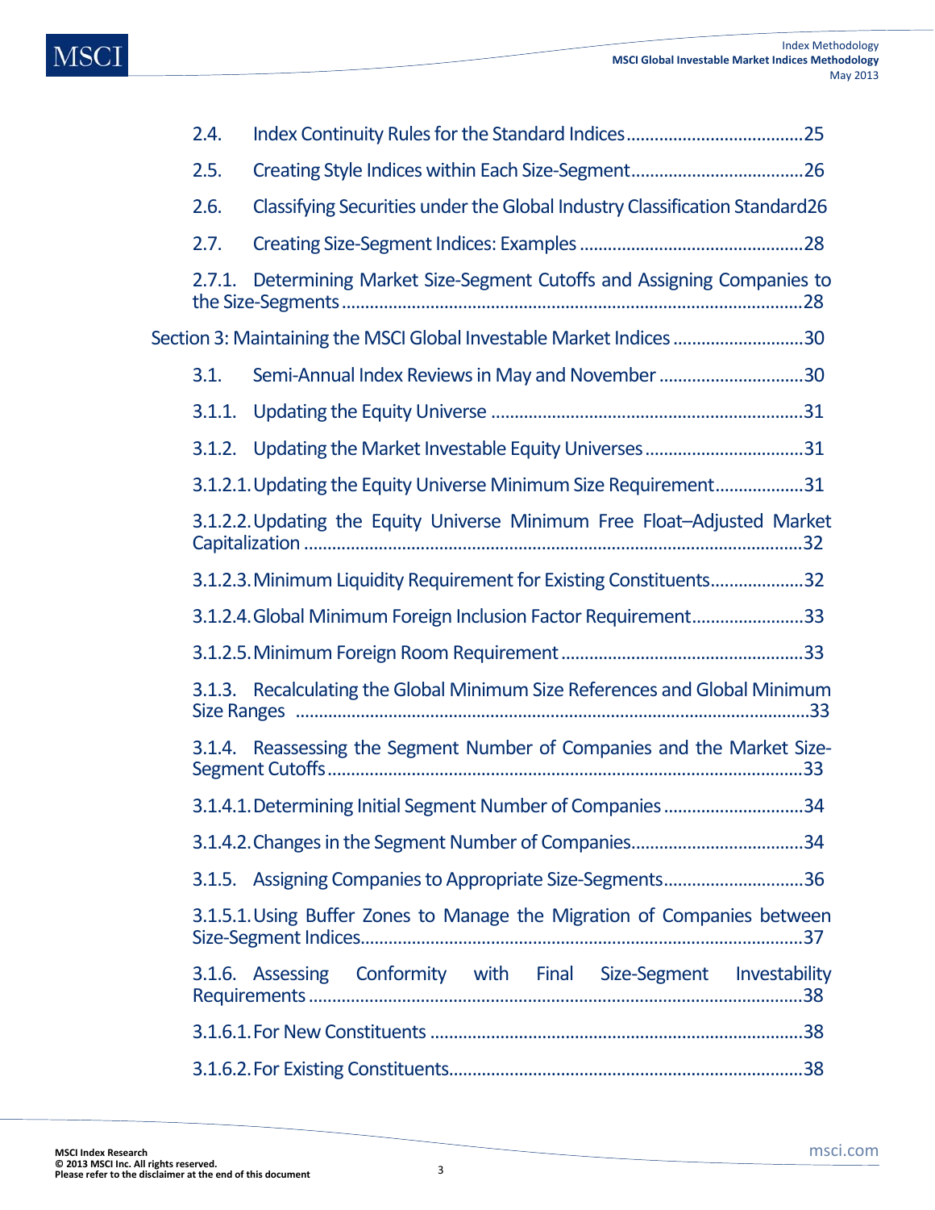2.4. Index Continuity Rules for the Standard Indices ..................................... 25

2.5. Creating Style Indices within Each Size-Segment .................................... 26

2.6. Classifying Securities under the Global Industry Classification Standard 26

2.7. Creating Size-Segment Indices: Examples ............................................... 28

2.7.1. Determining Market Size-Segment Cutoffs and Assigning Companies to the Size-Segments ................................................................................................ 28

Section 3: Maintaining the MSCI Global Investable Market Indices ........................... 30

3.1. Semi-Annual Index Reviews in May and November .............................. 30

3.1.1. Updating the Equity Universe ................................................................. 31

3.1.2. Updating the Market Investable Equity Universes ................................. 31

3.1.2.1. Updating the Equity Universe Minimum Size Requirement .................. 31

3.1.2.2. Updating the Equity Universe Minimum Free Float–Adjusted Market Capitalization ........................................................................................................ 32

3.1.2.3. Minimum Liquidity Requirement for Existing Constituents ................... 32

3.1.2.4. Global Minimum Foreign Inclusion Factor Requirement ....................... 33

3.1.2.5. Minimum Foreign Room Requirement ................................................... 33

3.1.3. Recalculating the Global Minimum Size References and Global Minimum Size Ranges .......................................................................................................... 33

3.1.4. Reassessing the Segment Number of Companies and the Market Size-Segment Cutoffs ................................................................................................... 33

3.1.4.1. Determining Initial Segment Number of Companies ............................. 34

3.1.4.2. Changes in the Segment Number of Companies .................................... 34

3.1.5. Assigning Companies to Appropriate Size-Segments ............................. 36

3.1.5.1. Using Buffer Zones to Manage the Migration of Companies between Size-Segment Indices ............................................................................................ 37

3.1.6. Assessing Conformity with Final Size-Segment Investability Requirements ....................................................................................................... 38

3.1.6.1. For New Constituents .............................................................................. 38

3.1.6.2. For Existing Constituents .......................................................................... 38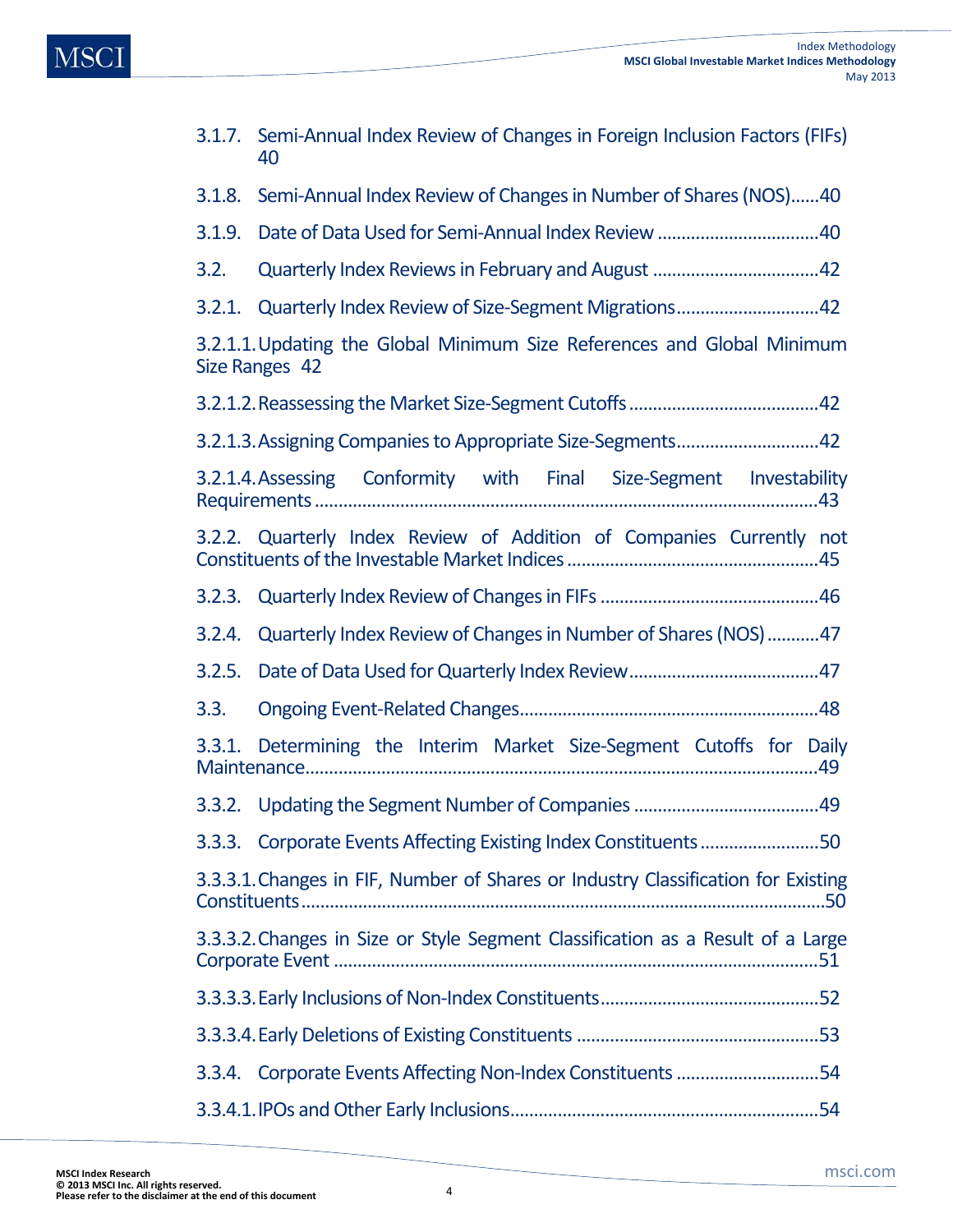3.1.7. Semi-Annual Index Review of Changes in Foreign Inclusion Factors (FIFs) 40

3.1.8. Semi-Annual Index Review of Changes in Number of Shares (NOS)......40

3.1.9. Date of Data Used for Semi-Annual Index Review ..................................40

3.2. Quarterly Index Reviews in February and August ...................................42

3.2.1. Quarterly Index Review of Size-Segment Migrations..............................42

3.2.1.1. Updating the Global Minimum Size References and Global Minimum Size Ranges 42

3.2.1.2. Reassessing the Market Size-Segment Cutoffs ........................................42

3.2.1.3. Assigning Companies to Appropriate Size-Segments..............................42

3.2.1.4. Assessing Conformity with Final Size-Segment Investability Requirements .......................................................................................................43

3.2.2. Quarterly Index Review of Addition of Companies Currently not Constituents of the Investable Market Indices ....................................................45

3.2.3. Quarterly Index Review of Changes in FIFs ..............................................46

3.2.4. Quarterly Index Review of Changes in Number of Shares (NOS) ...........47

3.2.5. Date of Data Used for Quarterly Index Review........................................47

3.3. Ongoing Event-Related Changes..............................................................48

3.3.1. Determining the Interim Market Size-Segment Cutoffs for Daily Maintenance..........................................................................................................49

3.3.2. Updating the Segment Number of Companies .......................................49

3.3.3. Corporate Events Affecting Existing Index Constituents .........................50

3.3.3.1. Changes in FIF, Number of Shares or Industry Classification for Existing Constituents ............................................................................................................50

3.3.3.2. Changes in Size or Style Segment Classification as a Result of a Large Corporate Event ....................................................................................................51

3.3.3.3. Early Inclusions of Non-Index Constituents..............................................52

3.3.3.4. Early Deletions of Existing Constituents ...................................................53

3.3.4. Corporate Events Affecting Non-Index Constituents ..............................54

3.3.4.1. IPOs and Other Early Inclusions.................................................................54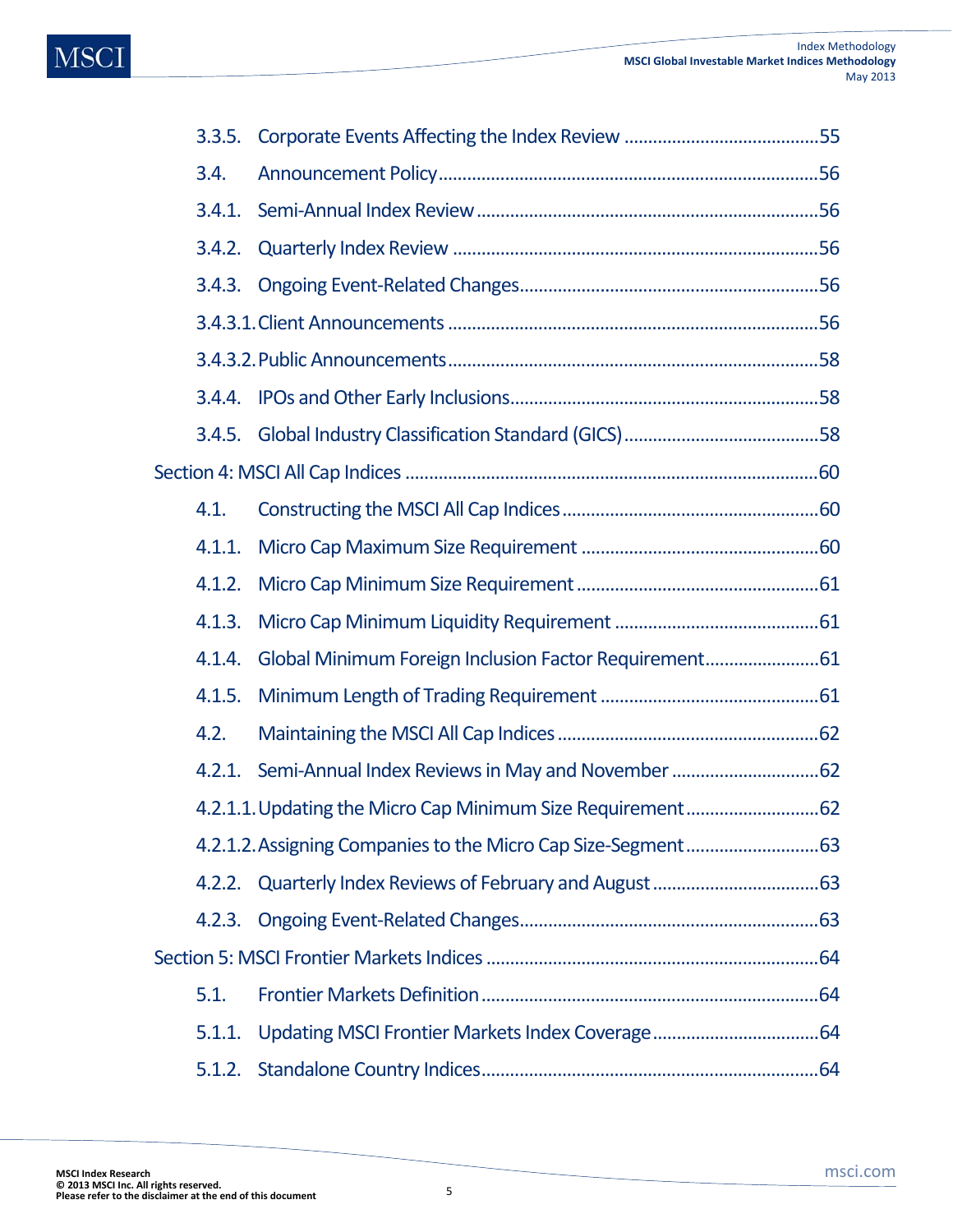3.3.5. Corporate Events Affecting the Index Review ........................................55

3.4. Announcement Policy...............................................................................56

3.4.1. Semi-Annual Index Review.......................................................................56

3.4.2. Quarterly Index Review ............................................................................56

3.4.3. Ongoing Event-Related Changes..............................................................56

3.4.3.1. Client Announcements .............................................................................56

3.4.3.2. Public Announcements.............................................................................58

3.4.4. IPOs and Other Early Inclusions.................................................................58

3.4.5. Global Industry Classification Standard (GICS).........................................58

Section 4: MSCI All Cap Indices .....................................................................................60

4.1. Constructing the MSCI All Cap Indices.....................................................60

4.1.1. Micro Cap Maximum Size Requirement .................................................60

4.1.2. Micro Cap Minimum Size Requirement ..................................................61

4.1.3. Micro Cap Minimum Liquidity Requirement ..........................................61

4.1.4. Global Minimum Foreign Inclusion Factor Requirement.......................61

4.1.5. Minimum Length of Trading Requirement .............................................61

4.2. Maintaining the MSCI All Cap Indices......................................................62

4.2.1. Semi-Annual Index Reviews in May and November ..............................62

4.2.1.1. Updating the Micro Cap Minimum Size Requirement............................62

4.2.1.2. Assigning Companies to the Micro Cap Size-Segment............................63

4.2.2. Quarterly Index Reviews of February and August..................................63

4.2.3. Ongoing Event-Related Changes..............................................................63

Section 5: MSCI Frontier Markets Indices .....................................................................64

5.1. Frontier Markets Definition.......................................................................64

5.1.1. Updating MSCI Frontier Markets Index Coverage...................................64

5.1.2. Standalone Country Indices......................................................................64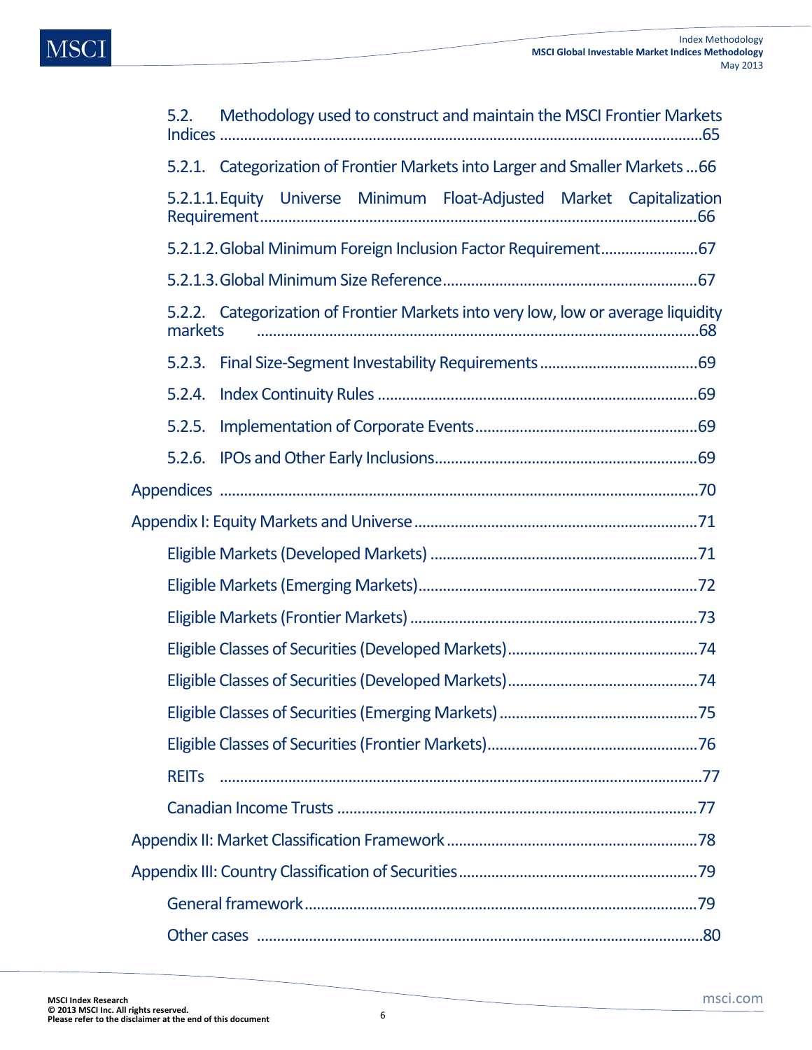5.2. Methodology used to construct and maintain the MSCI Frontier Markets Indices ......65

5.2.1. Categorization of Frontier Markets into Larger and Smaller Markets ...66

5.2.1.1. Equity Universe Minimum Float-Adjusted Market Capitalization Requirement......66

5.2.1.2. Global Minimum Foreign Inclusion Factor Requirement......67

5.2.1.3. Global Minimum Size Reference......67

5.2.2. Categorization of Frontier Markets into very low, low or average liquidity markets ......68

5.2.3. Final Size-Segment Investability Requirements......69

5.2.4. Index Continuity Rules ......69

5.2.5. Implementation of Corporate Events......69

5.2.6. IPOs and Other Early Inclusions......69

Appendices ......70

Appendix I: Equity Markets and Universe......71

Eligible Markets (Developed Markets) ......71

Eligible Markets (Emerging Markets)......72

Eligible Markets (Frontier Markets) ......73

Eligible Classes of Securities (Developed Markets)......74

Eligible Classes of Securities (Developed Markets)......74

Eligible Classes of Securities (Emerging Markets) ......75

Eligible Classes of Securities (Frontier Markets)......76

REITs ......77

Canadian Income Trusts ......77

Appendix II: Market Classification Framework ......78

Appendix III: Country Classification of Securities......79

General framework......79

Other cases ......80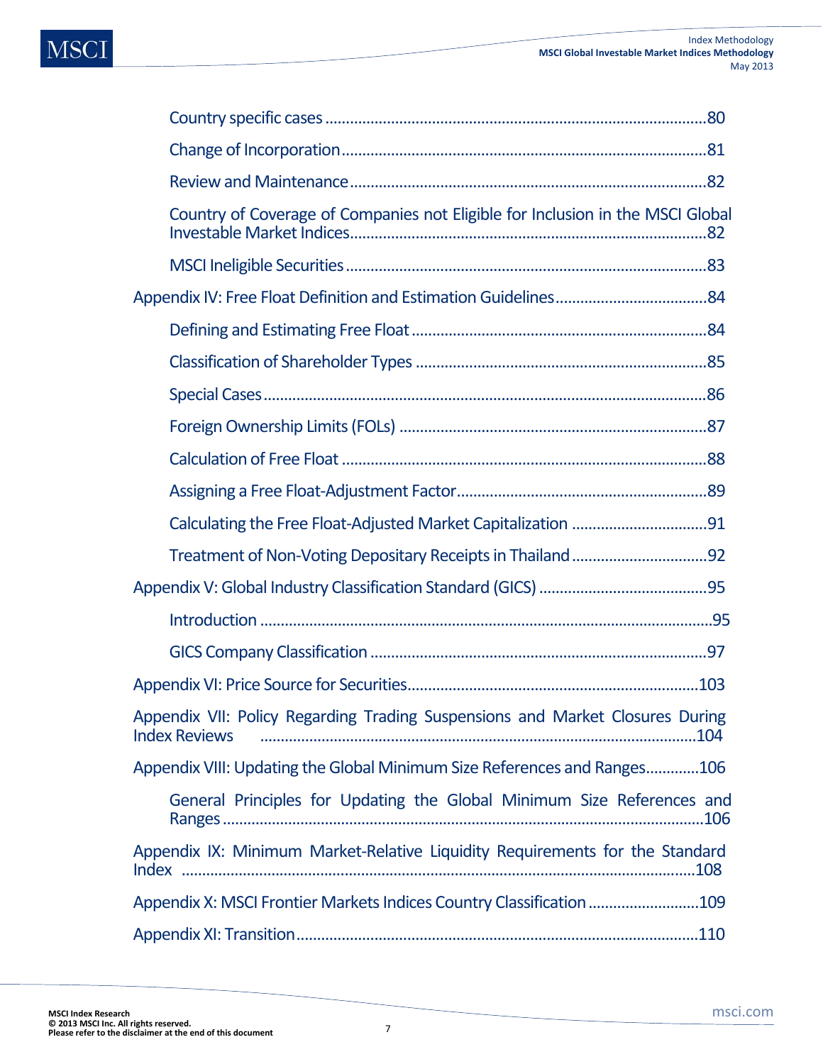Country specific cases ....................................................................................... 80

Change of Incorporation ....................................................................................... 81

Review and Maintenance ....................................................................................... 82

Country of Coverage of Companies not Eligible for Inclusion in the MSCI Global Investable Market Indices ....................................................................................... 82

MSCI Ineligible Securities ....................................................................................... 83

Appendix IV: Free Float Definition and Estimation Guidelines ....................................... 84

Defining and Estimating Free Float ....................................................................................... 84

Classification of Shareholder Types ....................................................................................... 85

Special Cases ....................................................................................... 86

Foreign Ownership Limits (FOLs) ....................................................................................... 87

Calculation of Free Float ....................................................................................... 88

Assigning a Free Float-Adjustment Factor ....................................................................................... 89

Calculating the Free Float-Adjusted Market Capitalization ....................................... 91

Treatment of Non-Voting Depositary Receipts in Thailand ....................................... 92

Appendix V: Global Industry Classification Standard (GICS) ....................................... 95

Introduction ....................................................................................... 95

GICS Company Classification ....................................................................................... 97

Appendix VI: Price Source for Securities ....................................................................................... 103

Appendix VII: Policy Regarding Trading Suspensions and Market Closures During Index Reviews ....................................................................................... 104

Appendix VIII: Updating the Global Minimum Size References and Ranges ............ 106

General Principles for Updating the Global Minimum Size References and Ranges ....................................................................................... 106

Appendix IX: Minimum Market-Relative Liquidity Requirements for the Standard Index ....................................................................................... 108

Appendix X: MSCI Frontier Markets Indices Country Classification ....................................... 109

Appendix XI: Transition ....................................................................................... 110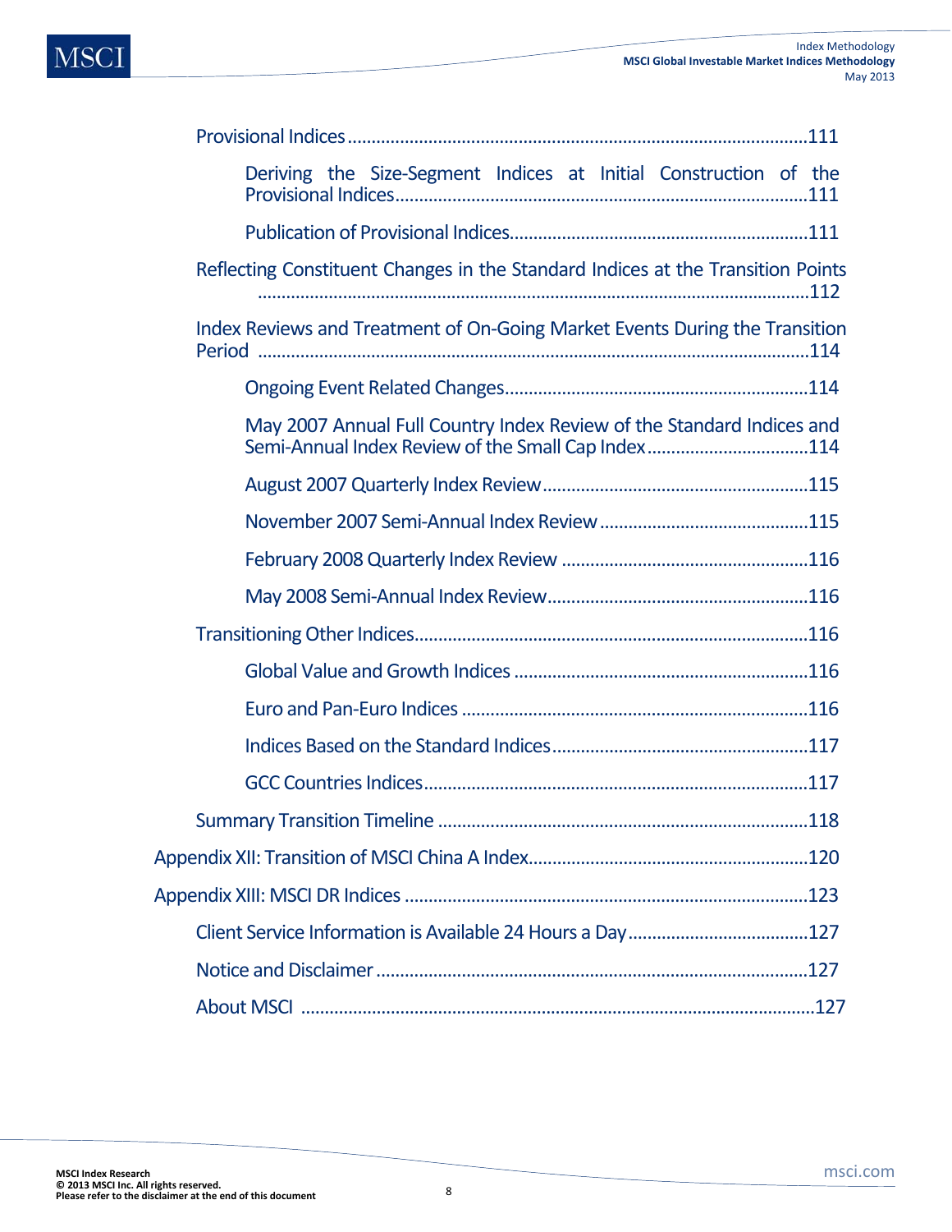Provisional Indices ......................................................................................111

Deriving the Size-Segment Indices at Initial Construction of the Provisional Indices..............................................................................111

Publication of Provisional Indices........................................................111

Reflecting Constituent Changes in the Standard Indices at the Transition Points ..........................................................................................................112

Index Reviews and Treatment of On-Going Market Events During the Transition Period ..........................................................................................................114

Ongoing Event Related Changes..........................................................114

May 2007 Annual Full Country Index Review of the Standard Indices and Semi-Annual Index Review of the Small Cap Index.................................114

August 2007 Quarterly Index Review..................................................115

November 2007 Semi-Annual Index Review ........................................115

February 2008 Quarterly Index Review ...............................................116

May 2008 Semi-Annual Index Review..................................................116

Transitioning Other Indices...........................................................................116

Global Value and Growth Indices ........................................................116

Euro and Pan-Euro Indices ..................................................................116

Indices Based on the Standard Indices.................................................117

GCC Countries Indices.........................................................................117

Summary Transition Timeline .......................................................................118

Appendix XII: Transition of MSCI China A Index..................................................120

Appendix XIII: MSCI DR Indices ...........................................................................123

Client Service Information is Available 24 Hours a Day.....................................127

Notice and Disclaimer ..........................................................................................127

About MSCI ...........................................................................................................127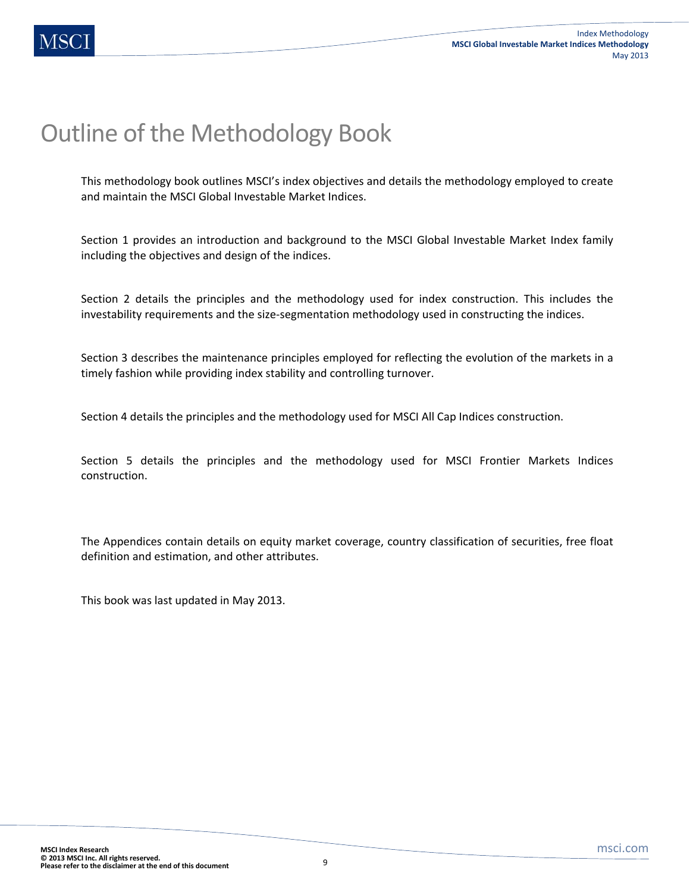# Outline of the Methodology Book

This methodology book outlines MSCI's index objectives and details the methodology employed to create and maintain the MSCI Global Investable Market Indices.

Section 1 provides an introduction and background to the MSCI Global Investable Market Index family including the objectives and design of the indices.

Section 2 details the principles and the methodology used for index construction. This includes the investability requirements and the size-segmentation methodology used in constructing the indices.

Section 3 describes the maintenance principles employed for reflecting the evolution of the markets in a timely fashion while providing index stability and controlling turnover.

Section 4 details the principles and the methodology used for MSCI All Cap Indices construction.

Section 5 details the principles and the methodology used for MSCI Frontier Markets Indices construction.

The Appendices contain details on equity market coverage, country classification of securities, free float definition and estimation, and other attributes.

This book was last updated in May 2013.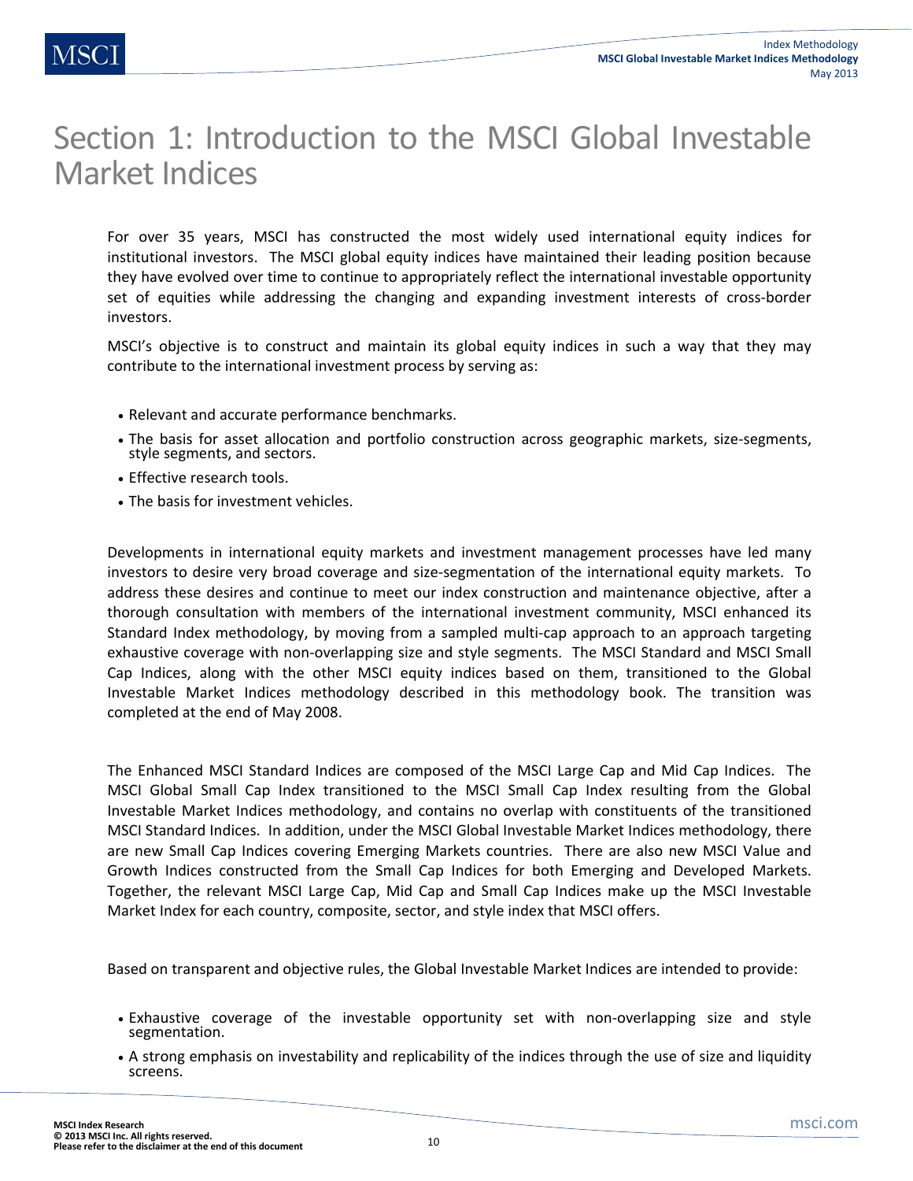# Section 1: Introduction to the MSCI Global Investable Market Indices

For over 35 years, MSCI has constructed the most widely used international equity indices for institutional investors. The MSCI global equity indices have maintained their leading position because they have evolved over time to continue to appropriately reflect the international investable opportunity set of equities while addressing the changing and expanding investment interests of cross-border investors.

MSCI's objective is to construct and maintain its global equity indices in such a way that they may contribute to the international investment process by serving as:

- Relevant and accurate performance benchmarks.
- The basis for asset allocation and portfolio construction across geographic markets, size-segments, style segments, and sectors.
- Effective research tools.
- The basis for investment vehicles.

Developments in international equity markets and investment management processes have led many investors to desire very broad coverage and size-segmentation of the international equity markets. To address these desires and continue to meet our index construction and maintenance objective, after a thorough consultation with members of the international investment community, MSCI enhanced its Standard Index methodology, by moving from a sampled multi-cap approach to an approach targeting exhaustive coverage with non-overlapping size and style segments. The MSCI Standard and MSCI Small Cap Indices, along with the other MSCI equity indices based on them, transitioned to the Global Investable Market Indices methodology described in this methodology book. The transition was completed at the end of May 2008.

The Enhanced MSCI Standard Indices are composed of the MSCI Large Cap and Mid Cap Indices. The MSCI Global Small Cap Index transitioned to the MSCI Small Cap Index resulting from the Global Investable Market Indices methodology, and contains no overlap with constituents of the transitioned MSCI Standard Indices. In addition, under the MSCI Global Investable Market Indices methodology, there are new Small Cap Indices covering Emerging Markets countries. There are also new MSCI Value and Growth Indices constructed from the Small Cap Indices for both Emerging and Developed Markets. Together, the relevant MSCI Large Cap, Mid Cap and Small Cap Indices make up the MSCI Investable Market Index for each country, composite, sector, and style index that MSCI offers.

Based on transparent and objective rules, the Global Investable Market Indices are intended to provide:

- Exhaustive coverage of the investable opportunity set with non-overlapping size and style segmentation.
- A strong emphasis on investability and replicability of the indices through the use of size and liquidity screens.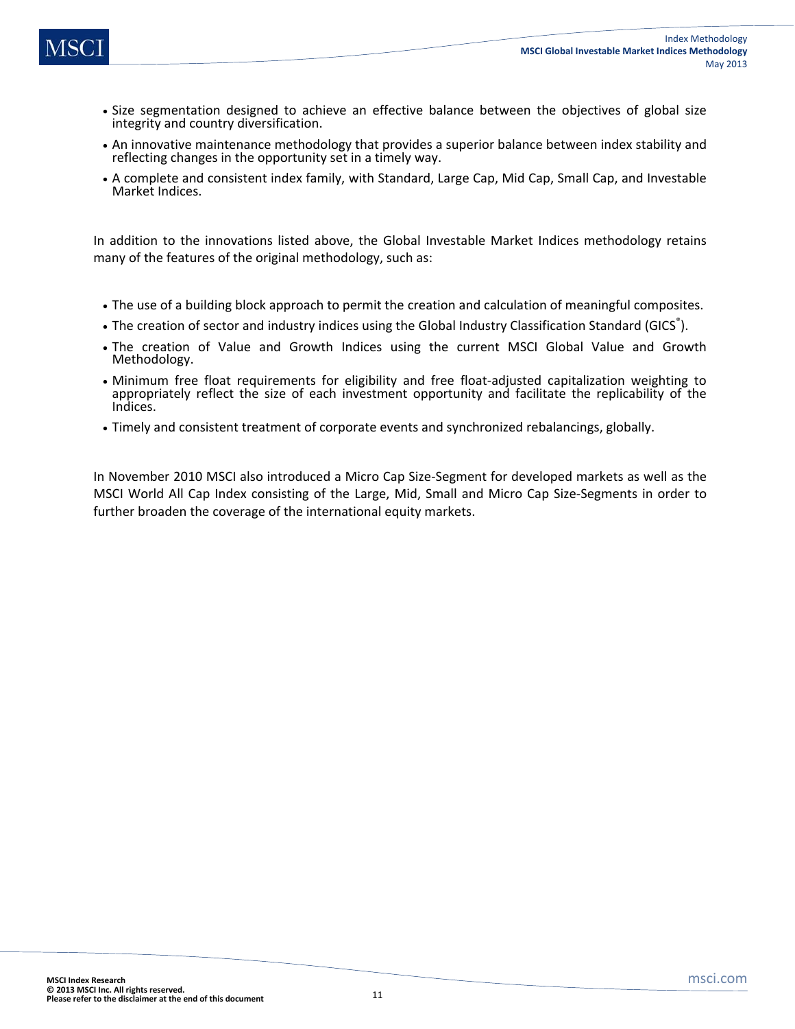- Size segmentation designed to achieve an effective balance between the objectives of global size integrity and country diversification.
- An innovative maintenance methodology that provides a superior balance between index stability and reflecting changes in the opportunity set in a timely way.
- A complete and consistent index family, with Standard, Large Cap, Mid Cap, Small Cap, and Investable Market Indices.

In addition to the innovations listed above, the Global Investable Market Indices methodology retains many of the features of the original methodology, such as:

- The use of a building block approach to permit the creation and calculation of meaningful composites.
- The creation of sector and industry indices using the Global Industry Classification Standard (GICS®).
- The creation of Value and Growth Indices using the current MSCI Global Value and Growth Methodology.
- Minimum free float requirements for eligibility and free float-adjusted capitalization weighting to appropriately reflect the size of each investment opportunity and facilitate the replicability of the Indices.
- Timely and consistent treatment of corporate events and synchronized rebalancings, globally.

In November 2010 MSCI also introduced a Micro Cap Size-Segment for developed markets as well as the MSCI World All Cap Index consisting of the Large, Mid, Small and Micro Cap Size-Segments in order to further broaden the coverage of the international equity markets.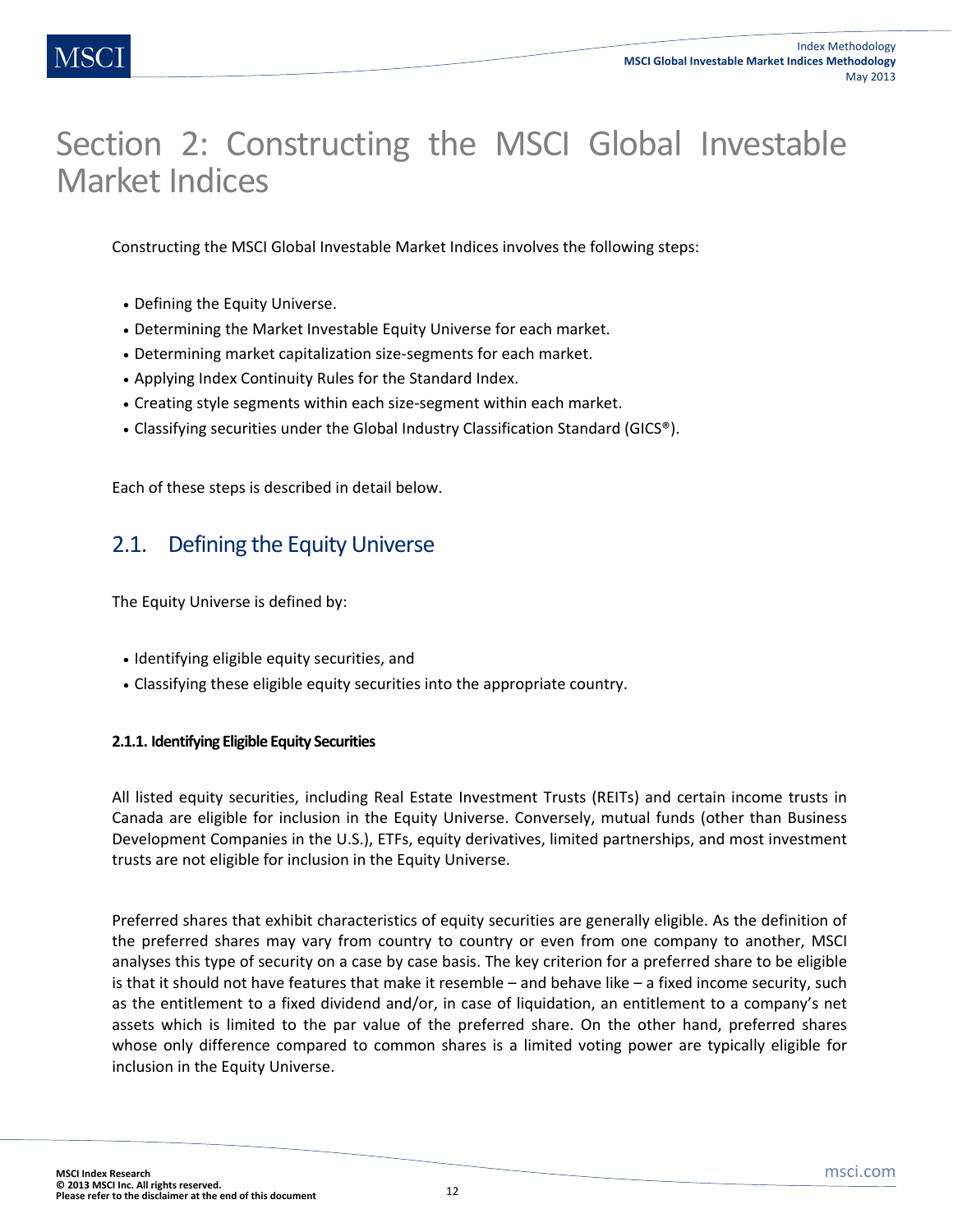# Section 2: Constructing the MSCI Global Investable Market Indices

Constructing the MSCI Global Investable Market Indices involves the following steps:

- Defining the Equity Universe.
- Determining the Market Investable Equity Universe for each market.
- Determining market capitalization size-segments for each market.
- Applying Index Continuity Rules for the Standard Index.
- Creating style segments within each size-segment within each market.
- Classifying securities under the Global Industry Classification Standard (GICS®).

Each of these steps is described in detail below.

## 2.1. Defining the Equity Universe

The Equity Universe is defined by:

- Identifying eligible equity securities, and
- Classifying these eligible equity securities into the appropriate country.

#### 2.1.1. Identifying Eligible Equity Securities

All listed equity securities, including Real Estate Investment Trusts (REITs) and certain income trusts in Canada are eligible for inclusion in the Equity Universe. Conversely, mutual funds (other than Business Development Companies in the U.S.), ETFs, equity derivatives, limited partnerships, and most investment trusts are not eligible for inclusion in the Equity Universe.

Preferred shares that exhibit characteristics of equity securities are generally eligible. As the definition of the preferred shares may vary from country to country or even from one company to another, MSCI analyses this type of security on a case by case basis. The key criterion for a preferred share to be eligible is that it should not have features that make it resemble – and behave like – a fixed income security, such as the entitlement to a fixed dividend and/or, in case of liquidation, an entitlement to a company's net assets which is limited to the par value of the preferred share. On the other hand, preferred shares whose only difference compared to common shares is a limited voting power are typically eligible for inclusion in the Equity Universe.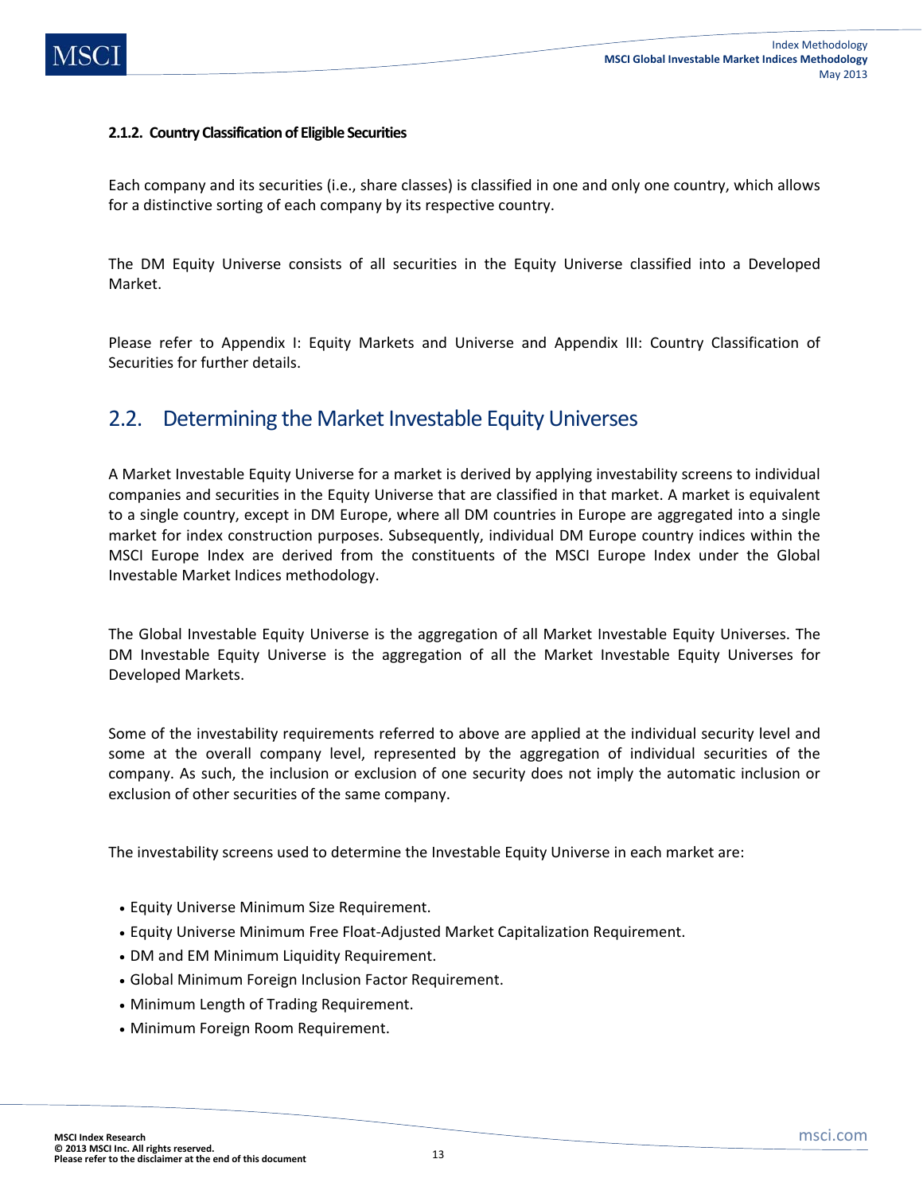#### 2.1.2. Country Classification of Eligible Securities

Each company and its securities (i.e., share classes) is classified in one and only one country, which allows for a distinctive sorting of each company by its respective country.

The DM Equity Universe consists of all securities in the Equity Universe classified into a Developed Market.

Please refer to Appendix I: Equity Markets and Universe and Appendix III: Country Classification of Securities for further details.

## 2.2. Determining the Market Investable Equity Universes

A Market Investable Equity Universe for a market is derived by applying investability screens to individual companies and securities in the Equity Universe that are classified in that market. A market is equivalent to a single country, except in DM Europe, where all DM countries in Europe are aggregated into a single market for index construction purposes. Subsequently, individual DM Europe country indices within the MSCI Europe Index are derived from the constituents of the MSCI Europe Index under the Global Investable Market Indices methodology.

The Global Investable Equity Universe is the aggregation of all Market Investable Equity Universes. The DM Investable Equity Universe is the aggregation of all the Market Investable Equity Universes for Developed Markets.

Some of the investability requirements referred to above are applied at the individual security level and some at the overall company level, represented by the aggregation of individual securities of the company. As such, the inclusion or exclusion of one security does not imply the automatic inclusion or exclusion of other securities of the same company.

The investability screens used to determine the Investable Equity Universe in each market are:

- Equity Universe Minimum Size Requirement.
- Equity Universe Minimum Free Float-Adjusted Market Capitalization Requirement.
- DM and EM Minimum Liquidity Requirement.
- Global Minimum Foreign Inclusion Factor Requirement.
- Minimum Length of Trading Requirement.
- Minimum Foreign Room Requirement.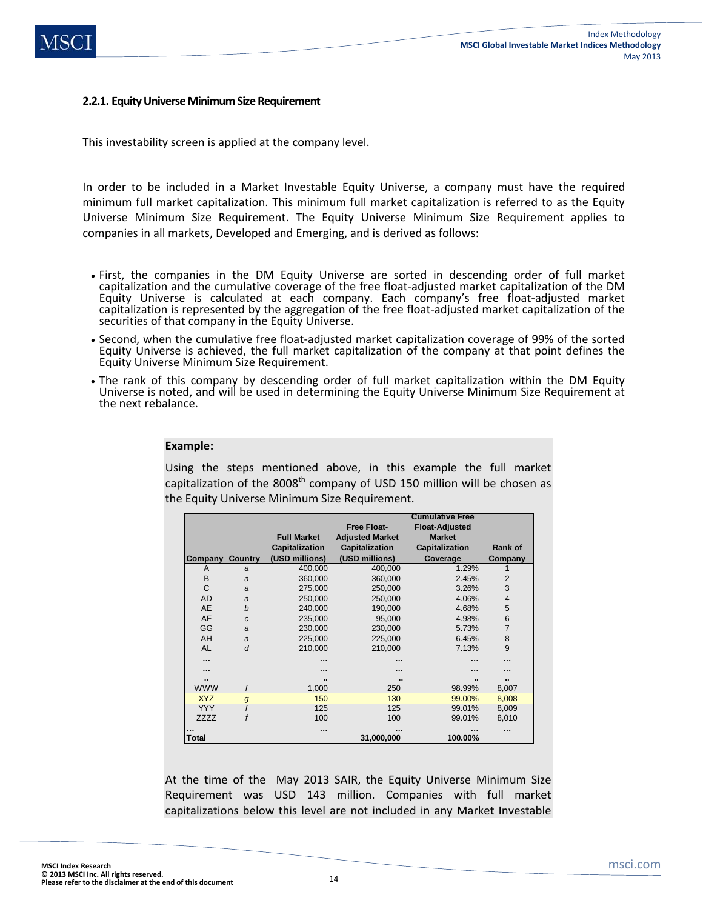### 2.2.1. Equity Universe Minimum Size Requirement

This investability screen is applied at the company level.

In order to be included in a Market Investable Equity Universe, a company must have the required minimum full market capitalization. This minimum full market capitalization is referred to as the Equity Universe Minimum Size Requirement. The Equity Universe Minimum Size Requirement applies to companies in all markets, Developed and Emerging, and is derived as follows:

- First, the companies in the DM Equity Universe are sorted in descending order of full market capitalization and the cumulative coverage of the free float-adjusted market capitalization of the DM Equity Universe is calculated at each company. Each company's free float-adjusted market capitalization is represented by the aggregation of the free float-adjusted market capitalization of the securities of that company in the Equity Universe.
- Second, when the cumulative free float-adjusted market capitalization coverage of 99% of the sorted Equity Universe is achieved, the full market capitalization of the company at that point defines the Equity Universe Minimum Size Requirement.
- The rank of this company by descending order of full market capitalization within the DM Equity Universe is noted, and will be used in determining the Equity Universe Minimum Size Requirement at the next rebalance.

**Example:**

Using the steps mentioned above, in this example the full market capitalization of the 8008th company of USD 150 million will be chosen as the Equity Universe Minimum Size Requirement.

| Company | Country | Full Market Capitalization (USD millions) | Free Float-Adjusted Market Capitalization (USD millions) | Cumulative Free Float-Adjusted Market Capitalization Coverage | Rank of Company |
|---|---|---|---|---|---|
| A | *a* | 400,000 | 400,000 | 1.29% | 1 |
| B | *a* | 360,000 | 360,000 | 2.45% | 2 |
| C | *a* | 275,000 | 250,000 | 3.26% | 3 |
| AD | *a* | 250,000 | 250,000 | 4.06% | 4 |
| AE | *b* | 240,000 | 190,000 | 4.68% | 5 |
| AF | *c* | 235,000 | 95,000 | 4.98% | 6 |
| GG | *a* | 230,000 | 230,000 | 5.73% | 7 |
| AH | *a* | 225,000 | 225,000 | 6.45% | 8 |
| AL | *d* | 210,000 | 210,000 | 7.13% | 9 |
| ... | | ... | ... | ... | ... |
| ... | | ... | ... | ... | ... |
| .. | | .. | .. | .. | .. |
| WWW | *f* | 1,000 | 250 | 98.99% | 8,007 |
| XYZ | *g* | 150 | 130 | 99.00% | 8,008 |
| YYY | *f* | 125 | 125 | 99.01% | 8,009 |
| ZZZZ | *f* | 100 | 100 | 99.01% | 8,010 |
| ... | | ... | ... | ... | ... |
| **Total** | | | **31,000,000** | **100.00%** | |

At the time of the May 2013 SAIR, the Equity Universe Minimum Size Requirement was USD 143 million. Companies with full market capitalizations below this level are not included in any Market Investable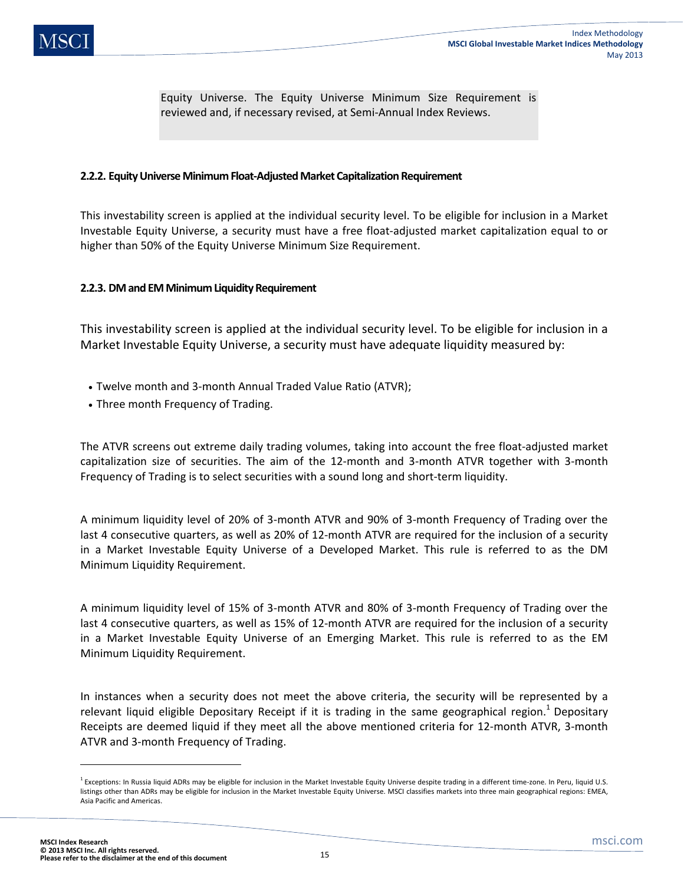Equity Universe. The Equity Universe Minimum Size Requirement is reviewed and, if necessary revised, at Semi-Annual Index Reviews.

### 2.2.2. Equity Universe Minimum Float-Adjusted Market Capitalization Requirement

This investability screen is applied at the individual security level. To be eligible for inclusion in a Market Investable Equity Universe, a security must have a free float-adjusted market capitalization equal to or higher than 50% of the Equity Universe Minimum Size Requirement.

### 2.2.3. DM and EM Minimum Liquidity Requirement

This investability screen is applied at the individual security level. To be eligible for inclusion in a Market Investable Equity Universe, a security must have adequate liquidity measured by:

- Twelve month and 3-month Annual Traded Value Ratio (ATVR);
- Three month Frequency of Trading.

The ATVR screens out extreme daily trading volumes, taking into account the free float-adjusted market capitalization size of securities. The aim of the 12-month and 3-month ATVR together with 3-month Frequency of Trading is to select securities with a sound long and short-term liquidity.

A minimum liquidity level of 20% of 3-month ATVR and 90% of 3-month Frequency of Trading over the last 4 consecutive quarters, as well as 20% of 12-month ATVR are required for the inclusion of a security in a Market Investable Equity Universe of a Developed Market. This rule is referred to as the DM Minimum Liquidity Requirement.

A minimum liquidity level of 15% of 3-month ATVR and 80% of 3-month Frequency of Trading over the last 4 consecutive quarters, as well as 15% of 12-month ATVR are required for the inclusion of a security in a Market Investable Equity Universe of an Emerging Market. This rule is referred to as the EM Minimum Liquidity Requirement.

In instances when a security does not meet the above criteria, the security will be represented by a relevant liquid eligible Depositary Receipt if it is trading in the same geographical region.[1] Depositary Receipts are deemed liquid if they meet all the above mentioned criteria for 12-month ATVR, 3-month ATVR and 3-month Frequency of Trading.

[1] Exceptions: In Russia liquid ADRs may be eligible for inclusion in the Market Investable Equity Universe despite trading in a different time-zone. In Peru, liquid U.S. listings other than ADRs may be eligible for inclusion in the Market Investable Equity Universe. MSCI classifies markets into three main geographical regions: EMEA, Asia Pacific and Americas.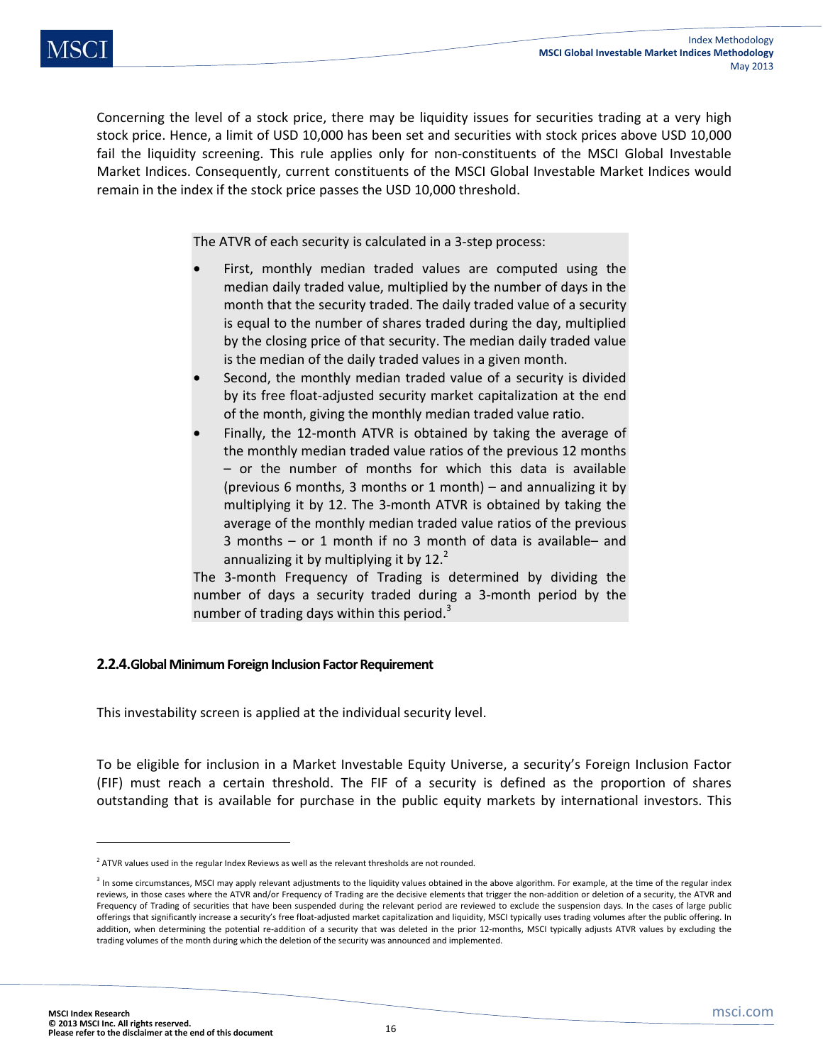Concerning the level of a stock price, there may be liquidity issues for securities trading at a very high stock price. Hence, a limit of USD 10,000 has been set and securities with stock prices above USD 10,000 fail the liquidity screening. This rule applies only for non-constituents of the MSCI Global Investable Market Indices. Consequently, current constituents of the MSCI Global Investable Market Indices would remain in the index if the stock price passes the USD 10,000 threshold.

The ATVR of each security is calculated in a 3-step process:

- First, monthly median traded values are computed using the median daily traded value, multiplied by the number of days in the month that the security traded. The daily traded value of a security is equal to the number of shares traded during the day, multiplied by the closing price of that security. The median daily traded value is the median of the daily traded values in a given month.
- Second, the monthly median traded value of a security is divided by its free float-adjusted security market capitalization at the end of the month, giving the monthly median traded value ratio.
- Finally, the 12-month ATVR is obtained by taking the average of the monthly median traded value ratios of the previous 12 months – or the number of months for which this data is available (previous 6 months, 3 months or 1 month) – and annualizing it by multiplying it by 12. The 3-month ATVR is obtained by taking the average of the monthly median traded value ratios of the previous 3 months – or 1 month if no 3 month of data is available– and annualizing it by multiplying it by 12.[2]

The 3-month Frequency of Trading is determined by dividing the number of days a security traded during a 3-month period by the number of trading days within this period.[3]

### 2.2.4. Global Minimum Foreign Inclusion Factor Requirement

This investability screen is applied at the individual security level.

To be eligible for inclusion in a Market Investable Equity Universe, a security's Foreign Inclusion Factor (FIF) must reach a certain threshold. The FIF of a security is defined as the proportion of shares outstanding that is available for purchase in the public equity markets by international investors. This

---

[2] ATVR values used in the regular Index Reviews as well as the relevant thresholds are not rounded.

[3] In some circumstances, MSCI may apply relevant adjustments to the liquidity values obtained in the above algorithm. For example, at the time of the regular index reviews, in those cases where the ATVR and/or Frequency of Trading are the decisive elements that trigger the non-addition or deletion of a security, the ATVR and Frequency of Trading of securities that have been suspended during the relevant period are reviewed to exclude the suspension days. In the cases of large public offerings that significantly increase a security's free float-adjusted market capitalization and liquidity, MSCI typically uses trading volumes after the public offering. In addition, when determining the potential re-addition of a security that was deleted in the prior 12-months, MSCI typically adjusts ATVR values by excluding the trading volumes of the month during which the deletion of the security was announced and implemented.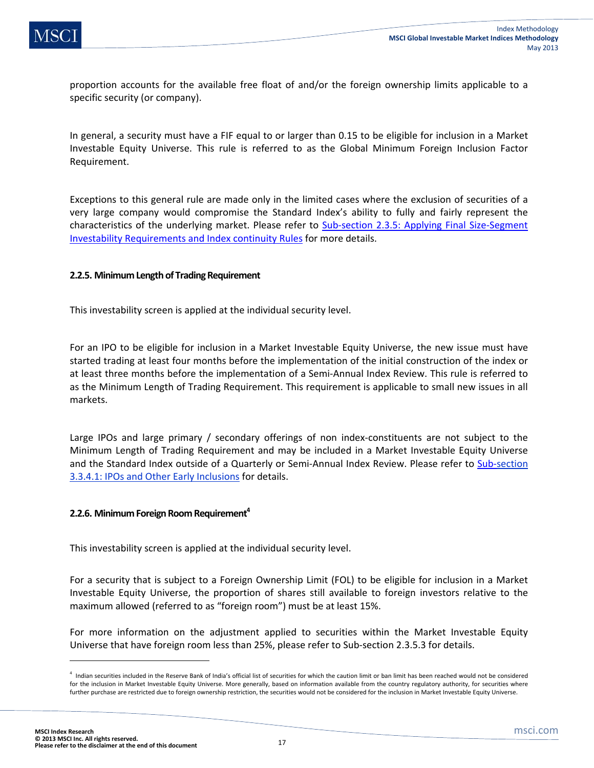proportion accounts for the available free float of and/or the foreign ownership limits applicable to a specific security (or company).

In general, a security must have a FIF equal to or larger than 0.15 to be eligible for inclusion in a Market Investable Equity Universe. This rule is referred to as the Global Minimum Foreign Inclusion Factor Requirement.

Exceptions to this general rule are made only in the limited cases where the exclusion of securities of a very large company would compromise the Standard Index's ability to fully and fairly represent the characteristics of the underlying market. Please refer to Sub-section 2.3.5: Applying Final Size-Segment Investability Requirements and Index continuity Rules for more details.

### 2.2.5. Minimum Length of Trading Requirement

This investability screen is applied at the individual security level.

For an IPO to be eligible for inclusion in a Market Investable Equity Universe, the new issue must have started trading at least four months before the implementation of the initial construction of the index or at least three months before the implementation of a Semi-Annual Index Review. This rule is referred to as the Minimum Length of Trading Requirement. This requirement is applicable to small new issues in all markets.

Large IPOs and large primary / secondary offerings of non index-constituents are not subject to the Minimum Length of Trading Requirement and may be included in a Market Investable Equity Universe and the Standard Index outside of a Quarterly or Semi-Annual Index Review. Please refer to Sub-section 3.3.4.1: IPOs and Other Early Inclusions for details.

### 2.2.6. Minimum Foreign Room Requirement[4]

This investability screen is applied at the individual security level.

For a security that is subject to a Foreign Ownership Limit (FOL) to be eligible for inclusion in a Market Investable Equity Universe, the proportion of shares still available to foreign investors relative to the maximum allowed (referred to as "foreign room") must be at least 15%.

For more information on the adjustment applied to securities within the Market Investable Equity Universe that have foreign room less than 25%, please refer to Sub-section 2.3.5.3 for details.

---

[4] Indian securities included in the Reserve Bank of India's official list of securities for which the caution limit or ban limit has been reached would not be considered for the inclusion in Market Investable Equity Universe. More generally, based on information available from the country regulatory authority, for securities where further purchase are restricted due to foreign ownership restriction, the securities would not be considered for the inclusion in Market Investable Equity Universe.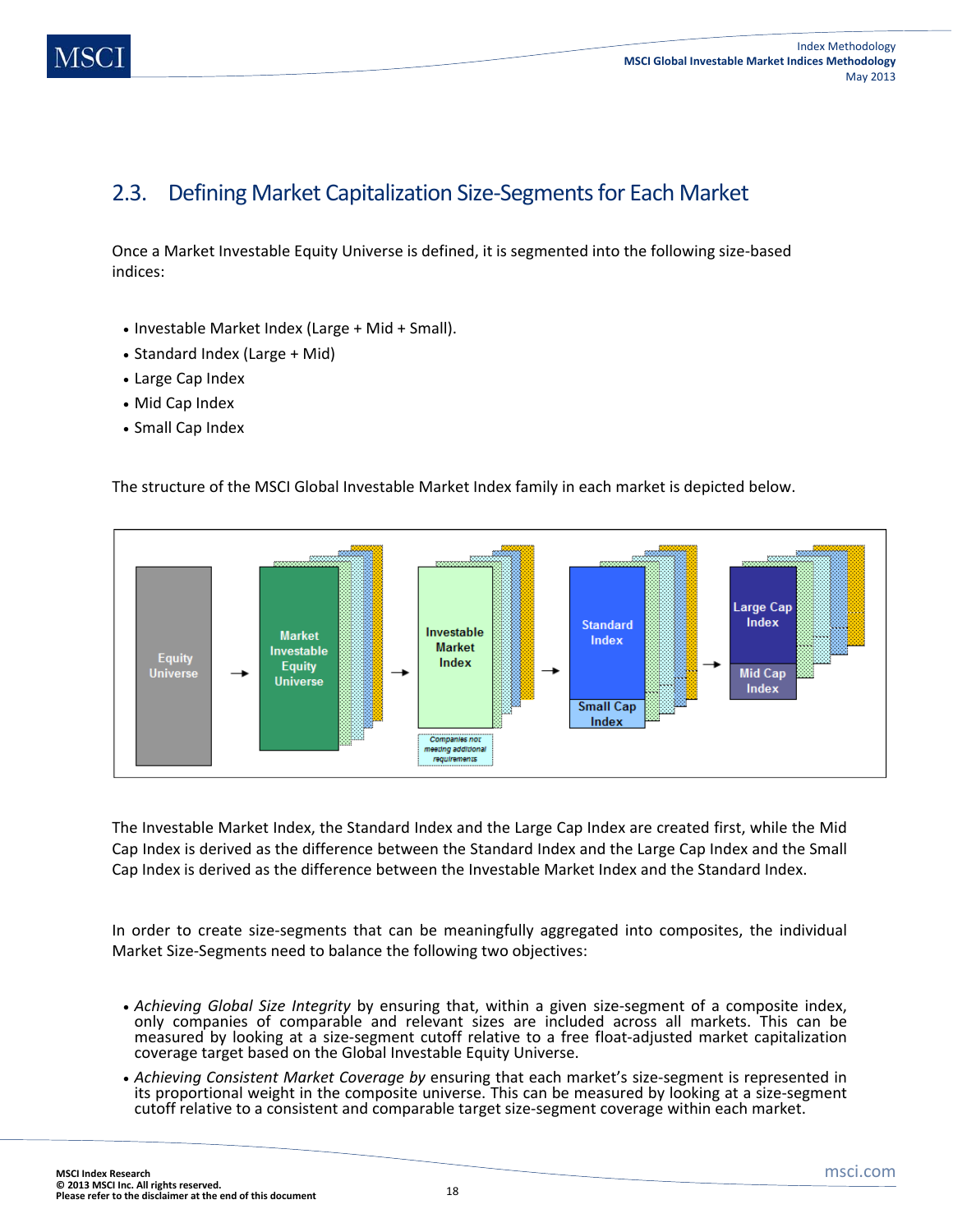## 2.3. Defining Market Capitalization Size-Segments for Each Market

Once a Market Investable Equity Universe is defined, it is segmented into the following size-based indices:

- Investable Market Index (Large + Mid + Small).
- Standard Index (Large + Mid)
- Large Cap Index
- Mid Cap Index
- Small Cap Index

The structure of the MSCI Global Investable Market Index family in each market is depicted below.

Equity Universe → Market Investable Equity Universe → Investable Market Index → Standard Index / Small Cap Index → Large Cap Index / Mid Cap Index

Companies not meeting additional requirements

The Investable Market Index, the Standard Index and the Large Cap Index are created first, while the Mid Cap Index is derived as the difference between the Standard Index and the Large Cap Index and the Small Cap Index is derived as the difference between the Investable Market Index and the Standard Index.

In order to create size-segments that can be meaningfully aggregated into composites, the individual Market Size-Segments need to balance the following two objectives:

- *Achieving Global Size Integrity* by ensuring that, within a given size-segment of a composite index, only companies of comparable and relevant sizes are included across all markets. This can be measured by looking at a size-segment cutoff relative to a free float-adjusted market capitalization coverage target based on the Global Investable Equity Universe.
- *Achieving Consistent Market Coverage by* ensuring that each market's size-segment is represented in its proportional weight in the composite universe. This can be measured by looking at a size-segment cutoff relative to a consistent and comparable target size-segment coverage within each market.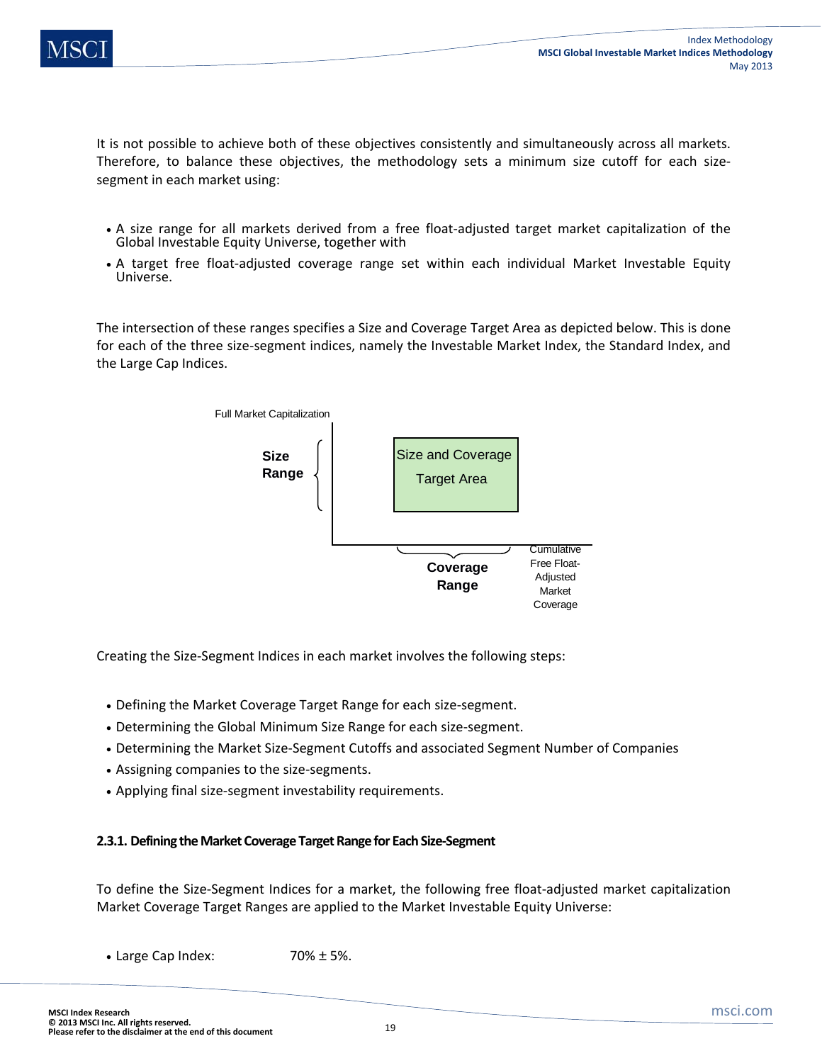It is not possible to achieve both of these objectives consistently and simultaneously across all markets. Therefore, to balance these objectives, the methodology sets a minimum size cutoff for each size-segment in each market using:

- A size range for all markets derived from a free float-adjusted target market capitalization of the Global Investable Equity Universe, together with
- A target free float-adjusted coverage range set within each individual Market Investable Equity Universe.

The intersection of these ranges specifies a Size and Coverage Target Area as depicted below. This is done for each of the three size-segment indices, namely the Investable Market Index, the Standard Index, and the Large Cap Indices.

Full Market Capitalization

**Size Range**

Size and Coverage Target Area

**Coverage Range**

Cumulative Free Float-Adjusted Market Coverage

Creating the Size-Segment Indices in each market involves the following steps:

- Defining the Market Coverage Target Range for each size-segment.
- Determining the Global Minimum Size Range for each size-segment.
- Determining the Market Size-Segment Cutoffs and associated Segment Number of Companies
- Assigning companies to the size-segments.
- Applying final size-segment investability requirements.

### 2.3.1. Defining the Market Coverage Target Range for Each Size-Segment

To define the Size-Segment Indices for a market, the following free float-adjusted market capitalization Market Coverage Target Ranges are applied to the Market Investable Equity Universe:

- Large Cap Index: 70% ± 5%.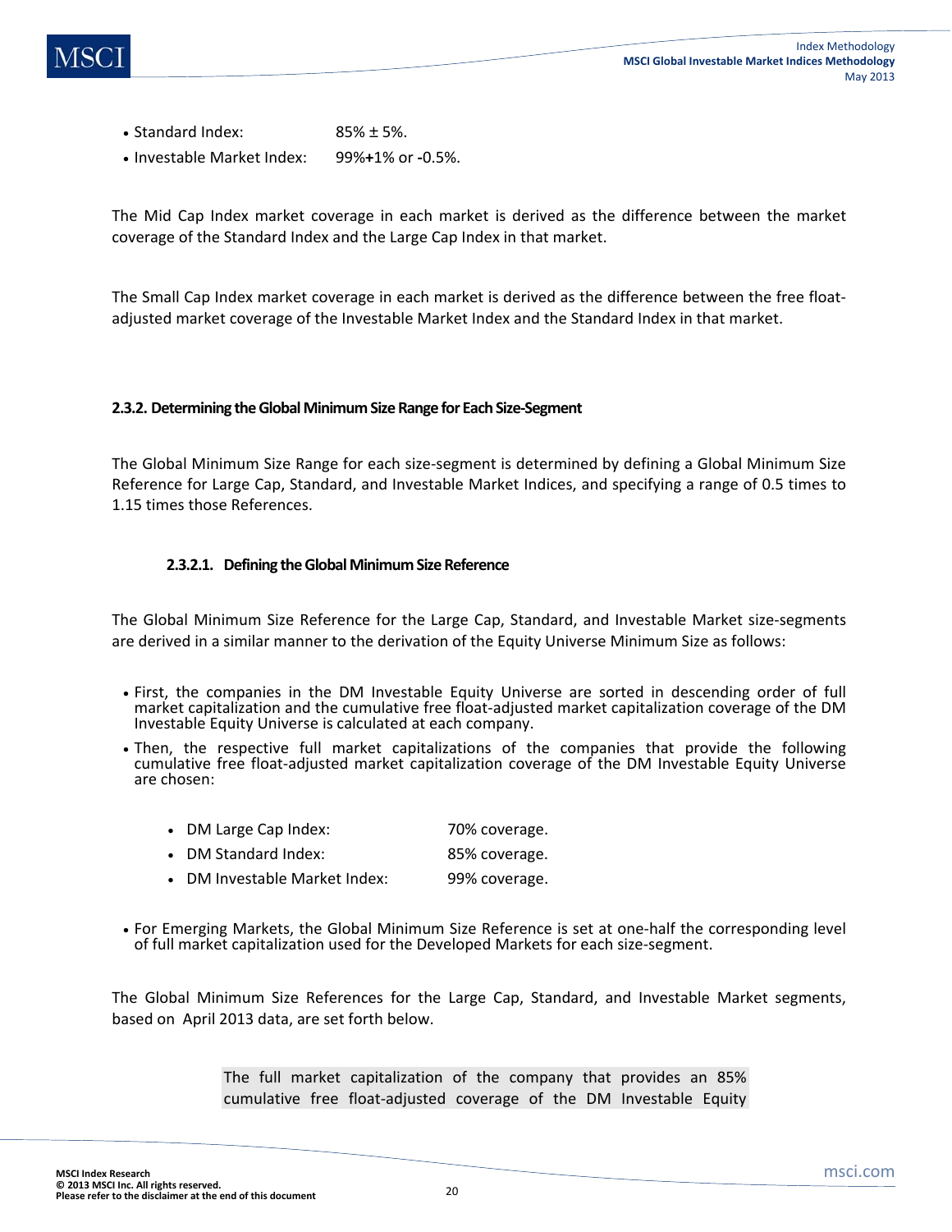- Standard Index: 85% ± 5%.
- Investable Market Index: 99%**+**1% or **-**0.5%.

The Mid Cap Index market coverage in each market is derived as the difference between the market coverage of the Standard Index and the Large Cap Index in that market.

The Small Cap Index market coverage in each market is derived as the difference between the free float-adjusted market coverage of the Investable Market Index and the Standard Index in that market.

### 2.3.2. Determining the Global Minimum Size Range for Each Size-Segment

The Global Minimum Size Range for each size-segment is determined by defining a Global Minimum Size Reference for Large Cap, Standard, and Investable Market Indices, and specifying a range of 0.5 times to 1.15 times those References.

#### 2.3.2.1. Defining the Global Minimum Size Reference

The Global Minimum Size Reference for the Large Cap, Standard, and Investable Market size-segments are derived in a similar manner to the derivation of the Equity Universe Minimum Size as follows:

- First, the companies in the DM Investable Equity Universe are sorted in descending order of full market capitalization and the cumulative free float-adjusted market capitalization coverage of the DM Investable Equity Universe is calculated at each company.
- Then, the respective full market capitalizations of the companies that provide the following cumulative free float-adjusted market capitalization coverage of the DM Investable Equity Universe are chosen:

  - DM Large Cap Index: 70% coverage.
  - DM Standard Index: 85% coverage.
  - DM Investable Market Index: 99% coverage.

- For Emerging Markets, the Global Minimum Size Reference is set at one-half the corresponding level of full market capitalization used for the Developed Markets for each size-segment.

The Global Minimum Size References for the Large Cap, Standard, and Investable Market segments, based on April 2013 data, are set forth below.

The full market capitalization of the company that provides an 85% cumulative free float-adjusted coverage of the DM Investable Equity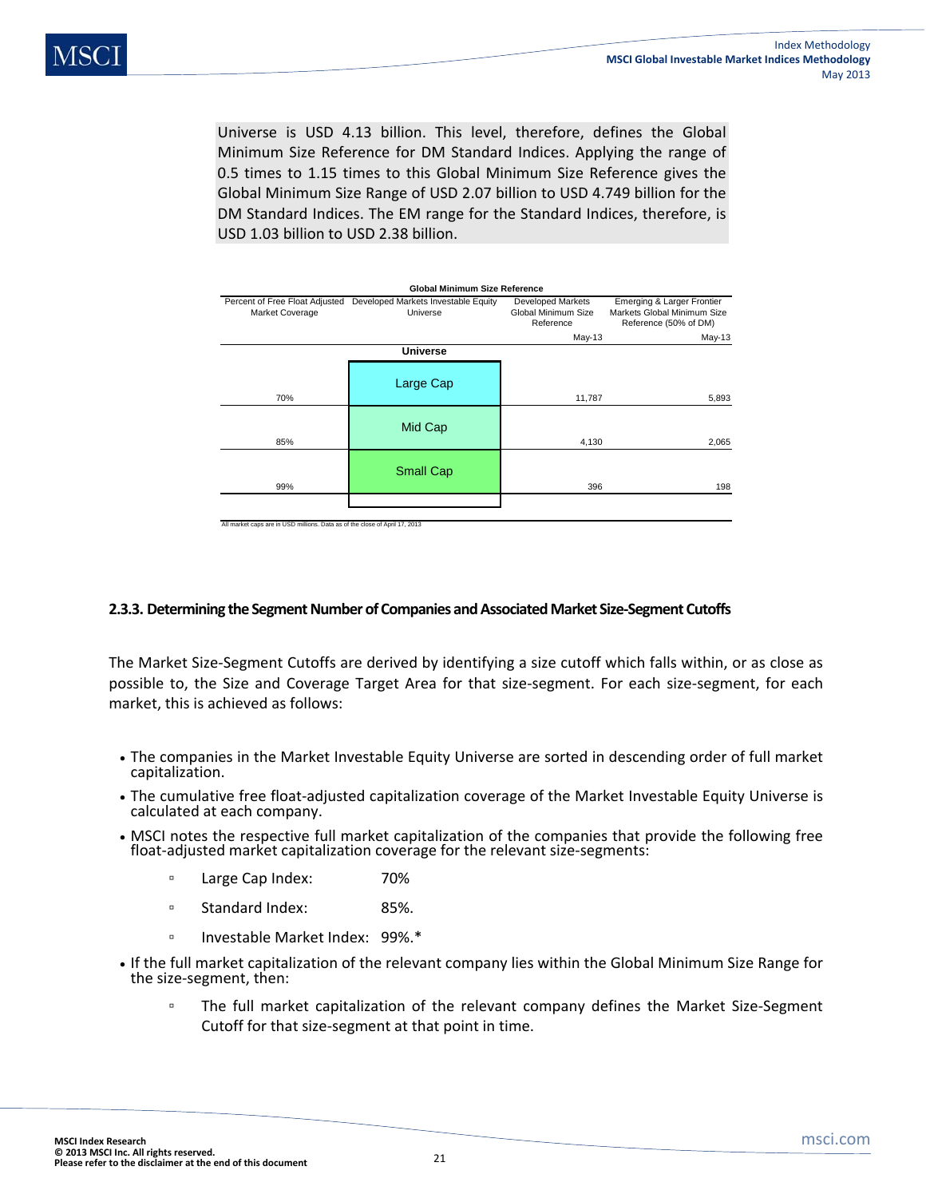Universe is USD 4.13 billion. This level, therefore, defines the Global Minimum Size Reference for DM Standard Indices. Applying the range of 0.5 times to 1.15 times to this Global Minimum Size Reference gives the Global Minimum Size Range of USD 2.07 billion to USD 4.749 billion for the DM Standard Indices. The EM range for the Standard Indices, therefore, is USD 1.03 billion to USD 2.38 billion.

**Global Minimum Size Reference**

| Percent of Free Float Adjusted Market Coverage | Developed Markets Investable Equity Universe | Developed Markets Global Minimum Size Reference May-13 | Emerging & Larger Frontier Markets Global Minimum Size Reference (50% of DM) May-13 |
|---|---|---|---|
| | **Universe** | | |
| 70% | Large Cap | 11,787 | 5,893 |
| 85% | Mid Cap | 4,130 | 2,065 |
| 99% | Small Cap | 396 | 198 |

All market caps are in USD millions. Data as of the close of April 17, 2013

#### 2.3.3. Determining the Segment Number of Companies and Associated Market Size-Segment Cutoffs

The Market Size-Segment Cutoffs are derived by identifying a size cutoff which falls within, or as close as possible to, the Size and Coverage Target Area for that size-segment. For each size-segment, for each market, this is achieved as follows:

- The companies in the Market Investable Equity Universe are sorted in descending order of full market capitalization.
- The cumulative free float-adjusted capitalization coverage of the Market Investable Equity Universe is calculated at each company.
- MSCI notes the respective full market capitalization of the companies that provide the following free float-adjusted market capitalization coverage for the relevant size-segments:
  - Large Cap Index: 70%
  - Standard Index: 85%.
  - Investable Market Index: 99%.*
- If the full market capitalization of the relevant company lies within the Global Minimum Size Range for the size-segment, then:
  - The full market capitalization of the relevant company defines the Market Size-Segment Cutoff for that size-segment at that point in time.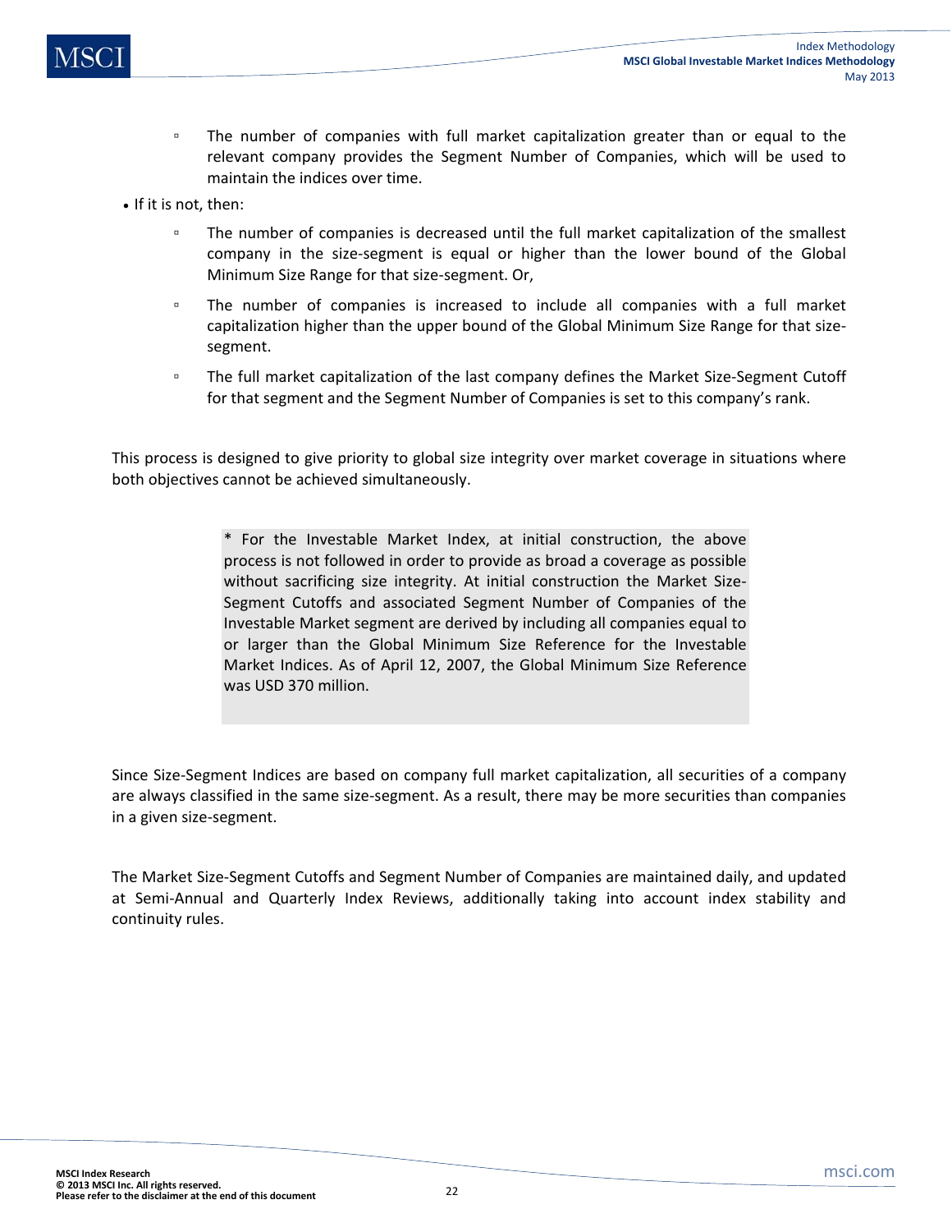- The number of companies with full market capitalization greater than or equal to the relevant company provides the Segment Number of Companies, which will be used to maintain the indices over time.
- If it is not, then:
  - The number of companies is decreased until the full market capitalization of the smallest company in the size-segment is equal or higher than the lower bound of the Global Minimum Size Range for that size-segment. Or,
  - The number of companies is increased to include all companies with a full market capitalization higher than the upper bound of the Global Minimum Size Range for that size-segment.
  - The full market capitalization of the last company defines the Market Size-Segment Cutoff for that segment and the Segment Number of Companies is set to this company's rank.

This process is designed to give priority to global size integrity over market coverage in situations where both objectives cannot be achieved simultaneously.

> * For the Investable Market Index, at initial construction, the above process is not followed in order to provide as broad a coverage as possible without sacrificing size integrity. At initial construction the Market Size-Segment Cutoffs and associated Segment Number of Companies of the Investable Market segment are derived by including all companies equal to or larger than the Global Minimum Size Reference for the Investable Market Indices. As of April 12, 2007, the Global Minimum Size Reference was USD 370 million.

Since Size-Segment Indices are based on company full market capitalization, all securities of a company are always classified in the same size-segment. As a result, there may be more securities than companies in a given size-segment.

The Market Size-Segment Cutoffs and Segment Number of Companies are maintained daily, and updated at Semi-Annual and Quarterly Index Reviews, additionally taking into account index stability and continuity rules.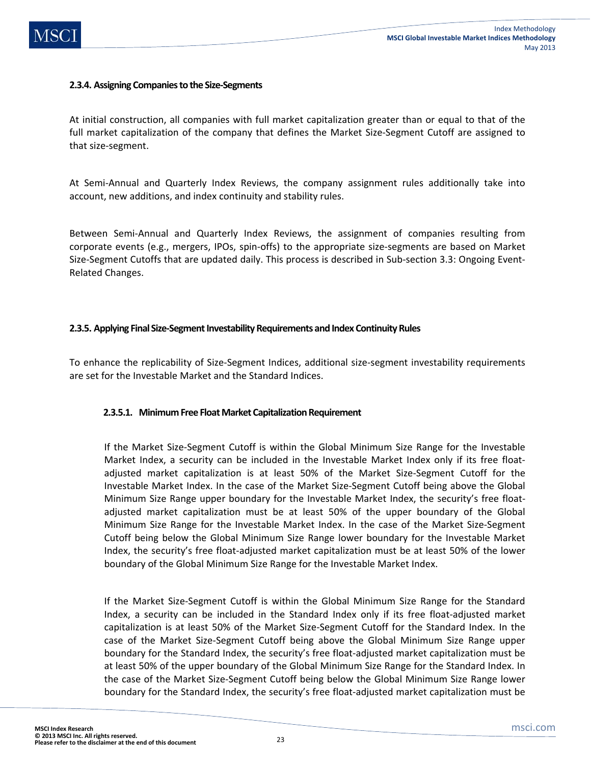### 2.3.4. Assigning Companies to the Size-Segments

At initial construction, all companies with full market capitalization greater than or equal to that of the full market capitalization of the company that defines the Market Size-Segment Cutoff are assigned to that size-segment.

At Semi-Annual and Quarterly Index Reviews, the company assignment rules additionally take into account, new additions, and index continuity and stability rules.

Between Semi-Annual and Quarterly Index Reviews, the assignment of companies resulting from corporate events (e.g., mergers, IPOs, spin-offs) to the appropriate size-segments are based on Market Size-Segment Cutoffs that are updated daily. This process is described in Sub-section 3.3: Ongoing Event-Related Changes.

### 2.3.5. Applying Final Size-Segment Investability Requirements and Index Continuity Rules

To enhance the replicability of Size-Segment Indices, additional size-segment investability requirements are set for the Investable Market and the Standard Indices.

#### 2.3.5.1. Minimum Free Float Market Capitalization Requirement

If the Market Size-Segment Cutoff is within the Global Minimum Size Range for the Investable Market Index, a security can be included in the Investable Market Index only if its free float-adjusted market capitalization is at least 50% of the Market Size-Segment Cutoff for the Investable Market Index. In the case of the Market Size-Segment Cutoff being above the Global Minimum Size Range upper boundary for the Investable Market Index, the security's free float-adjusted market capitalization must be at least 50% of the upper boundary of the Global Minimum Size Range for the Investable Market Index. In the case of the Market Size-Segment Cutoff being below the Global Minimum Size Range lower boundary for the Investable Market Index, the security's free float-adjusted market capitalization must be at least 50% of the lower boundary of the Global Minimum Size Range for the Investable Market Index.

If the Market Size-Segment Cutoff is within the Global Minimum Size Range for the Standard Index, a security can be included in the Standard Index only if its free float-adjusted market capitalization is at least 50% of the Market Size-Segment Cutoff for the Standard Index. In the case of the Market Size-Segment Cutoff being above the Global Minimum Size Range upper boundary for the Standard Index, the security's free float-adjusted market capitalization must be at least 50% of the upper boundary of the Global Minimum Size Range for the Standard Index. In the case of the Market Size-Segment Cutoff being below the Global Minimum Size Range lower boundary for the Standard Index, the security's free float-adjusted market capitalization must be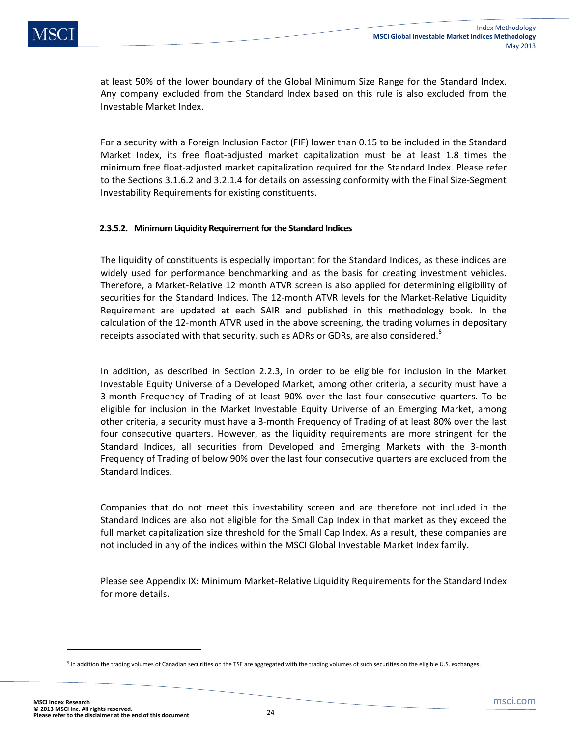at least 50% of the lower boundary of the Global Minimum Size Range for the Standard Index. Any company excluded from the Standard Index based on this rule is also excluded from the Investable Market Index.

For a security with a Foreign Inclusion Factor (FIF) lower than 0.15 to be included in the Standard Market Index, its free float-adjusted market capitalization must be at least 1.8 times the minimum free float-adjusted market capitalization required for the Standard Index. Please refer to the Sections 3.1.6.2 and 3.2.1.4 for details on assessing conformity with the Final Size-Segment Investability Requirements for existing constituents.

#### 2.3.5.2. Minimum Liquidity Requirement for the Standard Indices

The liquidity of constituents is especially important for the Standard Indices, as these indices are widely used for performance benchmarking and as the basis for creating investment vehicles. Therefore, a Market-Relative 12 month ATVR screen is also applied for determining eligibility of securities for the Standard Indices. The 12-month ATVR levels for the Market-Relative Liquidity Requirement are updated at each SAIR and published in this methodology book. In the calculation of the 12-month ATVR used in the above screening, the trading volumes in depositary receipts associated with that security, such as ADRs or GDRs, are also considered.[5]

In addition, as described in Section 2.2.3, in order to be eligible for inclusion in the Market Investable Equity Universe of a Developed Market, among other criteria, a security must have a 3-month Frequency of Trading of at least 90% over the last four consecutive quarters. To be eligible for inclusion in the Market Investable Equity Universe of an Emerging Market, among other criteria, a security must have a 3-month Frequency of Trading of at least 80% over the last four consecutive quarters. However, as the liquidity requirements are more stringent for the Standard Indices, all securities from Developed and Emerging Markets with the 3-month Frequency of Trading of below 90% over the last four consecutive quarters are excluded from the Standard Indices.

Companies that do not meet this investability screen and are therefore not included in the Standard Indices are also not eligible for the Small Cap Index in that market as they exceed the full market capitalization size threshold for the Small Cap Index. As a result, these companies are not included in any of the indices within the MSCI Global Investable Market Index family.

Please see Appendix IX: Minimum Market-Relative Liquidity Requirements for the Standard Index for more details.

---

[5] In addition the trading volumes of Canadian securities on the TSE are aggregated with the trading volumes of such securities on the eligible U.S. exchanges.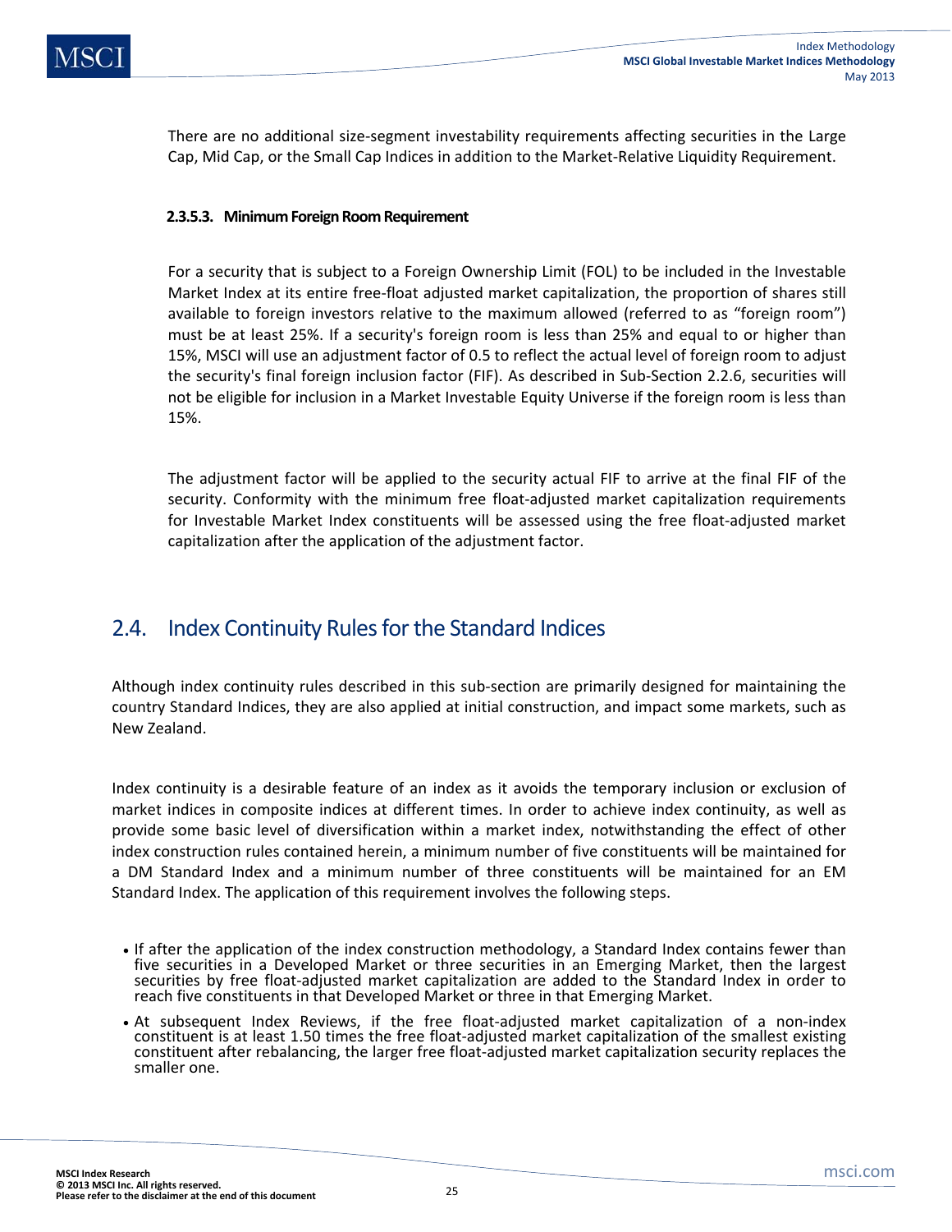There are no additional size-segment investability requirements affecting securities in the Large Cap, Mid Cap, or the Small Cap Indices in addition to the Market-Relative Liquidity Requirement.

#### 2.3.5.3. Minimum Foreign Room Requirement

For a security that is subject to a Foreign Ownership Limit (FOL) to be included in the Investable Market Index at its entire free-float adjusted market capitalization, the proportion of shares still available to foreign investors relative to the maximum allowed (referred to as "foreign room") must be at least 25%. If a security's foreign room is less than 25% and equal to or higher than 15%, MSCI will use an adjustment factor of 0.5 to reflect the actual level of foreign room to adjust the security's final foreign inclusion factor (FIF). As described in Sub-Section 2.2.6, securities will not be eligible for inclusion in a Market Investable Equity Universe if the foreign room is less than 15%.

The adjustment factor will be applied to the security actual FIF to arrive at the final FIF of the security. Conformity with the minimum free float-adjusted market capitalization requirements for Investable Market Index constituents will be assessed using the free float-adjusted market capitalization after the application of the adjustment factor.

## 2.4. Index Continuity Rules for the Standard Indices

Although index continuity rules described in this sub-section are primarily designed for maintaining the country Standard Indices, they are also applied at initial construction, and impact some markets, such as New Zealand.

Index continuity is a desirable feature of an index as it avoids the temporary inclusion or exclusion of market indices in composite indices at different times. In order to achieve index continuity, as well as provide some basic level of diversification within a market index, notwithstanding the effect of other index construction rules contained herein, a minimum number of five constituents will be maintained for a DM Standard Index and a minimum number of three constituents will be maintained for an EM Standard Index. The application of this requirement involves the following steps.

- If after the application of the index construction methodology, a Standard Index contains fewer than five securities in a Developed Market or three securities in an Emerging Market, then the largest securities by free float-adjusted market capitalization are added to the Standard Index in order to reach five constituents in that Developed Market or three in that Emerging Market.
- At subsequent Index Reviews, if the free float-adjusted market capitalization of a non-index constituent is at least 1.50 times the free float-adjusted market capitalization of the smallest existing constituent after rebalancing, the larger free float-adjusted market capitalization security replaces the smaller one.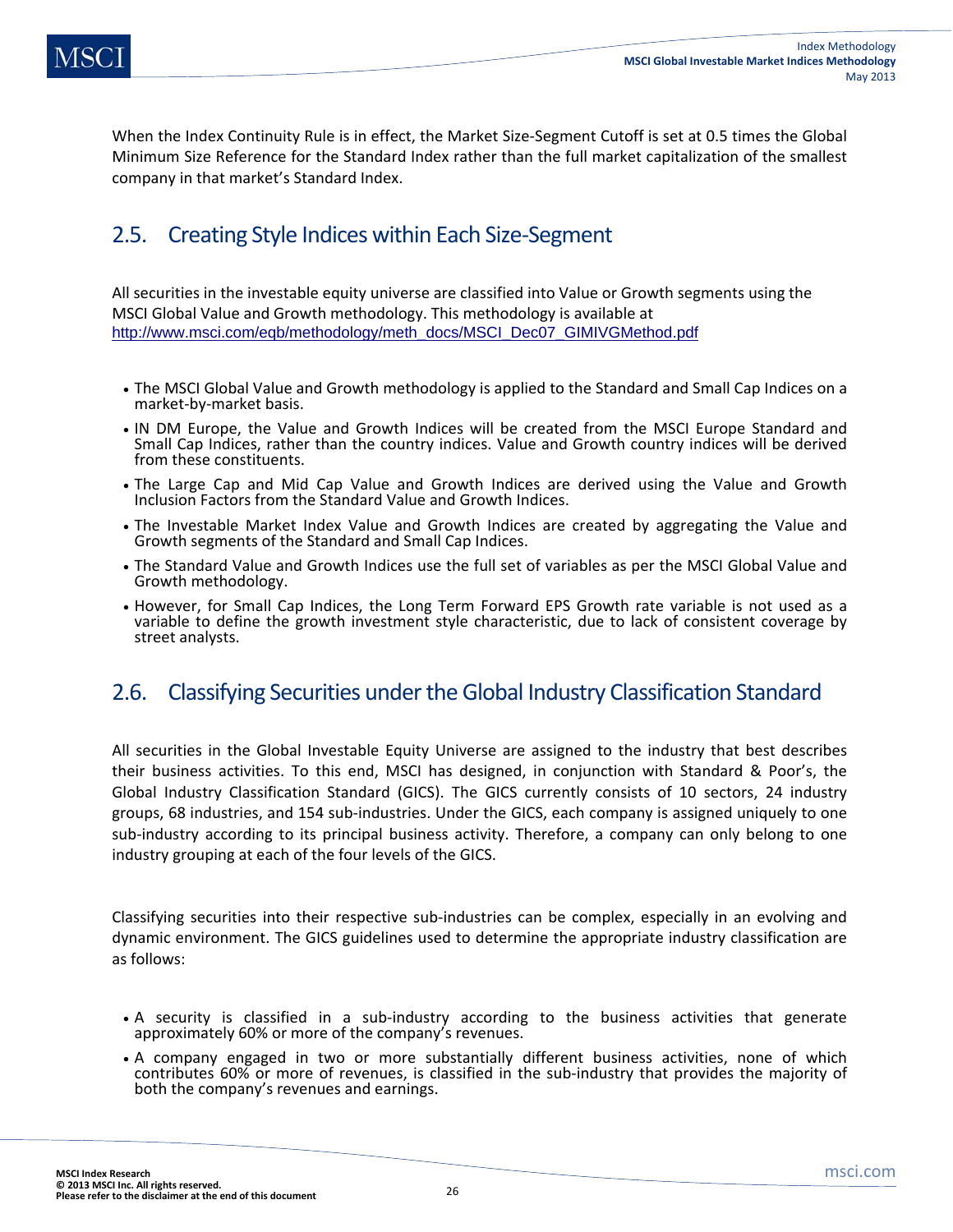When the Index Continuity Rule is in effect, the Market Size-Segment Cutoff is set at 0.5 times the Global Minimum Size Reference for the Standard Index rather than the full market capitalization of the smallest company in that market's Standard Index.

## 2.5. Creating Style Indices within Each Size-Segment

All securities in the investable equity universe are classified into Value or Growth segments using the MSCI Global Value and Growth methodology. This methodology is available at http://www.msci.com/eqb/methodology/meth_docs/MSCI_Dec07_GIMIVGMethod.pdf

- The MSCI Global Value and Growth methodology is applied to the Standard and Small Cap Indices on a market-by-market basis.
- IN DM Europe, the Value and Growth Indices will be created from the MSCI Europe Standard and Small Cap Indices, rather than the country indices. Value and Growth country indices will be derived from these constituents.
- The Large Cap and Mid Cap Value and Growth Indices are derived using the Value and Growth Inclusion Factors from the Standard Value and Growth Indices.
- The Investable Market Index Value and Growth Indices are created by aggregating the Value and Growth segments of the Standard and Small Cap Indices.
- The Standard Value and Growth Indices use the full set of variables as per the MSCI Global Value and Growth methodology.
- However, for Small Cap Indices, the Long Term Forward EPS Growth rate variable is not used as a variable to define the growth investment style characteristic, due to lack of consistent coverage by street analysts.

## 2.6. Classifying Securities under the Global Industry Classification Standard

All securities in the Global Investable Equity Universe are assigned to the industry that best describes their business activities. To this end, MSCI has designed, in conjunction with Standard & Poor's, the Global Industry Classification Standard (GICS). The GICS currently consists of 10 sectors, 24 industry groups, 68 industries, and 154 sub-industries. Under the GICS, each company is assigned uniquely to one sub-industry according to its principal business activity. Therefore, a company can only belong to one industry grouping at each of the four levels of the GICS.

Classifying securities into their respective sub-industries can be complex, especially in an evolving and dynamic environment. The GICS guidelines used to determine the appropriate industry classification are as follows:

- A security is classified in a sub-industry according to the business activities that generate approximately 60% or more of the company's revenues.
- A company engaged in two or more substantially different business activities, none of which contributes 60% or more of revenues, is classified in the sub-industry that provides the majority of both the company's revenues and earnings.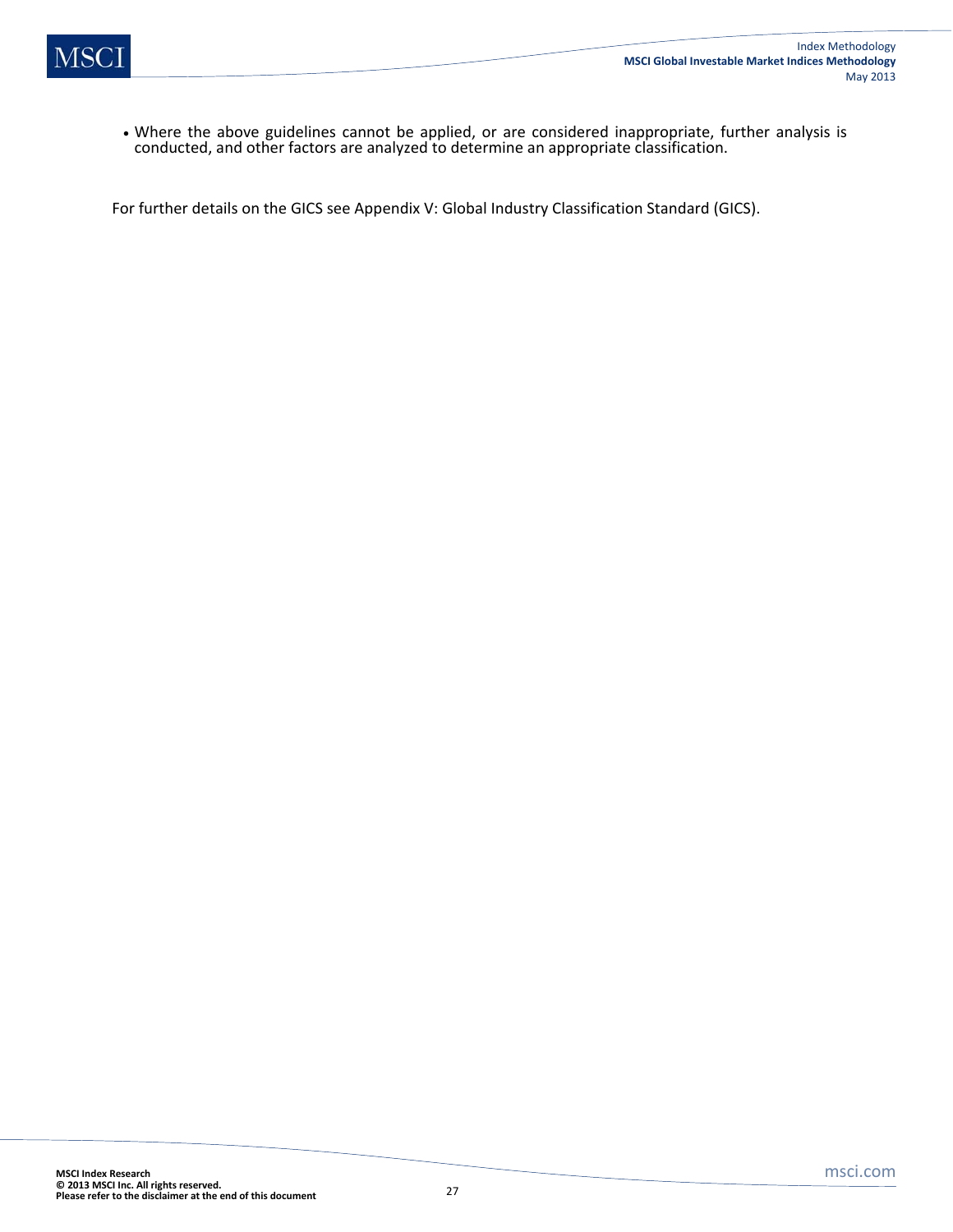- Where the above guidelines cannot be applied, or are considered inappropriate, further analysis is conducted, and other factors are analyzed to determine an appropriate classification.

For further details on the GICS see Appendix V: Global Industry Classification Standard (GICS).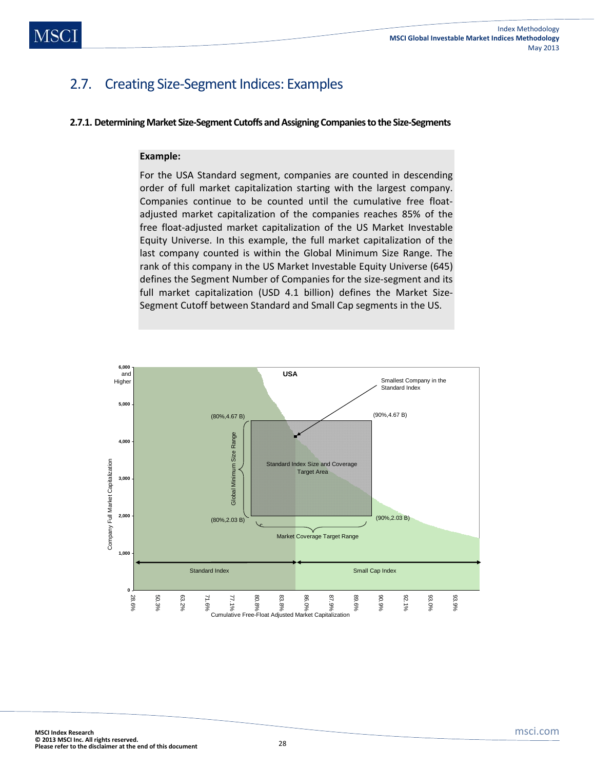## 2.7. Creating Size-Segment Indices: Examples

### 2.7.1. Determining Market Size-Segment Cutoffs and Assigning Companies to the Size-Segments

**Example:**

For the USA Standard segment, companies are counted in descending order of full market capitalization starting with the largest company. Companies continue to be counted until the cumulative free float-adjusted market capitalization of the companies reaches 85% of the free float-adjusted market capitalization of the US Market Investable Equity Universe. In this example, the full market capitalization of the last company counted is within the Global Minimum Size Range. The rank of this company in the US Market Investable Equity Universe (645) defines the Segment Number of Companies for the size-segment and its full market capitalization (USD 4.1 billion) defines the Market Size-Segment Cutoff between Standard and Small Cap segments in the US.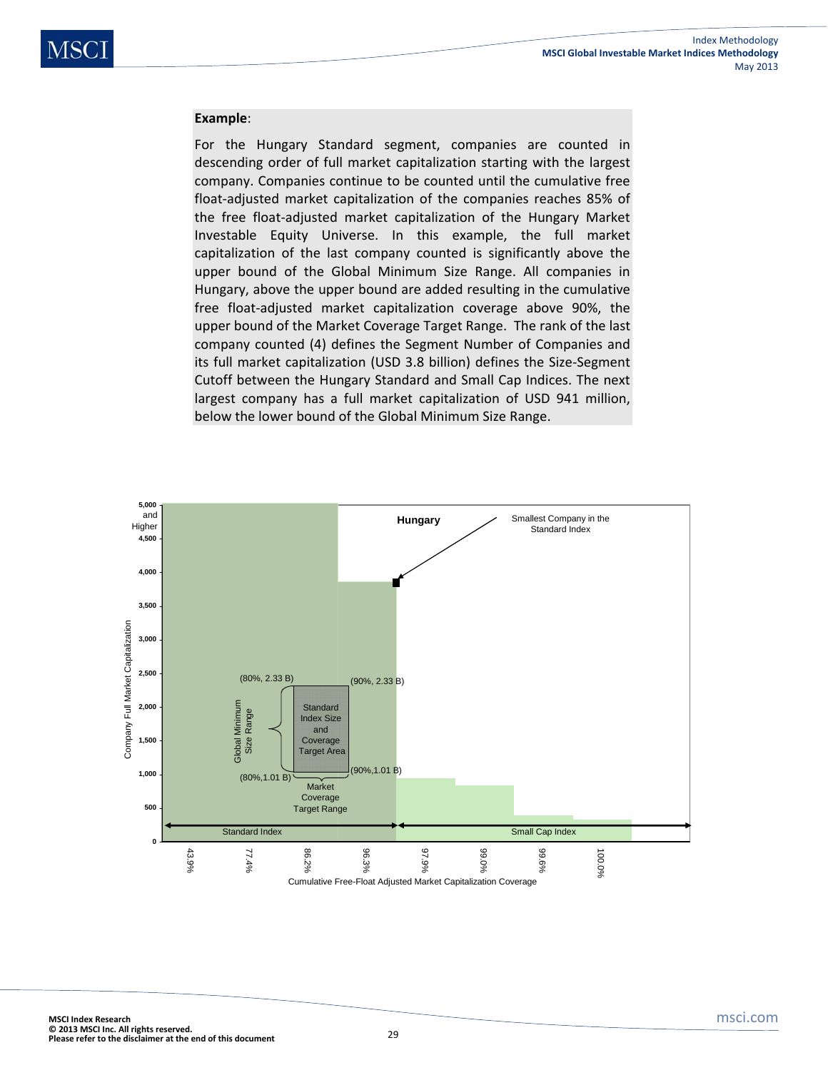**Example**:

For the Hungary Standard segment, companies are counted in descending order of full market capitalization starting with the largest company. Companies continue to be counted until the cumulative free float-adjusted market capitalization of the companies reaches 85% of the free float-adjusted market capitalization of the Hungary Market Investable Equity Universe. In this example, the full market capitalization of the last company counted is significantly above the upper bound of the Global Minimum Size Range. All companies in Hungary, above the upper bound are added resulting in the cumulative free float-adjusted market capitalization coverage above 90%, the upper bound of the Market Coverage Target Range. The rank of the last company counted (4) defines the Segment Number of Companies and its full market capitalization (USD 3.8 billion) defines the Size-Segment Cutoff between the Hungary Standard and Small Cap Indices. The next largest company has a full market capitalization of USD 941 million, below the lower bound of the Global Minimum Size Range.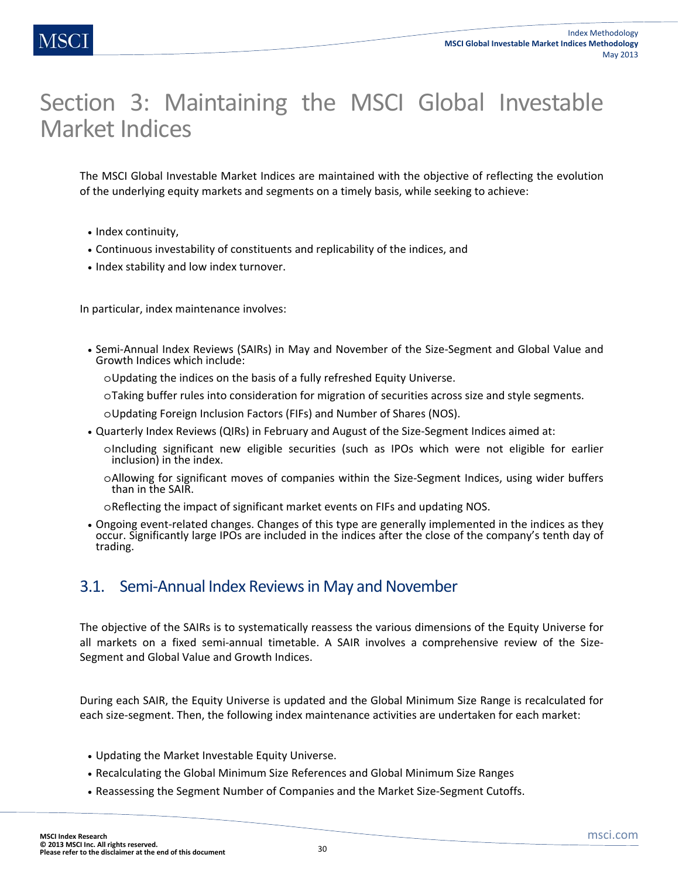# Section 3: Maintaining the MSCI Global Investable Market Indices

The MSCI Global Investable Market Indices are maintained with the objective of reflecting the evolution of the underlying equity markets and segments on a timely basis, while seeking to achieve:

- Index continuity,
- Continuous investability of constituents and replicability of the indices, and
- Index stability and low index turnover.

In particular, index maintenance involves:

- Semi-Annual Index Reviews (SAIRs) in May and November of the Size-Segment and Global Value and Growth Indices which include:
    - Updating the indices on the basis of a fully refreshed Equity Universe.
    - Taking buffer rules into consideration for migration of securities across size and style segments.
    - Updating Foreign Inclusion Factors (FIFs) and Number of Shares (NOS).
- Quarterly Index Reviews (QIRs) in February and August of the Size-Segment Indices aimed at:
    - Including significant new eligible securities (such as IPOs which were not eligible for earlier inclusion) in the index.
    - Allowing for significant moves of companies within the Size-Segment Indices, using wider buffers than in the SAIR.
    - Reflecting the impact of significant market events on FIFs and updating NOS.
- Ongoing event-related changes. Changes of this type are generally implemented in the indices as they occur. Significantly large IPOs are included in the indices after the close of the company's tenth day of trading.

## 3.1. Semi-Annual Index Reviews in May and November

The objective of the SAIRs is to systematically reassess the various dimensions of the Equity Universe for all markets on a fixed semi-annual timetable. A SAIR involves a comprehensive review of the Size-Segment and Global Value and Growth Indices.

During each SAIR, the Equity Universe is updated and the Global Minimum Size Range is recalculated for each size-segment. Then, the following index maintenance activities are undertaken for each market:

- Updating the Market Investable Equity Universe.
- Recalculating the Global Minimum Size References and Global Minimum Size Ranges
- Reassessing the Segment Number of Companies and the Market Size-Segment Cutoffs.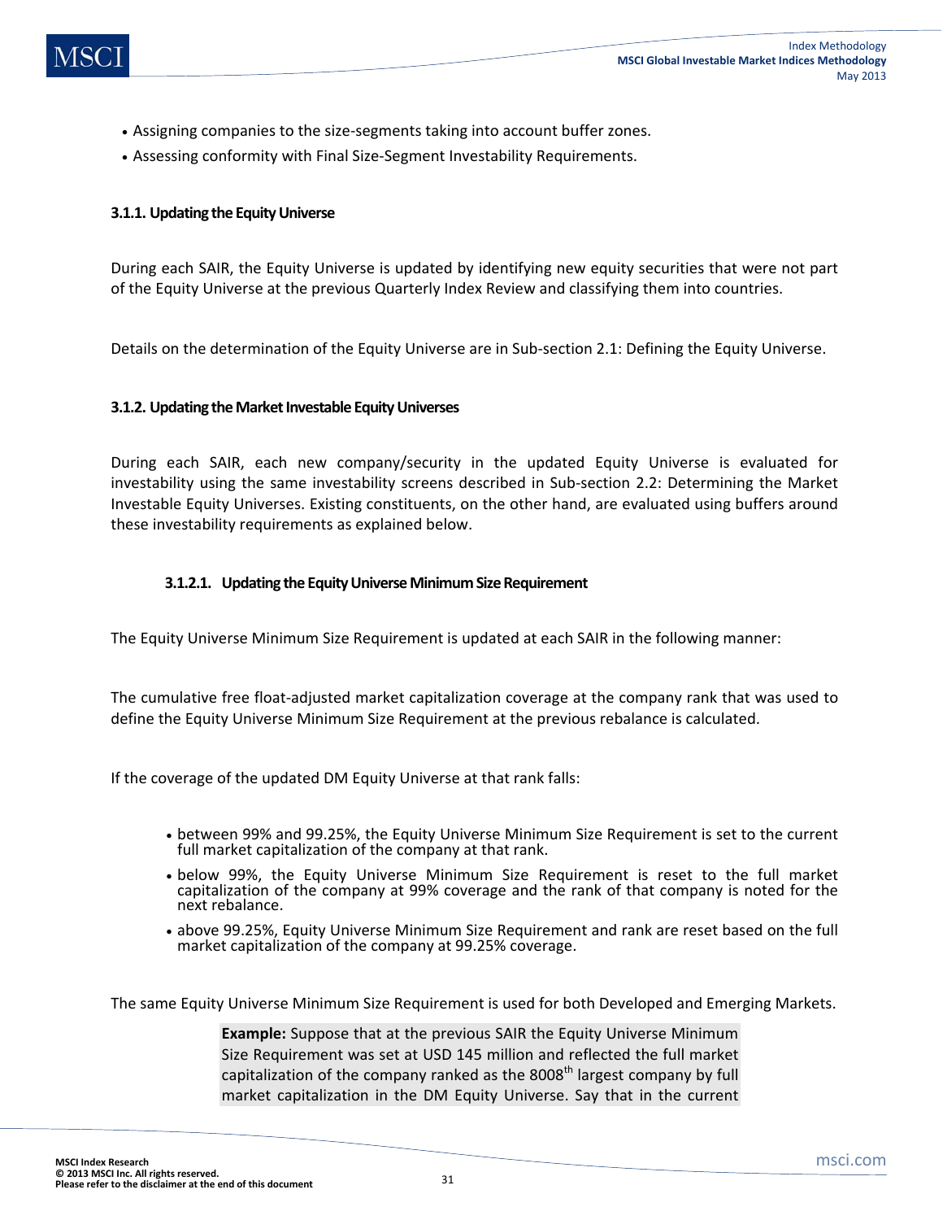- Assigning companies to the size-segments taking into account buffer zones.
- Assessing conformity with Final Size-Segment Investability Requirements.

### 3.1.1. Updating the Equity Universe

During each SAIR, the Equity Universe is updated by identifying new equity securities that were not part of the Equity Universe at the previous Quarterly Index Review and classifying them into countries.

Details on the determination of the Equity Universe are in Sub-section 2.1: Defining the Equity Universe.

### 3.1.2. Updating the Market Investable Equity Universes

During each SAIR, each new company/security in the updated Equity Universe is evaluated for investability using the same investability screens described in Sub-section 2.2: Determining the Market Investable Equity Universes. Existing constituents, on the other hand, are evaluated using buffers around these investability requirements as explained below.

#### 3.1.2.1. Updating the Equity Universe Minimum Size Requirement

The Equity Universe Minimum Size Requirement is updated at each SAIR in the following manner:

The cumulative free float-adjusted market capitalization coverage at the company rank that was used to define the Equity Universe Minimum Size Requirement at the previous rebalance is calculated.

If the coverage of the updated DM Equity Universe at that rank falls:

- between 99% and 99.25%, the Equity Universe Minimum Size Requirement is set to the current full market capitalization of the company at that rank.
- below 99%, the Equity Universe Minimum Size Requirement is reset to the full market capitalization of the company at 99% coverage and the rank of that company is noted for the next rebalance.
- above 99.25%, Equity Universe Minimum Size Requirement and rank are reset based on the full market capitalization of the company at 99.25% coverage.

The same Equity Universe Minimum Size Requirement is used for both Developed and Emerging Markets.

> **Example:** Suppose that at the previous SAIR the Equity Universe Minimum Size Requirement was set at USD 145 million and reflected the full market capitalization of the company ranked as the 8008th largest company by full market capitalization in the DM Equity Universe. Say that in the current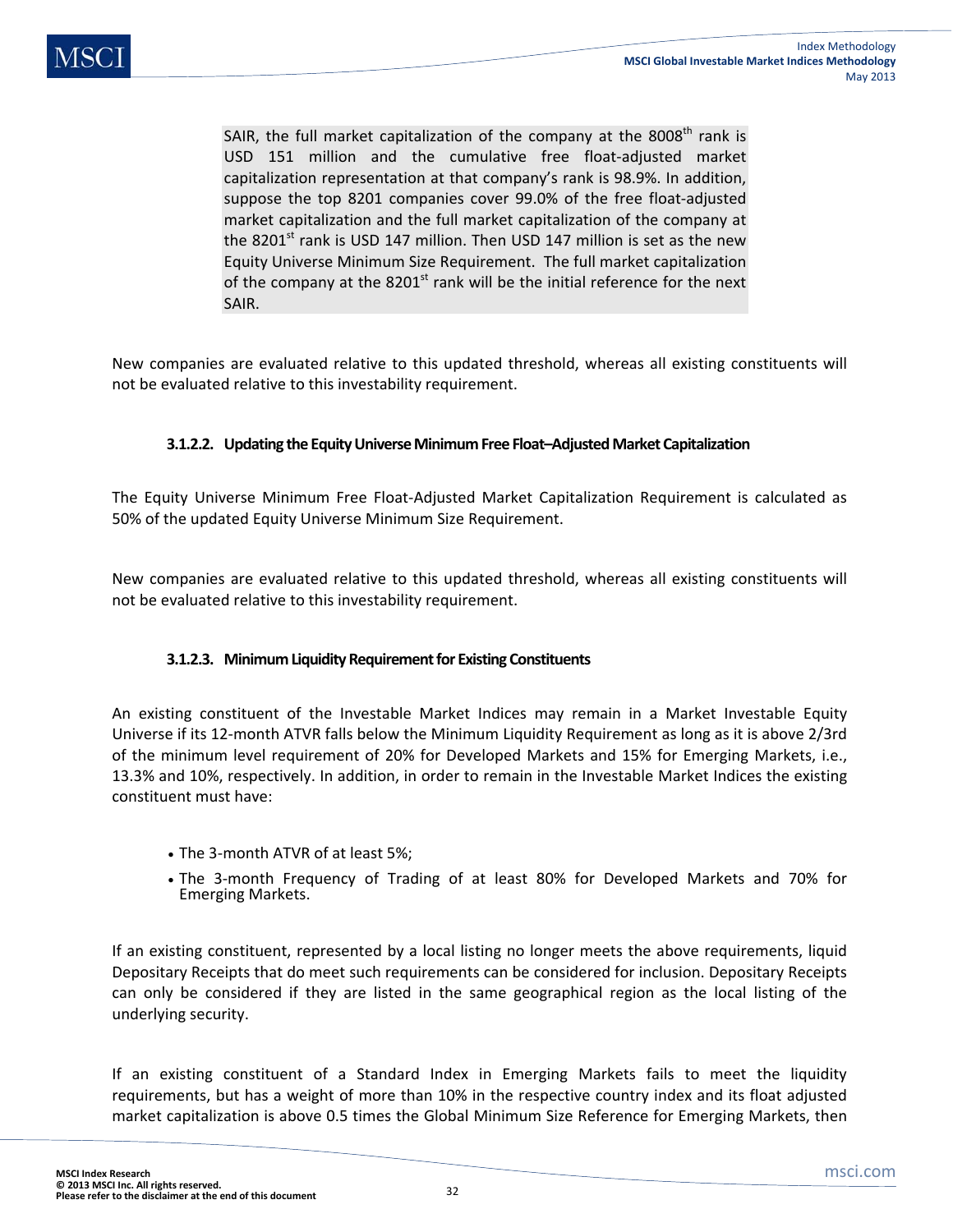SAIR, the full market capitalization of the company at the 8008th rank is USD 151 million and the cumulative free float-adjusted market capitalization representation at that company's rank is 98.9%. In addition, suppose the top 8201 companies cover 99.0% of the free float-adjusted market capitalization and the full market capitalization of the company at the 8201st rank is USD 147 million. Then USD 147 million is set as the new Equity Universe Minimum Size Requirement. The full market capitalization of the company at the 8201st rank will be the initial reference for the next SAIR.

New companies are evaluated relative to this updated threshold, whereas all existing constituents will not be evaluated relative to this investability requirement.

#### 3.1.2.2. Updating the Equity Universe Minimum Free Float–Adjusted Market Capitalization

The Equity Universe Minimum Free Float-Adjusted Market Capitalization Requirement is calculated as 50% of the updated Equity Universe Minimum Size Requirement.

New companies are evaluated relative to this updated threshold, whereas all existing constituents will not be evaluated relative to this investability requirement.

#### 3.1.2.3. Minimum Liquidity Requirement for Existing Constituents

An existing constituent of the Investable Market Indices may remain in a Market Investable Equity Universe if its 12-month ATVR falls below the Minimum Liquidity Requirement as long as it is above 2/3rd of the minimum level requirement of 20% for Developed Markets and 15% for Emerging Markets, i.e., 13.3% and 10%, respectively. In addition, in order to remain in the Investable Market Indices the existing constituent must have:

- The 3-month ATVR of at least 5%;
- The 3-month Frequency of Trading of at least 80% for Developed Markets and 70% for Emerging Markets.

If an existing constituent, represented by a local listing no longer meets the above requirements, liquid Depositary Receipts that do meet such requirements can be considered for inclusion. Depositary Receipts can only be considered if they are listed in the same geographical region as the local listing of the underlying security.

If an existing constituent of a Standard Index in Emerging Markets fails to meet the liquidity requirements, but has a weight of more than 10% in the respective country index and its float adjusted market capitalization is above 0.5 times the Global Minimum Size Reference for Emerging Markets, then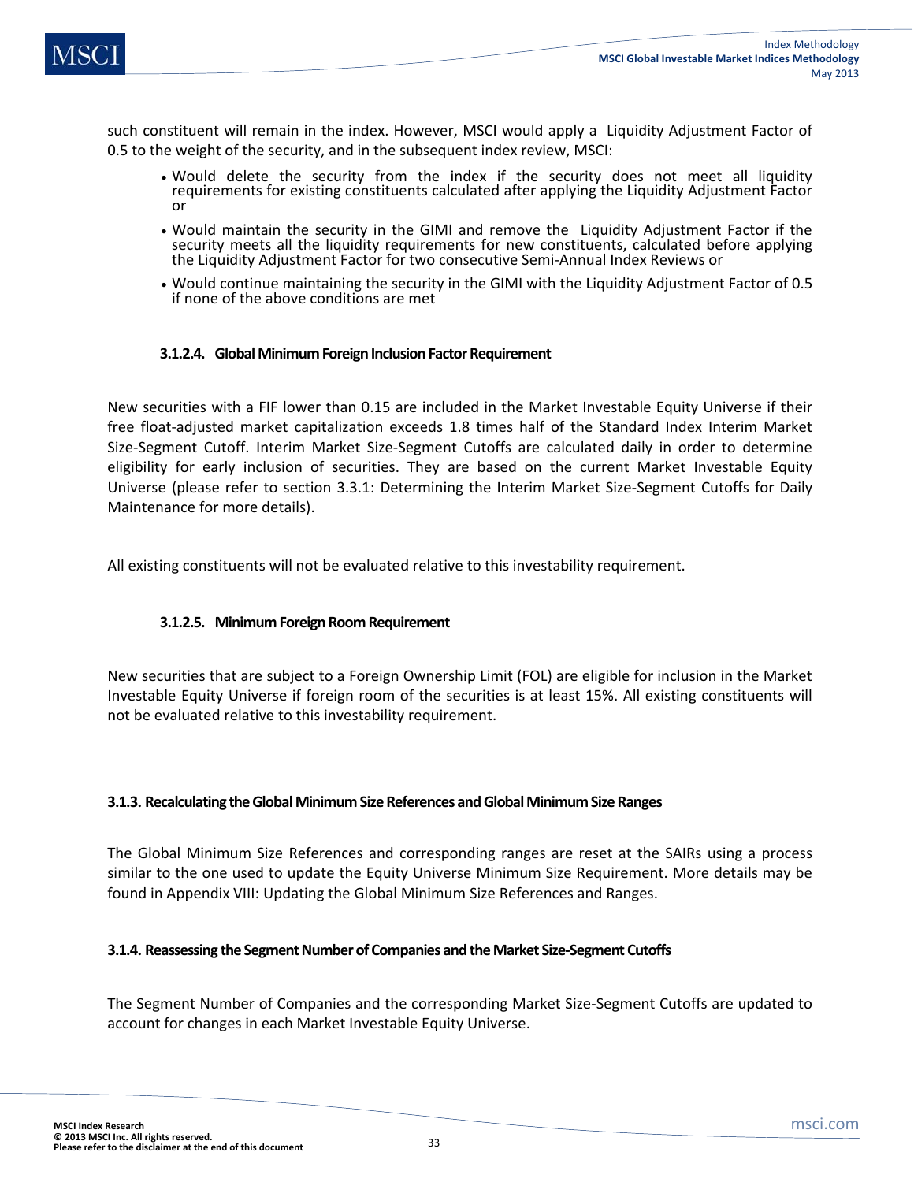such constituent will remain in the index. However, MSCI would apply a Liquidity Adjustment Factor of 0.5 to the weight of the security, and in the subsequent index review, MSCI:

- Would delete the security from the index if the security does not meet all liquidity requirements for existing constituents calculated after applying the Liquidity Adjustment Factor or
- Would maintain the security in the GIMI and remove the Liquidity Adjustment Factor if the security meets all the liquidity requirements for new constituents, calculated before applying the Liquidity Adjustment Factor for two consecutive Semi-Annual Index Reviews or
- Would continue maintaining the security in the GIMI with the Liquidity Adjustment Factor of 0.5 if none of the above conditions are met

#### 3.1.2.4. Global Minimum Foreign Inclusion Factor Requirement

New securities with a FIF lower than 0.15 are included in the Market Investable Equity Universe if their free float-adjusted market capitalization exceeds 1.8 times half of the Standard Index Interim Market Size-Segment Cutoff. Interim Market Size-Segment Cutoffs are calculated daily in order to determine eligibility for early inclusion of securities. They are based on the current Market Investable Equity Universe (please refer to section 3.3.1: Determining the Interim Market Size-Segment Cutoffs for Daily Maintenance for more details).

All existing constituents will not be evaluated relative to this investability requirement.

#### 3.1.2.5. Minimum Foreign Room Requirement

New securities that are subject to a Foreign Ownership Limit (FOL) are eligible for inclusion in the Market Investable Equity Universe if foreign room of the securities is at least 15%. All existing constituents will not be evaluated relative to this investability requirement.

### 3.1.3. Recalculating the Global Minimum Size References and Global Minimum Size Ranges

The Global Minimum Size References and corresponding ranges are reset at the SAIRs using a process similar to the one used to update the Equity Universe Minimum Size Requirement. More details may be found in Appendix VIII: Updating the Global Minimum Size References and Ranges.

### 3.1.4. Reassessing the Segment Number of Companies and the Market Size-Segment Cutoffs

The Segment Number of Companies and the corresponding Market Size-Segment Cutoffs are updated to account for changes in each Market Investable Equity Universe.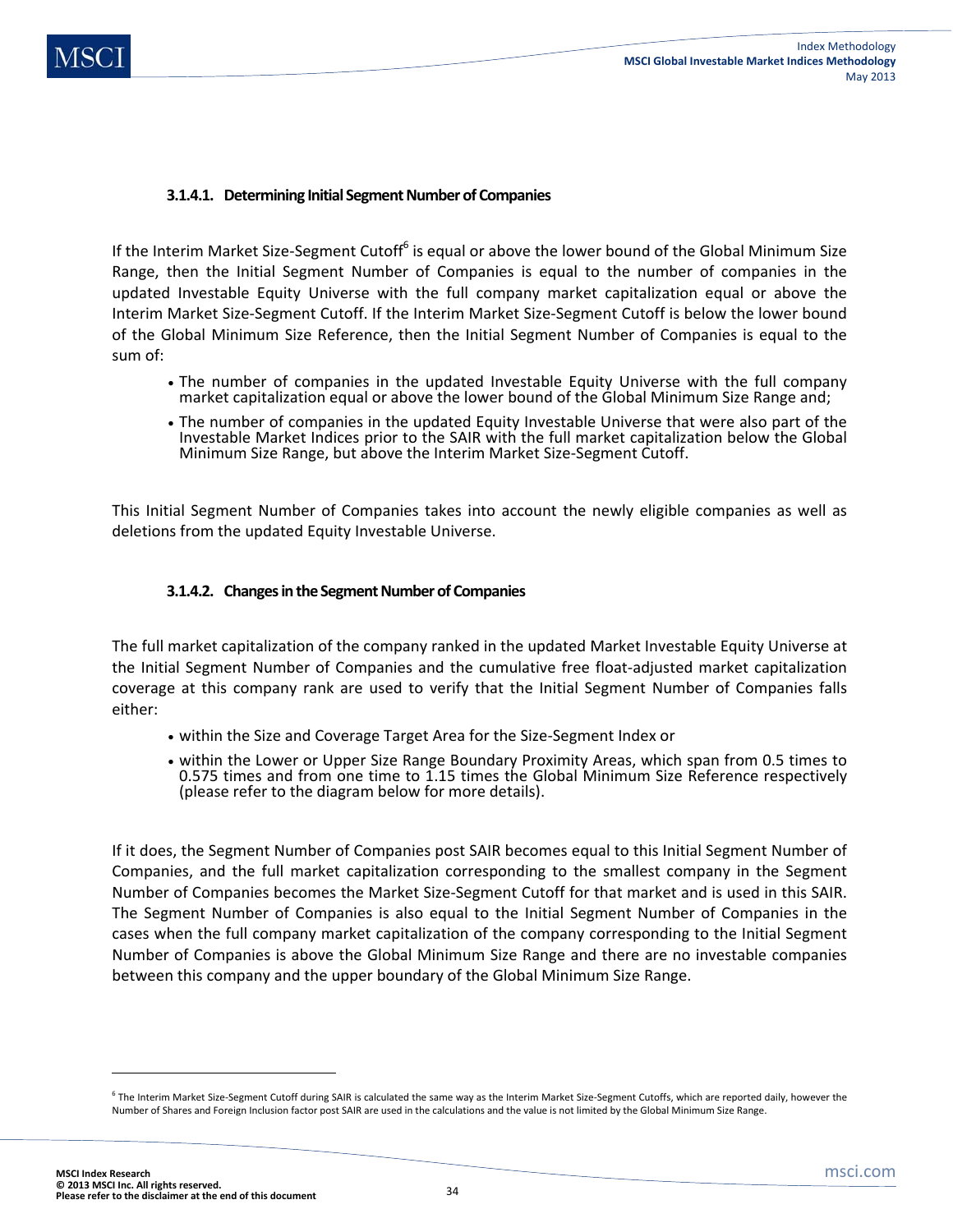#### 3.1.4.1. Determining Initial Segment Number of Companies

If the Interim Market Size-Segment Cutoff[6] is equal or above the lower bound of the Global Minimum Size Range, then the Initial Segment Number of Companies is equal to the number of companies in the updated Investable Equity Universe with the full company market capitalization equal or above the Interim Market Size-Segment Cutoff. If the Interim Market Size-Segment Cutoff is below the lower bound of the Global Minimum Size Reference, then the Initial Segment Number of Companies is equal to the sum of:

- The number of companies in the updated Investable Equity Universe with the full company market capitalization equal or above the lower bound of the Global Minimum Size Range and;
- The number of companies in the updated Equity Investable Universe that were also part of the Investable Market Indices prior to the SAIR with the full market capitalization below the Global Minimum Size Range, but above the Interim Market Size-Segment Cutoff.

This Initial Segment Number of Companies takes into account the newly eligible companies as well as deletions from the updated Equity Investable Universe.

#### 3.1.4.2. Changes in the Segment Number of Companies

The full market capitalization of the company ranked in the updated Market Investable Equity Universe at the Initial Segment Number of Companies and the cumulative free float-adjusted market capitalization coverage at this company rank are used to verify that the Initial Segment Number of Companies falls either:

- within the Size and Coverage Target Area for the Size-Segment Index or
- within the Lower or Upper Size Range Boundary Proximity Areas, which span from 0.5 times to 0.575 times and from one time to 1.15 times the Global Minimum Size Reference respectively (please refer to the diagram below for more details).

If it does, the Segment Number of Companies post SAIR becomes equal to this Initial Segment Number of Companies, and the full market capitalization corresponding to the smallest company in the Segment Number of Companies becomes the Market Size-Segment Cutoff for that market and is used in this SAIR. The Segment Number of Companies is also equal to the Initial Segment Number of Companies in the cases when the full company market capitalization of the company corresponding to the Initial Segment Number of Companies is above the Global Minimum Size Range and there are no investable companies between this company and the upper boundary of the Global Minimum Size Range.

[6] The Interim Market Size-Segment Cutoff during SAIR is calculated the same way as the Interim Market Size-Segment Cutoffs, which are reported daily, however the Number of Shares and Foreign Inclusion factor post SAIR are used in the calculations and the value is not limited by the Global Minimum Size Range.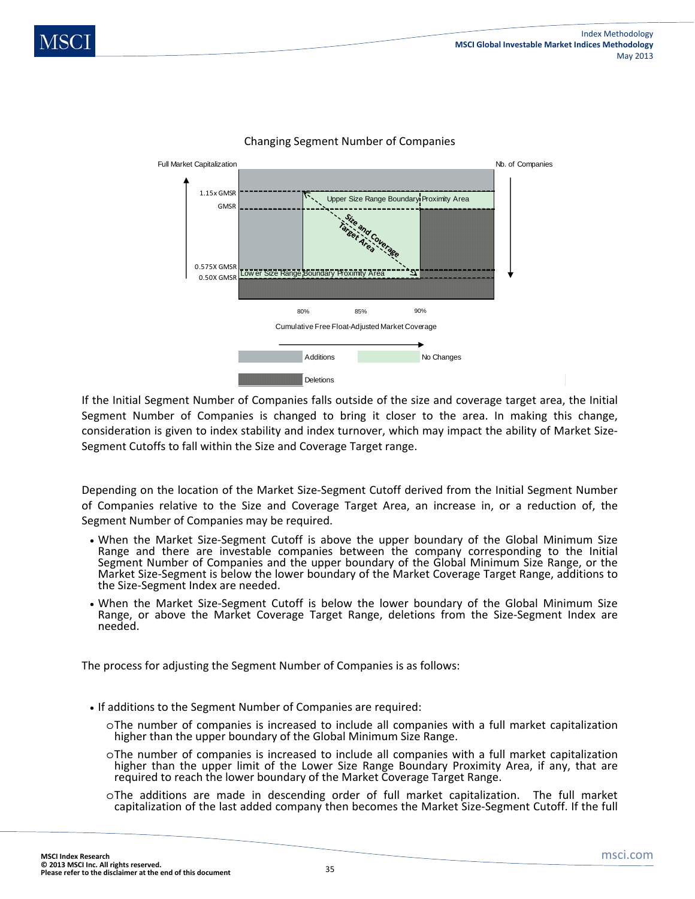Changing Segment Number of Companies

Full Market Capitalization

Nb. of Companies

1.15x GMSR

GMSR

0.575X GMSR

0.50X GMSR

Upper Size Range Boundary Proximity Area

Size and Coverage Target Area

Lower Size Range Boundary Proximity Area

80%

85%

90%

Cumulative Free Float-Adjusted Market Coverage

Additions

No Changes

Deletions

If the Initial Segment Number of Companies falls outside of the size and coverage target area, the Initial Segment Number of Companies is changed to bring it closer to the area. In making this change, consideration is given to index stability and index turnover, which may impact the ability of Market Size-Segment Cutoffs to fall within the Size and Coverage Target range.

Depending on the location of the Market Size-Segment Cutoff derived from the Initial Segment Number of Companies relative to the Size and Coverage Target Area, an increase in, or a reduction of, the Segment Number of Companies may be required.

- When the Market Size-Segment Cutoff is above the upper boundary of the Global Minimum Size Range and there are investable companies between the company corresponding to the Initial Segment Number of Companies and the upper boundary of the Global Minimum Size Range, or the Market Size-Segment is below the lower boundary of the Market Coverage Target Range, additions to the Size-Segment Index are needed.
- When the Market Size-Segment Cutoff is below the lower boundary of the Global Minimum Size Range, or above the Market Coverage Target Range, deletions from the Size-Segment Index are needed.

The process for adjusting the Segment Number of Companies is as follows:

- If additions to the Segment Number of Companies are required:
  - The number of companies is increased to include all companies with a full market capitalization higher than the upper boundary of the Global Minimum Size Range.
  - The number of companies is increased to include all companies with a full market capitalization higher than the upper limit of the Lower Size Range Boundary Proximity Area, if any, that are required to reach the lower boundary of the Market Coverage Target Range.
  - The additions are made in descending order of full market capitalization. The full market capitalization of the last added company then becomes the Market Size-Segment Cutoff. If the full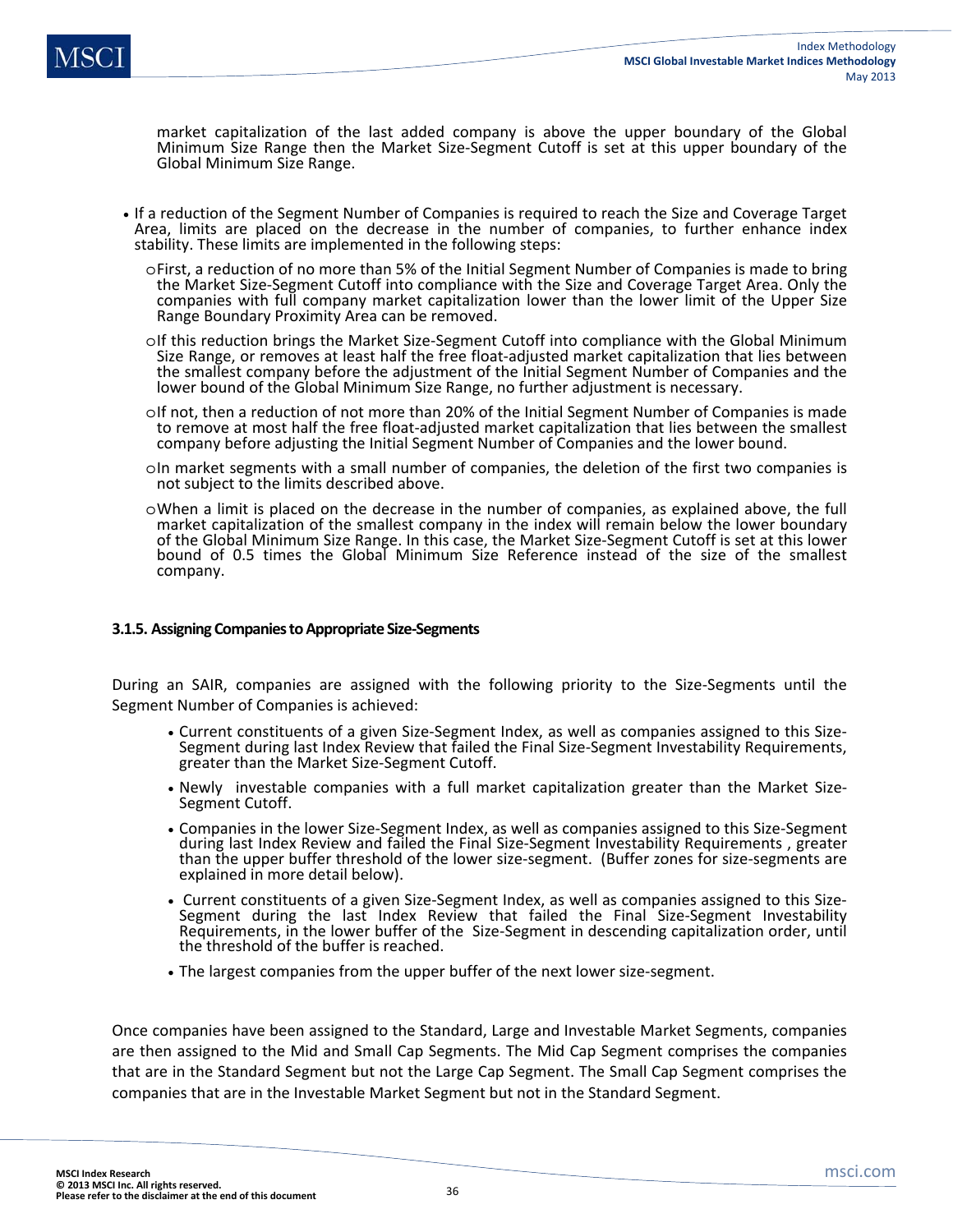market capitalization of the last added company is above the upper boundary of the Global Minimum Size Range then the Market Size-Segment Cutoff is set at this upper boundary of the Global Minimum Size Range.

- If a reduction of the Segment Number of Companies is required to reach the Size and Coverage Target Area, limits are placed on the decrease in the number of companies, to further enhance index stability. These limits are implemented in the following steps:
  - First, a reduction of no more than 5% of the Initial Segment Number of Companies is made to bring the Market Size-Segment Cutoff into compliance with the Size and Coverage Target Area. Only the companies with full company market capitalization lower than the lower limit of the Upper Size Range Boundary Proximity Area can be removed.
  - If this reduction brings the Market Size-Segment Cutoff into compliance with the Global Minimum Size Range, or removes at least half the free float-adjusted market capitalization that lies between the smallest company before the adjustment of the Initial Segment Number of Companies and the lower bound of the Global Minimum Size Range, no further adjustment is necessary.
  - If not, then a reduction of not more than 20% of the Initial Segment Number of Companies is made to remove at most half the free float-adjusted market capitalization that lies between the smallest company before adjusting the Initial Segment Number of Companies and the lower bound.
  - In market segments with a small number of companies, the deletion of the first two companies is not subject to the limits described above.
  - When a limit is placed on the decrease in the number of companies, as explained above, the full market capitalization of the smallest company in the index will remain below the lower boundary of the Global Minimum Size Range. In this case, the Market Size-Segment Cutoff is set at this lower bound of 0.5 times the Global Minimum Size Reference instead of the size of the smallest company.

### 3.1.5. Assigning Companies to Appropriate Size-Segments

During an SAIR, companies are assigned with the following priority to the Size-Segments until the Segment Number of Companies is achieved:

- Current constituents of a given Size-Segment Index, as well as companies assigned to this Size-Segment during last Index Review that failed the Final Size-Segment Investability Requirements, greater than the Market Size-Segment Cutoff.
- Newly investable companies with a full market capitalization greater than the Market Size-Segment Cutoff.
- Companies in the lower Size-Segment Index, as well as companies assigned to this Size-Segment during last Index Review and failed the Final Size-Segment Investability Requirements , greater than the upper buffer threshold of the lower size-segment. (Buffer zones for size-segments are explained in more detail below).
- Current constituents of a given Size-Segment Index, as well as companies assigned to this Size-Segment during the last Index Review that failed the Final Size-Segment Investability Requirements, in the lower buffer of the Size-Segment in descending capitalization order, until the threshold of the buffer is reached.
- The largest companies from the upper buffer of the next lower size-segment.

Once companies have been assigned to the Standard, Large and Investable Market Segments, companies are then assigned to the Mid and Small Cap Segments. The Mid Cap Segment comprises the companies that are in the Standard Segment but not the Large Cap Segment. The Small Cap Segment comprises the companies that are in the Investable Market Segment but not in the Standard Segment.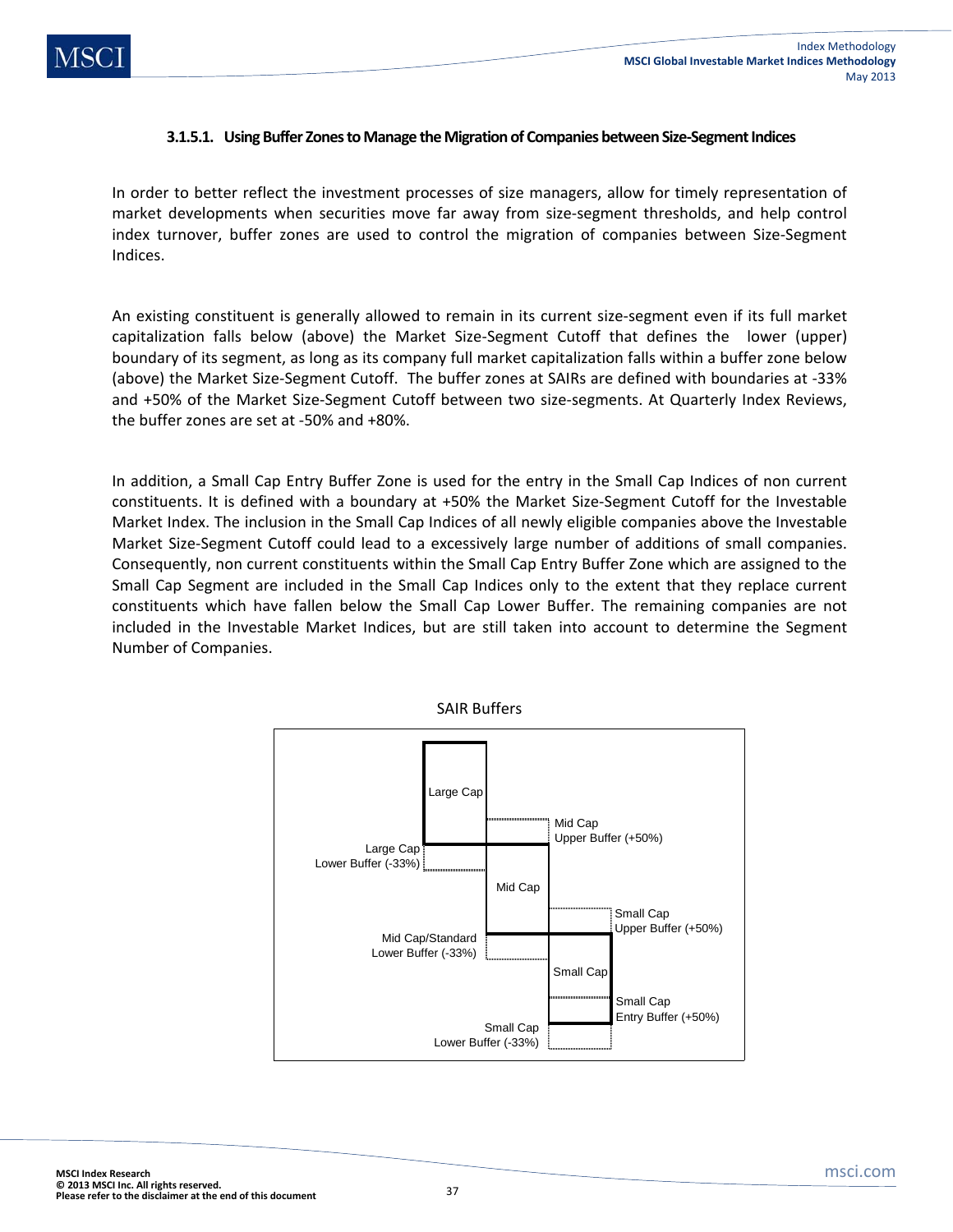#### 3.1.5.1. Using Buffer Zones to Manage the Migration of Companies between Size-Segment Indices

In order to better reflect the investment processes of size managers, allow for timely representation of market developments when securities move far away from size-segment thresholds, and help control index turnover, buffer zones are used to control the migration of companies between Size-Segment Indices.

An existing constituent is generally allowed to remain in its current size-segment even if its full market capitalization falls below (above) the Market Size-Segment Cutoff that defines the lower (upper) boundary of its segment, as long as its company full market capitalization falls within a buffer zone below (above) the Market Size-Segment Cutoff. The buffer zones at SAIRs are defined with boundaries at -33% and +50% of the Market Size-Segment Cutoff between two size-segments. At Quarterly Index Reviews, the buffer zones are set at -50% and +80%.

In addition, a Small Cap Entry Buffer Zone is used for the entry in the Small Cap Indices of non current constituents. It is defined with a boundary at +50% the Market Size-Segment Cutoff for the Investable Market Index. The inclusion in the Small Cap Indices of all newly eligible companies above the Investable Market Size-Segment Cutoff could lead to a excessively large number of additions of small companies. Consequently, non current constituents within the Small Cap Entry Buffer Zone which are assigned to the Small Cap Segment are included in the Small Cap Indices only to the extent that they replace current constituents which have fallen below the Small Cap Lower Buffer. The remaining companies are not included in the Investable Market Indices, but are still taken into account to determine the Segment Number of Companies.

SAIR Buffers

Large Cap

Mid Cap Upper Buffer (+50%)

Large Cap Lower Buffer (-33%)

Mid Cap

Small Cap Upper Buffer (+50%)

Mid Cap/Standard Lower Buffer (-33%)

Small Cap

Small Cap Entry Buffer (+50%)

Small Cap Lower Buffer (-33%)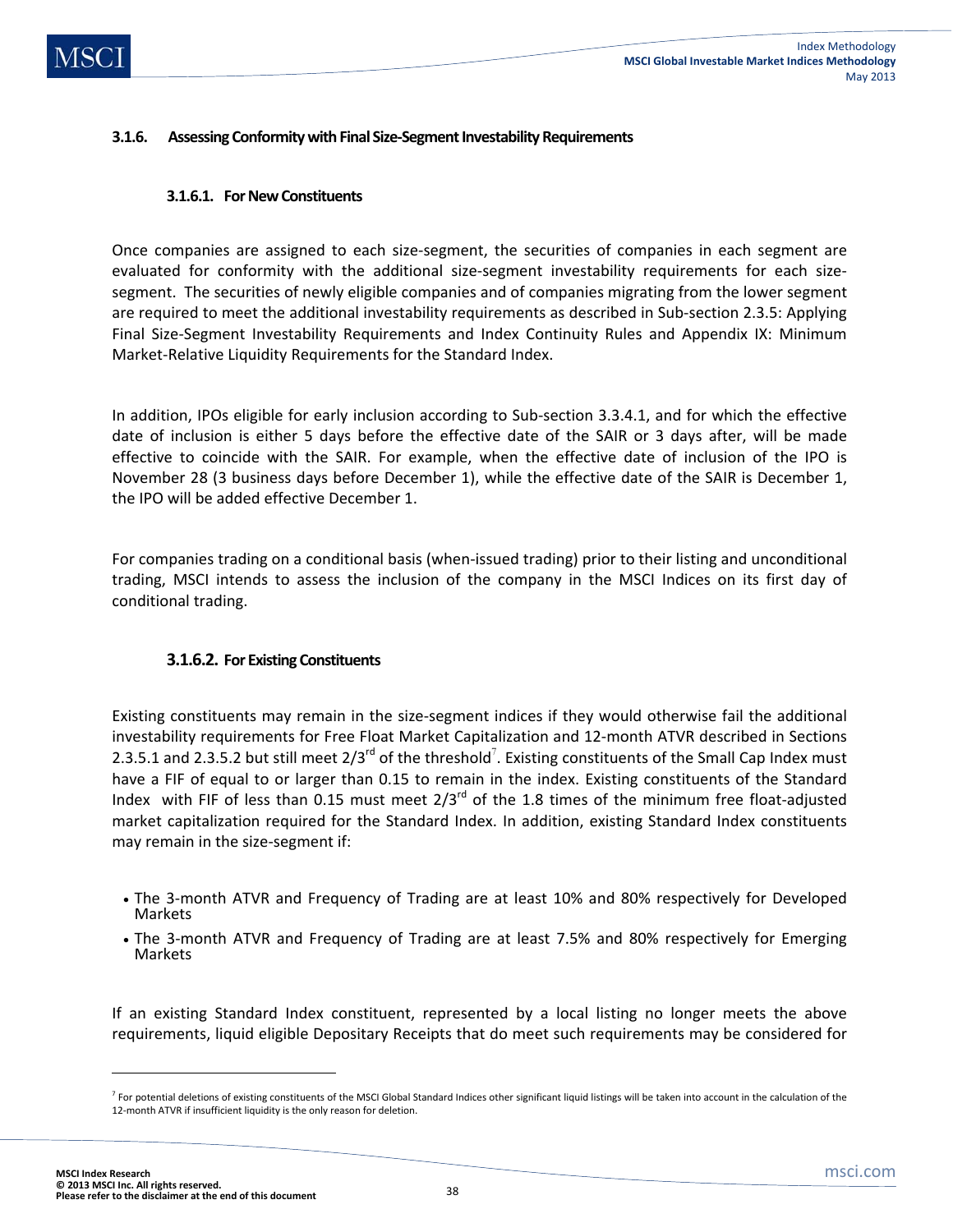### 3.1.6. Assessing Conformity with Final Size-Segment Investability Requirements

#### 3.1.6.1. For New Constituents

Once companies are assigned to each size-segment, the securities of companies in each segment are evaluated for conformity with the additional size-segment investability requirements for each size-segment. The securities of newly eligible companies and of companies migrating from the lower segment are required to meet the additional investability requirements as described in Sub-section 2.3.5: Applying Final Size-Segment Investability Requirements and Index Continuity Rules and Appendix IX: Minimum Market-Relative Liquidity Requirements for the Standard Index.

In addition, IPOs eligible for early inclusion according to Sub-section 3.3.4.1, and for which the effective date of inclusion is either 5 days before the effective date of the SAIR or 3 days after, will be made effective to coincide with the SAIR. For example, when the effective date of inclusion of the IPO is November 28 (3 business days before December 1), while the effective date of the SAIR is December 1, the IPO will be added effective December 1.

For companies trading on a conditional basis (when-issued trading) prior to their listing and unconditional trading, MSCI intends to assess the inclusion of the company in the MSCI Indices on its first day of conditional trading.

#### 3.1.6.2. For Existing Constituents

Existing constituents may remain in the size-segment indices if they would otherwise fail the additional investability requirements for Free Float Market Capitalization and 12-month ATVR described in Sections 2.3.5.1 and 2.3.5.2 but still meet 2/3rd of the threshold[7]. Existing constituents of the Small Cap Index must have a FIF of equal to or larger than 0.15 to remain in the index. Existing constituents of the Standard Index with FIF of less than 0.15 must meet 2/3rd of the 1.8 times of the minimum free float-adjusted market capitalization required for the Standard Index. In addition, existing Standard Index constituents may remain in the size-segment if:

- The 3-month ATVR and Frequency of Trading are at least 10% and 80% respectively for Developed Markets
- The 3-month ATVR and Frequency of Trading are at least 7.5% and 80% respectively for Emerging Markets

If an existing Standard Index constituent, represented by a local listing no longer meets the above requirements, liquid eligible Depositary Receipts that do meet such requirements may be considered for

[7] For potential deletions of existing constituents of the MSCI Global Standard Indices other significant liquid listings will be taken into account in the calculation of the 12-month ATVR if insufficient liquidity is the only reason for deletion.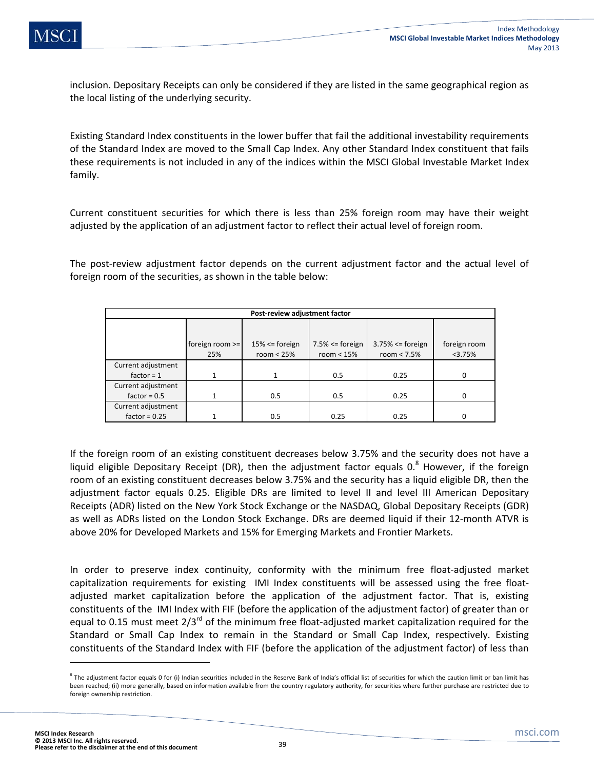inclusion. Depositary Receipts can only be considered if they are listed in the same geographical region as the local listing of the underlying security.

Existing Standard Index constituents in the lower buffer that fail the additional investability requirements of the Standard Index are moved to the Small Cap Index. Any other Standard Index constituent that fails these requirements is not included in any of the indices within the MSCI Global Investable Market Index family.

Current constituent securities for which there is less than 25% foreign room may have their weight adjusted by the application of an adjustment factor to reflect their actual level of foreign room.

The post-review adjustment factor depends on the current adjustment factor and the actual level of foreign room of the securities, as shown in the table below:

| Post-review adjustment factor | | | | | |
|---|---|---|---|---|---|
| | foreign room >= 25% | 15% <= foreign room < 25% | 7.5% <= foreign room < 15% | 3.75% <= foreign room < 7.5% | foreign room <3.75% |
| Current adjustment factor = 1 | 1 | 1 | 0.5 | 0.25 | 0 |
| Current adjustment factor = 0.5 | 1 | 0.5 | 0.5 | 0.25 | 0 |
| Current adjustment factor = 0.25 | 1 | 0.5 | 0.25 | 0.25 | 0 |

If the foreign room of an existing constituent decreases below 3.75% and the security does not have a liquid eligible Depositary Receipt (DR), then the adjustment factor equals 0.[8] However, if the foreign room of an existing constituent decreases below 3.75% and the security has a liquid eligible DR, then the adjustment factor equals 0.25. Eligible DRs are limited to level II and level III American Depositary Receipts (ADR) listed on the New York Stock Exchange or the NASDAQ, Global Depositary Receipts (GDR) as well as ADRs listed on the London Stock Exchange. DRs are deemed liquid if their 12-month ATVR is above 20% for Developed Markets and 15% for Emerging Markets and Frontier Markets.

In order to preserve index continuity, conformity with the minimum free float-adjusted market capitalization requirements for existing IMI Index constituents will be assessed using the free float-adjusted market capitalization before the application of the adjustment factor. That is, existing constituents of the IMI Index with FIF (before the application of the adjustment factor) of greater than or equal to 0.15 must meet 2/3[rd] of the minimum free float-adjusted market capitalization required for the Standard or Small Cap Index to remain in the Standard or Small Cap Index, respectively. Existing constituents of the Standard Index with FIF (before the application of the adjustment factor) of less than

[8] The adjustment factor equals 0 for (i) Indian securities included in the Reserve Bank of India's official list of securities for which the caution limit or ban limit has been reached; (ii) more generally, based on information available from the country regulatory authority, for securities where further purchase are restricted due to foreign ownership restriction.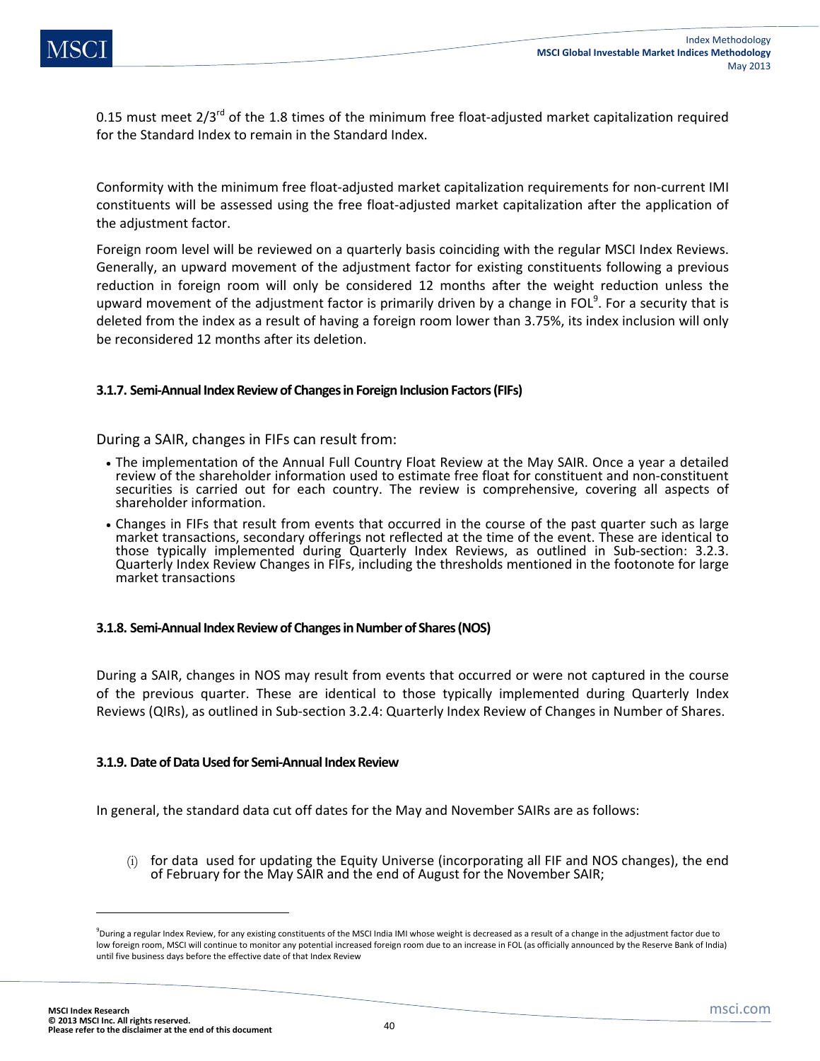0.15 must meet 2/3rd of the 1.8 times of the minimum free float-adjusted market capitalization required for the Standard Index to remain in the Standard Index.

Conformity with the minimum free float-adjusted market capitalization requirements for non-current IMI constituents will be assessed using the free float-adjusted market capitalization after the application of the adjustment factor.

Foreign room level will be reviewed on a quarterly basis coinciding with the regular MSCI Index Reviews. Generally, an upward movement of the adjustment factor for existing constituents following a previous reduction in foreign room will only be considered 12 months after the weight reduction unless the upward movement of the adjustment factor is primarily driven by a change in FOL[9]. For a security that is deleted from the index as a result of having a foreign room lower than 3.75%, its index inclusion will only be reconsidered 12 months after its deletion.

### 3.1.7. Semi-Annual Index Review of Changes in Foreign Inclusion Factors (FIFs)

During a SAIR, changes in FIFs can result from:

- The implementation of the Annual Full Country Float Review at the May SAIR. Once a year a detailed review of the shareholder information used to estimate free float for constituent and non-constituent securities is carried out for each country. The review is comprehensive, covering all aspects of shareholder information.
- Changes in FIFs that result from events that occurred in the course of the past quarter such as large market transactions, secondary offerings not reflected at the time of the event. These are identical to those typically implemented during Quarterly Index Reviews, as outlined in Sub-section: 3.2.3. Quarterly Index Review Changes in FIFs, including the thresholds mentioned in the footonote for large market transactions

### 3.1.8. Semi-Annual Index Review of Changes in Number of Shares (NOS)

During a SAIR, changes in NOS may result from events that occurred or were not captured in the course of the previous quarter. These are identical to those typically implemented during Quarterly Index Reviews (QIRs), as outlined in Sub-section 3.2.4: Quarterly Index Review of Changes in Number of Shares.

### 3.1.9. Date of Data Used for Semi-Annual Index Review

In general, the standard data cut off dates for the May and November SAIRs are as follows:

(i) for data used for updating the Equity Universe (incorporating all FIF and NOS changes), the end of February for the May SAIR and the end of August for the November SAIR;

---

[9] During a regular Index Review, for any existing constituents of the MSCI India IMI whose weight is decreased as a result of a change in the adjustment factor due to low foreign room, MSCI will continue to monitor any potential increased foreign room due to an increase in FOL (as officially announced by the Reserve Bank of India) until five business days before the effective date of that Index Review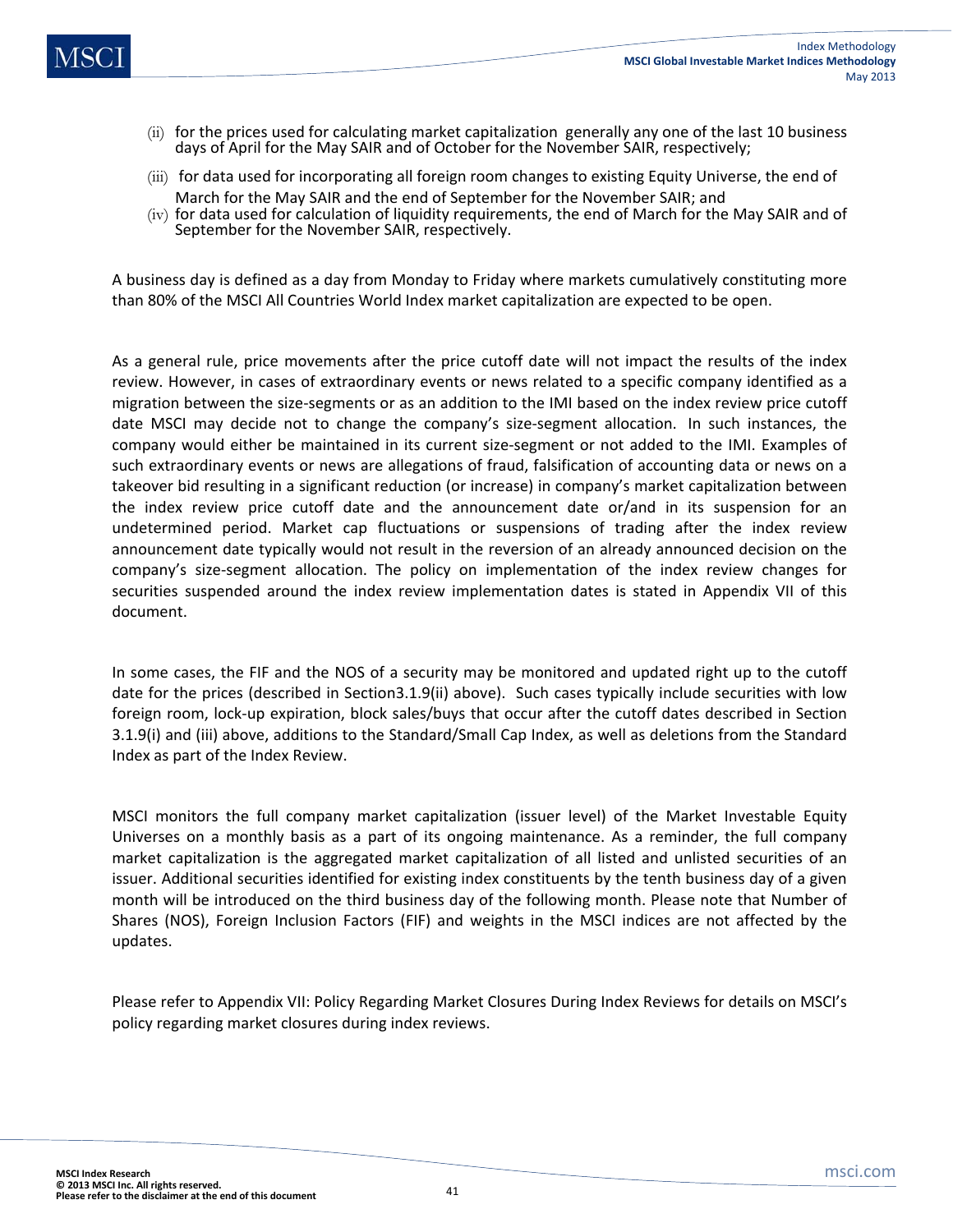(ii) for the prices used for calculating market capitalization generally any one of the last 10 business days of April for the May SAIR and of October for the November SAIR, respectively;

(iii) for data used for incorporating all foreign room changes to existing Equity Universe, the end of March for the May SAIR and the end of September for the November SAIR; and

(iv) for data used for calculation of liquidity requirements, the end of March for the May SAIR and of September for the November SAIR, respectively.

A business day is defined as a day from Monday to Friday where markets cumulatively constituting more than 80% of the MSCI All Countries World Index market capitalization are expected to be open.

As a general rule, price movements after the price cutoff date will not impact the results of the index review. However, in cases of extraordinary events or news related to a specific company identified as a migration between the size-segments or as an addition to the IMI based on the index review price cutoff date MSCI may decide not to change the company's size-segment allocation. In such instances, the company would either be maintained in its current size-segment or not added to the IMI. Examples of such extraordinary events or news are allegations of fraud, falsification of accounting data or news on a takeover bid resulting in a significant reduction (or increase) in company's market capitalization between the index review price cutoff date and the announcement date or/and in its suspension for an undetermined period. Market cap fluctuations or suspensions of trading after the index review announcement date typically would not result in the reversion of an already announced decision on the company's size-segment allocation. The policy on implementation of the index review changes for securities suspended around the index review implementation dates is stated in Appendix VII of this document.

In some cases, the FIF and the NOS of a security may be monitored and updated right up to the cutoff date for the prices (described in Section3.1.9(ii) above). Such cases typically include securities with low foreign room, lock-up expiration, block sales/buys that occur after the cutoff dates described in Section 3.1.9(i) and (iii) above, additions to the Standard/Small Cap Index, as well as deletions from the Standard Index as part of the Index Review.

MSCI monitors the full company market capitalization (issuer level) of the Market Investable Equity Universes on a monthly basis as a part of its ongoing maintenance. As a reminder, the full company market capitalization is the aggregated market capitalization of all listed and unlisted securities of an issuer. Additional securities identified for existing index constituents by the tenth business day of a given month will be introduced on the third business day of the following month. Please note that Number of Shares (NOS), Foreign Inclusion Factors (FIF) and weights in the MSCI indices are not affected by the updates.

Please refer to Appendix VII: Policy Regarding Market Closures During Index Reviews for details on MSCI's policy regarding market closures during index reviews.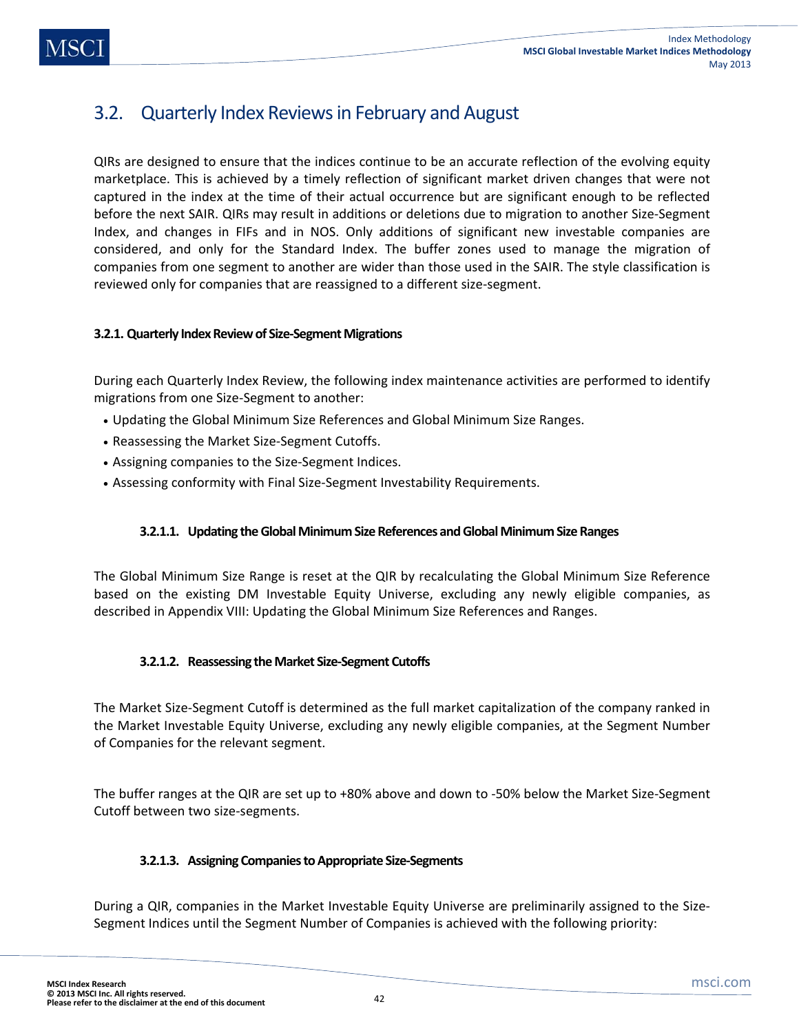## 3.2. Quarterly Index Reviews in February and August

QIRs are designed to ensure that the indices continue to be an accurate reflection of the evolving equity marketplace. This is achieved by a timely reflection of significant market driven changes that were not captured in the index at the time of their actual occurrence but are significant enough to be reflected before the next SAIR. QIRs may result in additions or deletions due to migration to another Size-Segment Index, and changes in FIFs and in NOS. Only additions of significant new investable companies are considered, and only for the Standard Index. The buffer zones used to manage the migration of companies from one segment to another are wider than those used in the SAIR. The style classification is reviewed only for companies that are reassigned to a different size-segment.

### 3.2.1. Quarterly Index Review of Size-Segment Migrations

During each Quarterly Index Review, the following index maintenance activities are performed to identify migrations from one Size-Segment to another:

- Updating the Global Minimum Size References and Global Minimum Size Ranges.
- Reassessing the Market Size-Segment Cutoffs.
- Assigning companies to the Size-Segment Indices.
- Assessing conformity with Final Size-Segment Investability Requirements.

#### 3.2.1.1. Updating the Global Minimum Size References and Global Minimum Size Ranges

The Global Minimum Size Range is reset at the QIR by recalculating the Global Minimum Size Reference based on the existing DM Investable Equity Universe, excluding any newly eligible companies, as described in Appendix VIII: Updating the Global Minimum Size References and Ranges.

#### 3.2.1.2. Reassessing the Market Size-Segment Cutoffs

The Market Size-Segment Cutoff is determined as the full market capitalization of the company ranked in the Market Investable Equity Universe, excluding any newly eligible companies, at the Segment Number of Companies for the relevant segment.

The buffer ranges at the QIR are set up to +80% above and down to -50% below the Market Size-Segment Cutoff between two size-segments.

#### 3.2.1.3. Assigning Companies to Appropriate Size-Segments

During a QIR, companies in the Market Investable Equity Universe are preliminarily assigned to the Size-Segment Indices until the Segment Number of Companies is achieved with the following priority: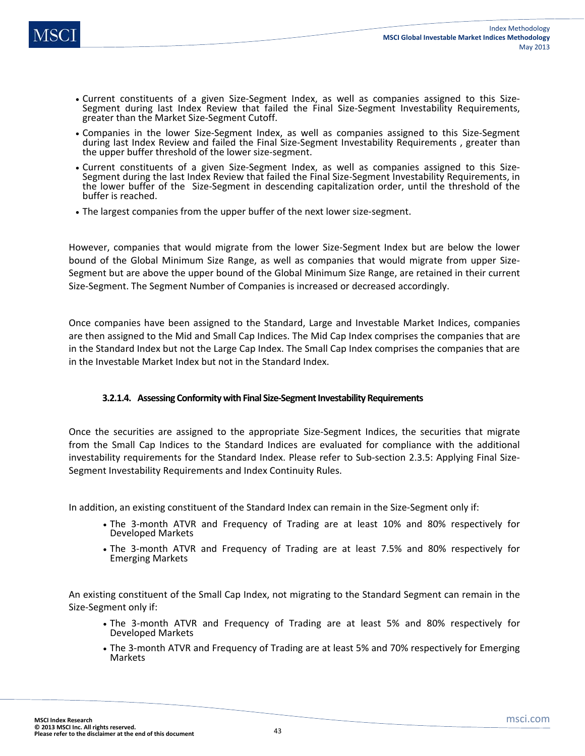- Current constituents of a given Size-Segment Index, as well as companies assigned to this Size-Segment during last Index Review that failed the Final Size-Segment Investability Requirements, greater than the Market Size-Segment Cutoff.
- Companies in the lower Size-Segment Index, as well as companies assigned to this Size-Segment during last Index Review and failed the Final Size-Segment Investability Requirements , greater than the upper buffer threshold of the lower size-segment.
- Current constituents of a given Size-Segment Index, as well as companies assigned to this Size-Segment during the last Index Review that failed the Final Size-Segment Investability Requirements, in the lower buffer of the Size-Segment in descending capitalization order, until the threshold of the buffer is reached.
- The largest companies from the upper buffer of the next lower size-segment.

However, companies that would migrate from the lower Size-Segment Index but are below the lower bound of the Global Minimum Size Range, as well as companies that would migrate from upper Size-Segment but are above the upper bound of the Global Minimum Size Range, are retained in their current Size-Segment. The Segment Number of Companies is increased or decreased accordingly.

Once companies have been assigned to the Standard, Large and Investable Market Indices, companies are then assigned to the Mid and Small Cap Indices. The Mid Cap Index comprises the companies that are in the Standard Index but not the Large Cap Index. The Small Cap Index comprises the companies that are in the Investable Market Index but not in the Standard Index.

#### 3.2.1.4. Assessing Conformity with Final Size-Segment Investability Requirements

Once the securities are assigned to the appropriate Size-Segment Indices, the securities that migrate from the Small Cap Indices to the Standard Indices are evaluated for compliance with the additional investability requirements for the Standard Index. Please refer to Sub-section 2.3.5: Applying Final Size-Segment Investability Requirements and Index Continuity Rules.

In addition, an existing constituent of the Standard Index can remain in the Size-Segment only if:

- The 3-month ATVR and Frequency of Trading are at least 10% and 80% respectively for Developed Markets
- The 3-month ATVR and Frequency of Trading are at least 7.5% and 80% respectively for Emerging Markets

An existing constituent of the Small Cap Index, not migrating to the Standard Segment can remain in the Size-Segment only if:

- The 3-month ATVR and Frequency of Trading are at least 5% and 80% respectively for Developed Markets
- The 3-month ATVR and Frequency of Trading are at least 5% and 70% respectively for Emerging Markets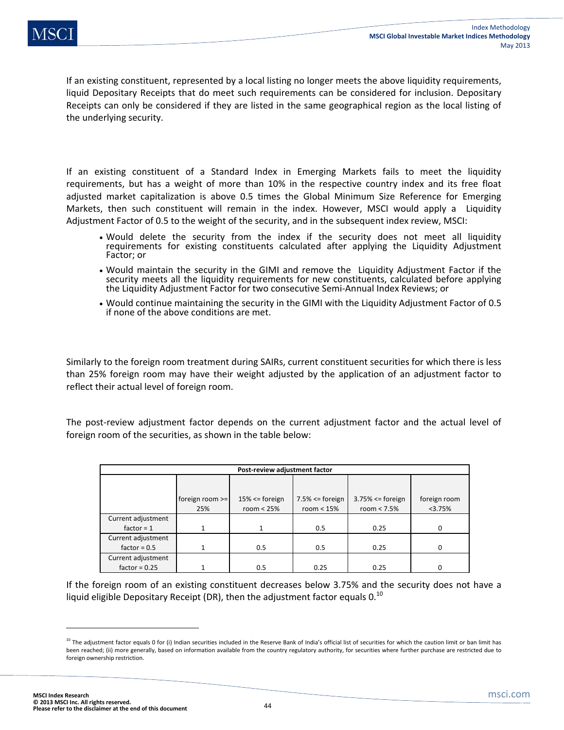If an existing constituent, represented by a local listing no longer meets the above liquidity requirements, liquid Depositary Receipts that do meet such requirements can be considered for inclusion. Depositary Receipts can only be considered if they are listed in the same geographical region as the local listing of the underlying security.

If an existing constituent of a Standard Index in Emerging Markets fails to meet the liquidity requirements, but has a weight of more than 10% in the respective country index and its free float adjusted market capitalization is above 0.5 times the Global Minimum Size Reference for Emerging Markets, then such constituent will remain in the index. However, MSCI would apply a Liquidity Adjustment Factor of 0.5 to the weight of the security, and in the subsequent index review, MSCI:

- Would delete the security from the index if the security does not meet all liquidity requirements for existing constituents calculated after applying the Liquidity Adjustment Factor; or
- Would maintain the security in the GIMI and remove the Liquidity Adjustment Factor if the security meets all the liquidity requirements for new constituents, calculated before applying the Liquidity Adjustment Factor for two consecutive Semi-Annual Index Reviews; or
- Would continue maintaining the security in the GIMI with the Liquidity Adjustment Factor of 0.5 if none of the above conditions are met.

Similarly to the foreign room treatment during SAIRs, current constituent securities for which there is less than 25% foreign room may have their weight adjusted by the application of an adjustment factor to reflect their actual level of foreign room.

The post-review adjustment factor depends on the current adjustment factor and the actual level of foreign room of the securities, as shown in the table below:

| Post-review adjustment factor | | | | | |
|---|---|---|---|---|---|
| | foreign room >= 25% | 15% <= foreign room < 25% | 7.5% <= foreign room < 15% | 3.75% <= foreign room < 7.5% | foreign room <3.75% |
| Current adjustment factor = 1 | 1 | 1 | 0.5 | 0.25 | 0 |
| Current adjustment factor = 0.5 | 1 | 0.5 | 0.5 | 0.25 | 0 |
| Current adjustment factor = 0.25 | 1 | 0.5 | 0.25 | 0.25 | 0 |

If the foreign room of an existing constituent decreases below 3.75% and the security does not have a liquid eligible Depositary Receipt (DR), then the adjustment factor equals 0.[10]

[10] The adjustment factor equals 0 for (i) Indian securities included in the Reserve Bank of India's official list of securities for which the caution limit or ban limit has been reached; (ii) more generally, based on information available from the country regulatory authority, for securities where further purchase are restricted due to foreign ownership restriction.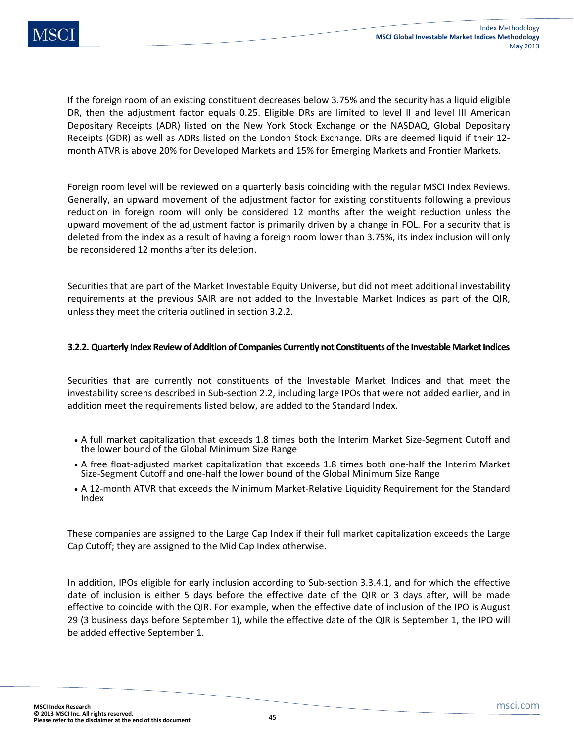If the foreign room of an existing constituent decreases below 3.75% and the security has a liquid eligible DR, then the adjustment factor equals 0.25. Eligible DRs are limited to level II and level III American Depositary Receipts (ADR) listed on the New York Stock Exchange or the NASDAQ, Global Depositary Receipts (GDR) as well as ADRs listed on the London Stock Exchange. DRs are deemed liquid if their 12-month ATVR is above 20% for Developed Markets and 15% for Emerging Markets and Frontier Markets.

Foreign room level will be reviewed on a quarterly basis coinciding with the regular MSCI Index Reviews. Generally, an upward movement of the adjustment factor for existing constituents following a previous reduction in foreign room will only be considered 12 months after the weight reduction unless the upward movement of the adjustment factor is primarily driven by a change in FOL. For a security that is deleted from the index as a result of having a foreign room lower than 3.75%, its index inclusion will only be reconsidered 12 months after its deletion.

Securities that are part of the Market Investable Equity Universe, but did not meet additional investability requirements at the previous SAIR are not added to the Investable Market Indices as part of the QIR, unless they meet the criteria outlined in section 3.2.2.

#### 3.2.2. Quarterly Index Review of Addition of Companies Currently not Constituents of the Investable Market Indices

Securities that are currently not constituents of the Investable Market Indices and that meet the investability screens described in Sub-section 2.2, including large IPOs that were not added earlier, and in addition meet the requirements listed below, are added to the Standard Index.

- A full market capitalization that exceeds 1.8 times both the Interim Market Size-Segment Cutoff and the lower bound of the Global Minimum Size Range
- A free float-adjusted market capitalization that exceeds 1.8 times both one-half the Interim Market Size-Segment Cutoff and one-half the lower bound of the Global Minimum Size Range
- A 12-month ATVR that exceeds the Minimum Market-Relative Liquidity Requirement for the Standard Index

These companies are assigned to the Large Cap Index if their full market capitalization exceeds the Large Cap Cutoff; they are assigned to the Mid Cap Index otherwise.

In addition, IPOs eligible for early inclusion according to Sub-section 3.3.4.1, and for which the effective date of inclusion is either 5 days before the effective date of the QIR or 3 days after, will be made effective to coincide with the QIR. For example, when the effective date of inclusion of the IPO is August 29 (3 business days before September 1), while the effective date of the QIR is September 1, the IPO will be added effective September 1.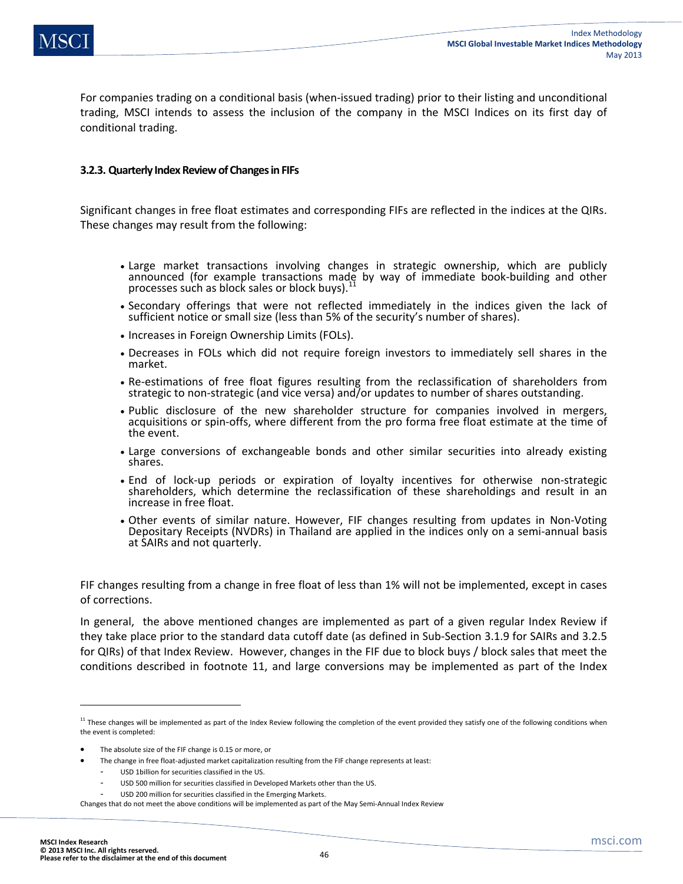For companies trading on a conditional basis (when-issued trading) prior to their listing and unconditional trading, MSCI intends to assess the inclusion of the company in the MSCI Indices on its first day of conditional trading.

### 3.2.3. Quarterly Index Review of Changes in FIFs

Significant changes in free float estimates and corresponding FIFs are reflected in the indices at the QIRs. These changes may result from the following:

- Large market transactions involving changes in strategic ownership, which are publicly announced (for example transactions made by way of immediate book-building and other processes such as block sales or block buys).[11]
- Secondary offerings that were not reflected immediately in the indices given the lack of sufficient notice or small size (less than 5% of the security's number of shares).
- Increases in Foreign Ownership Limits (FOLs).
- Decreases in FOLs which did not require foreign investors to immediately sell shares in the market.
- Re-estimations of free float figures resulting from the reclassification of shareholders from strategic to non-strategic (and vice versa) and/or updates to number of shares outstanding.
- Public disclosure of the new shareholder structure for companies involved in mergers, acquisitions or spin-offs, where different from the pro forma free float estimate at the time of the event.
- Large conversions of exchangeable bonds and other similar securities into already existing shares.
- End of lock-up periods or expiration of loyalty incentives for otherwise non-strategic shareholders, which determine the reclassification of these shareholdings and result in an increase in free float.
- Other events of similar nature. However, FIF changes resulting from updates in Non-Voting Depositary Receipts (NVDRs) in Thailand are applied in the indices only on a semi-annual basis at SAIRs and not quarterly.

FIF changes resulting from a change in free float of less than 1% will not be implemented, except in cases of corrections.

In general, the above mentioned changes are implemented as part of a given regular Index Review if they take place prior to the standard data cutoff date (as defined in Sub-Section 3.1.9 for SAIRs and 3.2.5 for QIRs) of that Index Review. However, changes in the FIF due to block buys / block sales that meet the conditions described in footnote 11, and large conversions may be implemented as part of the Index

---

[11] These changes will be implemented as part of the Index Review following the completion of the event provided they satisfy one of the following conditions when the event is completed:

- The absolute size of the FIF change is 0.15 or more, or
- The change in free float-adjusted market capitalization resulting from the FIF change represents at least:
  - USD 1billion for securities classified in the US.
  - USD 500 million for securities classified in Developed Markets other than the US.
  - USD 200 million for securities classified in the Emerging Markets.

Changes that do not meet the above conditions will be implemented as part of the May Semi-Annual Index Review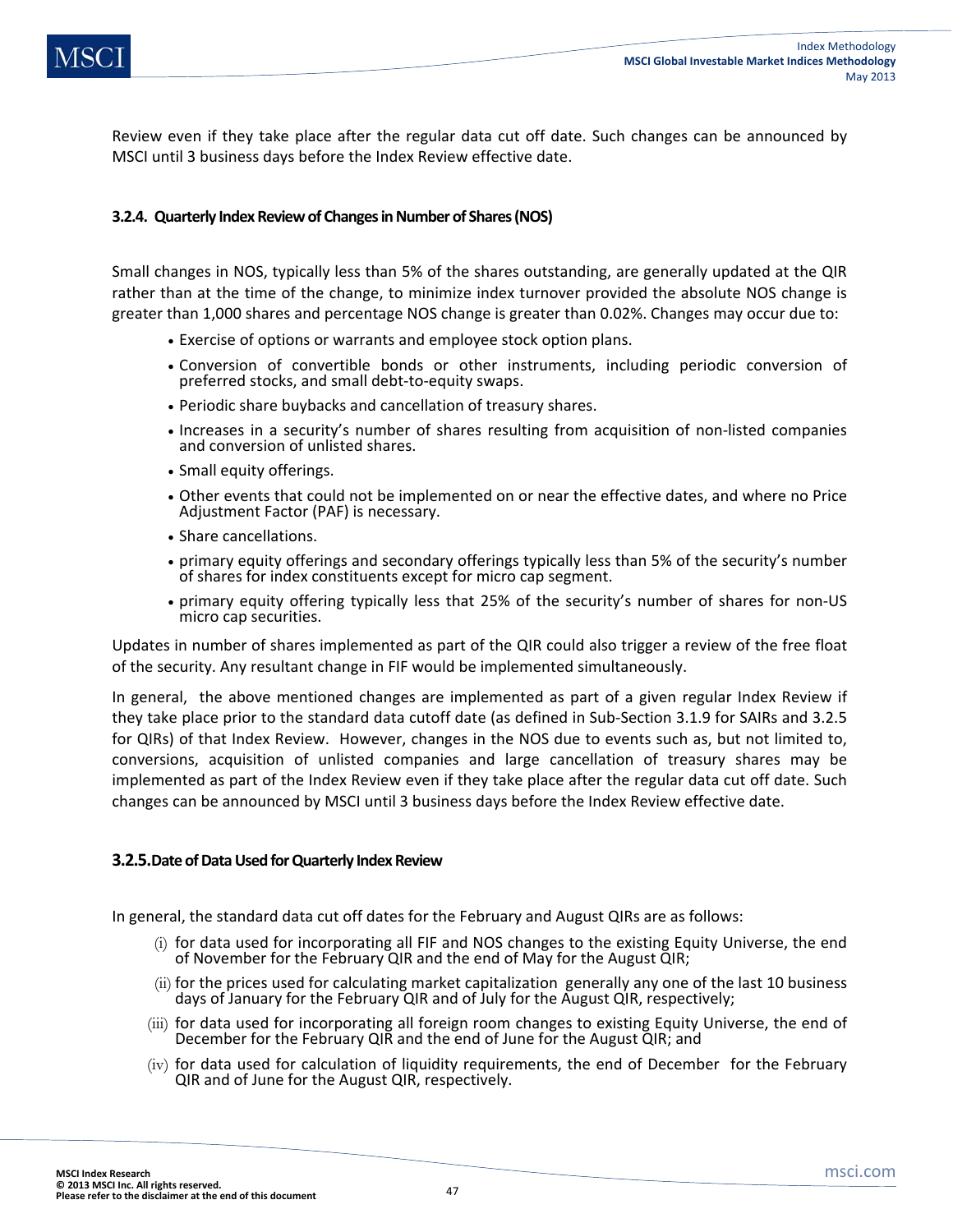Review even if they take place after the regular data cut off date. Such changes can be announced by MSCI until 3 business days before the Index Review effective date.

### 3.2.4. Quarterly Index Review of Changes in Number of Shares (NOS)

Small changes in NOS, typically less than 5% of the shares outstanding, are generally updated at the QIR rather than at the time of the change, to minimize index turnover provided the absolute NOS change is greater than 1,000 shares and percentage NOS change is greater than 0.02%. Changes may occur due to:

- Exercise of options or warrants and employee stock option plans.
- Conversion of convertible bonds or other instruments, including periodic conversion of preferred stocks, and small debt-to-equity swaps.
- Periodic share buybacks and cancellation of treasury shares.
- Increases in a security's number of shares resulting from acquisition of non-listed companies and conversion of unlisted shares.
- Small equity offerings.
- Other events that could not be implemented on or near the effective dates, and where no Price Adjustment Factor (PAF) is necessary.
- Share cancellations.
- primary equity offerings and secondary offerings typically less than 5% of the security's number of shares for index constituents except for micro cap segment.
- primary equity offering typically less that 25% of the security's number of shares for non-US micro cap securities.

Updates in number of shares implemented as part of the QIR could also trigger a review of the free float of the security. Any resultant change in FIF would be implemented simultaneously.

In general, the above mentioned changes are implemented as part of a given regular Index Review if they take place prior to the standard data cutoff date (as defined in Sub-Section 3.1.9 for SAIRs and 3.2.5 for QIRs) of that Index Review. However, changes in the NOS due to events such as, but not limited to, conversions, acquisition of unlisted companies and large cancellation of treasury shares may be implemented as part of the Index Review even if they take place after the regular data cut off date. Such changes can be announced by MSCI until 3 business days before the Index Review effective date.

### 3.2.5. Date of Data Used for Quarterly Index Review

In general, the standard data cut off dates for the February and August QIRs are as follows:

(i) for data used for incorporating all FIF and NOS changes to the existing Equity Universe, the end of November for the February QIR and the end of May for the August QIR;

(ii) for the prices used for calculating market capitalization generally any one of the last 10 business days of January for the February QIR and of July for the August QIR, respectively;

(iii) for data used for incorporating all foreign room changes to existing Equity Universe, the end of December for the February QIR and the end of June for the August QIR; and

(iv) for data used for calculation of liquidity requirements, the end of December for the February QIR and of June for the August QIR, respectively.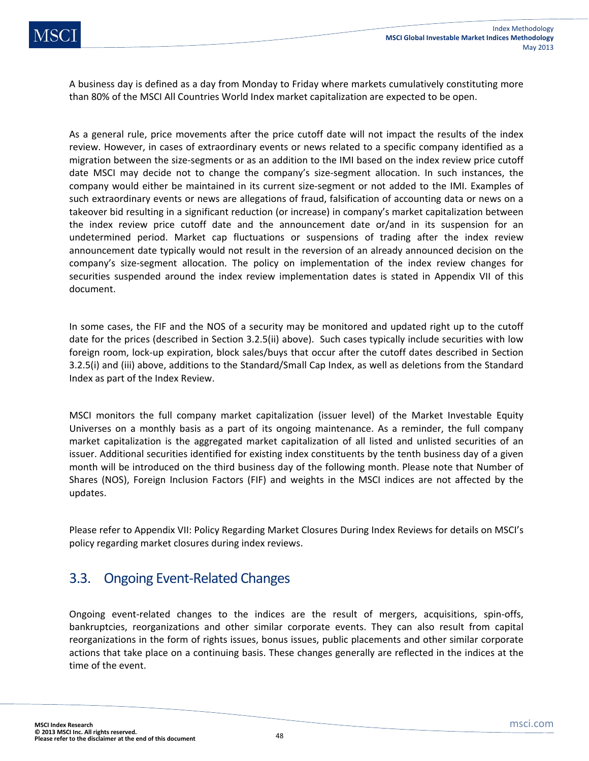A business day is defined as a day from Monday to Friday where markets cumulatively constituting more than 80% of the MSCI All Countries World Index market capitalization are expected to be open.

As a general rule, price movements after the price cutoff date will not impact the results of the index review. However, in cases of extraordinary events or news related to a specific company identified as a migration between the size-segments or as an addition to the IMI based on the index review price cutoff date MSCI may decide not to change the company's size-segment allocation. In such instances, the company would either be maintained in its current size-segment or not added to the IMI. Examples of such extraordinary events or news are allegations of fraud, falsification of accounting data or news on a takeover bid resulting in a significant reduction (or increase) in company's market capitalization between the index review price cutoff date and the announcement date or/and in its suspension for an undetermined period. Market cap fluctuations or suspensions of trading after the index review announcement date typically would not result in the reversion of an already announced decision on the company's size-segment allocation. The policy on implementation of the index review changes for securities suspended around the index review implementation dates is stated in Appendix VII of this document.

In some cases, the FIF and the NOS of a security may be monitored and updated right up to the cutoff date for the prices (described in Section 3.2.5(ii) above). Such cases typically include securities with low foreign room, lock-up expiration, block sales/buys that occur after the cutoff dates described in Section 3.2.5(i) and (iii) above, additions to the Standard/Small Cap Index, as well as deletions from the Standard Index as part of the Index Review.

MSCI monitors the full company market capitalization (issuer level) of the Market Investable Equity Universes on a monthly basis as a part of its ongoing maintenance. As a reminder, the full company market capitalization is the aggregated market capitalization of all listed and unlisted securities of an issuer. Additional securities identified for existing index constituents by the tenth business day of a given month will be introduced on the third business day of the following month. Please note that Number of Shares (NOS), Foreign Inclusion Factors (FIF) and weights in the MSCI indices are not affected by the updates.

Please refer to Appendix VII: Policy Regarding Market Closures During Index Reviews for details on MSCI's policy regarding market closures during index reviews.

## 3.3. Ongoing Event-Related Changes

Ongoing event-related changes to the indices are the result of mergers, acquisitions, spin-offs, bankruptcies, reorganizations and other similar corporate events. They can also result from capital reorganizations in the form of rights issues, bonus issues, public placements and other similar corporate actions that take place on a continuing basis. These changes generally are reflected in the indices at the time of the event.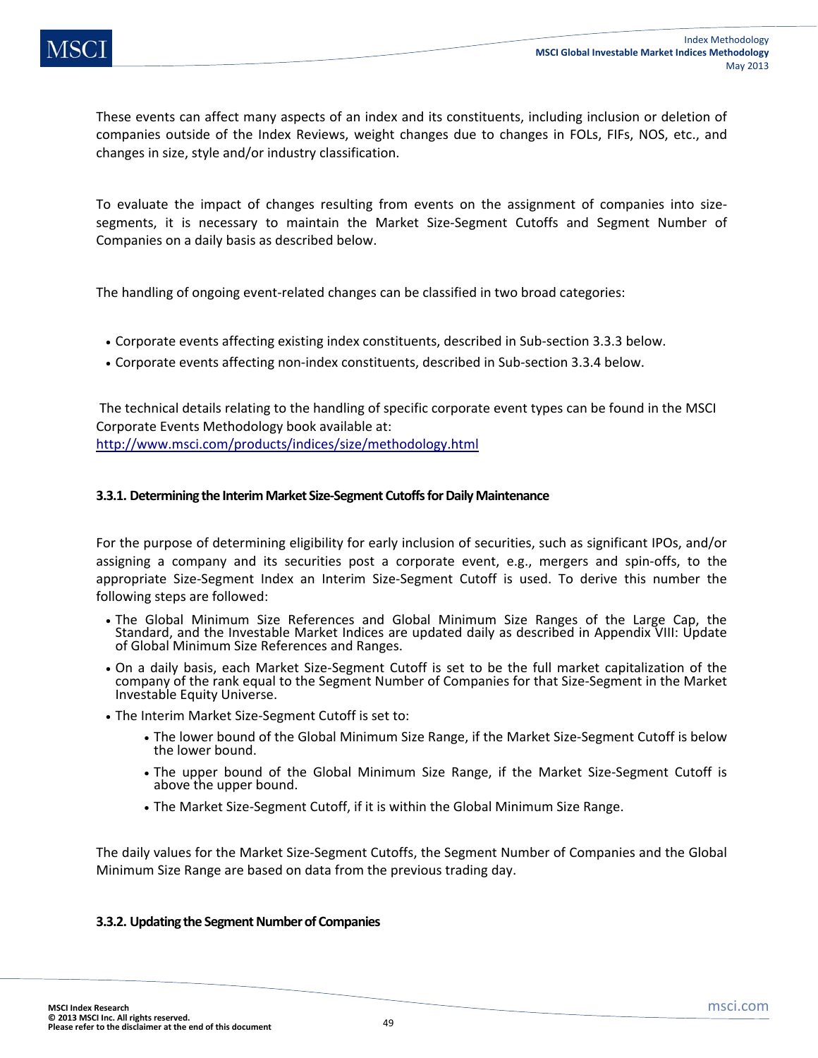These events can affect many aspects of an index and its constituents, including inclusion or deletion of companies outside of the Index Reviews, weight changes due to changes in FOLs, FIFs, NOS, etc., and changes in size, style and/or industry classification.

To evaluate the impact of changes resulting from events on the assignment of companies into size-segments, it is necessary to maintain the Market Size-Segment Cutoffs and Segment Number of Companies on a daily basis as described below.

The handling of ongoing event-related changes can be classified in two broad categories:

- Corporate events affecting existing index constituents, described in Sub-section 3.3.3 below.
- Corporate events affecting non-index constituents, described in Sub-section 3.3.4 below.

The technical details relating to the handling of specific corporate event types can be found in the MSCI Corporate Events Methodology book available at: http://www.msci.com/products/indices/size/methodology.html

### 3.3.1. Determining the Interim Market Size-Segment Cutoffs for Daily Maintenance

For the purpose of determining eligibility for early inclusion of securities, such as significant IPOs, and/or assigning a company and its securities post a corporate event, e.g., mergers and spin-offs, to the appropriate Size-Segment Index an Interim Size-Segment Cutoff is used. To derive this number the following steps are followed:

- The Global Minimum Size References and Global Minimum Size Ranges of the Large Cap, the Standard, and the Investable Market Indices are updated daily as described in Appendix VIII: Update of Global Minimum Size References and Ranges.
- On a daily basis, each Market Size-Segment Cutoff is set to be the full market capitalization of the company of the rank equal to the Segment Number of Companies for that Size-Segment in the Market Investable Equity Universe.
- The Interim Market Size-Segment Cutoff is set to:
    - The lower bound of the Global Minimum Size Range, if the Market Size-Segment Cutoff is below the lower bound.
    - The upper bound of the Global Minimum Size Range, if the Market Size-Segment Cutoff is above the upper bound.
    - The Market Size-Segment Cutoff, if it is within the Global Minimum Size Range.

The daily values for the Market Size-Segment Cutoffs, the Segment Number of Companies and the Global Minimum Size Range are based on data from the previous trading day.

### 3.3.2. Updating the Segment Number of Companies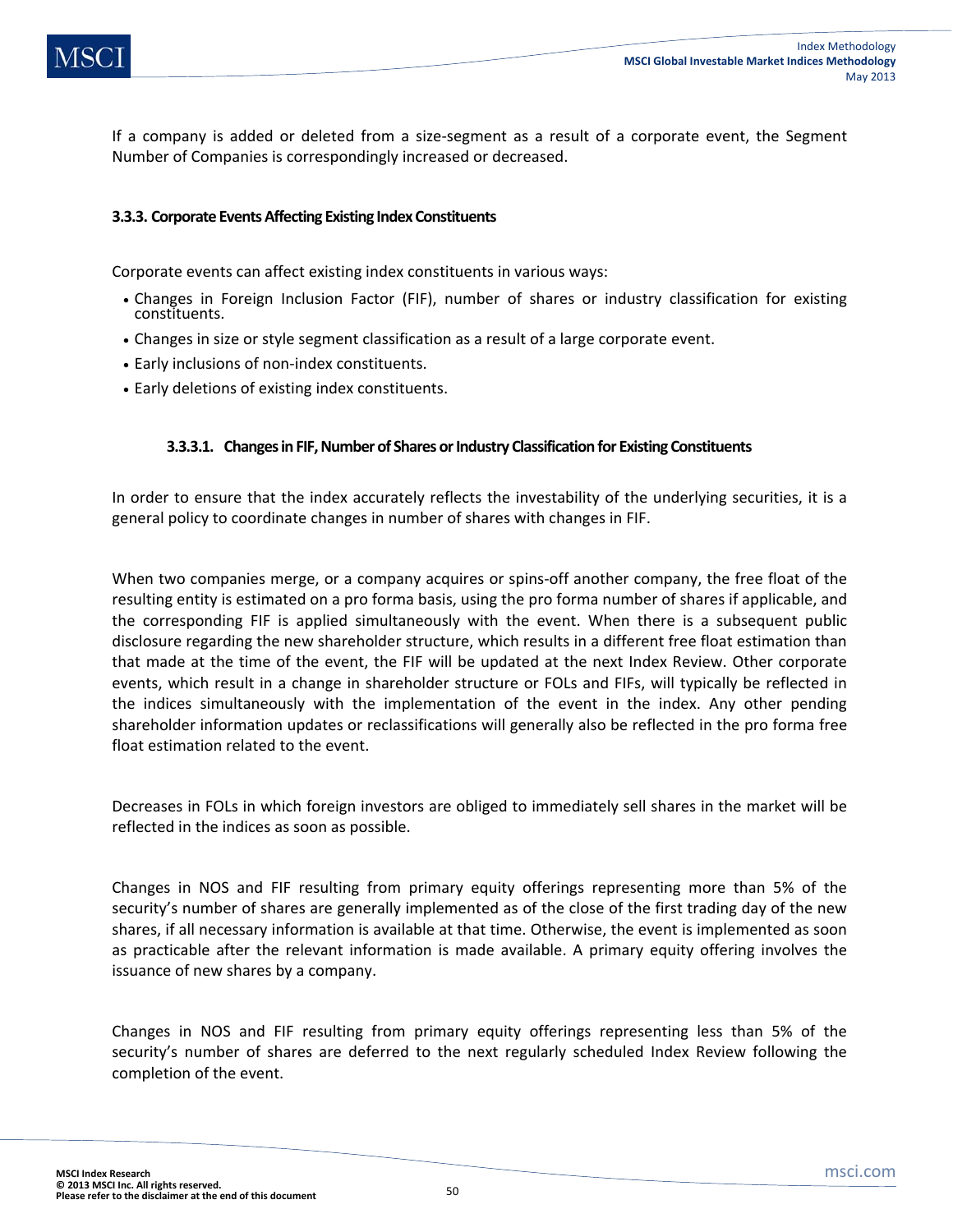If a company is added or deleted from a size-segment as a result of a corporate event, the Segment Number of Companies is correspondingly increased or decreased.

### 3.3.3. Corporate Events Affecting Existing Index Constituents

Corporate events can affect existing index constituents in various ways:

- Changes in Foreign Inclusion Factor (FIF), number of shares or industry classification for existing constituents.
- Changes in size or style segment classification as a result of a large corporate event.
- Early inclusions of non-index constituents.
- Early deletions of existing index constituents.

#### 3.3.3.1. Changes in FIF, Number of Shares or Industry Classification for Existing Constituents

In order to ensure that the index accurately reflects the investability of the underlying securities, it is a general policy to coordinate changes in number of shares with changes in FIF.

When two companies merge, or a company acquires or spins-off another company, the free float of the resulting entity is estimated on a pro forma basis, using the pro forma number of shares if applicable, and the corresponding FIF is applied simultaneously with the event. When there is a subsequent public disclosure regarding the new shareholder structure, which results in a different free float estimation than that made at the time of the event, the FIF will be updated at the next Index Review. Other corporate events, which result in a change in shareholder structure or FOLs and FIFs, will typically be reflected in the indices simultaneously with the implementation of the event in the index. Any other pending shareholder information updates or reclassifications will generally also be reflected in the pro forma free float estimation related to the event.

Decreases in FOLs in which foreign investors are obliged to immediately sell shares in the market will be reflected in the indices as soon as possible.

Changes in NOS and FIF resulting from primary equity offerings representing more than 5% of the security's number of shares are generally implemented as of the close of the first trading day of the new shares, if all necessary information is available at that time. Otherwise, the event is implemented as soon as practicable after the relevant information is made available. A primary equity offering involves the issuance of new shares by a company.

Changes in NOS and FIF resulting from primary equity offerings representing less than 5% of the security's number of shares are deferred to the next regularly scheduled Index Review following the completion of the event.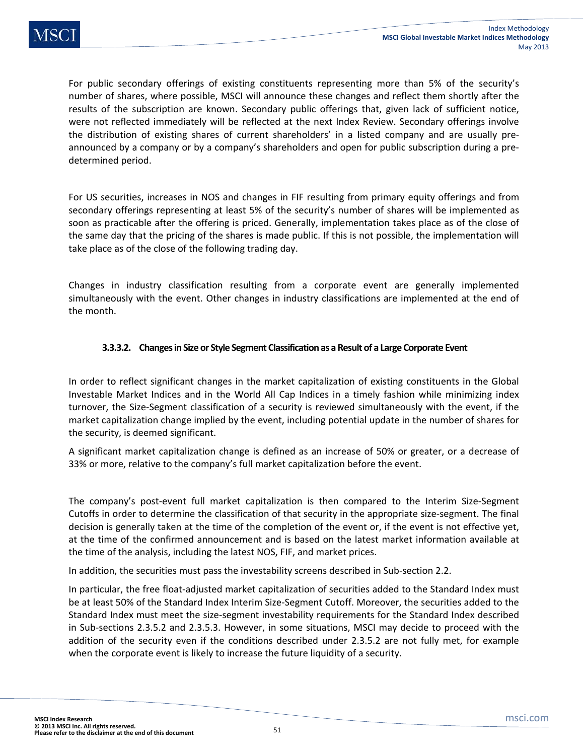For public secondary offerings of existing constituents representing more than 5% of the security's number of shares, where possible, MSCI will announce these changes and reflect them shortly after the results of the subscription are known. Secondary public offerings that, given lack of sufficient notice, were not reflected immediately will be reflected at the next Index Review. Secondary offerings involve the distribution of existing shares of current shareholders' in a listed company and are usually pre-announced by a company or by a company's shareholders and open for public subscription during a pre-determined period.

For US securities, increases in NOS and changes in FIF resulting from primary equity offerings and from secondary offerings representing at least 5% of the security's number of shares will be implemented as soon as practicable after the offering is priced. Generally, implementation takes place as of the close of the same day that the pricing of the shares is made public. If this is not possible, the implementation will take place as of the close of the following trading day.

Changes in industry classification resulting from a corporate event are generally implemented simultaneously with the event. Other changes in industry classifications are implemented at the end of the month.

#### 3.3.3.2. Changes in Size or Style Segment Classification as a Result of a Large Corporate Event

In order to reflect significant changes in the market capitalization of existing constituents in the Global Investable Market Indices and in the World All Cap Indices in a timely fashion while minimizing index turnover, the Size-Segment classification of a security is reviewed simultaneously with the event, if the market capitalization change implied by the event, including potential update in the number of shares for the security, is deemed significant.

A significant market capitalization change is defined as an increase of 50% or greater, or a decrease of 33% or more, relative to the company's full market capitalization before the event.

The company's post-event full market capitalization is then compared to the Interim Size-Segment Cutoffs in order to determine the classification of that security in the appropriate size-segment. The final decision is generally taken at the time of the completion of the event or, if the event is not effective yet, at the time of the confirmed announcement and is based on the latest market information available at the time of the analysis, including the latest NOS, FIF, and market prices.

In addition, the securities must pass the investability screens described in Sub-section 2.2.

In particular, the free float-adjusted market capitalization of securities added to the Standard Index must be at least 50% of the Standard Index Interim Size-Segment Cutoff. Moreover, the securities added to the Standard Index must meet the size-segment investability requirements for the Standard Index described in Sub-sections 2.3.5.2 and 2.3.5.3. However, in some situations, MSCI may decide to proceed with the addition of the security even if the conditions described under 2.3.5.2 are not fully met, for example when the corporate event is likely to increase the future liquidity of a security.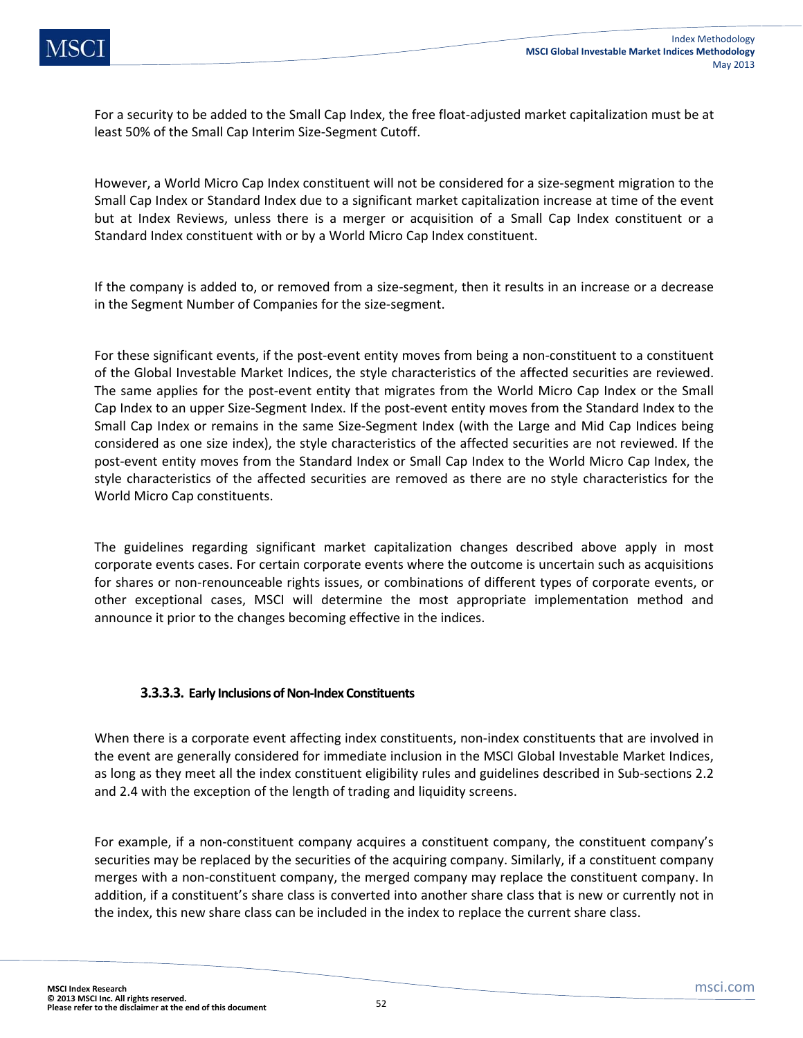For a security to be added to the Small Cap Index, the free float-adjusted market capitalization must be at least 50% of the Small Cap Interim Size-Segment Cutoff.

However, a World Micro Cap Index constituent will not be considered for a size-segment migration to the Small Cap Index or Standard Index due to a significant market capitalization increase at time of the event but at Index Reviews, unless there is a merger or acquisition of a Small Cap Index constituent or a Standard Index constituent with or by a World Micro Cap Index constituent.

If the company is added to, or removed from a size-segment, then it results in an increase or a decrease in the Segment Number of Companies for the size-segment.

For these significant events, if the post-event entity moves from being a non-constituent to a constituent of the Global Investable Market Indices, the style characteristics of the affected securities are reviewed. The same applies for the post-event entity that migrates from the World Micro Cap Index or the Small Cap Index to an upper Size-Segment Index. If the post-event entity moves from the Standard Index to the Small Cap Index or remains in the same Size-Segment Index (with the Large and Mid Cap Indices being considered as one size index), the style characteristics of the affected securities are not reviewed. If the post-event entity moves from the Standard Index or Small Cap Index to the World Micro Cap Index, the style characteristics of the affected securities are removed as there are no style characteristics for the World Micro Cap constituents.

The guidelines regarding significant market capitalization changes described above apply in most corporate events cases. For certain corporate events where the outcome is uncertain such as acquisitions for shares or non-renounceable rights issues, or combinations of different types of corporate events, or other exceptional cases, MSCI will determine the most appropriate implementation method and announce it prior to the changes becoming effective in the indices.

#### 3.3.3.3. Early Inclusions of Non-Index Constituents

When there is a corporate event affecting index constituents, non-index constituents that are involved in the event are generally considered for immediate inclusion in the MSCI Global Investable Market Indices, as long as they meet all the index constituent eligibility rules and guidelines described in Sub-sections 2.2 and 2.4 with the exception of the length of trading and liquidity screens.

For example, if a non-constituent company acquires a constituent company, the constituent company's securities may be replaced by the securities of the acquiring company. Similarly, if a constituent company merges with a non-constituent company, the merged company may replace the constituent company. In addition, if a constituent's share class is converted into another share class that is new or currently not in the index, this new share class can be included in the index to replace the current share class.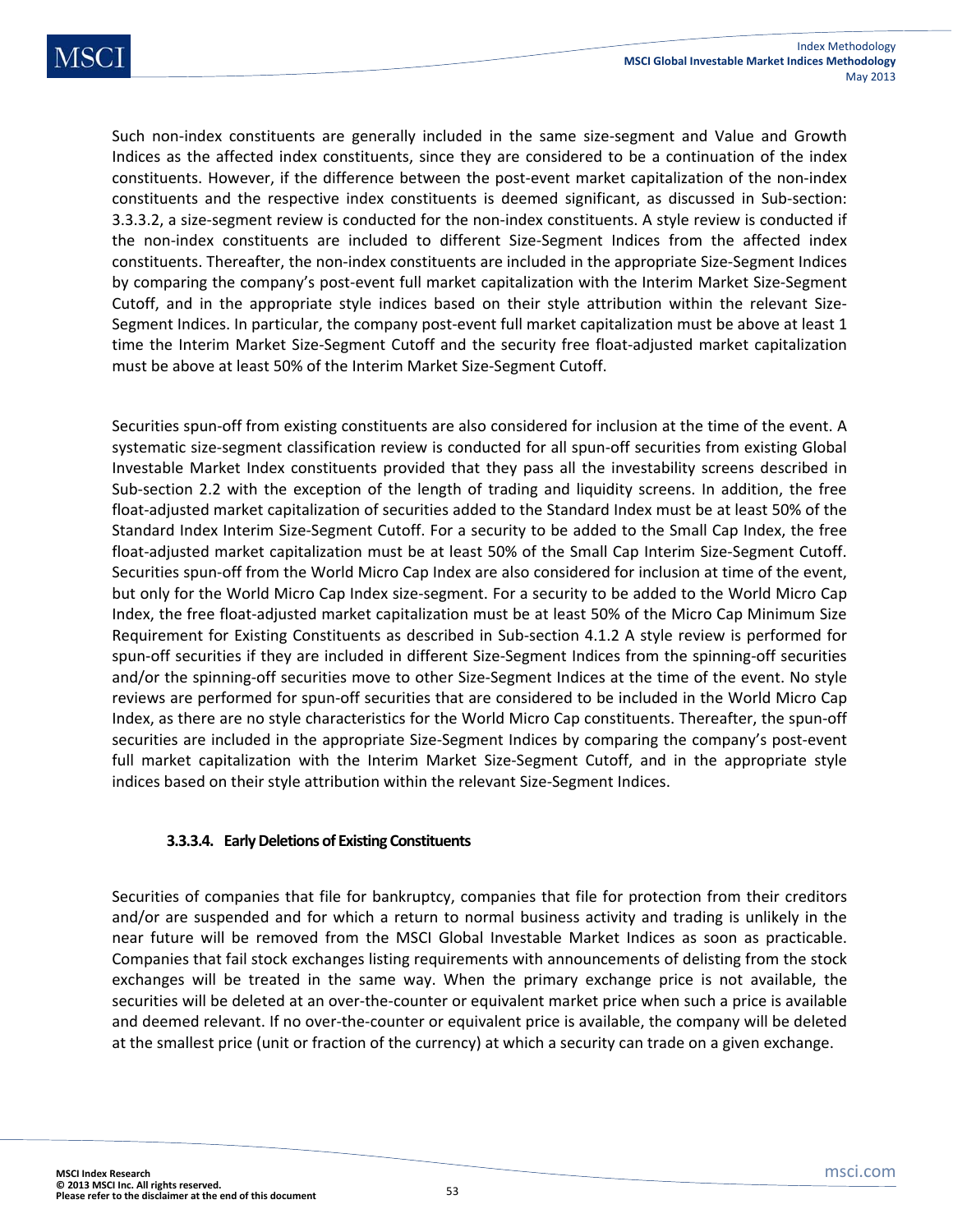Such non-index constituents are generally included in the same size-segment and Value and Growth Indices as the affected index constituents, since they are considered to be a continuation of the index constituents. However, if the difference between the post-event market capitalization of the non-index constituents and the respective index constituents is deemed significant, as discussed in Sub-section: 3.3.3.2, a size-segment review is conducted for the non-index constituents. A style review is conducted if the non-index constituents are included to different Size-Segment Indices from the affected index constituents. Thereafter, the non-index constituents are included in the appropriate Size-Segment Indices by comparing the company's post-event full market capitalization with the Interim Market Size-Segment Cutoff, and in the appropriate style indices based on their style attribution within the relevant Size-Segment Indices. In particular, the company post-event full market capitalization must be above at least 1 time the Interim Market Size-Segment Cutoff and the security free float-adjusted market capitalization must be above at least 50% of the Interim Market Size-Segment Cutoff.

Securities spun-off from existing constituents are also considered for inclusion at the time of the event. A systematic size-segment classification review is conducted for all spun-off securities from existing Global Investable Market Index constituents provided that they pass all the investability screens described in Sub-section 2.2 with the exception of the length of trading and liquidity screens. In addition, the free float-adjusted market capitalization of securities added to the Standard Index must be at least 50% of the Standard Index Interim Size-Segment Cutoff. For a security to be added to the Small Cap Index, the free float-adjusted market capitalization must be at least 50% of the Small Cap Interim Size-Segment Cutoff. Securities spun-off from the World Micro Cap Index are also considered for inclusion at time of the event, but only for the World Micro Cap Index size-segment. For a security to be added to the World Micro Cap Index, the free float-adjusted market capitalization must be at least 50% of the Micro Cap Minimum Size Requirement for Existing Constituents as described in Sub-section 4.1.2 A style review is performed for spun-off securities if they are included in different Size-Segment Indices from the spinning-off securities and/or the spinning-off securities move to other Size-Segment Indices at the time of the event. No style reviews are performed for spun-off securities that are considered to be included in the World Micro Cap Index, as there are no style characteristics for the World Micro Cap constituents. Thereafter, the spun-off securities are included in the appropriate Size-Segment Indices by comparing the company's post-event full market capitalization with the Interim Market Size-Segment Cutoff, and in the appropriate style indices based on their style attribution within the relevant Size-Segment Indices.

#### 3.3.3.4. Early Deletions of Existing Constituents

Securities of companies that file for bankruptcy, companies that file for protection from their creditors and/or are suspended and for which a return to normal business activity and trading is unlikely in the near future will be removed from the MSCI Global Investable Market Indices as soon as practicable. Companies that fail stock exchanges listing requirements with announcements of delisting from the stock exchanges will be treated in the same way. When the primary exchange price is not available, the securities will be deleted at an over-the-counter or equivalent market price when such a price is available and deemed relevant. If no over-the-counter or equivalent price is available, the company will be deleted at the smallest price (unit or fraction of the currency) at which a security can trade on a given exchange.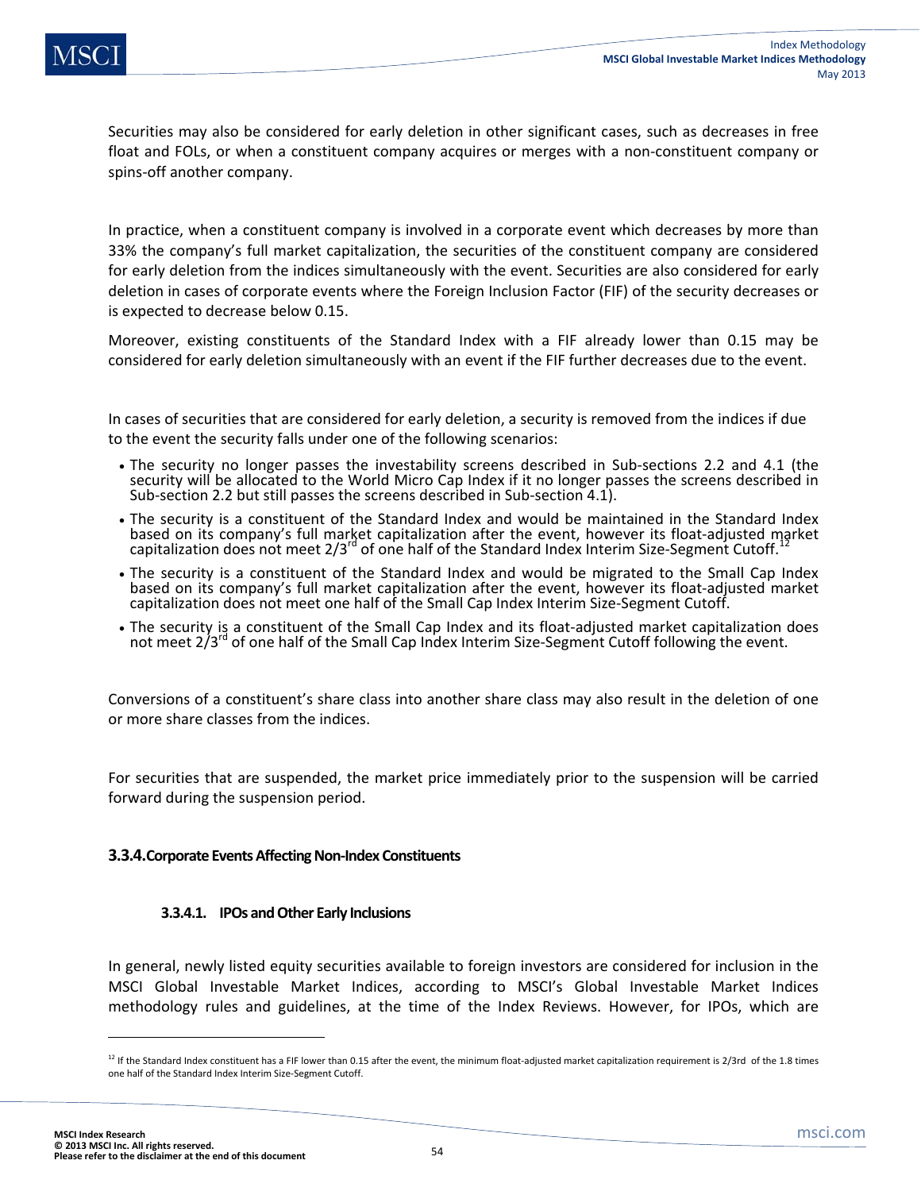Securities may also be considered for early deletion in other significant cases, such as decreases in free float and FOLs, or when a constituent company acquires or merges with a non-constituent company or spins-off another company.

In practice, when a constituent company is involved in a corporate event which decreases by more than 33% the company's full market capitalization, the securities of the constituent company are considered for early deletion from the indices simultaneously with the event. Securities are also considered for early deletion in cases of corporate events where the Foreign Inclusion Factor (FIF) of the security decreases or is expected to decrease below 0.15.

Moreover, existing constituents of the Standard Index with a FIF already lower than 0.15 may be considered for early deletion simultaneously with an event if the FIF further decreases due to the event.

In cases of securities that are considered for early deletion, a security is removed from the indices if due to the event the security falls under one of the following scenarios:

- The security no longer passes the investability screens described in Sub-sections 2.2 and 4.1 (the security will be allocated to the World Micro Cap Index if it no longer passes the screens described in Sub-section 2.2 but still passes the screens described in Sub-section 4.1).
- The security is a constituent of the Standard Index and would be maintained in the Standard Index based on its company's full market capitalization after the event, however its float-adjusted market capitalization does not meet 2/3rd of one half of the Standard Index Interim Size-Segment Cutoff.[12]
- The security is a constituent of the Standard Index and would be migrated to the Small Cap Index based on its company's full market capitalization after the event, however its float-adjusted market capitalization does not meet one half of the Small Cap Index Interim Size-Segment Cutoff.
- The security is a constituent of the Small Cap Index and its float-adjusted market capitalization does not meet 2/3rd of one half of the Small Cap Index Interim Size-Segment Cutoff following the event.

Conversions of a constituent's share class into another share class may also result in the deletion of one or more share classes from the indices.

For securities that are suspended, the market price immediately prior to the suspension will be carried forward during the suspension period.

### 3.3.4. Corporate Events Affecting Non-Index Constituents

#### 3.3.4.1. IPOs and Other Early Inclusions

In general, newly listed equity securities available to foreign investors are considered for inclusion in the MSCI Global Investable Market Indices, according to MSCI's Global Investable Market Indices methodology rules and guidelines, at the time of the Index Reviews. However, for IPOs, which are

[12] If the Standard Index constituent has a FIF lower than 0.15 after the event, the minimum float-adjusted market capitalization requirement is 2/3rd of the 1.8 times one half of the Standard Index Interim Size-Segment Cutoff.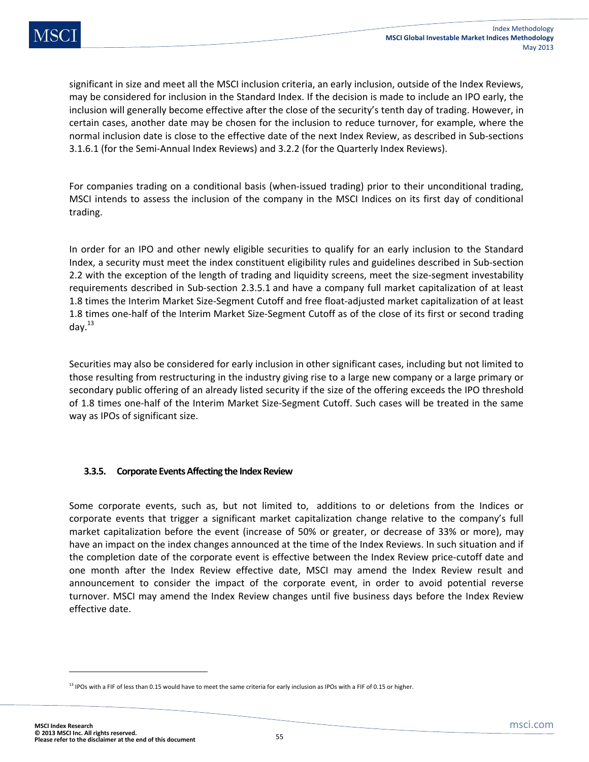significant in size and meet all the MSCI inclusion criteria, an early inclusion, outside of the Index Reviews, may be considered for inclusion in the Standard Index. If the decision is made to include an IPO early, the inclusion will generally become effective after the close of the security's tenth day of trading. However, in certain cases, another date may be chosen for the inclusion to reduce turnover, for example, where the normal inclusion date is close to the effective date of the next Index Review, as described in Sub-sections 3.1.6.1 (for the Semi-Annual Index Reviews) and 3.2.2 (for the Quarterly Index Reviews).

For companies trading on a conditional basis (when-issued trading) prior to their unconditional trading, MSCI intends to assess the inclusion of the company in the MSCI Indices on its first day of conditional trading.

In order for an IPO and other newly eligible securities to qualify for an early inclusion to the Standard Index, a security must meet the index constituent eligibility rules and guidelines described in Sub-section 2.2 with the exception of the length of trading and liquidity screens, meet the size-segment investability requirements described in Sub-section 2.3.5.1 and have a company full market capitalization of at least 1.8 times the Interim Market Size-Segment Cutoff and free float-adjusted market capitalization of at least 1.8 times one-half of the Interim Market Size-Segment Cutoff as of the close of its first or second trading day.[13]

Securities may also be considered for early inclusion in other significant cases, including but not limited to those resulting from restructuring in the industry giving rise to a large new company or a large primary or secondary public offering of an already listed security if the size of the offering exceeds the IPO threshold of 1.8 times one-half of the Interim Market Size-Segment Cutoff. Such cases will be treated in the same way as IPOs of significant size.

### 3.3.5. Corporate Events Affecting the Index Review

Some corporate events, such as, but not limited to, additions to or deletions from the Indices or corporate events that trigger a significant market capitalization change relative to the company's full market capitalization before the event (increase of 50% or greater, or decrease of 33% or more), may have an impact on the index changes announced at the time of the Index Reviews. In such situation and if the completion date of the corporate event is effective between the Index Review price-cutoff date and one month after the Index Review effective date, MSCI may amend the Index Review result and announcement to consider the impact of the corporate event, in order to avoid potential reverse turnover. MSCI may amend the Index Review changes until five business days before the Index Review effective date.

---

[13] IPOs with a FIF of less than 0.15 would have to meet the same criteria for early inclusion as IPOs with a FIF of 0.15 or higher.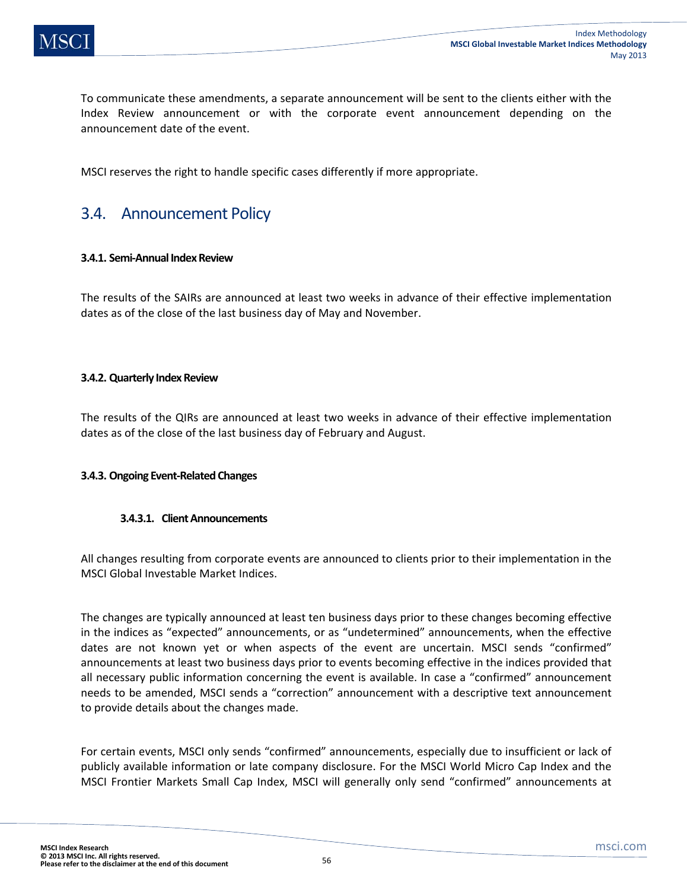To communicate these amendments, a separate announcement will be sent to the clients either with the Index Review announcement or with the corporate event announcement depending on the announcement date of the event.

MSCI reserves the right to handle specific cases differently if more appropriate.

## 3.4. Announcement Policy

### 3.4.1. Semi-Annual Index Review

The results of the SAIRs are announced at least two weeks in advance of their effective implementation dates as of the close of the last business day of May and November.

### 3.4.2. Quarterly Index Review

The results of the QIRs are announced at least two weeks in advance of their effective implementation dates as of the close of the last business day of February and August.

### 3.4.3. Ongoing Event-Related Changes

#### 3.4.3.1. Client Announcements

All changes resulting from corporate events are announced to clients prior to their implementation in the MSCI Global Investable Market Indices.

The changes are typically announced at least ten business days prior to these changes becoming effective in the indices as “expected” announcements, or as “undetermined” announcements, when the effective dates are not known yet or when aspects of the event are uncertain. MSCI sends “confirmed” announcements at least two business days prior to events becoming effective in the indices provided that all necessary public information concerning the event is available. In case a “confirmed” announcement needs to be amended, MSCI sends a “correction” announcement with a descriptive text announcement to provide details about the changes made.

For certain events, MSCI only sends “confirmed” announcements, especially due to insufficient or lack of publicly available information or late company disclosure. For the MSCI World Micro Cap Index and the MSCI Frontier Markets Small Cap Index, MSCI will generally only send “confirmed” announcements at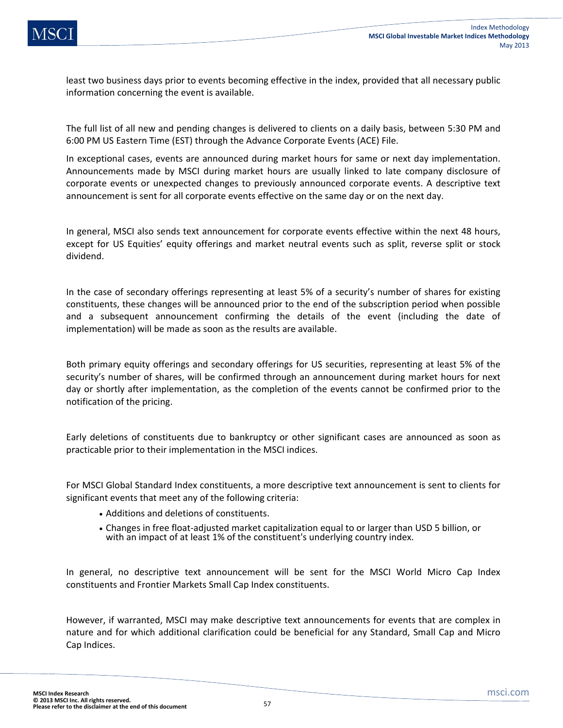least two business days prior to events becoming effective in the index, provided that all necessary public information concerning the event is available.

The full list of all new and pending changes is delivered to clients on a daily basis, between 5:30 PM and 6:00 PM US Eastern Time (EST) through the Advance Corporate Events (ACE) File.

In exceptional cases, events are announced during market hours for same or next day implementation. Announcements made by MSCI during market hours are usually linked to late company disclosure of corporate events or unexpected changes to previously announced corporate events. A descriptive text announcement is sent for all corporate events effective on the same day or on the next day.

In general, MSCI also sends text announcement for corporate events effective within the next 48 hours, except for US Equities' equity offerings and market neutral events such as split, reverse split or stock dividend.

In the case of secondary offerings representing at least 5% of a security's number of shares for existing constituents, these changes will be announced prior to the end of the subscription period when possible and a subsequent announcement confirming the details of the event (including the date of implementation) will be made as soon as the results are available.

Both primary equity offerings and secondary offerings for US securities, representing at least 5% of the security's number of shares, will be confirmed through an announcement during market hours for next day or shortly after implementation, as the completion of the events cannot be confirmed prior to the notification of the pricing.

Early deletions of constituents due to bankruptcy or other significant cases are announced as soon as practicable prior to their implementation in the MSCI indices.

For MSCI Global Standard Index constituents, a more descriptive text announcement is sent to clients for significant events that meet any of the following criteria:

- Additions and deletions of constituents.
- Changes in free float-adjusted market capitalization equal to or larger than USD 5 billion, or with an impact of at least 1% of the constituent's underlying country index.

In general, no descriptive text announcement will be sent for the MSCI World Micro Cap Index constituents and Frontier Markets Small Cap Index constituents.

However, if warranted, MSCI may make descriptive text announcements for events that are complex in nature and for which additional clarification could be beneficial for any Standard, Small Cap and Micro Cap Indices.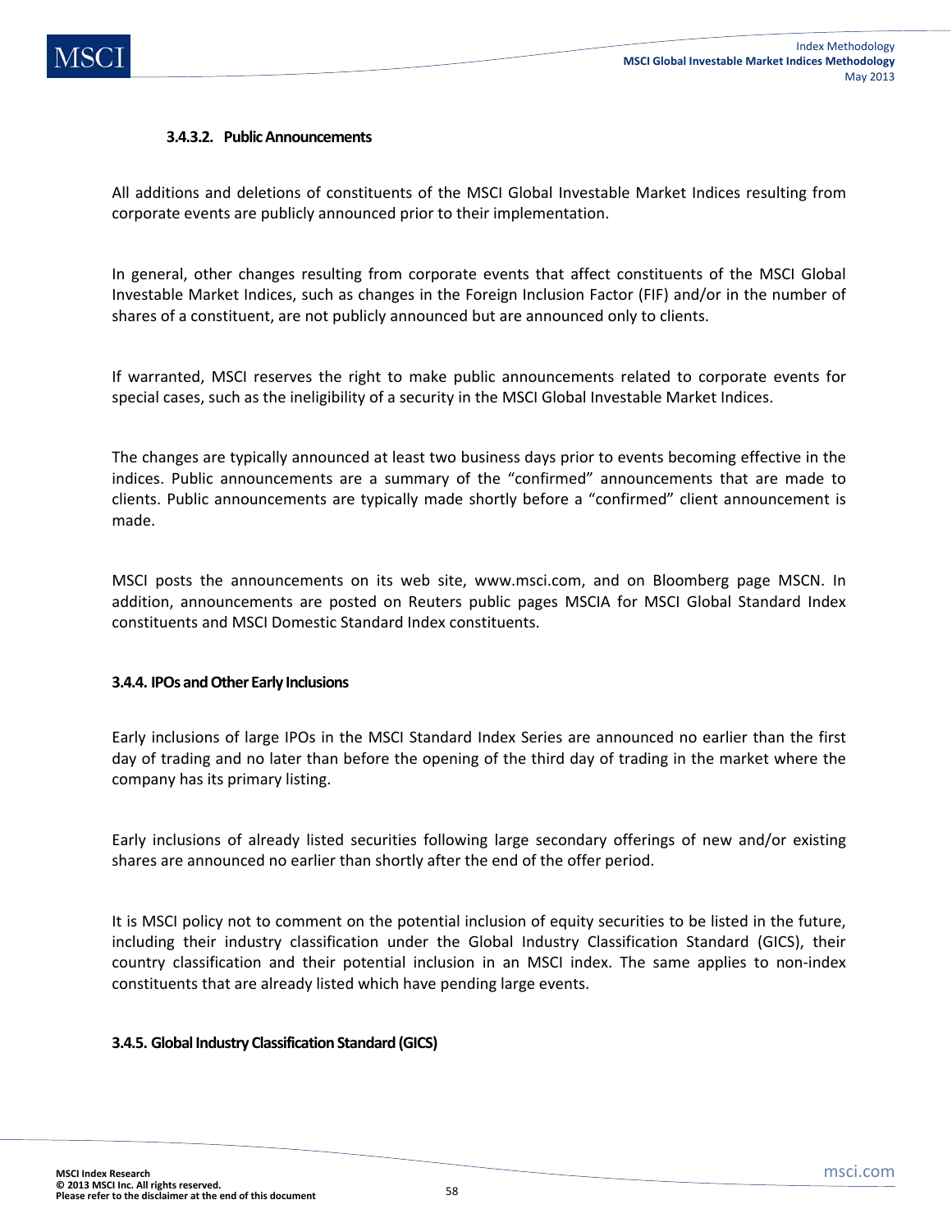#### 3.4.3.2. Public Announcements

All additions and deletions of constituents of the MSCI Global Investable Market Indices resulting from corporate events are publicly announced prior to their implementation.

In general, other changes resulting from corporate events that affect constituents of the MSCI Global Investable Market Indices, such as changes in the Foreign Inclusion Factor (FIF) and/or in the number of shares of a constituent, are not publicly announced but are announced only to clients.

If warranted, MSCI reserves the right to make public announcements related to corporate events for special cases, such as the ineligibility of a security in the MSCI Global Investable Market Indices.

The changes are typically announced at least two business days prior to events becoming effective in the indices. Public announcements are a summary of the "confirmed" announcements that are made to clients. Public announcements are typically made shortly before a "confirmed" client announcement is made.

MSCI posts the announcements on its web site, www.msci.com, and on Bloomberg page MSCN. In addition, announcements are posted on Reuters public pages MSCIA for MSCI Global Standard Index constituents and MSCI Domestic Standard Index constituents.

### 3.4.4. IPOs and Other Early Inclusions

Early inclusions of large IPOs in the MSCI Standard Index Series are announced no earlier than the first day of trading and no later than before the opening of the third day of trading in the market where the company has its primary listing.

Early inclusions of already listed securities following large secondary offerings of new and/or existing shares are announced no earlier than shortly after the end of the offer period.

It is MSCI policy not to comment on the potential inclusion of equity securities to be listed in the future, including their industry classification under the Global Industry Classification Standard (GICS), their country classification and their potential inclusion in an MSCI index. The same applies to non-index constituents that are already listed which have pending large events.

### 3.4.5. Global Industry Classification Standard (GICS)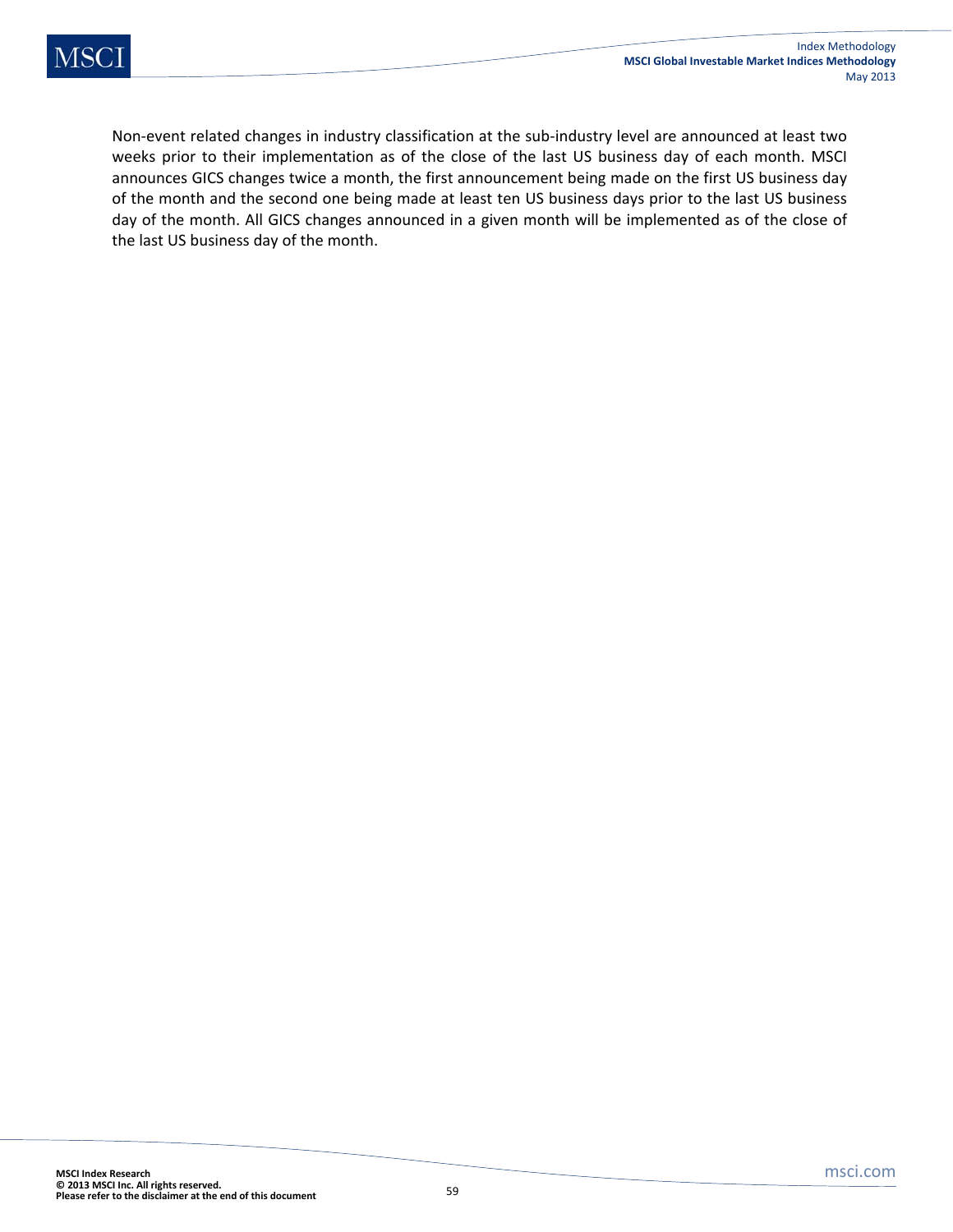Non-event related changes in industry classification at the sub-industry level are announced at least two weeks prior to their implementation as of the close of the last US business day of each month. MSCI announces GICS changes twice a month, the first announcement being made on the first US business day of the month and the second one being made at least ten US business days prior to the last US business day of the month. All GICS changes announced in a given month will be implemented as of the close of the last US business day of the month.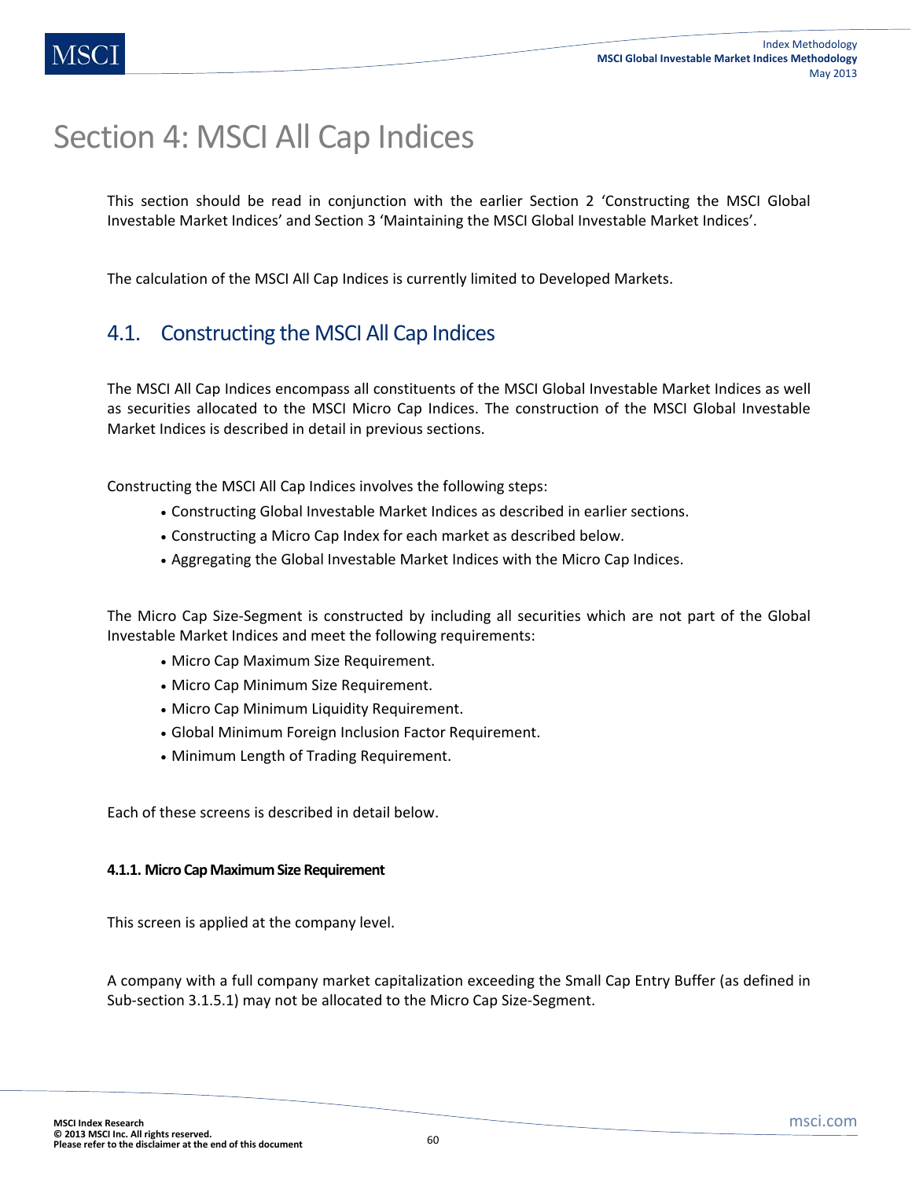# Section 4: MSCI All Cap Indices

This section should be read in conjunction with the earlier Section 2 'Constructing the MSCI Global Investable Market Indices' and Section 3 'Maintaining the MSCI Global Investable Market Indices'.

The calculation of the MSCI All Cap Indices is currently limited to Developed Markets.

## 4.1. Constructing the MSCI All Cap Indices

The MSCI All Cap Indices encompass all constituents of the MSCI Global Investable Market Indices as well as securities allocated to the MSCI Micro Cap Indices. The construction of the MSCI Global Investable Market Indices is described in detail in previous sections.

Constructing the MSCI All Cap Indices involves the following steps:

- Constructing Global Investable Market Indices as described in earlier sections.
- Constructing a Micro Cap Index for each market as described below.
- Aggregating the Global Investable Market Indices with the Micro Cap Indices.

The Micro Cap Size-Segment is constructed by including all securities which are not part of the Global Investable Market Indices and meet the following requirements:

- Micro Cap Maximum Size Requirement.
- Micro Cap Minimum Size Requirement.
- Micro Cap Minimum Liquidity Requirement.
- Global Minimum Foreign Inclusion Factor Requirement.
- Minimum Length of Trading Requirement.

Each of these screens is described in detail below.

#### 4.1.1. Micro Cap Maximum Size Requirement

This screen is applied at the company level.

A company with a full company market capitalization exceeding the Small Cap Entry Buffer (as defined in Sub-section 3.1.5.1) may not be allocated to the Micro Cap Size-Segment.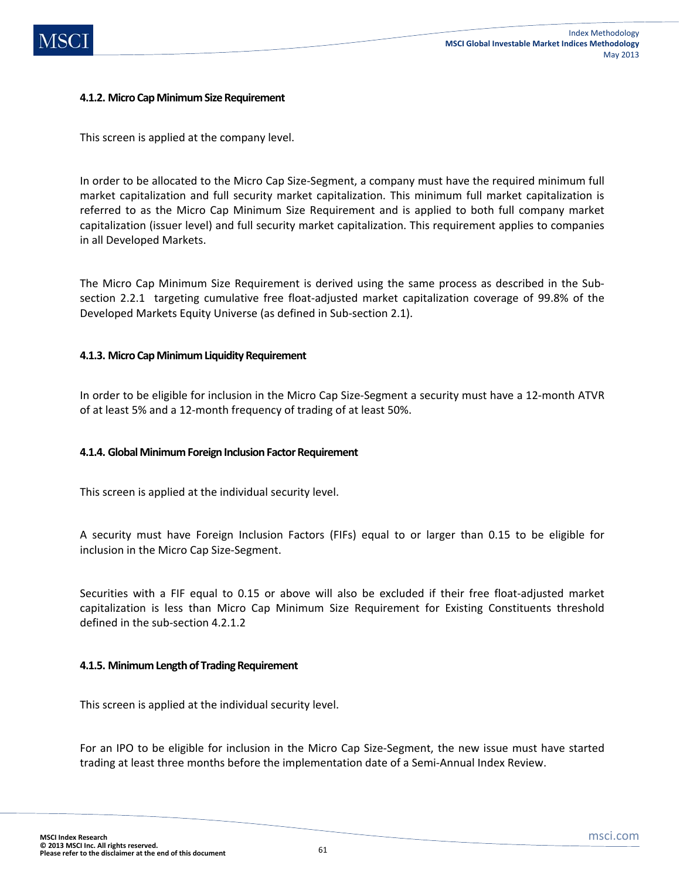#### 4.1.2. Micro Cap Minimum Size Requirement

This screen is applied at the company level.

In order to be allocated to the Micro Cap Size-Segment, a company must have the required minimum full market capitalization and full security market capitalization. This minimum full market capitalization is referred to as the Micro Cap Minimum Size Requirement and is applied to both full company market capitalization (issuer level) and full security market capitalization. This requirement applies to companies in all Developed Markets.

The Micro Cap Minimum Size Requirement is derived using the same process as described in the Sub-section 2.2.1 targeting cumulative free float-adjusted market capitalization coverage of 99.8% of the Developed Markets Equity Universe (as defined in Sub-section 2.1).

#### 4.1.3. Micro Cap Minimum Liquidity Requirement

In order to be eligible for inclusion in the Micro Cap Size-Segment a security must have a 12-month ATVR of at least 5% and a 12-month frequency of trading of at least 50%.

#### 4.1.4. Global Minimum Foreign Inclusion Factor Requirement

This screen is applied at the individual security level.

A security must have Foreign Inclusion Factors (FIFs) equal to or larger than 0.15 to be eligible for inclusion in the Micro Cap Size-Segment.

Securities with a FIF equal to 0.15 or above will also be excluded if their free float-adjusted market capitalization is less than Micro Cap Minimum Size Requirement for Existing Constituents threshold defined in the sub-section 4.2.1.2

#### 4.1.5. Minimum Length of Trading Requirement

This screen is applied at the individual security level.

For an IPO to be eligible for inclusion in the Micro Cap Size-Segment, the new issue must have started trading at least three months before the implementation date of a Semi-Annual Index Review.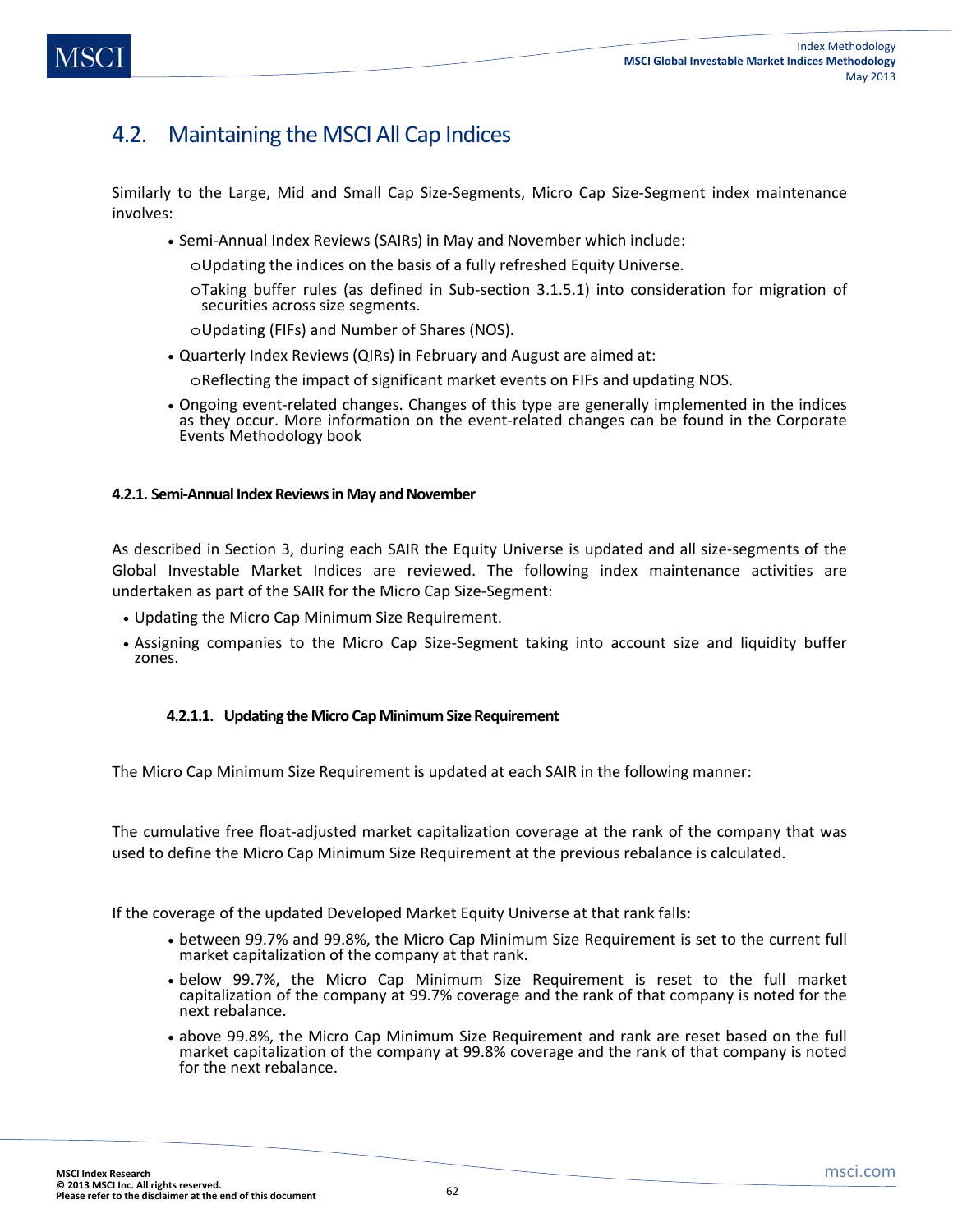## 4.2. Maintaining the MSCI All Cap Indices

Similarly to the Large, Mid and Small Cap Size-Segments, Micro Cap Size-Segment index maintenance involves:

- Semi-Annual Index Reviews (SAIRs) in May and November which include:
  - Updating the indices on the basis of a fully refreshed Equity Universe.
  - Taking buffer rules (as defined in Sub-section 3.1.5.1) into consideration for migration of securities across size segments.
  - Updating (FIFs) and Number of Shares (NOS).
- Quarterly Index Reviews (QIRs) in February and August are aimed at:
  - Reflecting the impact of significant market events on FIFs and updating NOS.
- Ongoing event-related changes. Changes of this type are generally implemented in the indices as they occur. More information on the event-related changes can be found in the Corporate Events Methodology book

### 4.2.1. Semi-Annual Index Reviews in May and November

As described in Section 3, during each SAIR the Equity Universe is updated and all size-segments of the Global Investable Market Indices are reviewed. The following index maintenance activities are undertaken as part of the SAIR for the Micro Cap Size-Segment:

- Updating the Micro Cap Minimum Size Requirement.
- Assigning companies to the Micro Cap Size-Segment taking into account size and liquidity buffer zones.

#### 4.2.1.1. Updating the Micro Cap Minimum Size Requirement

The Micro Cap Minimum Size Requirement is updated at each SAIR in the following manner:

The cumulative free float-adjusted market capitalization coverage at the rank of the company that was used to define the Micro Cap Minimum Size Requirement at the previous rebalance is calculated.

If the coverage of the updated Developed Market Equity Universe at that rank falls:

- between 99.7% and 99.8%, the Micro Cap Minimum Size Requirement is set to the current full market capitalization of the company at that rank.
- below 99.7%, the Micro Cap Minimum Size Requirement is reset to the full market capitalization of the company at 99.7% coverage and the rank of that company is noted for the next rebalance.
- above 99.8%, the Micro Cap Minimum Size Requirement and rank are reset based on the full market capitalization of the company at 99.8% coverage and the rank of that company is noted for the next rebalance.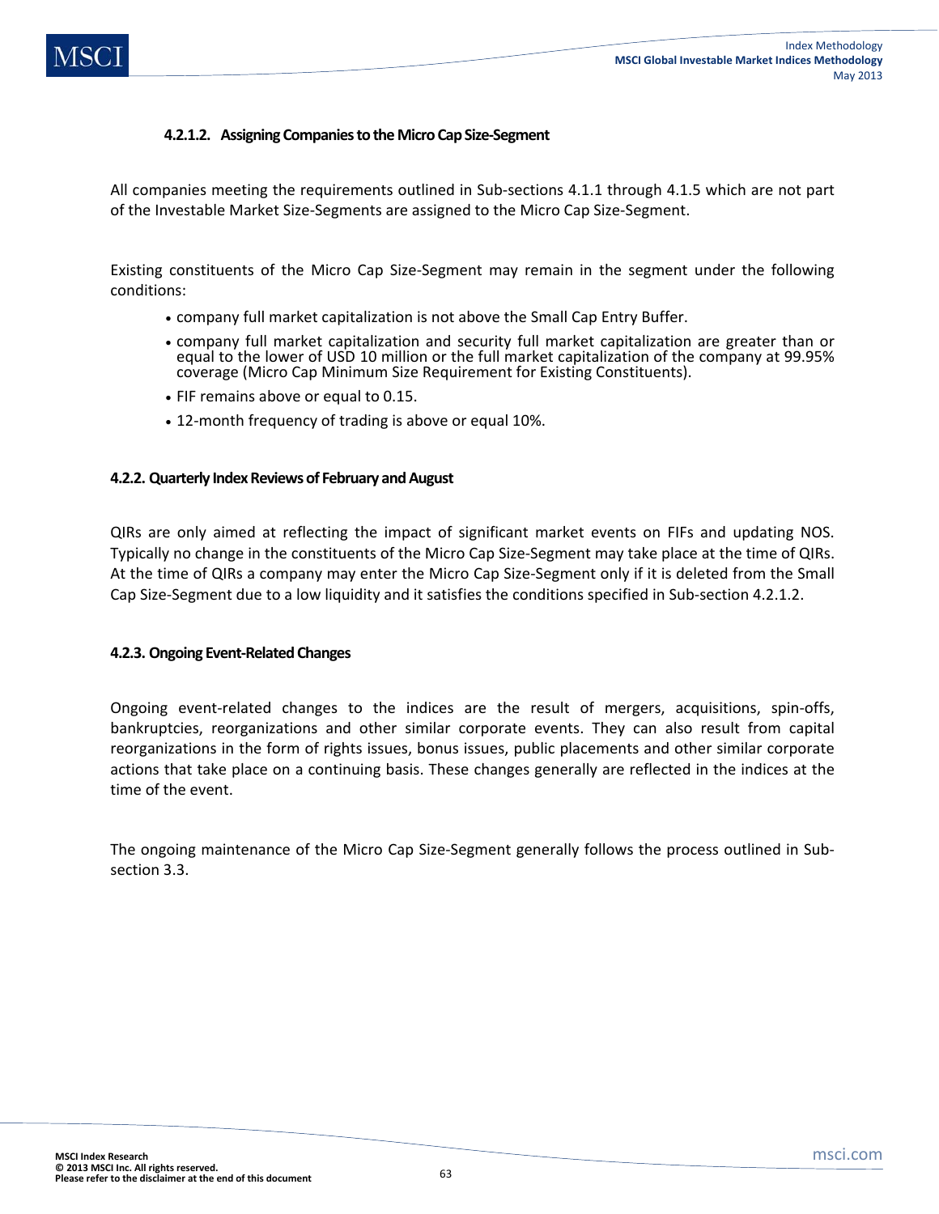#### 4.2.1.2. Assigning Companies to the Micro Cap Size-Segment

All companies meeting the requirements outlined in Sub-sections 4.1.1 through 4.1.5 which are not part of the Investable Market Size-Segments are assigned to the Micro Cap Size-Segment.

Existing constituents of the Micro Cap Size-Segment may remain in the segment under the following conditions:

- company full market capitalization is not above the Small Cap Entry Buffer.
- company full market capitalization and security full market capitalization are greater than or equal to the lower of USD 10 million or the full market capitalization of the company at 99.95% coverage (Micro Cap Minimum Size Requirement for Existing Constituents).
- FIF remains above or equal to 0.15.
- 12-month frequency of trading is above or equal 10%.

### 4.2.2. Quarterly Index Reviews of February and August

QIRs are only aimed at reflecting the impact of significant market events on FIFs and updating NOS. Typically no change in the constituents of the Micro Cap Size-Segment may take place at the time of QIRs. At the time of QIRs a company may enter the Micro Cap Size-Segment only if it is deleted from the Small Cap Size-Segment due to a low liquidity and it satisfies the conditions specified in Sub-section 4.2.1.2.

### 4.2.3. Ongoing Event-Related Changes

Ongoing event-related changes to the indices are the result of mergers, acquisitions, spin-offs, bankruptcies, reorganizations and other similar corporate events. They can also result from capital reorganizations in the form of rights issues, bonus issues, public placements and other similar corporate actions that take place on a continuing basis. These changes generally are reflected in the indices at the time of the event.

The ongoing maintenance of the Micro Cap Size-Segment generally follows the process outlined in Sub-section 3.3.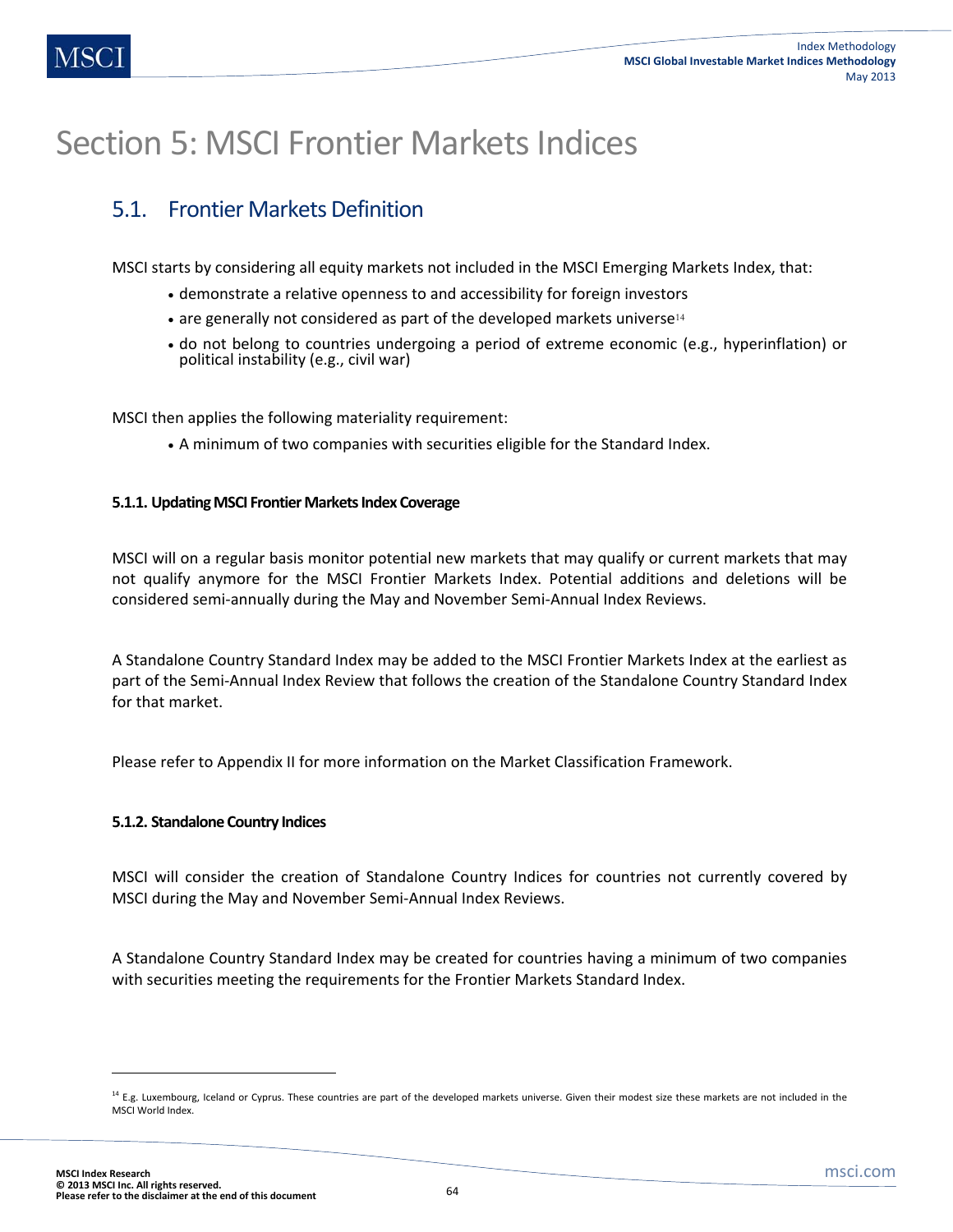# Section 5: MSCI Frontier Markets Indices

## 5.1. Frontier Markets Definition

MSCI starts by considering all equity markets not included in the MSCI Emerging Markets Index, that:

- demonstrate a relative openness to and accessibility for foreign investors
- are generally not considered as part of the developed markets universe[14]
- do not belong to countries undergoing a period of extreme economic (e.g., hyperinflation) or political instability (e.g., civil war)

MSCI then applies the following materiality requirement:

- A minimum of two companies with securities eligible for the Standard Index.

#### 5.1.1. Updating MSCI Frontier Markets Index Coverage

MSCI will on a regular basis monitor potential new markets that may qualify or current markets that may not qualify anymore for the MSCI Frontier Markets Index. Potential additions and deletions will be considered semi-annually during the May and November Semi-Annual Index Reviews.

A Standalone Country Standard Index may be added to the MSCI Frontier Markets Index at the earliest as part of the Semi-Annual Index Review that follows the creation of the Standalone Country Standard Index for that market.

Please refer to Appendix II for more information on the Market Classification Framework.

#### 5.1.2. Standalone Country Indices

MSCI will consider the creation of Standalone Country Indices for countries not currently covered by MSCI during the May and November Semi-Annual Index Reviews.

A Standalone Country Standard Index may be created for countries having a minimum of two companies with securities meeting the requirements for the Frontier Markets Standard Index.

---

[14] E.g. Luxembourg, Iceland or Cyprus. These countries are part of the developed markets universe. Given their modest size these markets are not included in the MSCI World Index.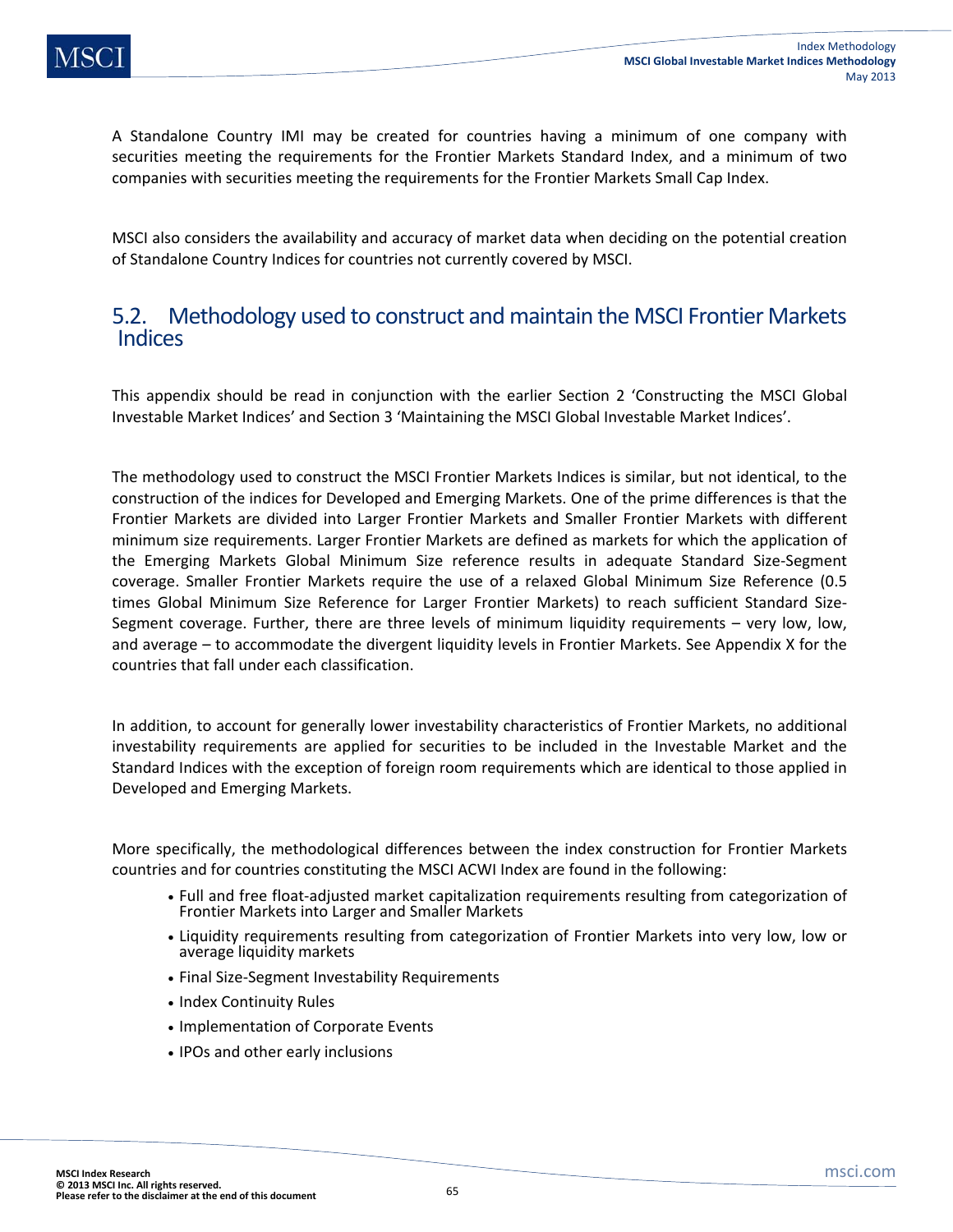A Standalone Country IMI may be created for countries having a minimum of one company with securities meeting the requirements for the Frontier Markets Standard Index, and a minimum of two companies with securities meeting the requirements for the Frontier Markets Small Cap Index.

MSCI also considers the availability and accuracy of market data when deciding on the potential creation of Standalone Country Indices for countries not currently covered by MSCI.

## 5.2. Methodology used to construct and maintain the MSCI Frontier Markets Indices

This appendix should be read in conjunction with the earlier Section 2 'Constructing the MSCI Global Investable Market Indices' and Section 3 'Maintaining the MSCI Global Investable Market Indices'.

The methodology used to construct the MSCI Frontier Markets Indices is similar, but not identical, to the construction of the indices for Developed and Emerging Markets. One of the prime differences is that the Frontier Markets are divided into Larger Frontier Markets and Smaller Frontier Markets with different minimum size requirements. Larger Frontier Markets are defined as markets for which the application of the Emerging Markets Global Minimum Size reference results in adequate Standard Size-Segment coverage. Smaller Frontier Markets require the use of a relaxed Global Minimum Size Reference (0.5 times Global Minimum Size Reference for Larger Frontier Markets) to reach sufficient Standard Size-Segment coverage. Further, there are three levels of minimum liquidity requirements – very low, low, and average – to accommodate the divergent liquidity levels in Frontier Markets. See Appendix X for the countries that fall under each classification.

In addition, to account for generally lower investability characteristics of Frontier Markets, no additional investability requirements are applied for securities to be included in the Investable Market and the Standard Indices with the exception of foreign room requirements which are identical to those applied in Developed and Emerging Markets.

More specifically, the methodological differences between the index construction for Frontier Markets countries and for countries constituting the MSCI ACWI Index are found in the following:

- Full and free float-adjusted market capitalization requirements resulting from categorization of Frontier Markets into Larger and Smaller Markets
- Liquidity requirements resulting from categorization of Frontier Markets into very low, low or average liquidity markets
- Final Size-Segment Investability Requirements
- Index Continuity Rules
- Implementation of Corporate Events
- IPOs and other early inclusions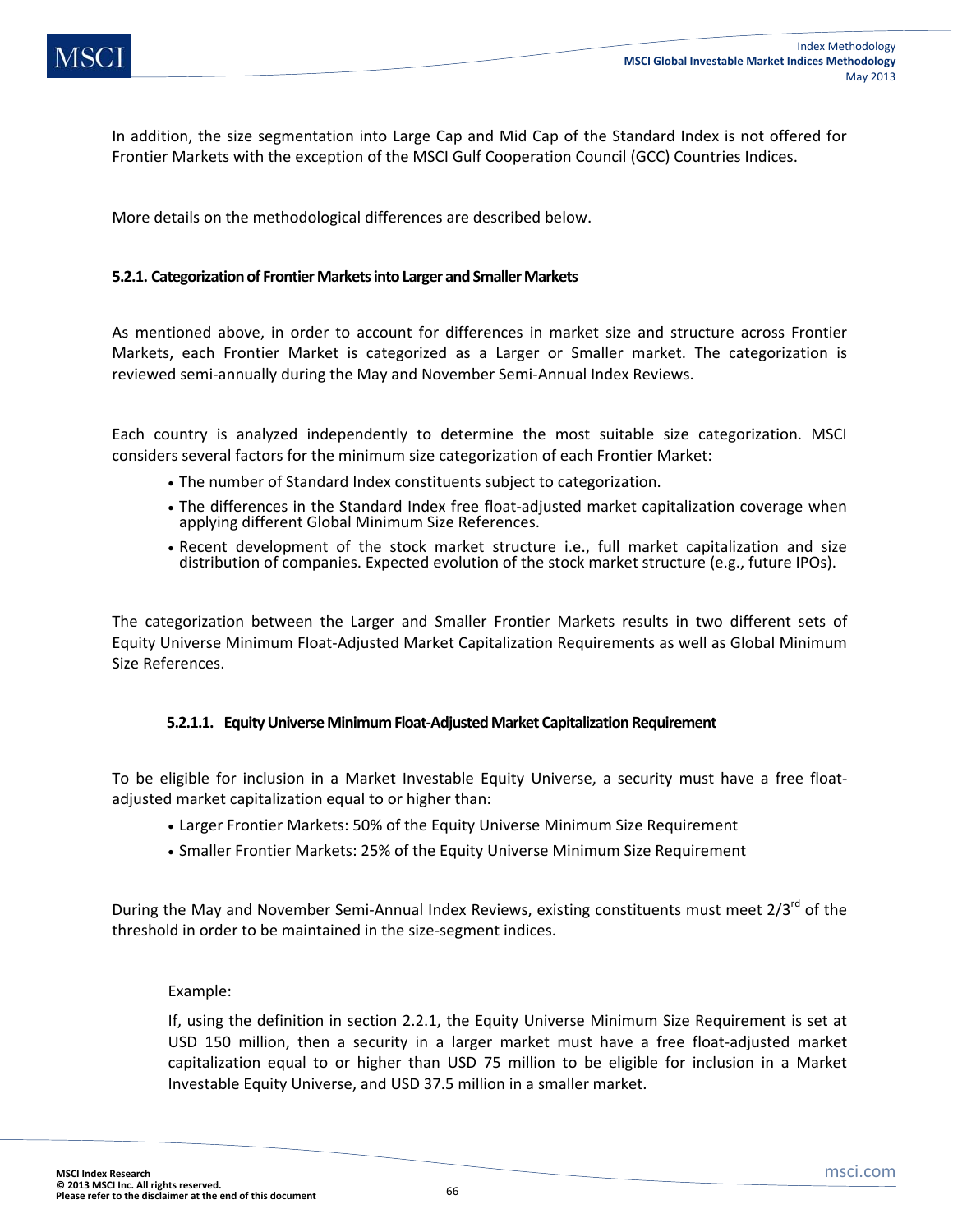In addition, the size segmentation into Large Cap and Mid Cap of the Standard Index is not offered for Frontier Markets with the exception of the MSCI Gulf Cooperation Council (GCC) Countries Indices.

More details on the methodological differences are described below.

### 5.2.1. Categorization of Frontier Markets into Larger and Smaller Markets

As mentioned above, in order to account for differences in market size and structure across Frontier Markets, each Frontier Market is categorized as a Larger or Smaller market. The categorization is reviewed semi-annually during the May and November Semi-Annual Index Reviews.

Each country is analyzed independently to determine the most suitable size categorization. MSCI considers several factors for the minimum size categorization of each Frontier Market:

- The number of Standard Index constituents subject to categorization.
- The differences in the Standard Index free float-adjusted market capitalization coverage when applying different Global Minimum Size References.
- Recent development of the stock market structure i.e., full market capitalization and size distribution of companies. Expected evolution of the stock market structure (e.g., future IPOs).

The categorization between the Larger and Smaller Frontier Markets results in two different sets of Equity Universe Minimum Float-Adjusted Market Capitalization Requirements as well as Global Minimum Size References.

#### 5.2.1.1. Equity Universe Minimum Float-Adjusted Market Capitalization Requirement

To be eligible for inclusion in a Market Investable Equity Universe, a security must have a free float-adjusted market capitalization equal to or higher than:

- Larger Frontier Markets: 50% of the Equity Universe Minimum Size Requirement
- Smaller Frontier Markets: 25% of the Equity Universe Minimum Size Requirement

During the May and November Semi-Annual Index Reviews, existing constituents must meet 2/3rd of the threshold in order to be maintained in the size-segment indices.

> Example:
>
> If, using the definition in section 2.2.1, the Equity Universe Minimum Size Requirement is set at USD 150 million, then a security in a larger market must have a free float-adjusted market capitalization equal to or higher than USD 75 million to be eligible for inclusion in a Market Investable Equity Universe, and USD 37.5 million in a smaller market.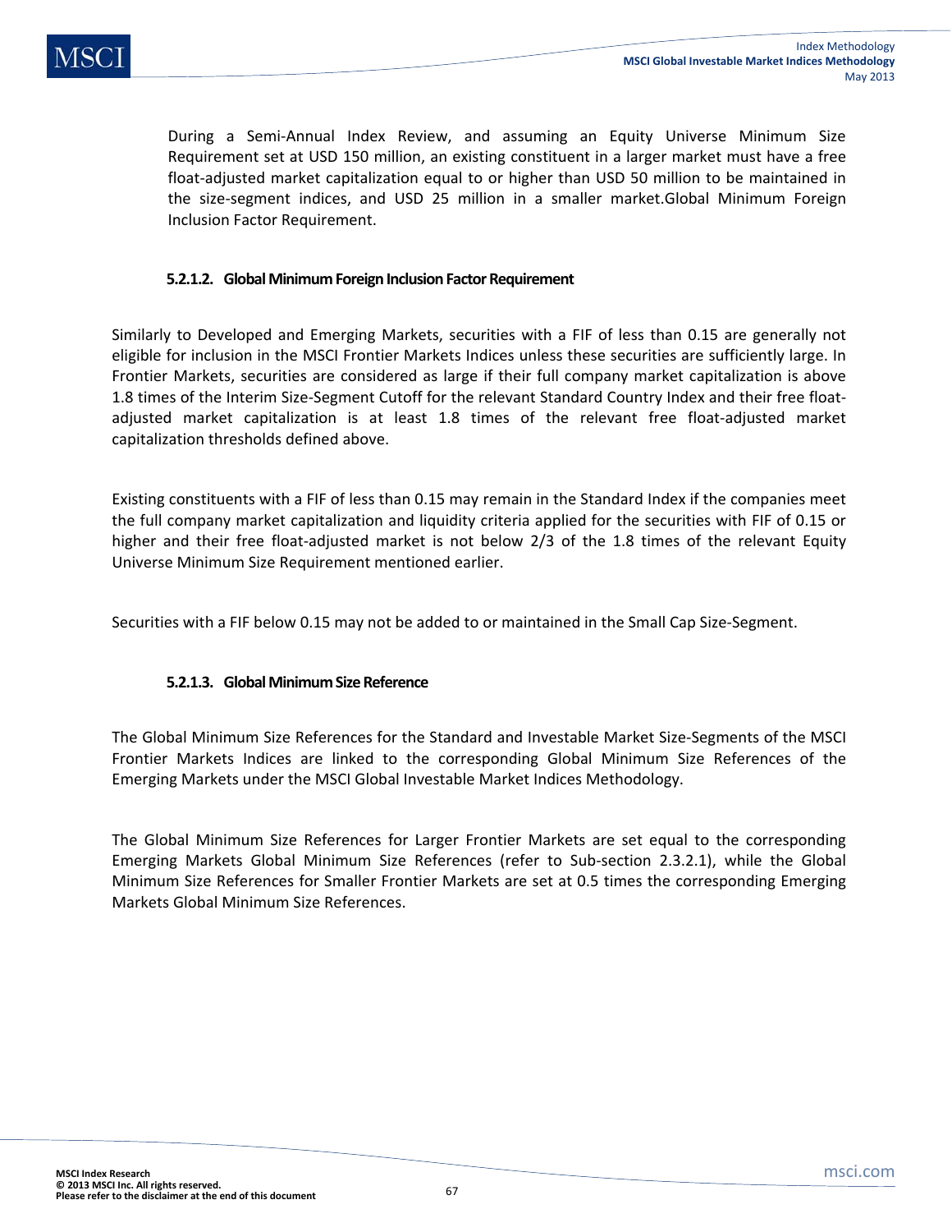During a Semi-Annual Index Review, and assuming an Equity Universe Minimum Size Requirement set at USD 150 million, an existing constituent in a larger market must have a free float-adjusted market capitalization equal to or higher than USD 50 million to be maintained in the size-segment indices, and USD 25 million in a smaller market.Global Minimum Foreign Inclusion Factor Requirement.

#### 5.2.1.2. Global Minimum Foreign Inclusion Factor Requirement

Similarly to Developed and Emerging Markets, securities with a FIF of less than 0.15 are generally not eligible for inclusion in the MSCI Frontier Markets Indices unless these securities are sufficiently large. In Frontier Markets, securities are considered as large if their full company market capitalization is above 1.8 times of the Interim Size-Segment Cutoff for the relevant Standard Country Index and their free float-adjusted market capitalization is at least 1.8 times of the relevant free float-adjusted market capitalization thresholds defined above.

Existing constituents with a FIF of less than 0.15 may remain in the Standard Index if the companies meet the full company market capitalization and liquidity criteria applied for the securities with FIF of 0.15 or higher and their free float-adjusted market is not below 2/3 of the 1.8 times of the relevant Equity Universe Minimum Size Requirement mentioned earlier.

Securities with a FIF below 0.15 may not be added to or maintained in the Small Cap Size-Segment.

#### 5.2.1.3. Global Minimum Size Reference

The Global Minimum Size References for the Standard and Investable Market Size-Segments of the MSCI Frontier Markets Indices are linked to the corresponding Global Minimum Size References of the Emerging Markets under the MSCI Global Investable Market Indices Methodology.

The Global Minimum Size References for Larger Frontier Markets are set equal to the corresponding Emerging Markets Global Minimum Size References (refer to Sub-section 2.3.2.1), while the Global Minimum Size References for Smaller Frontier Markets are set at 0.5 times the corresponding Emerging Markets Global Minimum Size References.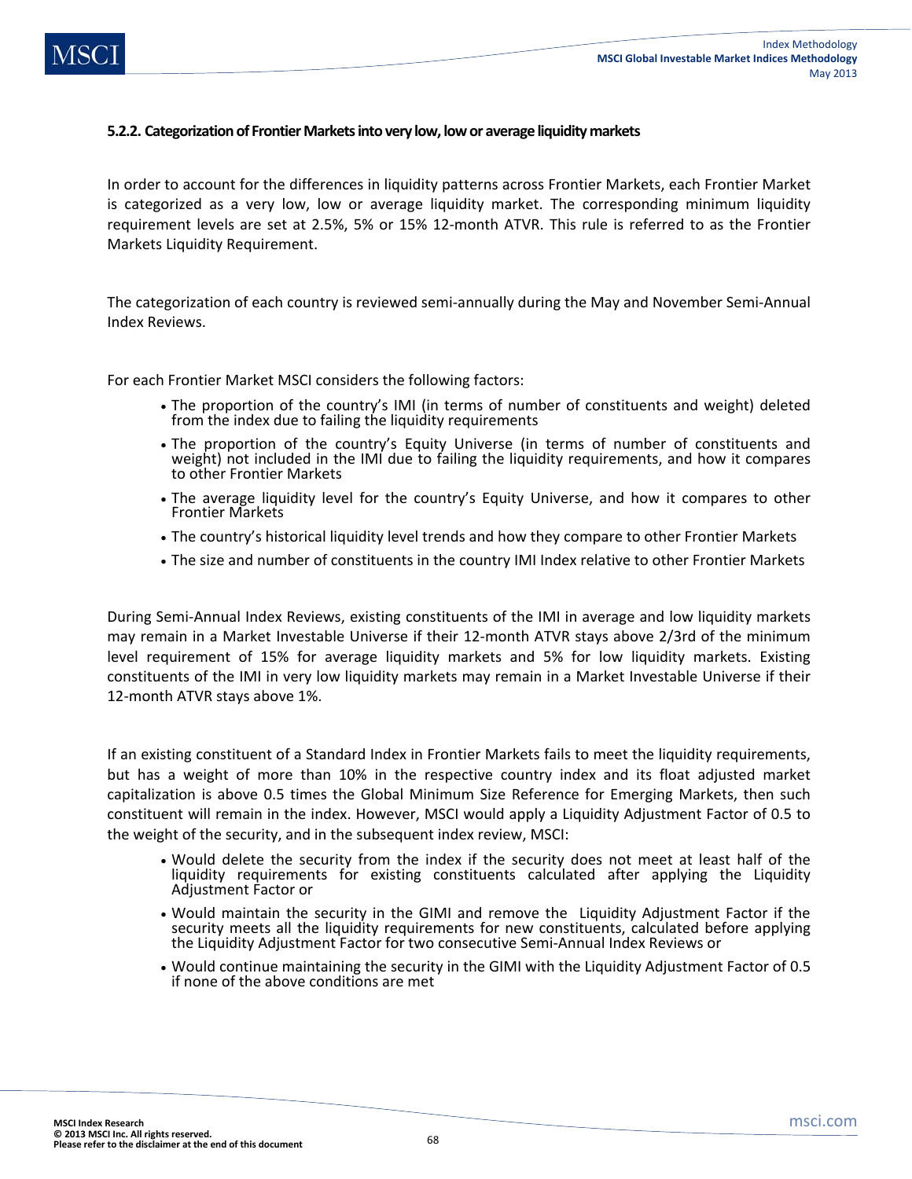#### 5.2.2. Categorization of Frontier Markets into very low, low or average liquidity markets

In order to account for the differences in liquidity patterns across Frontier Markets, each Frontier Market is categorized as a very low, low or average liquidity market. The corresponding minimum liquidity requirement levels are set at 2.5%, 5% or 15% 12-month ATVR. This rule is referred to as the Frontier Markets Liquidity Requirement.

The categorization of each country is reviewed semi-annually during the May and November Semi-Annual Index Reviews.

For each Frontier Market MSCI considers the following factors:

- The proportion of the country's IMI (in terms of number of constituents and weight) deleted from the index due to failing the liquidity requirements
- The proportion of the country's Equity Universe (in terms of number of constituents and weight) not included in the IMI due to failing the liquidity requirements, and how it compares to other Frontier Markets
- The average liquidity level for the country's Equity Universe, and how it compares to other Frontier Markets
- The country's historical liquidity level trends and how they compare to other Frontier Markets
- The size and number of constituents in the country IMI Index relative to other Frontier Markets

During Semi-Annual Index Reviews, existing constituents of the IMI in average and low liquidity markets may remain in a Market Investable Universe if their 12-month ATVR stays above 2/3rd of the minimum level requirement of 15% for average liquidity markets and 5% for low liquidity markets. Existing constituents of the IMI in very low liquidity markets may remain in a Market Investable Universe if their 12-month ATVR stays above 1%.

If an existing constituent of a Standard Index in Frontier Markets fails to meet the liquidity requirements, but has a weight of more than 10% in the respective country index and its float adjusted market capitalization is above 0.5 times the Global Minimum Size Reference for Emerging Markets, then such constituent will remain in the index. However, MSCI would apply a Liquidity Adjustment Factor of 0.5 to the weight of the security, and in the subsequent index review, MSCI:

- Would delete the security from the index if the security does not meet at least half of the liquidity requirements for existing constituents calculated after applying the Liquidity Adjustment Factor or
- Would maintain the security in the GIMI and remove the Liquidity Adjustment Factor if the security meets all the liquidity requirements for new constituents, calculated before applying the Liquidity Adjustment Factor for two consecutive Semi-Annual Index Reviews or
- Would continue maintaining the security in the GIMI with the Liquidity Adjustment Factor of 0.5 if none of the above conditions are met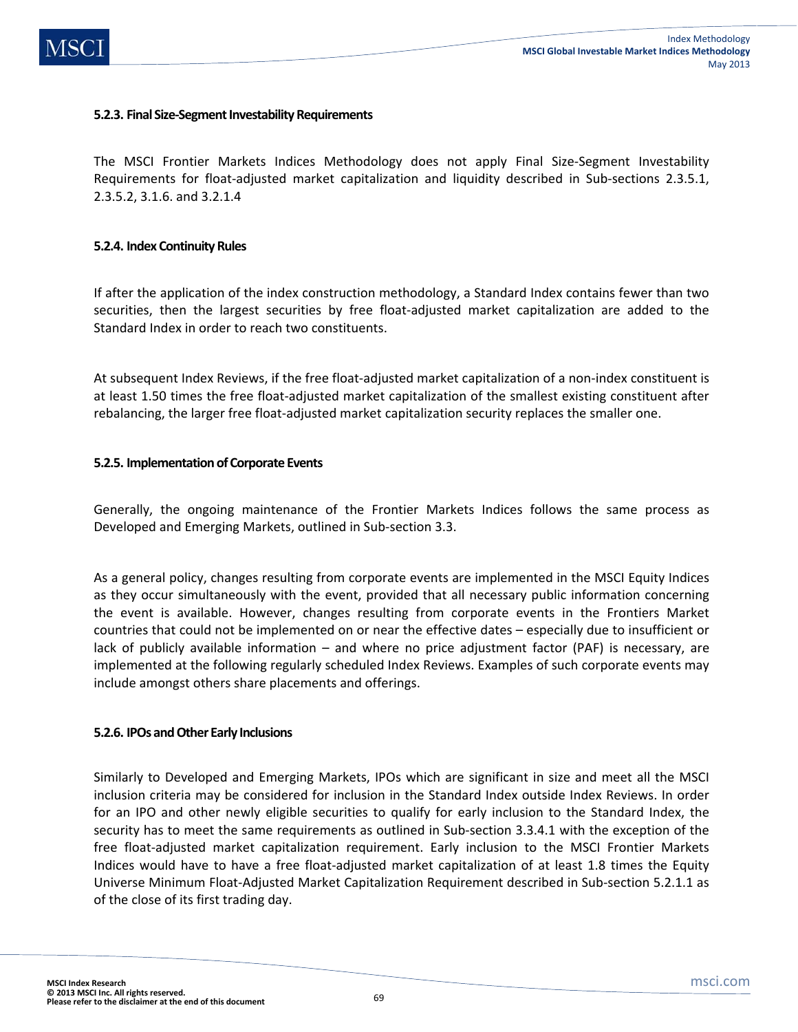#### 5.2.3. Final Size-Segment Investability Requirements

The MSCI Frontier Markets Indices Methodology does not apply Final Size-Segment Investability Requirements for float-adjusted market capitalization and liquidity described in Sub-sections 2.3.5.1, 2.3.5.2, 3.1.6. and 3.2.1.4

#### 5.2.4. Index Continuity Rules

If after the application of the index construction methodology, a Standard Index contains fewer than two securities, then the largest securities by free float-adjusted market capitalization are added to the Standard Index in order to reach two constituents.

At subsequent Index Reviews, if the free float-adjusted market capitalization of a non-index constituent is at least 1.50 times the free float-adjusted market capitalization of the smallest existing constituent after rebalancing, the larger free float-adjusted market capitalization security replaces the smaller one.

#### 5.2.5. Implementation of Corporate Events

Generally, the ongoing maintenance of the Frontier Markets Indices follows the same process as Developed and Emerging Markets, outlined in Sub-section 3.3.

As a general policy, changes resulting from corporate events are implemented in the MSCI Equity Indices as they occur simultaneously with the event, provided that all necessary public information concerning the event is available. However, changes resulting from corporate events in the Frontiers Market countries that could not be implemented on or near the effective dates – especially due to insufficient or lack of publicly available information – and where no price adjustment factor (PAF) is necessary, are implemented at the following regularly scheduled Index Reviews. Examples of such corporate events may include amongst others share placements and offerings.

#### 5.2.6. IPOs and Other Early Inclusions

Similarly to Developed and Emerging Markets, IPOs which are significant in size and meet all the MSCI inclusion criteria may be considered for inclusion in the Standard Index outside Index Reviews. In order for an IPO and other newly eligible securities to qualify for early inclusion to the Standard Index, the security has to meet the same requirements as outlined in Sub-section 3.3.4.1 with the exception of the free float-adjusted market capitalization requirement. Early inclusion to the MSCI Frontier Markets Indices would have to have a free float-adjusted market capitalization of at least 1.8 times the Equity Universe Minimum Float-Adjusted Market Capitalization Requirement described in Sub-section 5.2.1.1 as of the close of its first trading day.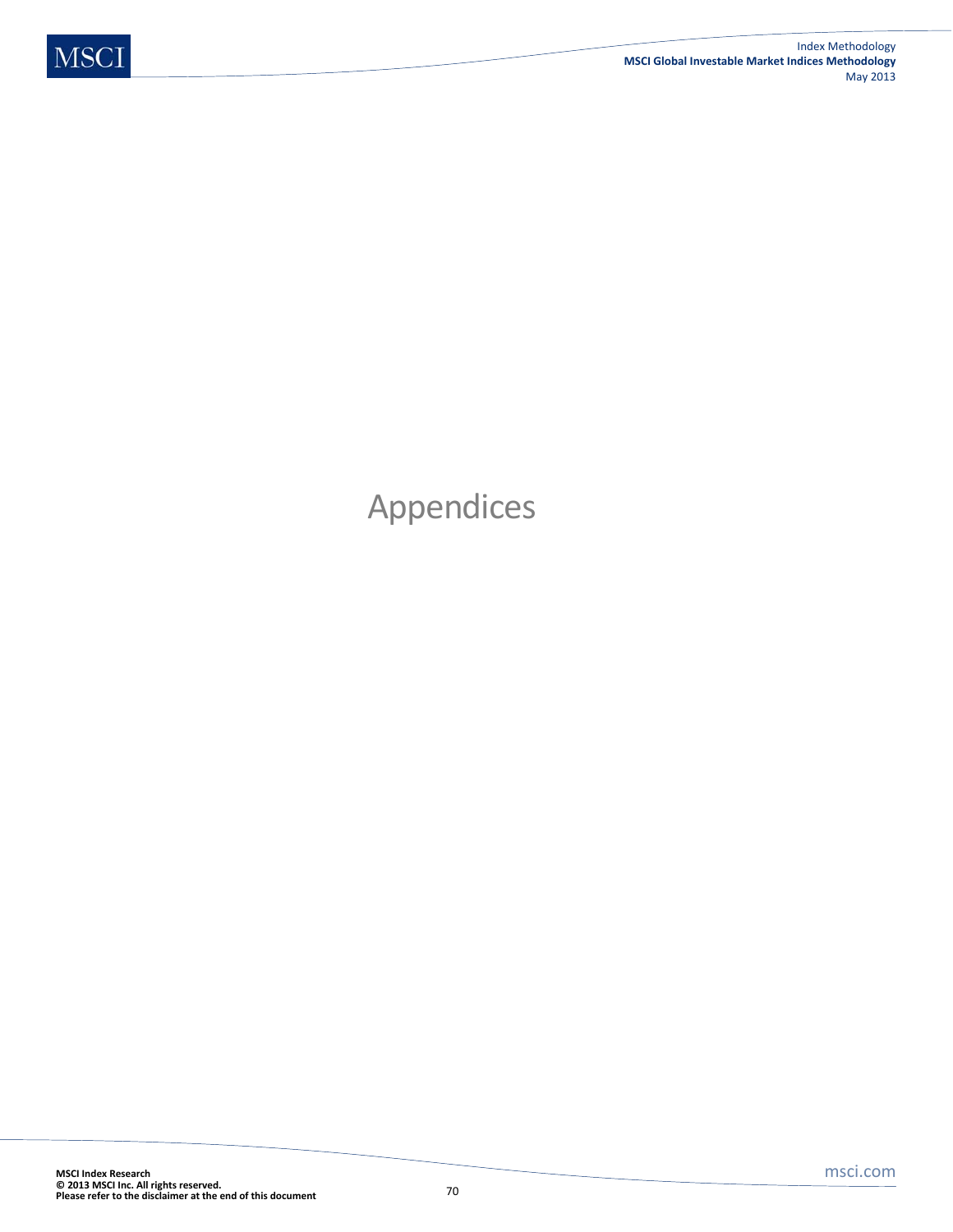# Appendices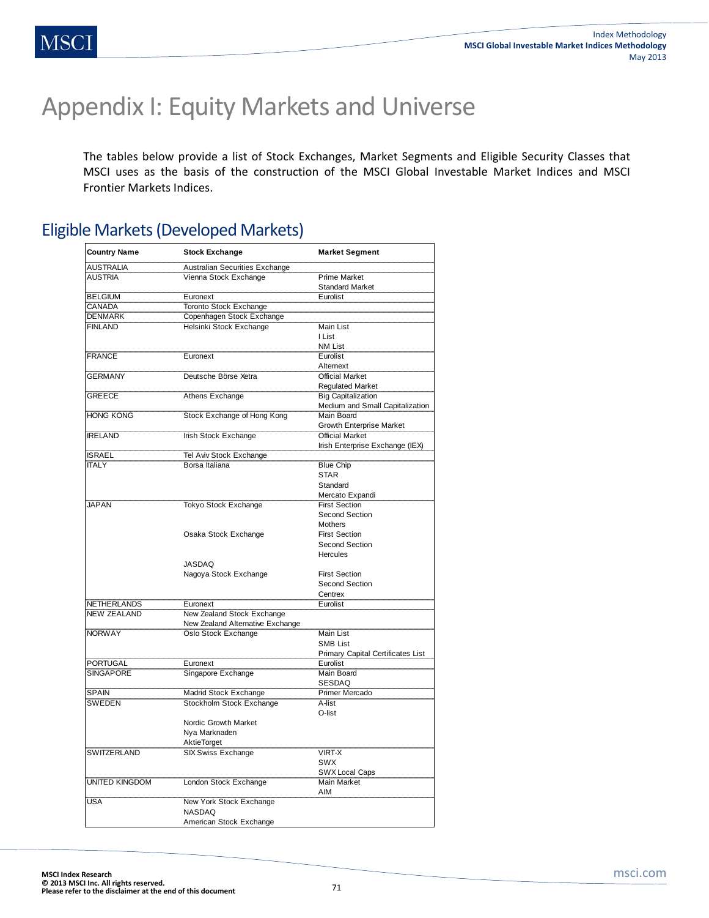# Appendix I: Equity Markets and Universe

The tables below provide a list of Stock Exchanges, Market Segments and Eligible Security Classes that MSCI uses as the basis of the construction of the MSCI Global Investable Market Indices and MSCI Frontier Markets Indices.

## Eligible Markets (Developed Markets)

| Country Name | Stock Exchange | Market Segment |
|---|---|---|
| AUSTRALIA | Australian Securities Exchange | |
| AUSTRIA | Vienna Stock Exchange | Prime Market |
| | | Standard Market |
| BELGIUM | Euronext | Eurolist |
| CANADA | Toronto Stock Exchange | |
| DENMARK | Copenhagen Stock Exchange | |
| FINLAND | Helsinki Stock Exchange | Main List |
| | | I List |
| | | NM List |
| FRANCE | Euronext | Eurolist |
| | | Alternext |
| GERMANY | Deutsche Börse Xetra | Official Market |
| | | Regulated Market |
| GREECE | Athens Exchange | Big Capitalization |
| | | Medium and Small Capitalization |
| HONG KONG | Stock Exchange of Hong Kong | Main Board |
| | | Growth Enterprise Market |
| IRELAND | Irish Stock Exchange | Official Market |
| | | Irish Enterprise Exchange (IEX) |
| ISRAEL | Tel Aviv Stock Exchange | |
| ITALY | Borsa Italiana | Blue Chip |
| | | STAR |
| | | Standard |
| | | Mercato Expandi |
| JAPAN | Tokyo Stock Exchange | First Section |
| | | Second Section |
| | | Mothers |
| | Osaka Stock Exchange | First Section |
| | | Second Section |
| | | Hercules |
| | JASDAQ | |
| | Nagoya Stock Exchange | First Section |
| | | Second Section |
| | | Centrex |
| NETHERLANDS | Euronext | Eurolist |
| NEW ZEALAND | New Zealand Stock Exchange | |
| | New Zealand Alternative Exchange | |
| NORWAY | Oslo Stock Exchange | Main List |
| | | SMB List |
| | | Primary Capital Certificates List |
| PORTUGAL | Euronext | Eurolist |
| SINGAPORE | Singapore Exchange | Main Board |
| | | SESDAQ |
| SPAIN | Madrid Stock Exchange | Primer Mercado |
| SWEDEN | Stockholm Stock Exchange | A-list |
| | | O-list |
| | Nordic Growth Market | |
| | Nya Marknaden | |
| | AktieTorget | |
| SWITZERLAND | SIX Swiss Exchange | VIRT-X |
| | | SWX |
| | | SWX Local Caps |
| UNITED KINGDOM | London Stock Exchange | Main Market |
| | | AIM |
| USA | New York Stock Exchange | |
| | NASDAQ | |
| | American Stock Exchange | |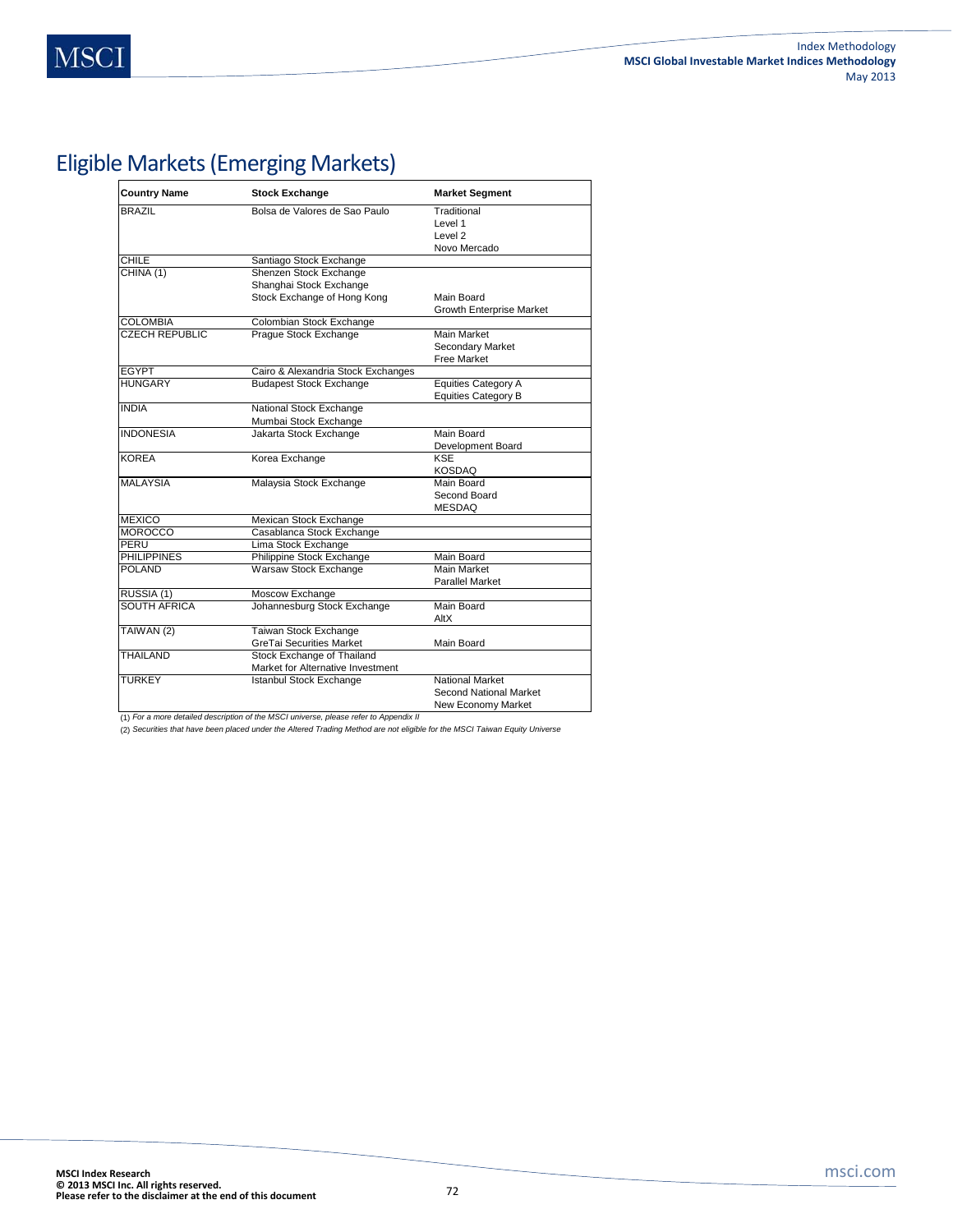## Eligible Markets (Emerging Markets)

| Country Name | Stock Exchange | Market Segment |
|---|---|---|
| BRAZIL | Bolsa de Valores de Sao Paulo | Traditional |
| | | Level 1 |
| | | Level 2 |
| | | Novo Mercado |
| CHILE | Santiago Stock Exchange | |
| CHINA (1) | Shenzen Stock Exchange | |
| | Shanghai Stock Exchange | |
| | Stock Exchange of Hong Kong | Main Board |
| | | Growth Enterprise Market |
| COLOMBIA | Colombian Stock Exchange | |
| CZECH REPUBLIC | Prague Stock Exchange | Main Market |
| | | Secondary Market |
| | | Free Market |
| EGYPT | Cairo & Alexandria Stock Exchanges | |
| HUNGARY | Budapest Stock Exchange | Equities Category A |
| | | Equities Category B |
| INDIA | National Stock Exchange | |
| | Mumbai Stock Exchange | |
| INDONESIA | Jakarta Stock Exchange | Main Board |
| | | Development Board |
| KOREA | Korea Exchange | KSE |
| | | KOSDAQ |
| MALAYSIA | Malaysia Stock Exchange | Main Board |
| | | Second Board |
| | | MESDAQ |
| MEXICO | Mexican Stock Exchange | |
| MOROCCO | Casablanca Stock Exchange | |
| PERU | Lima Stock Exchange | |
| PHILIPPINES | Philippine Stock Exchange | Main Board |
| POLAND | Warsaw Stock Exchange | Main Market |
| | | Parallel Market |
| RUSSIA (1) | Moscow Exchange | |
| SOUTH AFRICA | Johannesburg Stock Exchange | Main Board |
| | | AltX |
| TAIWAN (2) | Taiwan Stock Exchange | |
| | GreTai Securities Market | Main Board |
| THAILAND | Stock Exchange of Thailand | |
| | Market for Alternative Investment | |
| TURKEY | Istanbul Stock Exchange | National Market |
| | | Second National Market |
| | | New Economy Market |

(1) *For a more detailed description of the MSCI universe, please refer to Appendix II*

(2) *Securities that have been placed under the Altered Trading Method are not eligible for the MSCI Taiwan Equity Universe*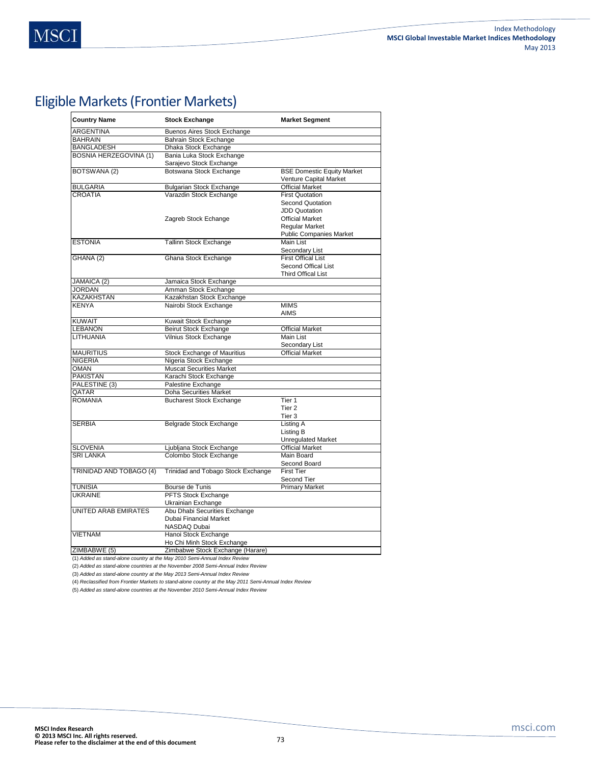# Eligible Markets (Frontier Markets)

| Country Name | Stock Exchange | Market Segment |
|---|---|---|
| ARGENTINA | Buenos Aires Stock Exchange | |
| BAHRAIN | Bahrain Stock Exchange | |
| BANGLADESH | Dhaka Stock Exchange | |
| BOSNIA HERZEGOVINA (1) | Bania Luka Stock Exchange | |
| | Sarajevo Stock Exchange | |
| BOTSWANA (2) | Botswana Stock Exchange | BSE Domestic Equity Market |
| | | Venture Capital Market |
| BULGARIA | Bulgarian Stock Exchange | Official Market |
| CROATIA | Varazdin Stock Exchange | First Quotation |
| | | Second Quotation |
| | | JDD Quotation |
| | Zagreb Stock Echange | Official Market |
| | | Regular Market |
| | | Public Companies Market |
| ESTONIA | Tallinn Stock Exchange | Main List |
| | | Secondary List |
| GHANA (2) | Ghana Stock Exchange | First Offical List |
| | | Second Offical List |
| | | Third Offical List |
| JAMAICA (2) | Jamaica Stock Exchange | |
| JORDAN | Amman Stock Exchange | |
| KAZAKHSTAN | Kazakhstan Stock Exchange | |
| KENYA | Nairobi Stock Exchange | MIMS |
| | | AIMS |
| KUWAIT | Kuwait Stock Exchange | |
| LEBANON | Beirut Stock Exchange | Official Market |
| LITHUANIA | Vilnius Stock Exchange | Main List |
| | | Secondary List |
| MAURITIUS | Stock Exchange of Mauritius | Official Market |
| NIGERIA | Nigeria Stock Exchange | |
| OMAN | Muscat Securities Market | |
| PAKISTAN | Karachi Stock Exchange | |
| PALESTINE (3) | Palestine Exchange | |
| QATAR | Doha Securities Market | |
| ROMANIA | Bucharest Stock Exchange | Tier 1 |
| | | Tier 2 |
| | | Tier 3 |
| SERBIA | Belgrade Stock Exchange | Listing A |
| | | Listing B |
| | | Unregulated Market |
| SLOVENIA | Ljubljana Stock Exchange | Official Market |
| SRI LANKA | Colombo Stock Exchange | Main Board |
| | | Second Board |
| TRINIDAD AND TOBAGO (4) | Trinidad and Tobago Stock Exchange | First Tier |
| | | Second Tier |
| TUNISIA | Bourse de Tunis | Primary Market |
| UKRAINE | PFTS Stock Exchange | |
| | Ukrainian Exchange | |
| UNITED ARAB EMIRATES | Abu Dhabi Securities Exchange | |
| | Dubai Financial Market | |
| | NASDAQ Dubai | |
| VIETNAM | Hanoi Stock Exchange | |
| | Ho Chi Minh Stock Exchange | |
| ZIMBABWE (5) | Zimbabwe Stock Exchange (Harare) | |

(1) *Added as stand-alone country at the May 2010 Semi-Annual Index Review*

(2) *Added as stand-alone countries at the November 2008 Semi-Annual Index Review*

(3) *Added as stand-alone country at the May 2013 Semi-Annual Index Review*

(4) *Reclassified from Frontier Markets to stand-alone country at the May 2011 Semi-Annual Index Review*

(5) *Added as stand-alone countries at the November 2010 Semi-Annual Index Review*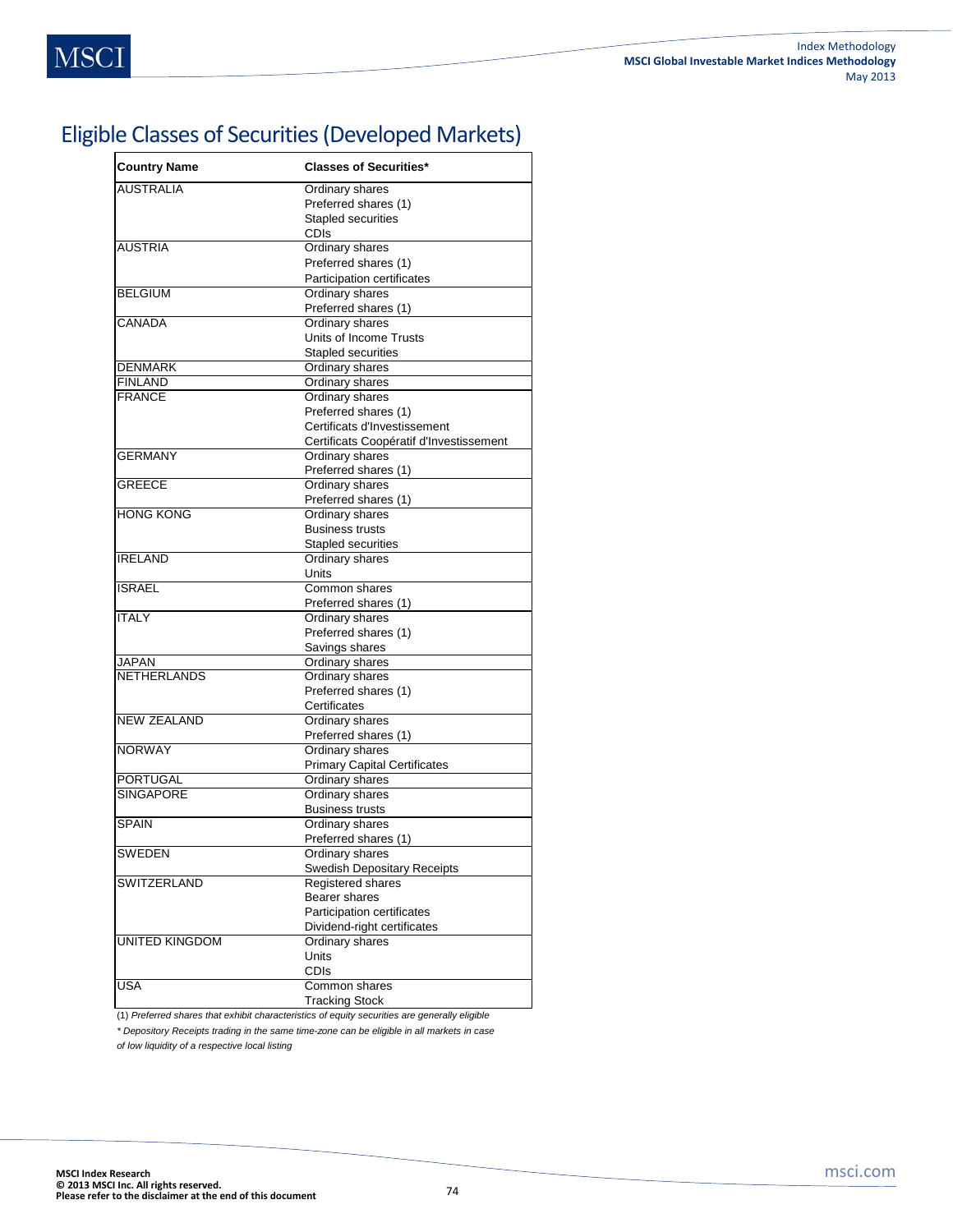# Eligible Classes of Securities (Developed Markets)

| Country Name | Classes of Securities* |
|---|---|
| AUSTRALIA | Ordinary shares<br>Preferred shares (1)<br>Stapled securities<br>CDIs |
| AUSTRIA | Ordinary shares<br>Preferred shares (1)<br>Participation certificates |
| BELGIUM | Ordinary shares<br>Preferred shares (1) |
| CANADA | Ordinary shares<br>Units of Income Trusts<br>Stapled securities |
| DENMARK | Ordinary shares |
| FINLAND | Ordinary shares |
| FRANCE | Ordinary shares<br>Preferred shares (1)<br>Certificats d'Investissement<br>Certificats Coopératif d'Investissement |
| GERMANY | Ordinary shares<br>Preferred shares (1) |
| GREECE | Ordinary shares<br>Preferred shares (1) |
| HONG KONG | Ordinary shares<br>Business trusts<br>Stapled securities |
| IRELAND | Ordinary shares<br>Units |
| ISRAEL | Common shares<br>Preferred shares (1) |
| ITALY | Ordinary shares<br>Preferred shares (1)<br>Savings shares |
| JAPAN | Ordinary shares |
| NETHERLANDS | Ordinary shares<br>Preferred shares (1)<br>Certificates |
| NEW ZEALAND | Ordinary shares<br>Preferred shares (1) |
| NORWAY | Ordinary shares<br>Primary Capital Certificates |
| PORTUGAL | Ordinary shares |
| SINGAPORE | Ordinary shares<br>Business trusts |
| SPAIN | Ordinary shares<br>Preferred shares (1) |
| SWEDEN | Ordinary shares<br>Swedish Depositary Receipts |
| SWITZERLAND | Registered shares<br>Bearer shares<br>Participation certificates<br>Dividend-right certificates |
| UNITED KINGDOM | Ordinary shares<br>Units<br>CDIs |
| USA | Common shares<br>Tracking Stock |

(1) *Preferred shares that exhibit characteristics of equity securities are generally eligible*

\* *Depository Receipts trading in the same time-zone can be eligible in all markets in case of low liquidity of a respective local listing*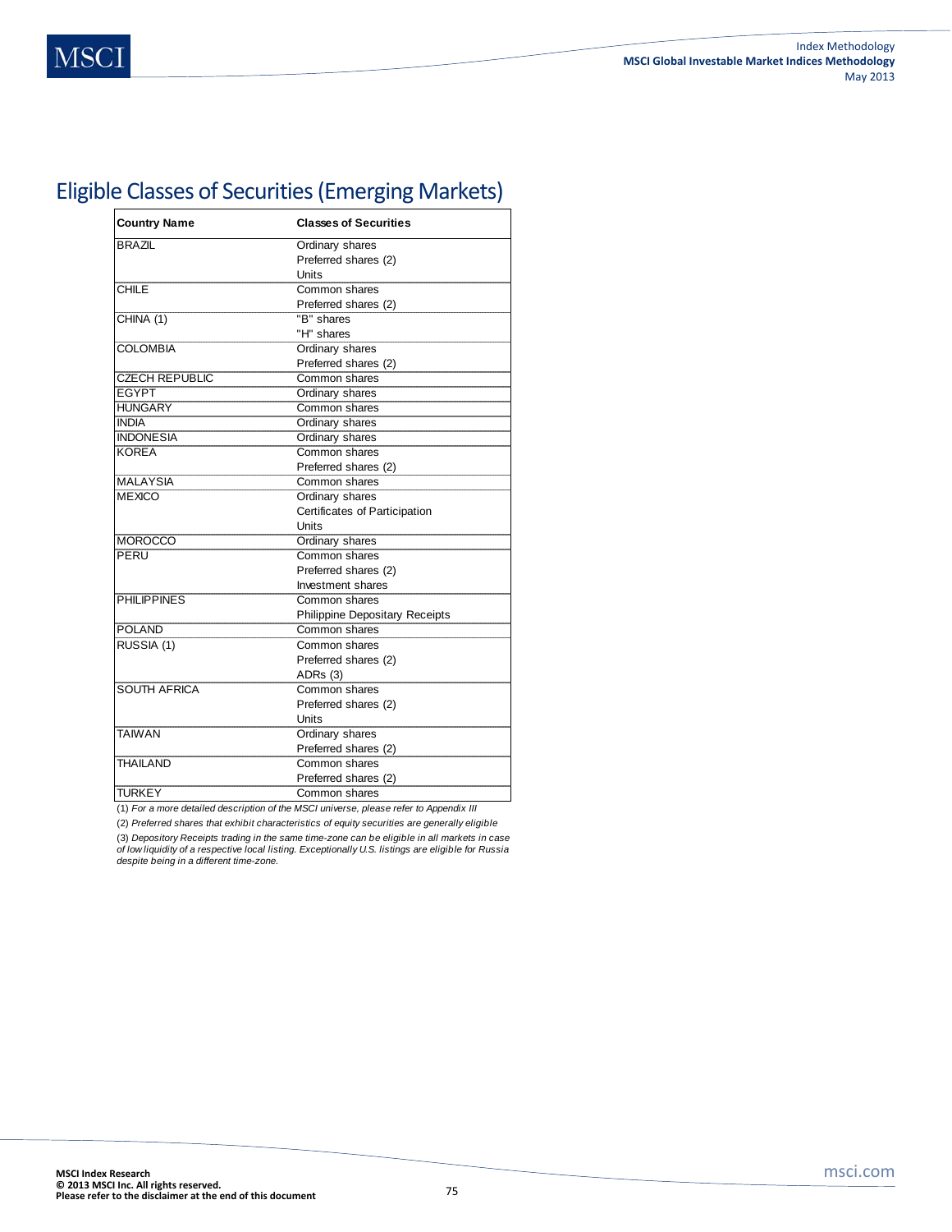## Eligible Classes of Securities (Emerging Markets)

| Country Name | Classes of Securities |
|---|---|
| BRAZIL | Ordinary shares<br>Preferred shares (2)<br>Units |
| CHILE | Common shares<br>Preferred shares (2) |
| CHINA (1) | "B" shares<br>"H" shares |
| COLOMBIA | Ordinary shares<br>Preferred shares (2) |
| CZECH REPUBLIC | Common shares |
| EGYPT | Ordinary shares |
| HUNGARY | Common shares |
| INDIA | Ordinary shares |
| INDONESIA | Ordinary shares |
| KOREA | Common shares<br>Preferred shares (2) |
| MALAYSIA | Common shares |
| MEXICO | Ordinary shares<br>Certificates of Participation<br>Units |
| MOROCCO | Ordinary shares |
| PERU | Common shares<br>Preferred shares (2)<br>Investment shares |
| PHILIPPINES | Common shares<br>Philippine Depositary Receipts |
| POLAND | Common shares |
| RUSSIA (1) | Common shares<br>Preferred shares (2)<br>ADRs (3) |
| SOUTH AFRICA | Common shares<br>Preferred shares (2)<br>Units |
| TAIWAN | Ordinary shares<br>Preferred shares (2) |
| THAILAND | Common shares<br>Preferred shares (2) |
| TURKEY | Common shares |

(1) *For a more detailed description of the MSCI universe, please refer to Appendix III*

(2) *Preferred shares that exhibit characteristics of equity securities are generally eligible*

(3) *Depository Receipts trading in the same time-zone can be eligible in all markets in case of low liquidity of a respective local listing. Exceptionally U.S. listings are eligible for Russia despite being in a different time-zone.*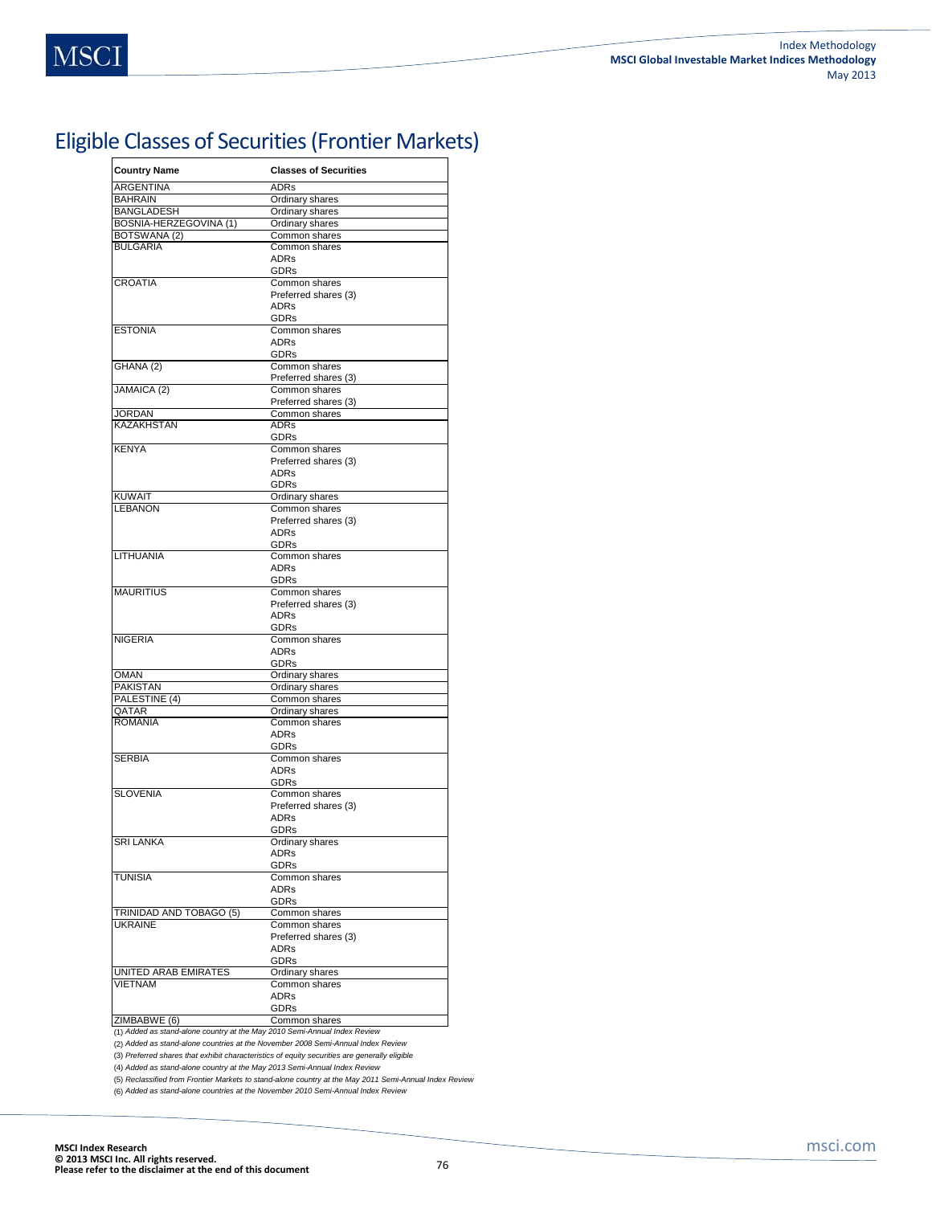# Eligible Classes of Securities (Frontier Markets)

| Country Name | Classes of Securities |
|---|---|
| ARGENTINA | ADRs |
| BAHRAIN | Ordinary shares |
| BANGLADESH | Ordinary shares |
| BOSNIA-HERZEGOVINA (1) | Ordinary shares |
| BOTSWANA (2) | Common shares |
| BULGARIA | Common shares<br>ADRs<br>GDRs |
| CROATIA | Common shares<br>Preferred shares (3)<br>ADRs<br>GDRs |
| ESTONIA | Common shares<br>ADRs<br>GDRs |
| GHANA (2) | Common shares<br>Preferred shares (3) |
| JAMAICA (2) | Common shares<br>Preferred shares (3) |
| JORDAN | Common shares |
| KAZAKHSTAN | ADRs<br>GDRs |
| KENYA | Common shares<br>Preferred shares (3)<br>ADRs<br>GDRs |
| KUWAIT | Ordinary shares |
| LEBANON | Common shares<br>Preferred shares (3)<br>ADRs<br>GDRs |
| LITHUANIA | Common shares<br>ADRs<br>GDRs |
| MAURITIUS | Common shares<br>Preferred shares (3)<br>ADRs<br>GDRs |
| NIGERIA | Common shares<br>ADRs<br>GDRs |
| OMAN | Ordinary shares |
| PAKISTAN | Ordinary shares |
| PALESTINE (4) | Common shares |
| QATAR | Ordinary shares |
| ROMANIA | Common shares<br>ADRs<br>GDRs |
| SERBIA | Common shares<br>ADRs<br>GDRs |
| SLOVENIA | Common shares<br>Preferred shares (3)<br>ADRs<br>GDRs |
| SRI LANKA | Ordinary shares<br>ADRs<br>GDRs |
| TUNISIA | Common shares<br>ADRs<br>GDRs |
| TRINIDAD AND TOBAGO (5) | Common shares |
| UKRAINE | Common shares<br>Preferred shares (3)<br>ADRs<br>GDRs |
| UNITED ARAB EMIRATES | Ordinary shares |
| VIETNAM | Common shares<br>ADRs<br>GDRs |
| ZIMBABWE (6) | Common shares |

(1) *Added as stand-alone country at the May 2010 Semi-Annual Index Review*

(2) *Added as stand-alone countries at the November 2008 Semi-Annual Index Review*

(3) *Preferred shares that exhibit characteristics of equity securities are generally eligible*

(4) *Added as stand-alone country at the May 2013 Semi-Annual Index Review*

(5) *Reclassified from Frontier Markets to stand-alone country at the May 2011 Semi-Annual Index Review*

(6) *Added as stand-alone countries at the November 2010 Semi-Annual Index Review*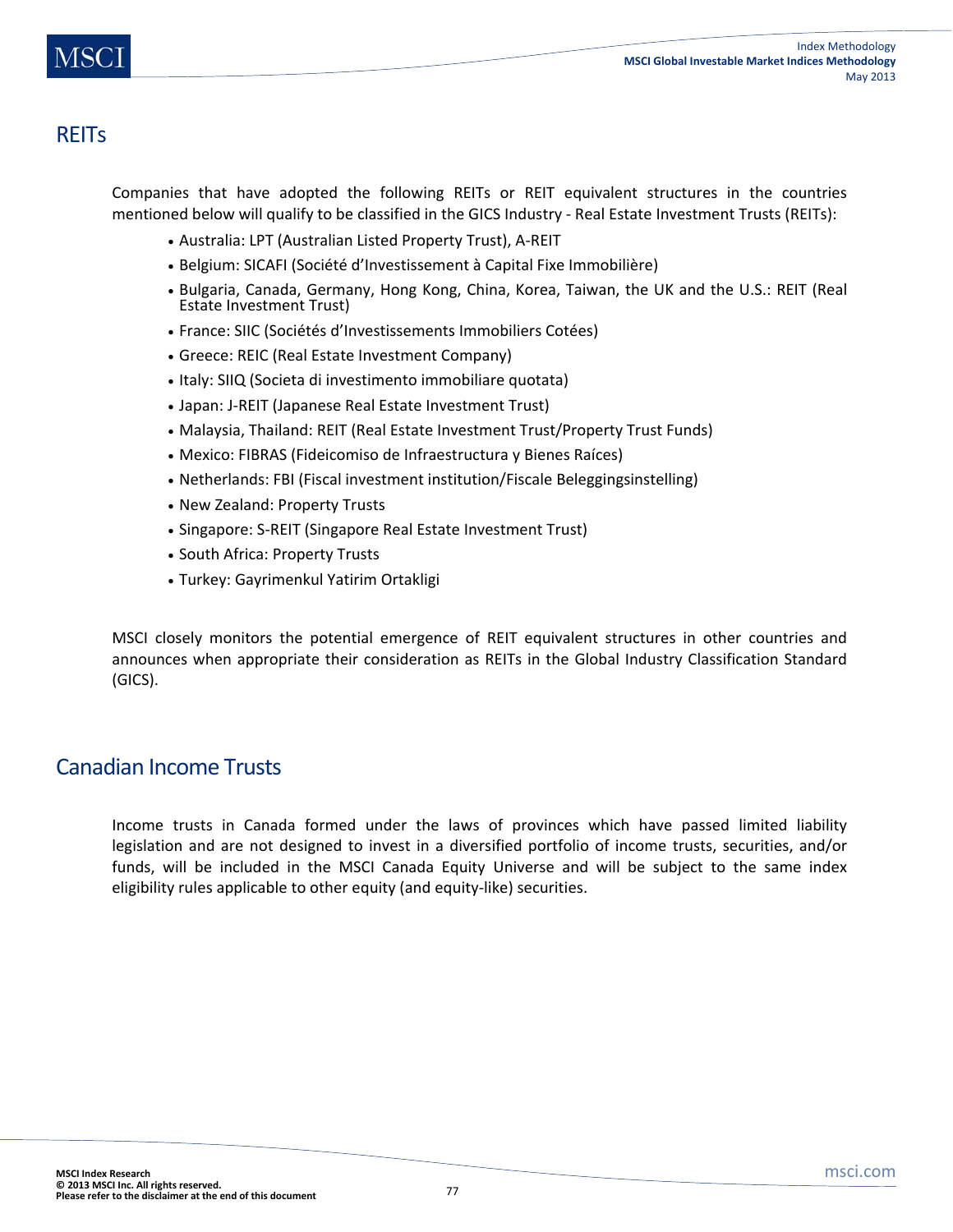## REITs

Companies that have adopted the following REITs or REIT equivalent structures in the countries mentioned below will qualify to be classified in the GICS Industry - Real Estate Investment Trusts (REITs):

- Australia: LPT (Australian Listed Property Trust), A-REIT
- Belgium: SICAFI (Société d'Investissement à Capital Fixe Immobilière)
- Bulgaria, Canada, Germany, Hong Kong, China, Korea, Taiwan, the UK and the U.S.: REIT (Real Estate Investment Trust)
- France: SIIC (Sociétés d'Investissements Immobiliers Cotées)
- Greece: REIC (Real Estate Investment Company)
- Italy: SIIQ (Societa di investimento immobiliare quotata)
- Japan: J-REIT (Japanese Real Estate Investment Trust)
- Malaysia, Thailand: REIT (Real Estate Investment Trust/Property Trust Funds)
- Mexico: FIBRAS (Fideicomiso de Infraestructura y Bienes Raíces)
- Netherlands: FBI (Fiscal investment institution/Fiscale Beleggingsinstelling)
- New Zealand: Property Trusts
- Singapore: S-REIT (Singapore Real Estate Investment Trust)
- South Africa: Property Trusts
- Turkey: Gayrimenkul Yatirim Ortakligi

MSCI closely monitors the potential emergence of REIT equivalent structures in other countries and announces when appropriate their consideration as REITs in the Global Industry Classification Standard (GICS).

## Canadian Income Trusts

Income trusts in Canada formed under the laws of provinces which have passed limited liability legislation and are not designed to invest in a diversified portfolio of income trusts, securities, and/or funds, will be included in the MSCI Canada Equity Universe and will be subject to the same index eligibility rules applicable to other equity (and equity-like) securities.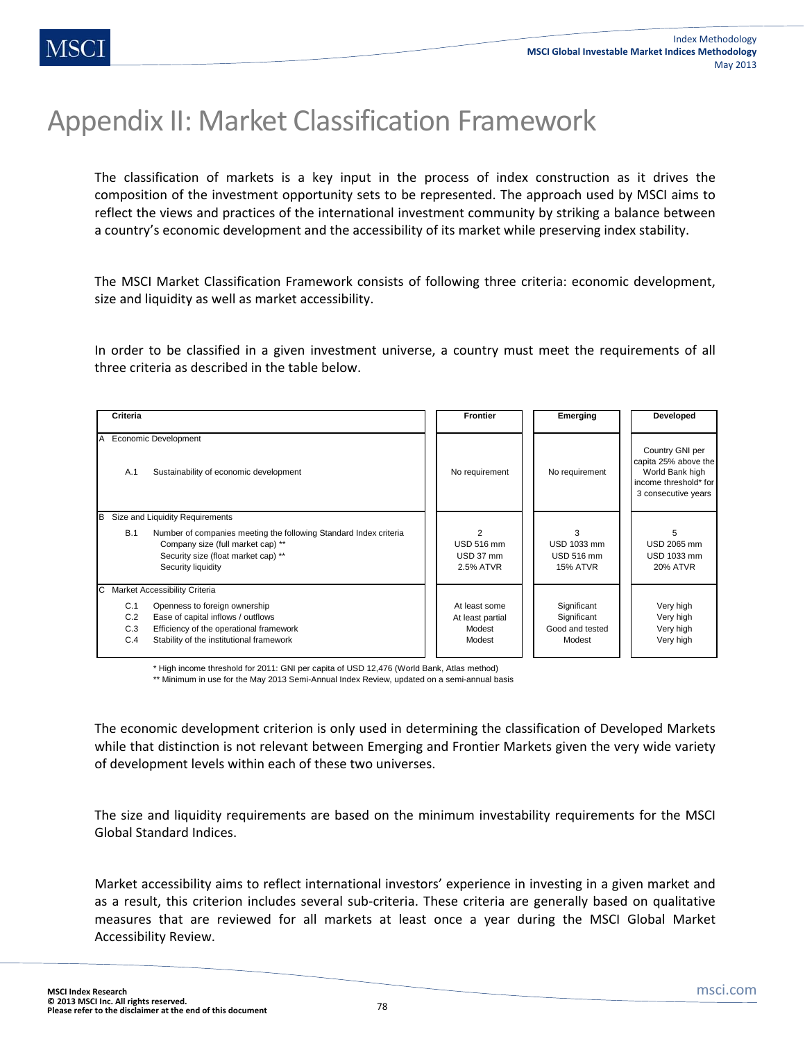# Appendix II: Market Classification Framework

The classification of markets is a key input in the process of index construction as it drives the composition of the investment opportunity sets to be represented. The approach used by MSCI aims to reflect the views and practices of the international investment community by striking a balance between a country's economic development and the accessibility of its market while preserving index stability.

The MSCI Market Classification Framework consists of following three criteria: economic development, size and liquidity as well as market accessibility.

In order to be classified in a given investment universe, a country must meet the requirements of all three criteria as described in the table below.

| Criteria | | Frontier | Emerging | Developed |
|---|---|---|---|---|
| **A** | **Economic Development** | | | |
| A.1 | Sustainability of economic development | No requirement | No requirement | Country GNI per capita 25% above the World Bank high income threshold* for 3 consecutive years |
| **B** | **Size and Liquidity Requirements** | | | |
| B.1 | Number of companies meeting the following Standard Index criteria | 2 | 3 | 5 |
| | Company size (full market cap) ** | USD 516 mm | USD 1033 mm | USD 2065 mm |
| | Security size (float market cap) ** | USD 37 mm | USD 516 mm | USD 1033 mm |
| | Security liquidity | 2.5% ATVR | 15% ATVR | 20% ATVR |
| **C** | **Market Accessibility Criteria** | | | |
| C.1 | Openness to foreign ownership | At least some | Significant | Very high |
| C.2 | Ease of capital inflows / outflows | At least partial | Significant | Very high |
| C.3 | Efficiency of the operational framework | Modest | Good and tested | Very high |
| C.4 | Stability of the institutional framework | Modest | Modest | Very high |

\* High income threshold for 2011: GNI per capita of USD 12,476 (World Bank, Atlas method)

\*\* Minimum in use for the May 2013 Semi-Annual Index Review, updated on a semi-annual basis

The economic development criterion is only used in determining the classification of Developed Markets while that distinction is not relevant between Emerging and Frontier Markets given the very wide variety of development levels within each of these two universes.

The size and liquidity requirements are based on the minimum investability requirements for the MSCI Global Standard Indices.

Market accessibility aims to reflect international investors' experience in investing in a given market and as a result, this criterion includes several sub-criteria. These criteria are generally based on qualitative measures that are reviewed for all markets at least once a year during the MSCI Global Market Accessibility Review.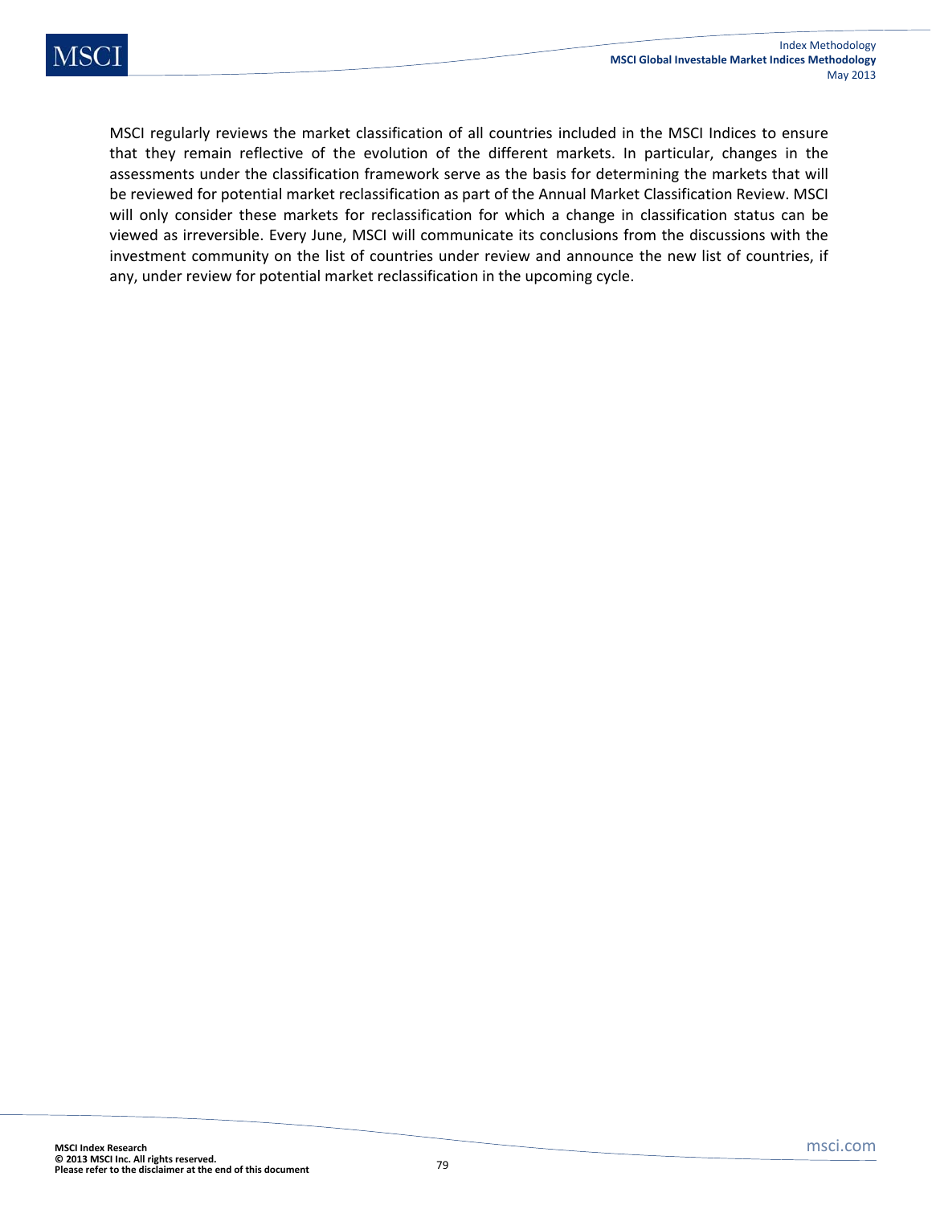MSCI regularly reviews the market classification of all countries included in the MSCI Indices to ensure that they remain reflective of the evolution of the different markets. In particular, changes in the assessments under the classification framework serve as the basis for determining the markets that will be reviewed for potential market reclassification as part of the Annual Market Classification Review. MSCI will only consider these markets for reclassification for which a change in classification status can be viewed as irreversible. Every June, MSCI will communicate its conclusions from the discussions with the investment community on the list of countries under review and announce the new list of countries, if any, under review for potential market reclassification in the upcoming cycle.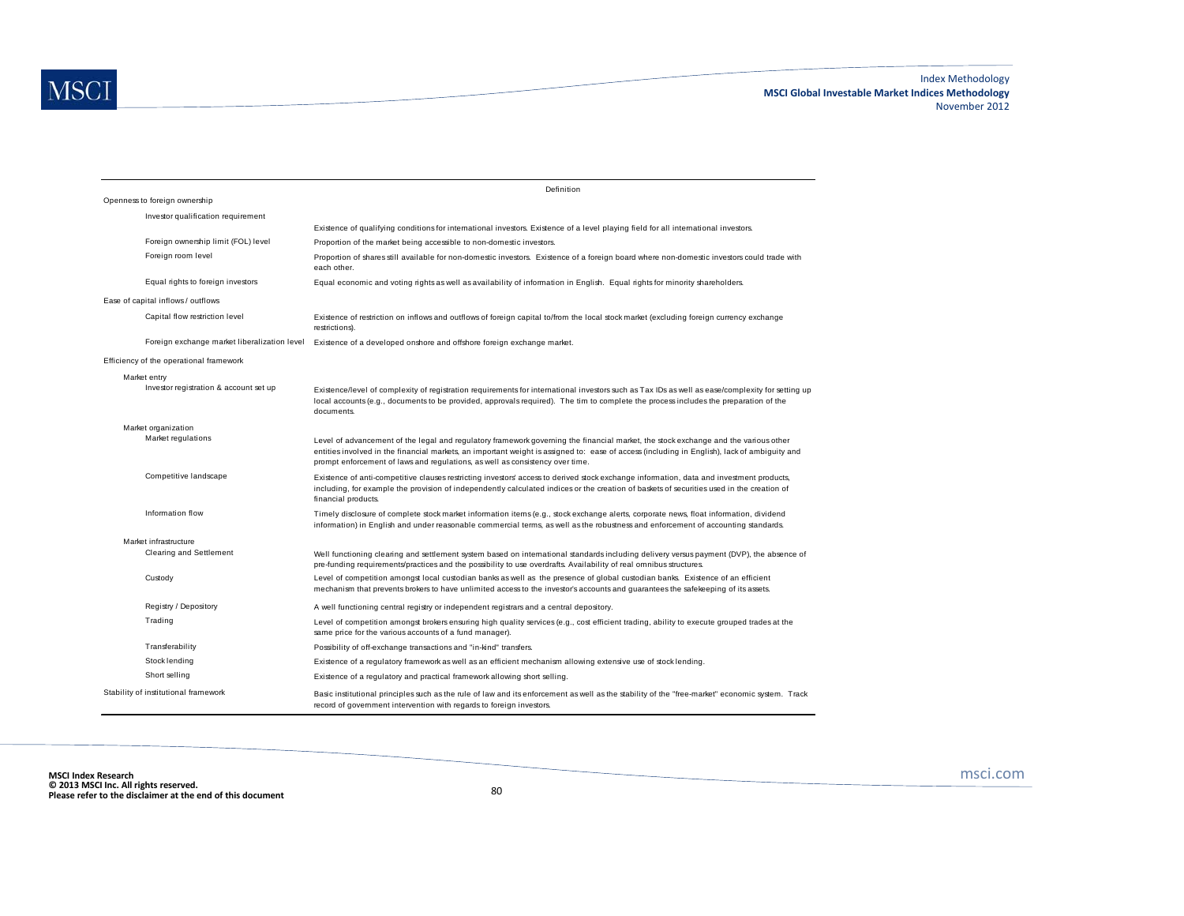| | Definition |
|---|---|
| Openness to foreign ownership | |
| Investor qualification requirement | Existence of qualifying conditions for international investors. Existence of a level playing field for all international investors. |
| Foreign ownership limit (FOL) level | Proportion of the market being accessible to non-domestic investors. |
| Foreign room level | Proportion of shares still available for non-domestic investors. Existence of a foreign board where non-domestic investors could trade with each other. |
| Equal rights to foreign investors | Equal economic and voting rights as well as availability of information in English. Equal rights for minority shareholders. |
| Ease of capital inflows / outflows | |
| Capital flow restriction level | Existence of restriction on inflows and outflows of foreign capital to/from the local stock market (excluding foreign currency exchange restrictions). |
| Foreign exchange market liberalization level | Existence of a developed onshore and offshore foreign exchange market. |
| Efficiency of the operational framework | |
| Market entry | |
| Investor registration & account set up | Existence/level of complexity of registration requirements for international investors such as Tax IDs as well as ease/complexity for setting up local accounts (e.g., documents to be provided, approvals required). The tim to complete the process includes the preparation of the documents. |
| Market organization | |
| Market regulations | Level of advancement of the legal and regulatory framework governing the financial market, the stock exchange and the various other entities involved in the financial markets, an important weight is assigned to: ease of access (including in English), lack of ambiguity and prompt enforcement of laws and regulations, as well as consistency over time. |
| Competitive landscape | Existence of anti-competitive clauses restricting investors' access to derived stock exchange information, data and investment products, including, for example the provision of independently calculated indices or the creation of baskets of securities used in the creation of financial products. |
| Information flow | Timely disclosure of complete stock market information items (e.g., stock exchange alerts, corporate news, float information, dividend information) in English and under reasonable commercial terms, as well as the robustness and enforcement of accounting standards. |
| Market infrastructure | |
| Clearing and Settlement | Well functioning clearing and settlement system based on international standards including delivery versus payment (DVP), the absence of pre-funding requirements/practices and the possibility to use overdrafts. Availability of real omnibus structures. |
| Custody | Level of competition amongst local custodian banks as well as the presence of global custodian banks. Existence of an efficient mechanism that prevents brokers to have unlimited access to the investor's accounts and guarantees the safekeeping of its assets. |
| Registry / Depository | A well functioning central registry or independent registrars and a central depository. |
| Trading | Level of competition amongst brokers ensuring high quality services (e.g., cost efficient trading, ability to execute grouped trades at the same price for the various accounts of a fund manager). |
| Transferability | Possibility of off-exchange transactions and "in-kind" transfers. |
| Stock lending | Existence of a regulatory framework as well as an efficient mechanism allowing extensive use of stock lending. |
| Short selling | Existence of a regulatory and practical framework allowing short selling. |
| Stability of institutional framework | Basic institutional principles such as the rule of law and its enforcement as well as the stability of the "free-market" economic system. Track record of government intervention with regards to foreign investors. |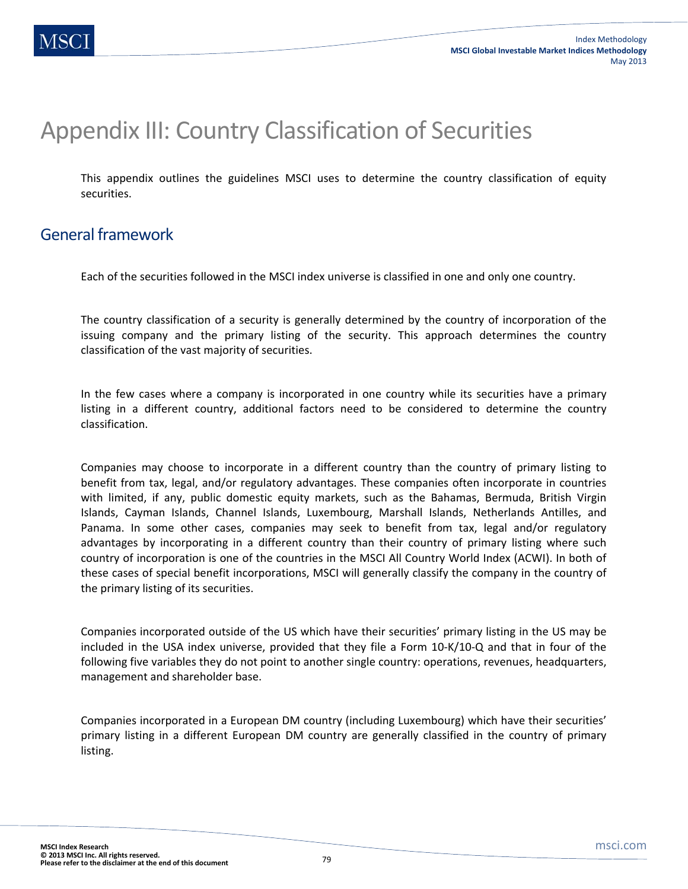# Appendix III: Country Classification of Securities

This appendix outlines the guidelines MSCI uses to determine the country classification of equity securities.

## General framework

Each of the securities followed in the MSCI index universe is classified in one and only one country.

The country classification of a security is generally determined by the country of incorporation of the issuing company and the primary listing of the security. This approach determines the country classification of the vast majority of securities.

In the few cases where a company is incorporated in one country while its securities have a primary listing in a different country, additional factors need to be considered to determine the country classification.

Companies may choose to incorporate in a different country than the country of primary listing to benefit from tax, legal, and/or regulatory advantages. These companies often incorporate in countries with limited, if any, public domestic equity markets, such as the Bahamas, Bermuda, British Virgin Islands, Cayman Islands, Channel Islands, Luxembourg, Marshall Islands, Netherlands Antilles, and Panama. In some other cases, companies may seek to benefit from tax, legal and/or regulatory advantages by incorporating in a different country than their country of primary listing where such country of incorporation is one of the countries in the MSCI All Country World Index (ACWI). In both of these cases of special benefit incorporations, MSCI will generally classify the company in the country of the primary listing of its securities.

Companies incorporated outside of the US which have their securities' primary listing in the US may be included in the USA index universe, provided that they file a Form 10-K/10-Q and that in four of the following five variables they do not point to another single country: operations, revenues, headquarters, management and shareholder base.

Companies incorporated in a European DM country (including Luxembourg) which have their securities' primary listing in a different European DM country are generally classified in the country of primary listing.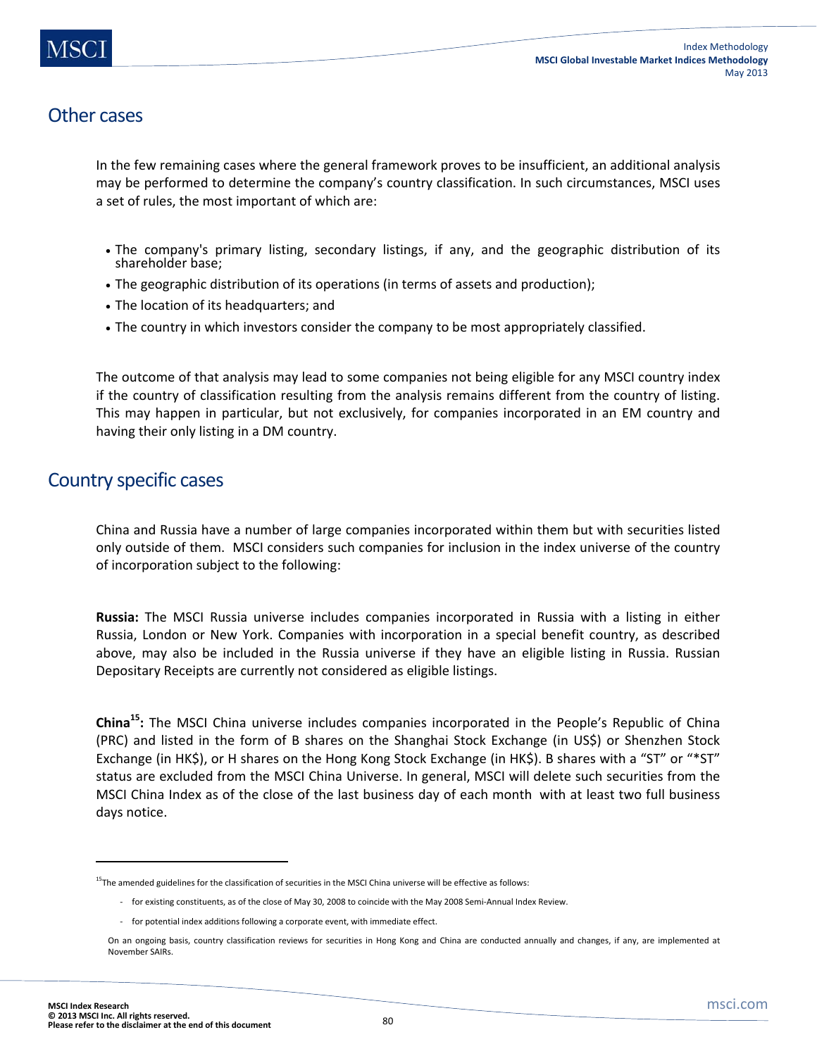## Other cases

In the few remaining cases where the general framework proves to be insufficient, an additional analysis may be performed to determine the company's country classification. In such circumstances, MSCI uses a set of rules, the most important of which are:

- The company's primary listing, secondary listings, if any, and the geographic distribution of its shareholder base;
- The geographic distribution of its operations (in terms of assets and production);
- The location of its headquarters; and
- The country in which investors consider the company to be most appropriately classified.

The outcome of that analysis may lead to some companies not being eligible for any MSCI country index if the country of classification resulting from the analysis remains different from the country of listing. This may happen in particular, but not exclusively, for companies incorporated in an EM country and having their only listing in a DM country.

## Country specific cases

China and Russia have a number of large companies incorporated within them but with securities listed only outside of them. MSCI considers such companies for inclusion in the index universe of the country of incorporation subject to the following:

**Russia:** The MSCI Russia universe includes companies incorporated in Russia with a listing in either Russia, London or New York. Companies with incorporation in a special benefit country, as described above, may also be included in the Russia universe if they have an eligible listing in Russia. Russian Depositary Receipts are currently not considered as eligible listings.

**China[15]:** The MSCI China universe includes companies incorporated in the People's Republic of China (PRC) and listed in the form of B shares on the Shanghai Stock Exchange (in US$) or Shenzhen Stock Exchange (in HK$), or H shares on the Hong Kong Stock Exchange (in HK$). B shares with a "ST" or "*ST" status are excluded from the MSCI China Universe. In general, MSCI will delete such securities from the MSCI China Index as of the close of the last business day of each month with at least two full business days notice.

---

[15] The amended guidelines for the classification of securities in the MSCI China universe will be effective as follows:

- for existing constituents, as of the close of May 30, 2008 to coincide with the May 2008 Semi-Annual Index Review.
- for potential index additions following a corporate event, with immediate effect.

On an ongoing basis, country classification reviews for securities in Hong Kong and China are conducted annually and changes, if any, are implemented at November SAIRs.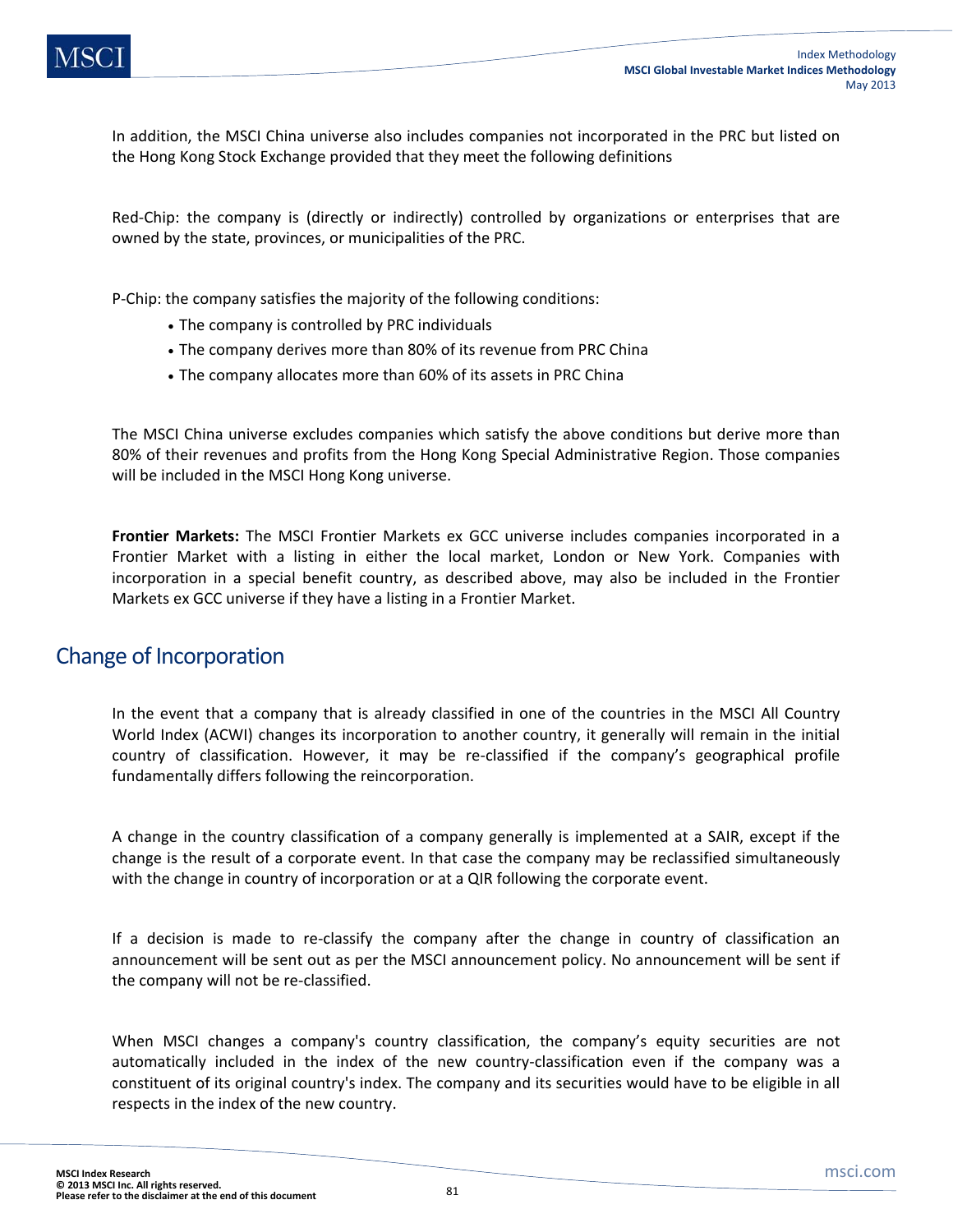In addition, the MSCI China universe also includes companies not incorporated in the PRC but listed on the Hong Kong Stock Exchange provided that they meet the following definitions

Red-Chip: the company is (directly or indirectly) controlled by organizations or enterprises that are owned by the state, provinces, or municipalities of the PRC.

P-Chip: the company satisfies the majority of the following conditions:

- The company is controlled by PRC individuals
- The company derives more than 80% of its revenue from PRC China
- The company allocates more than 60% of its assets in PRC China

The MSCI China universe excludes companies which satisfy the above conditions but derive more than 80% of their revenues and profits from the Hong Kong Special Administrative Region. Those companies will be included in the MSCI Hong Kong universe.

**Frontier Markets:** The MSCI Frontier Markets ex GCC universe includes companies incorporated in a Frontier Market with a listing in either the local market, London or New York. Companies with incorporation in a special benefit country, as described above, may also be included in the Frontier Markets ex GCC universe if they have a listing in a Frontier Market.

## Change of Incorporation

In the event that a company that is already classified in one of the countries in the MSCI All Country World Index (ACWI) changes its incorporation to another country, it generally will remain in the initial country of classification. However, it may be re-classified if the company's geographical profile fundamentally differs following the reincorporation.

A change in the country classification of a company generally is implemented at a SAIR, except if the change is the result of a corporate event. In that case the company may be reclassified simultaneously with the change in country of incorporation or at a QIR following the corporate event.

If a decision is made to re-classify the company after the change in country of classification an announcement will be sent out as per the MSCI announcement policy. No announcement will be sent if the company will not be re-classified.

When MSCI changes a company's country classification, the company's equity securities are not automatically included in the index of the new country-classification even if the company was a constituent of its original country's index. The company and its securities would have to be eligible in all respects in the index of the new country.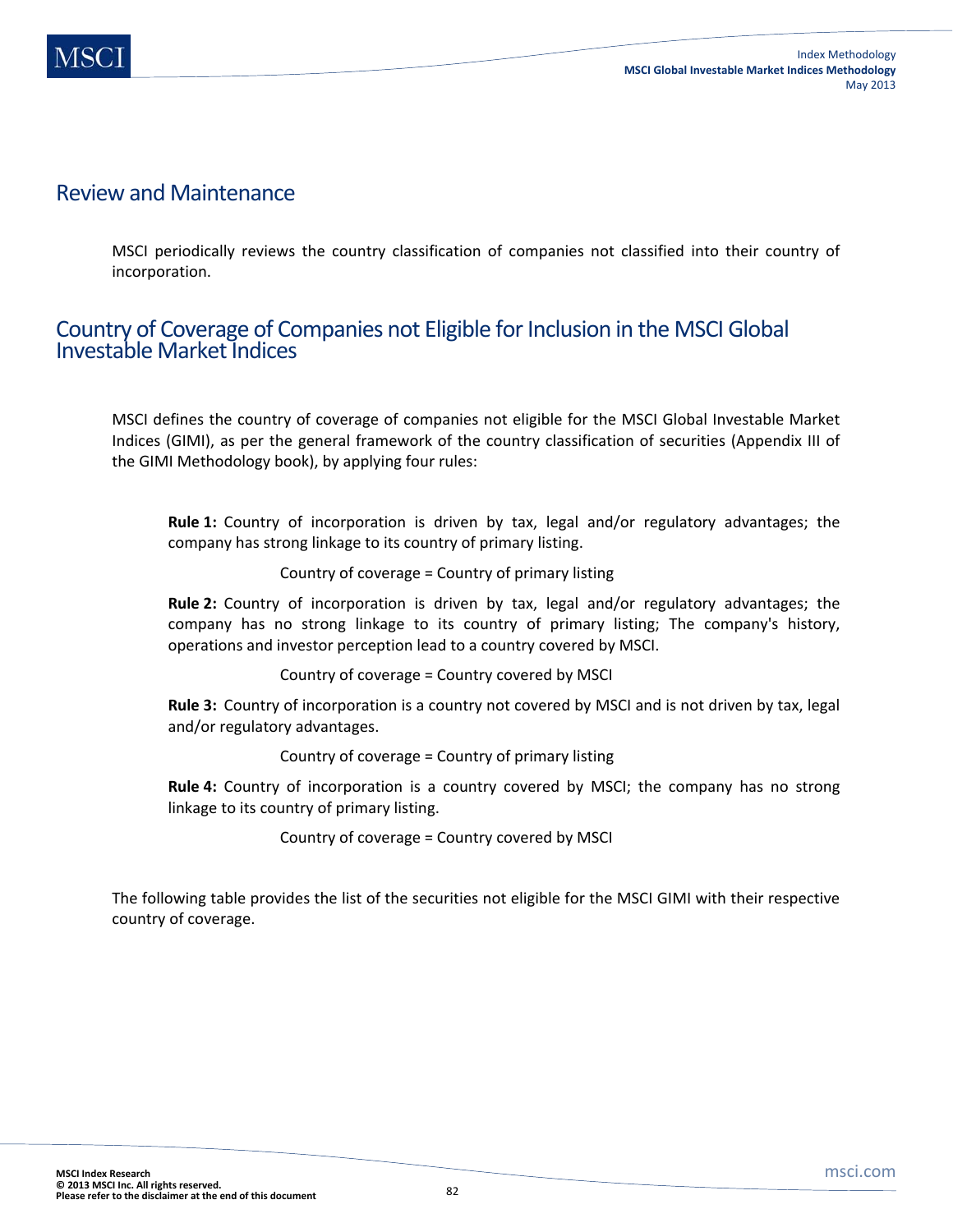## Review and Maintenance

MSCI periodically reviews the country classification of companies not classified into their country of incorporation.

## Country of Coverage of Companies not Eligible for Inclusion in the MSCI Global Investable Market Indices

MSCI defines the country of coverage of companies not eligible for the MSCI Global Investable Market Indices (GIMI), as per the general framework of the country classification of securities (Appendix III of the GIMI Methodology book), by applying four rules:

**Rule 1:** Country of incorporation is driven by tax, legal and/or regulatory advantages; the company has strong linkage to its country of primary listing.

Country of coverage = Country of primary listing

**Rule 2:** Country of incorporation is driven by tax, legal and/or regulatory advantages; the company has no strong linkage to its country of primary listing; The company's history, operations and investor perception lead to a country covered by MSCI.

Country of coverage = Country covered by MSCI

**Rule 3:** Country of incorporation is a country not covered by MSCI and is not driven by tax, legal and/or regulatory advantages.

Country of coverage = Country of primary listing

**Rule 4:** Country of incorporation is a country covered by MSCI; the company has no strong linkage to its country of primary listing.

Country of coverage = Country covered by MSCI

The following table provides the list of the securities not eligible for the MSCI GIMI with their respective country of coverage.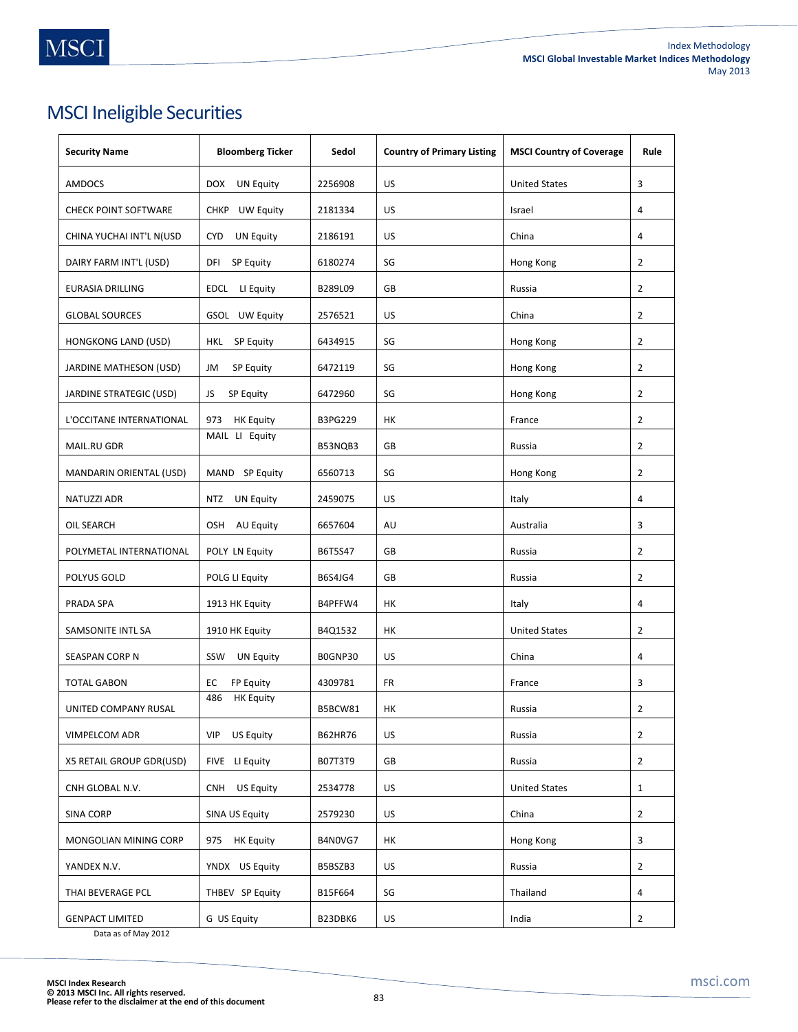# MSCI Ineligible Securities

| Security Name | Bloomberg Ticker | Sedol | Country of Primary Listing | MSCI Country of Coverage | Rule |
|---|---|---|---|---|---|
| AMDOCS | DOX UN Equity | 2256908 | US | United States | 3 |
| CHECK POINT SOFTWARE | CHKP UW Equity | 2181334 | US | Israel | 4 |
| CHINA YUCHAI INT'L N(USD | CYD UN Equity | 2186191 | US | China | 4 |
| DAIRY FARM INT'L (USD) | DFI SP Equity | 6180274 | SG | Hong Kong | 2 |
| EURASIA DRILLING | EDCL LI Equity | B289L09 | GB | Russia | 2 |
| GLOBAL SOURCES | GSOL UW Equity | 2576521 | US | China | 2 |
| HONGKONG LAND (USD) | HKL SP Equity | 6434915 | SG | Hong Kong | 2 |
| JARDINE MATHESON (USD) | JM SP Equity | 6472119 | SG | Hong Kong | 2 |
| JARDINE STRATEGIC (USD) | JS SP Equity | 6472960 | SG | Hong Kong | 2 |
| L'OCCITANE INTERNATIONAL | 973 HK Equity | B3PG229 | HK | France | 2 |
| MAIL.RU GDR | MAIL LI Equity | B53NQB3 | GB | Russia | 2 |
| MANDARIN ORIENTAL (USD) | MAND SP Equity | 6560713 | SG | Hong Kong | 2 |
| NATUZZI ADR | NTZ UN Equity | 2459075 | US | Italy | 4 |
| OIL SEARCH | OSH AU Equity | 6657604 | AU | Australia | 3 |
| POLYMETAL INTERNATIONAL | POLY LN Equity | B6T5S47 | GB | Russia | 2 |
| POLYUS GOLD | POLG LI Equity | B6S4JG4 | GB | Russia | 2 |
| PRADA SPA | 1913 HK Equity | B4PFFW4 | HK | Italy | 4 |
| SAMSONITE INTL SA | 1910 HK Equity | B4Q1532 | HK | United States | 2 |
| SEASPAN CORP N | SSW UN Equity | B0GNP30 | US | China | 4 |
| TOTAL GABON | EC FP Equity | 4309781 | FR | France | 3 |
| UNITED COMPANY RUSAL | 486 HK Equity | B5BCW81 | HK | Russia | 2 |
| VIMPELCOM ADR | VIP US Equity | B62HR76 | US | Russia | 2 |
| X5 RETAIL GROUP GDR(USD) | FIVE LI Equity | B07T3T9 | GB | Russia | 2 |
| CNH GLOBAL N.V. | CNH US Equity | 2534778 | US | United States | 1 |
| SINA CORP | SINA US Equity | 2579230 | US | China | 2 |
| MONGOLIAN MINING CORP | 975 HK Equity | B4N0VG7 | HK | Hong Kong | 3 |
| YANDEX N.V. | YNDX US Equity | B5BSZB3 | US | Russia | 2 |
| THAI BEVERAGE PCL | THBEV SP Equity | B15F664 | SG | Thailand | 4 |
| GENPACT LIMITED | G US Equity | B23DBK6 | US | India | 2 |

Data as of May 2012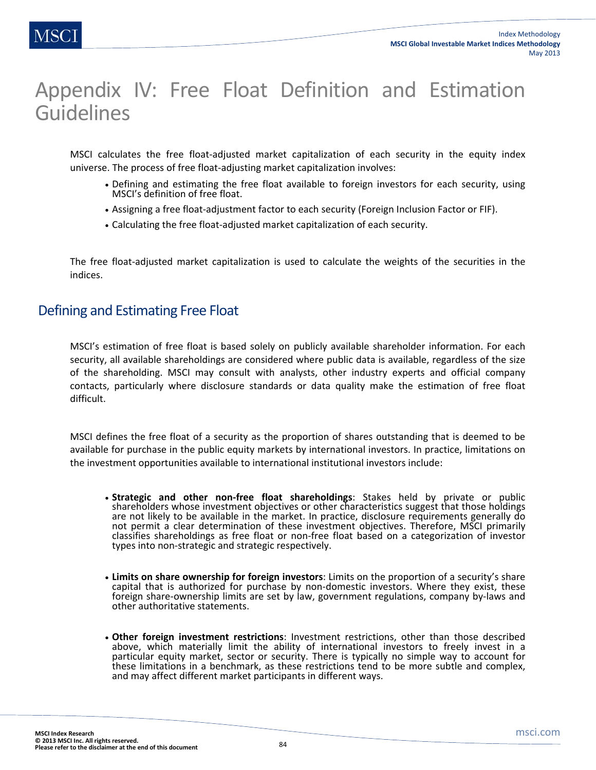# Appendix IV: Free Float Definition and Estimation Guidelines

MSCI calculates the free float-adjusted market capitalization of each security in the equity index universe. The process of free float-adjusting market capitalization involves:

- Defining and estimating the free float available to foreign investors for each security, using MSCI's definition of free float.
- Assigning a free float-adjustment factor to each security (Foreign Inclusion Factor or FIF).
- Calculating the free float-adjusted market capitalization of each security.

The free float-adjusted market capitalization is used to calculate the weights of the securities in the indices.

## Defining and Estimating Free Float

MSCI's estimation of free float is based solely on publicly available shareholder information. For each security, all available shareholdings are considered where public data is available, regardless of the size of the shareholding. MSCI may consult with analysts, other industry experts and official company contacts, particularly where disclosure standards or data quality make the estimation of free float difficult.

MSCI defines the free float of a security as the proportion of shares outstanding that is deemed to be available for purchase in the public equity markets by international investors. In practice, limitations on the investment opportunities available to international institutional investors include:

- **Strategic and other non-free float shareholdings**: Stakes held by private or public shareholders whose investment objectives or other characteristics suggest that those holdings are not likely to be available in the market. In practice, disclosure requirements generally do not permit a clear determination of these investment objectives. Therefore, MSCI primarily classifies shareholdings as free float or non-free float based on a categorization of investor types into non-strategic and strategic respectively.

- **Limits on share ownership for foreign investors**: Limits on the proportion of a security's share capital that is authorized for purchase by non-domestic investors. Where they exist, these foreign share-ownership limits are set by law, government regulations, company by-laws and other authoritative statements.

- **Other foreign investment restrictions**: Investment restrictions, other than those described above, which materially limit the ability of international investors to freely invest in a particular equity market, sector or security. There is typically no simple way to account for these limitations in a benchmark, as these restrictions tend to be more subtle and complex, and may affect different market participants in different ways.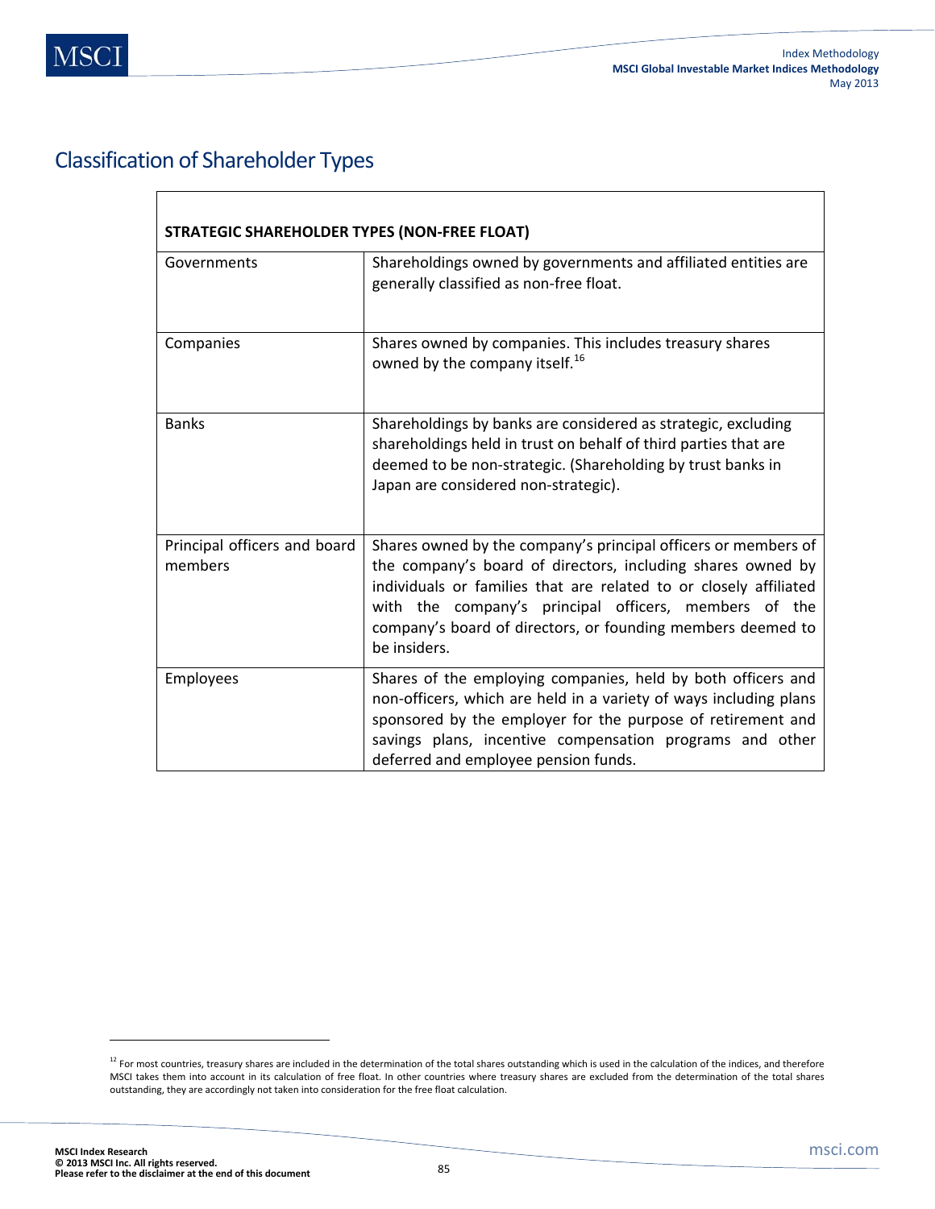## Classification of Shareholder Types

| STRATEGIC SHAREHOLDER TYPES (NON-FREE FLOAT) | |
|---|---|
| Governments | Shareholdings owned by governments and affiliated entities are generally classified as non-free float. |
| Companies | Shares owned by companies. This includes treasury shares owned by the company itself.[16] |
| Banks | Shareholdings by banks are considered as strategic, excluding shareholdings held in trust on behalf of third parties that are deemed to be non-strategic. (Shareholding by trust banks in Japan are considered non-strategic). |
| Principal officers and board members | Shares owned by the company's principal officers or members of the company's board of directors, including shares owned by individuals or families that are related to or closely affiliated with the company's principal officers, members of the company's board of directors, or founding members deemed to be insiders. |
| Employees | Shares of the employing companies, held by both officers and non-officers, which are held in a variety of ways including plans sponsored by the employer for the purpose of retirement and savings plans, incentive compensation programs and other deferred and employee pension funds. |

[12] For most countries, treasury shares are included in the determination of the total shares outstanding which is used in the calculation of the indices, and therefore MSCI takes them into account in its calculation of free float. In other countries where treasury shares are excluded from the determination of the total shares outstanding, they are accordingly not taken into consideration for the free float calculation.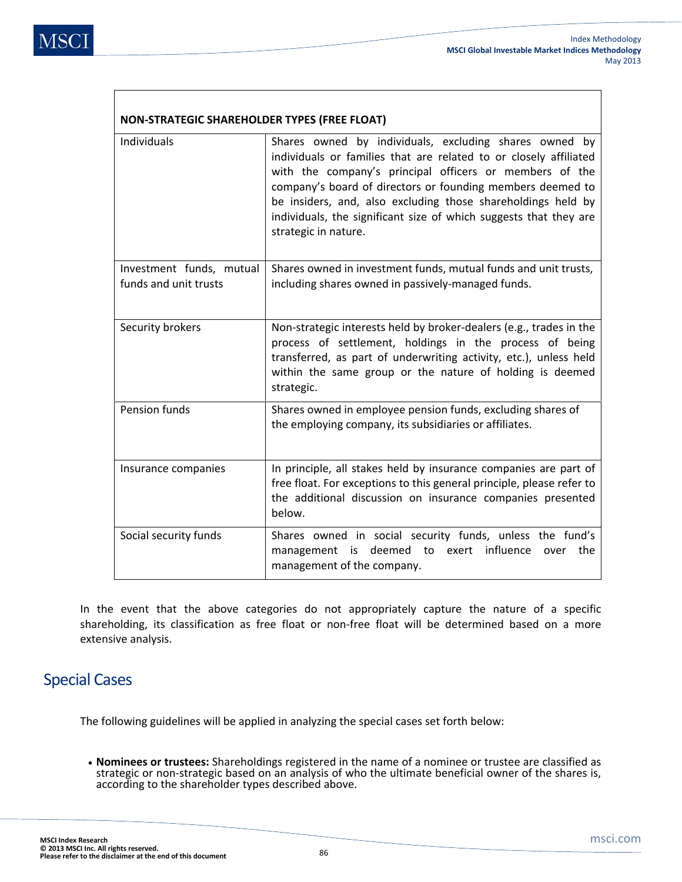| NON-STRATEGIC SHAREHOLDER TYPES (FREE FLOAT) | |
|---|---|
| Individuals | Shares owned by individuals, excluding shares owned by individuals or families that are related to or closely affiliated with the company's principal officers or members of the company's board of directors or founding members deemed to be insiders, and, also excluding those shareholdings held by individuals, the significant size of which suggests that they are strategic in nature. |
| Investment funds, mutual funds and unit trusts | Shares owned in investment funds, mutual funds and unit trusts, including shares owned in passively-managed funds. |
| Security brokers | Non-strategic interests held by broker-dealers (e.g., trades in the process of settlement, holdings in the process of being transferred, as part of underwriting activity, etc.), unless held within the same group or the nature of holding is deemed strategic. |
| Pension funds | Shares owned in employee pension funds, excluding shares of the employing company, its subsidiaries or affiliates. |
| Insurance companies | In principle, all stakes held by insurance companies are part of free float. For exceptions to this general principle, please refer to the additional discussion on insurance companies presented below. |
| Social security funds | Shares owned in social security funds, unless the fund's management is deemed to exert influence over the management of the company. |

In the event that the above categories do not appropriately capture the nature of a specific shareholding, its classification as free float or non-free float will be determined based on a more extensive analysis.

## Special Cases

The following guidelines will be applied in analyzing the special cases set forth below:

- **Nominees or trustees:** Shareholdings registered in the name of a nominee or trustee are classified as strategic or non-strategic based on an analysis of who the ultimate beneficial owner of the shares is, according to the shareholder types described above.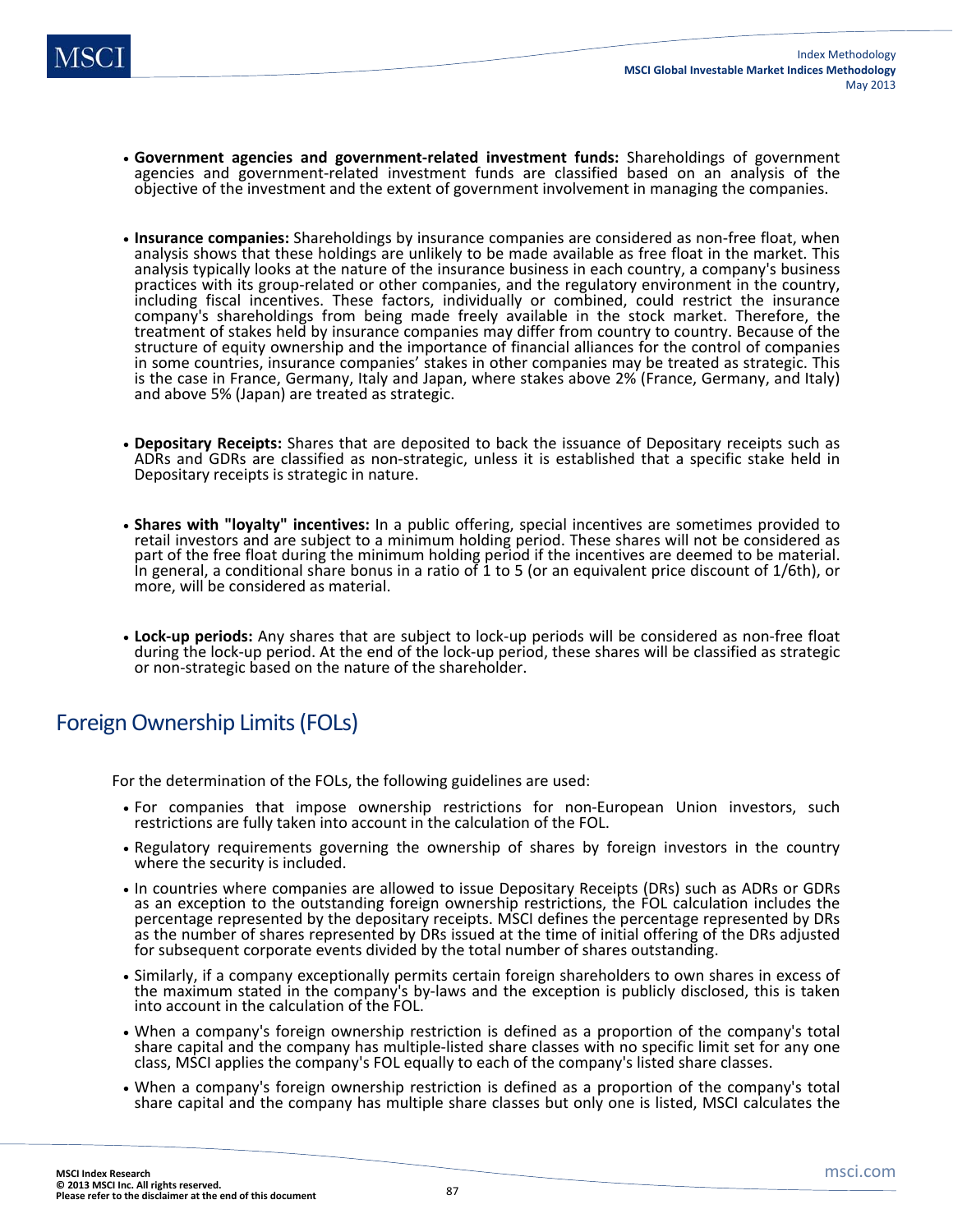- **Government agencies and government-related investment funds:** Shareholdings of government agencies and government-related investment funds are classified based on an analysis of the objective of the investment and the extent of government involvement in managing the companies.

- **Insurance companies:** Shareholdings by insurance companies are considered as non-free float, when analysis shows that these holdings are unlikely to be made available as free float in the market. This analysis typically looks at the nature of the insurance business in each country, a company's business practices with its group-related or other companies, and the regulatory environment in the country, including fiscal incentives. These factors, individually or combined, could restrict the insurance company's shareholdings from being made freely available in the stock market. Therefore, the treatment of stakes held by insurance companies may differ from country to country. Because of the structure of equity ownership and the importance of financial alliances for the control of companies in some countries, insurance companies' stakes in other companies may be treated as strategic. This is the case in France, Germany, Italy and Japan, where stakes above 2% (France, Germany, and Italy) and above 5% (Japan) are treated as strategic.

- **Depositary Receipts:** Shares that are deposited to back the issuance of Depositary receipts such as ADRs and GDRs are classified as non-strategic, unless it is established that a specific stake held in Depositary receipts is strategic in nature.

- **Shares with "loyalty" incentives:** In a public offering, special incentives are sometimes provided to retail investors and are subject to a minimum holding period. These shares will not be considered as part of the free float during the minimum holding period if the incentives are deemed to be material. In general, a conditional share bonus in a ratio of 1 to 5 (or an equivalent price discount of 1/6th), or more, will be considered as material.

- **Lock-up periods:** Any shares that are subject to lock-up periods will be considered as non-free float during the lock-up period. At the end of the lock-up period, these shares will be classified as strategic or non-strategic based on the nature of the shareholder.

## Foreign Ownership Limits (FOLs)

For the determination of the FOLs, the following guidelines are used:

- For companies that impose ownership restrictions for non-European Union investors, such restrictions are fully taken into account in the calculation of the FOL.
- Regulatory requirements governing the ownership of shares by foreign investors in the country where the security is included.
- In countries where companies are allowed to issue Depositary Receipts (DRs) such as ADRs or GDRs as an exception to the outstanding foreign ownership restrictions, the FOL calculation includes the percentage represented by the depositary receipts. MSCI defines the percentage represented by DRs as the number of shares represented by DRs issued at the time of initial offering of the DRs adjusted for subsequent corporate events divided by the total number of shares outstanding.
- Similarly, if a company exceptionally permits certain foreign shareholders to own shares in excess of the maximum stated in the company's by-laws and the exception is publicly disclosed, this is taken into account in the calculation of the FOL.
- When a company's foreign ownership restriction is defined as a proportion of the company's total share capital and the company has multiple-listed share classes with no specific limit set for any one class, MSCI applies the company's FOL equally to each of the company's listed share classes.
- When a company's foreign ownership restriction is defined as a proportion of the company's total share capital and the company has multiple share classes but only one is listed, MSCI calculates the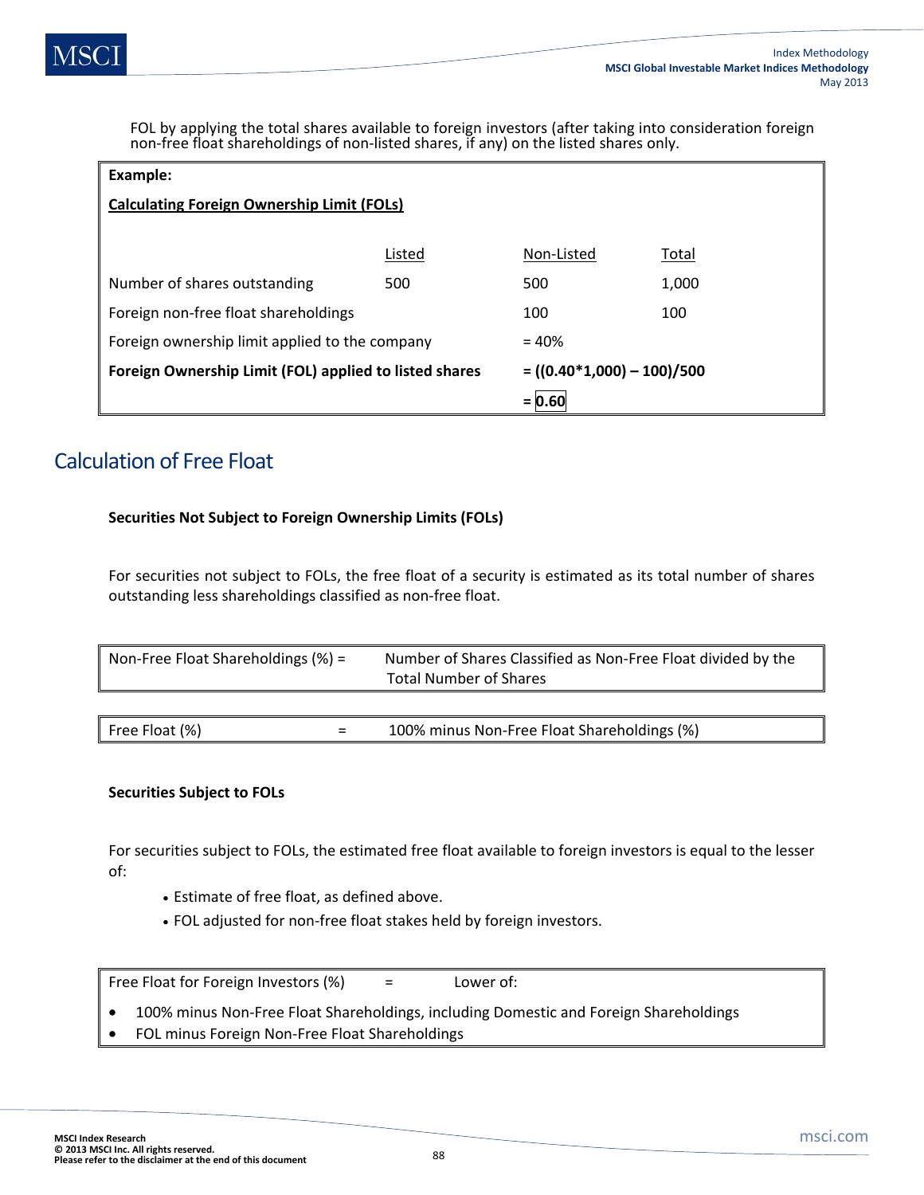FOL by applying the total shares available to foreign investors (after taking into consideration foreign non-free float shareholdings of non-listed shares, if any) on the listed shares only.

**Example:**

**Calculating Foreign Ownership Limit (FOLs)**

| | Listed | Non-Listed | Total |
|---|---|---|---|
| Number of shares outstanding | 500 | 500 | 1,000 |
| Foreign non-free float shareholdings | | 100 | 100 |
| Foreign ownership limit applied to the company | | = 40% | |
| **Foreign Ownership Limit (FOL) applied to listed shares** | | **= ((0.40*1,000) – 100)/500** | |
| | | **= 0.60** | |

## Calculation of Free Float

**Securities Not Subject to Foreign Ownership Limits (FOLs)**

For securities not subject to FOLs, the free float of a security is estimated as its total number of shares outstanding less shareholdings classified as non-free float.

| Non-Free Float Shareholdings (%) = | Number of Shares Classified as Non-Free Float divided by the Total Number of Shares |
|---|---|

| Free Float (%) = | 100% minus Non-Free Float Shareholdings (%) |
|---|---|

**Securities Subject to FOLs**

For securities subject to FOLs, the estimated free float available to foreign investors is equal to the lesser of:

- Estimate of free float, as defined above.
- FOL adjusted for non-free float stakes held by foreign investors.

Free Float for Foreign Investors (%) = Lower of:

- 100% minus Non-Free Float Shareholdings, including Domestic and Foreign Shareholdings
- FOL minus Foreign Non-Free Float Shareholdings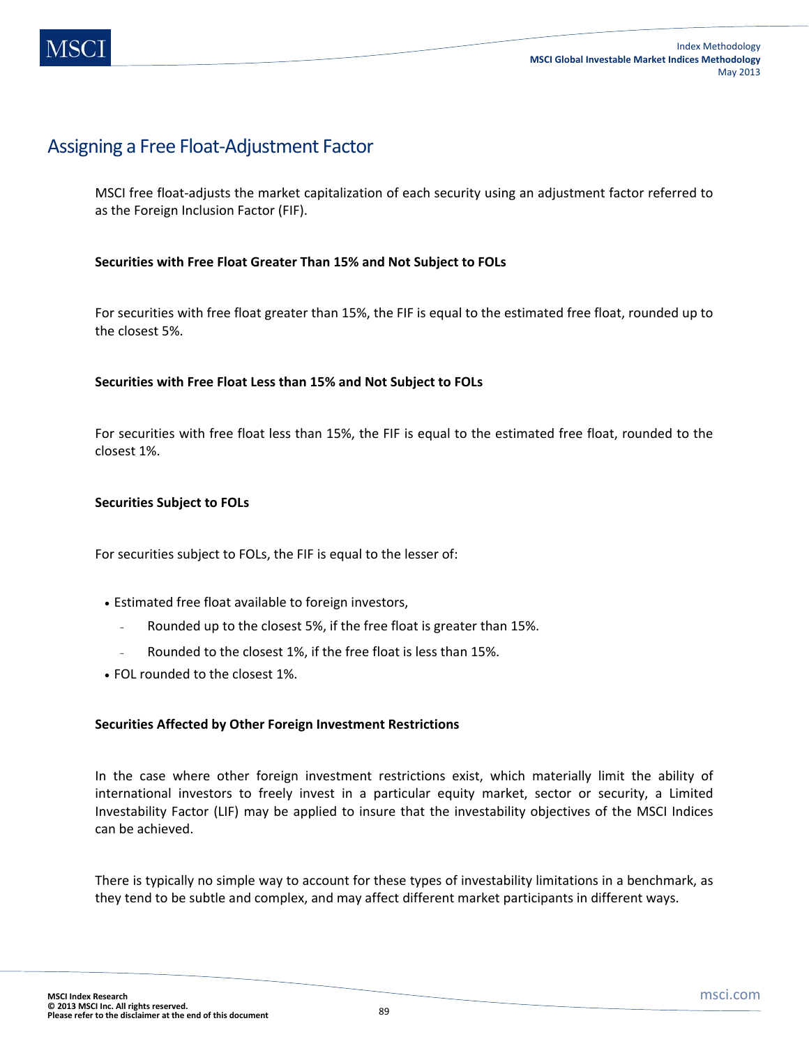## Assigning a Free Float-Adjustment Factor

MSCI free float-adjusts the market capitalization of each security using an adjustment factor referred to as the Foreign Inclusion Factor (FIF).

**Securities with Free Float Greater Than 15% and Not Subject to FOLs**

For securities with free float greater than 15%, the FIF is equal to the estimated free float, rounded up to the closest 5%.

**Securities with Free Float Less than 15% and Not Subject to FOLs**

For securities with free float less than 15%, the FIF is equal to the estimated free float, rounded to the closest 1%.

**Securities Subject to FOLs**

For securities subject to FOLs, the FIF is equal to the lesser of:

- Estimated free float available to foreign investors,
  - Rounded up to the closest 5%, if the free float is greater than 15%.
  - Rounded to the closest 1%, if the free float is less than 15%.
- FOL rounded to the closest 1%.

**Securities Affected by Other Foreign Investment Restrictions**

In the case where other foreign investment restrictions exist, which materially limit the ability of international investors to freely invest in a particular equity market, sector or security, a Limited Investability Factor (LIF) may be applied to insure that the investability objectives of the MSCI Indices can be achieved.

There is typically no simple way to account for these types of investability limitations in a benchmark, as they tend to be subtle and complex, and may affect different market participants in different ways.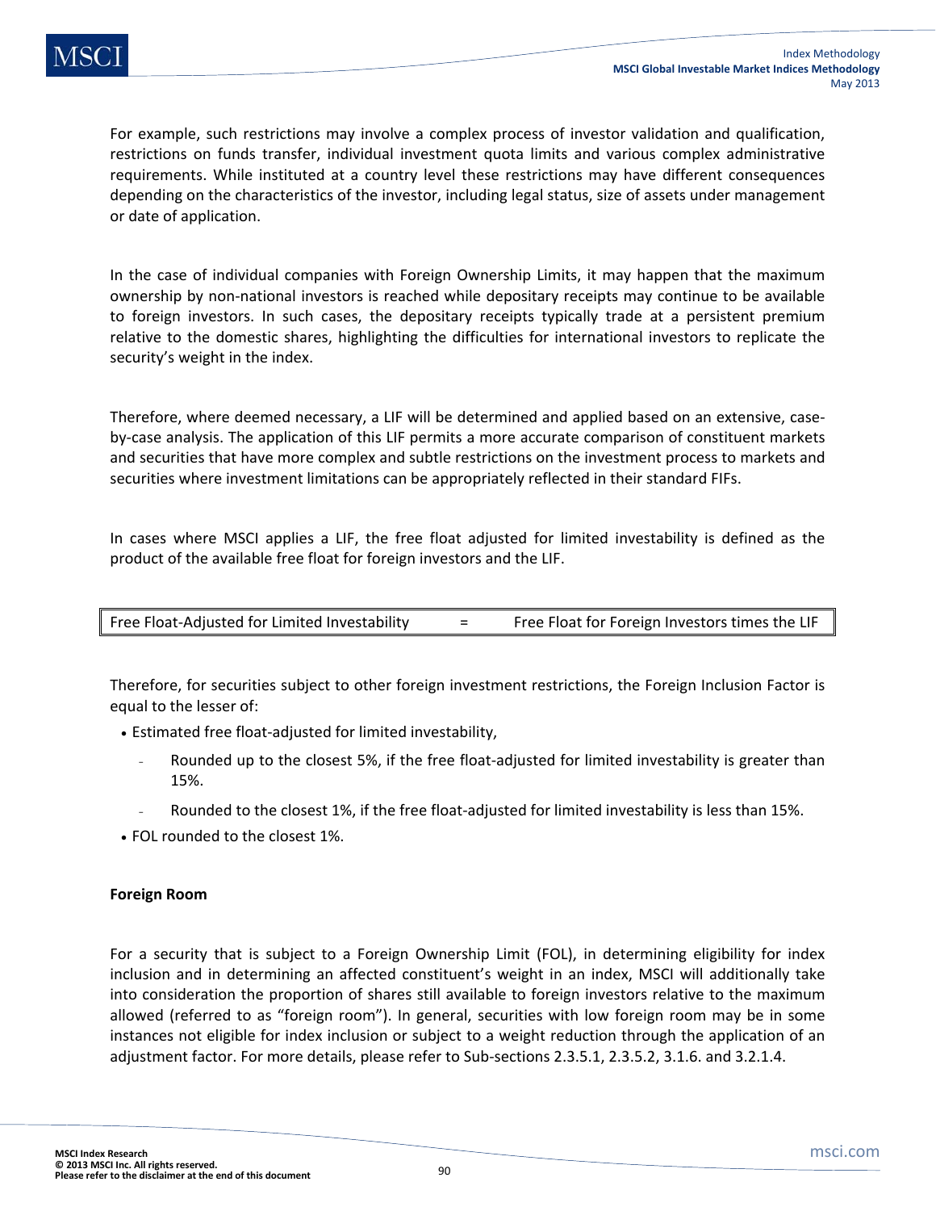For example, such restrictions may involve a complex process of investor validation and qualification, restrictions on funds transfer, individual investment quota limits and various complex administrative requirements. While instituted at a country level these restrictions may have different consequences depending on the characteristics of the investor, including legal status, size of assets under management or date of application.

In the case of individual companies with Foreign Ownership Limits, it may happen that the maximum ownership by non-national investors is reached while depositary receipts may continue to be available to foreign investors. In such cases, the depositary receipts typically trade at a persistent premium relative to the domestic shares, highlighting the difficulties for international investors to replicate the security's weight in the index.

Therefore, where deemed necessary, a LIF will be determined and applied based on an extensive, case-by-case analysis. The application of this LIF permits a more accurate comparison of constituent markets and securities that have more complex and subtle restrictions on the investment process to markets and securities where investment limitations can be appropriately reflected in their standard FIFs.

In cases where MSCI applies a LIF, the free float adjusted for limited investability is defined as the product of the available free float for foreign investors and the LIF.

| Free Float-Adjusted for Limited Investability | = | Free Float for Foreign Investors times the LIF |
|---|---|---|

Therefore, for securities subject to other foreign investment restrictions, the Foreign Inclusion Factor is equal to the lesser of:

- Estimated free float-adjusted for limited investability,
  - Rounded up to the closest 5%, if the free float-adjusted for limited investability is greater than 15%.
  - Rounded to the closest 1%, if the free float-adjusted for limited investability is less than 15%.
- FOL rounded to the closest 1%.

**Foreign Room**

For a security that is subject to a Foreign Ownership Limit (FOL), in determining eligibility for index inclusion and in determining an affected constituent's weight in an index, MSCI will additionally take into consideration the proportion of shares still available to foreign investors relative to the maximum allowed (referred to as "foreign room"). In general, securities with low foreign room may be in some instances not eligible for index inclusion or subject to a weight reduction through the application of an adjustment factor. For more details, please refer to Sub-sections 2.3.5.1, 2.3.5.2, 3.1.6. and 3.2.1.4.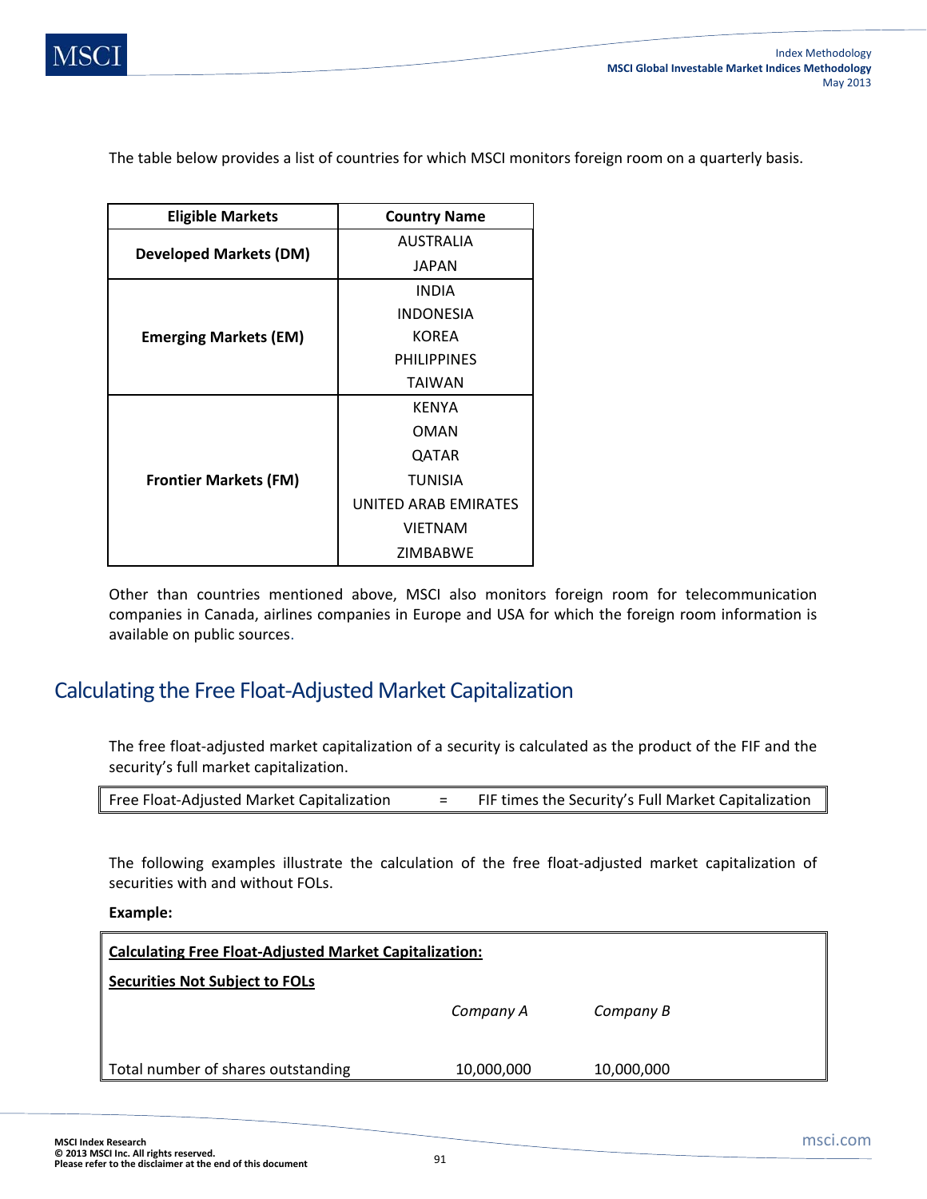The table below provides a list of countries for which MSCI monitors foreign room on a quarterly basis.

| Eligible Markets | Country Name |
|---|---|
| Developed Markets (DM) | AUSTRALIA |
| | JAPAN |
| Emerging Markets (EM) | INDIA |
| | INDONESIA |
| | KOREA |
| | PHILIPPINES |
| | TAIWAN |
| Frontier Markets (FM) | KENYA |
| | OMAN |
| | QATAR |
| | TUNISIA |
| | UNITED ARAB EMIRATES |
| | VIETNAM |
| | ZIMBABWE |

Other than countries mentioned above, MSCI also monitors foreign room for telecommunication companies in Canada, airlines companies in Europe and USA for which the foreign room information is available on public sources.

## Calculating the Free Float-Adjusted Market Capitalization

The free float-adjusted market capitalization of a security is calculated as the product of the FIF and the security's full market capitalization.

| Free Float-Adjusted Market Capitalization | = | FIF times the Security's Full Market Capitalization |
|---|---|---|

The following examples illustrate the calculation of the free float-adjusted market capitalization of securities with and without FOLs.

**Example:**

**Calculating Free Float-Adjusted Market Capitalization:**

**Securities Not Subject to FOLs**

| | *Company A* | *Company B* |
|---|---|---|
| Total number of shares outstanding | 10,000,000 | 10,000,000 |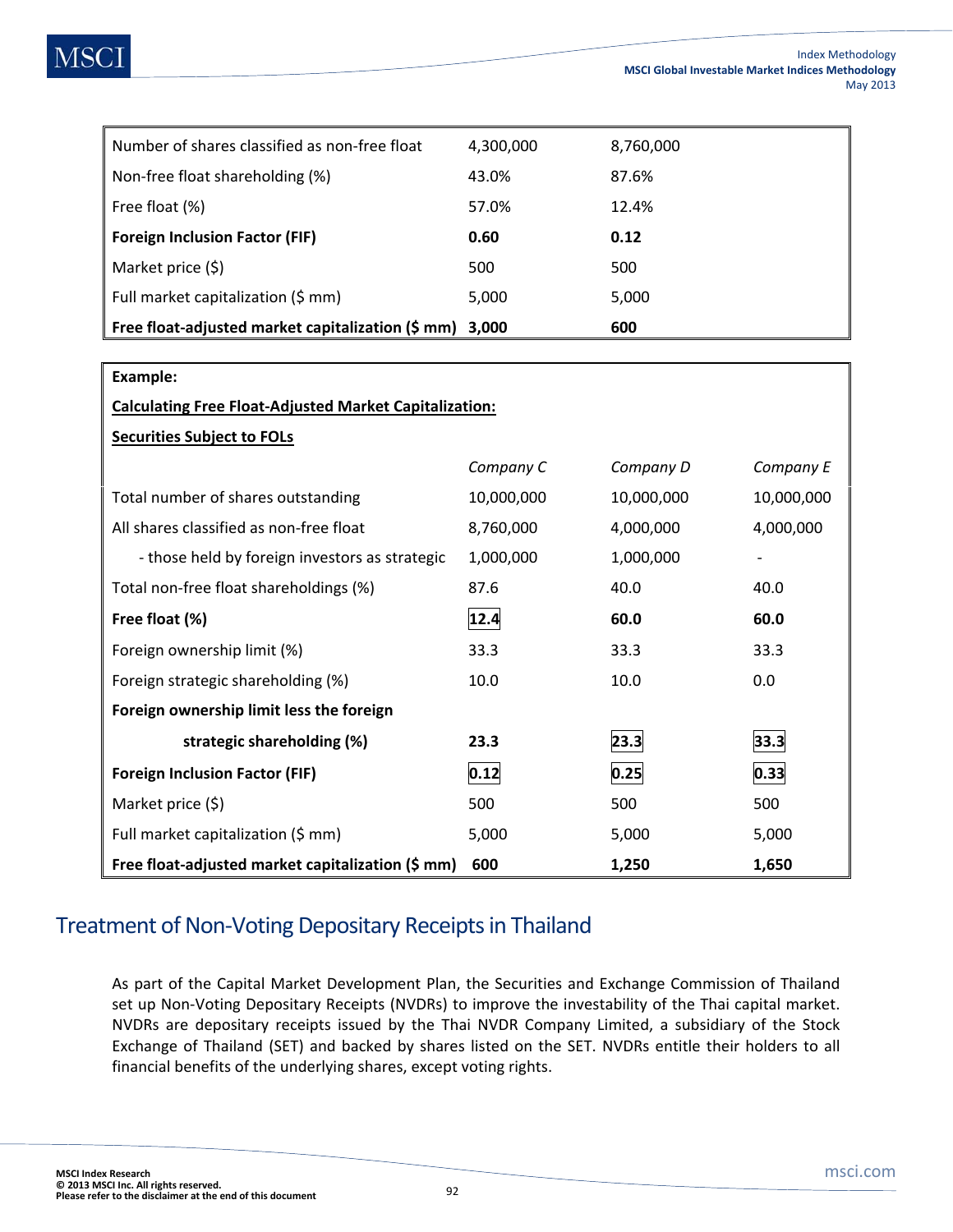| | | |
|---|---|---|
| Number of shares classified as non-free float | 4,300,000 | 8,760,000 |
| Non-free float shareholding (%) | 43.0% | 87.6% |
| Free float (%) | 57.0% | 12.4% |
| **Foreign Inclusion Factor (FIF)** | **0.60** | **0.12** |
| Market price ($) | 500 | 500 |
| Full market capitalization ($ mm) | 5,000 | 5,000 |
| **Free float-adjusted market capitalization ($ mm)** | **3,000** | **600** |

**Example:**

**Calculating Free Float-Adjusted Market Capitalization:**

**Securities Subject to FOLs**

| | *Company C* | *Company D* | *Company E* |
|---|---|---|---|
| Total number of shares outstanding | 10,000,000 | 10,000,000 | 10,000,000 |
| All shares classified as non-free float | 8,760,000 | 4,000,000 | 4,000,000 |
| - those held by foreign investors as strategic | 1,000,000 | 1,000,000 | - |
| Total non-free float shareholdings (%) | 87.6 | 40.0 | 40.0 |
| **Free float (%)** | **12.4** | **60.0** | **60.0** |
| Foreign ownership limit (%) | 33.3 | 33.3 | 33.3 |
| Foreign strategic shareholding (%) | 10.0 | 10.0 | 0.0 |
| **Foreign ownership limit less the foreign strategic shareholding (%)** | **23.3** | **23.3** | **33.3** |
| **Foreign Inclusion Factor (FIF)** | **0.12** | **0.25** | **0.33** |
| Market price ($) | 500 | 500 | 500 |
| Full market capitalization ($ mm) | 5,000 | 5,000 | 5,000 |
| **Free float-adjusted market capitalization ($ mm)** | **600** | **1,250** | **1,650** |

## Treatment of Non-Voting Depositary Receipts in Thailand

As part of the Capital Market Development Plan, the Securities and Exchange Commission of Thailand set up Non-Voting Depositary Receipts (NVDRs) to improve the investability of the Thai capital market. NVDRs are depositary receipts issued by the Thai NVDR Company Limited, a subsidiary of the Stock Exchange of Thailand (SET) and backed by shares listed on the SET. NVDRs entitle their holders to all financial benefits of the underlying shares, except voting rights.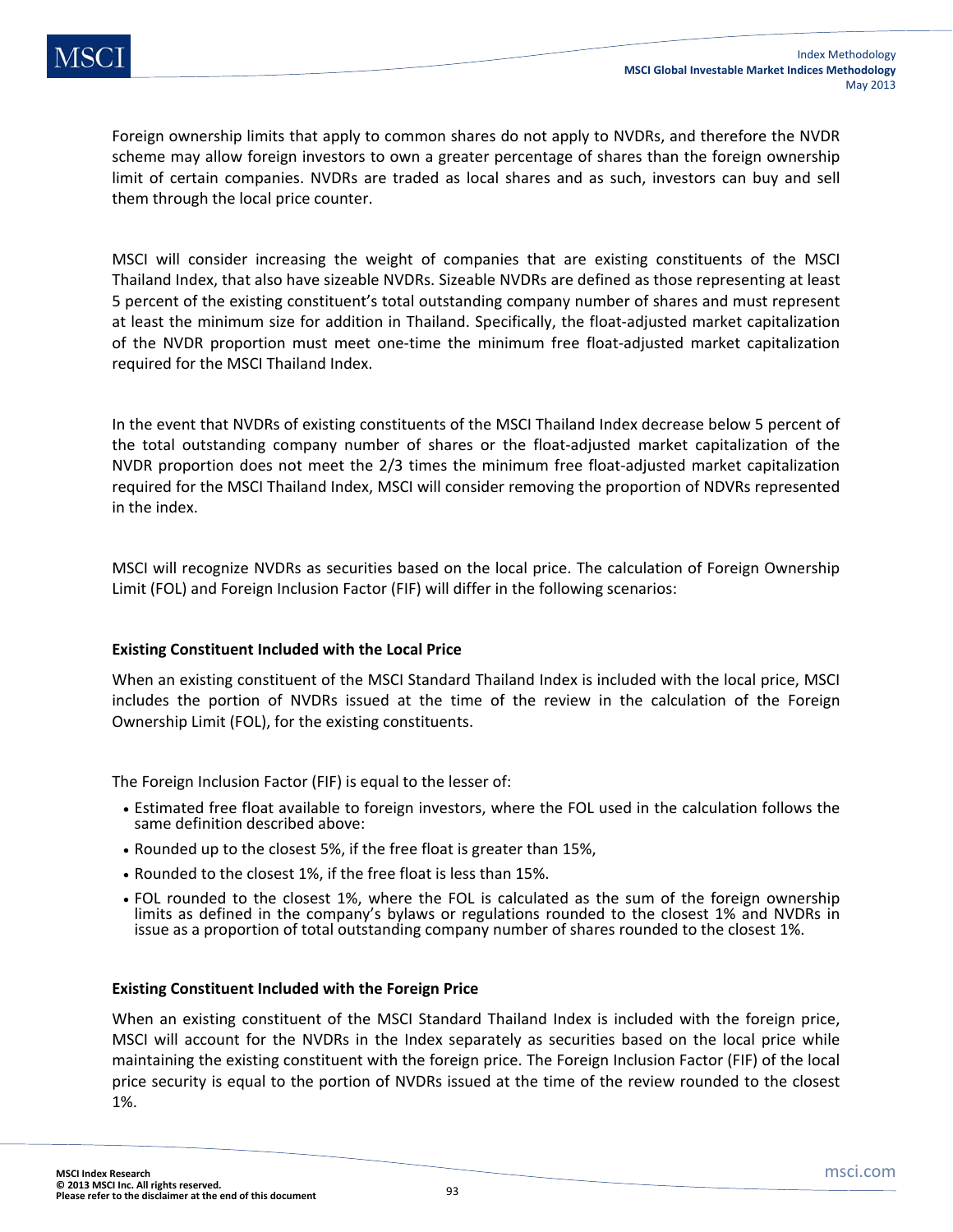Foreign ownership limits that apply to common shares do not apply to NVDRs, and therefore the NVDR scheme may allow foreign investors to own a greater percentage of shares than the foreign ownership limit of certain companies. NVDRs are traded as local shares and as such, investors can buy and sell them through the local price counter.

MSCI will consider increasing the weight of companies that are existing constituents of the MSCI Thailand Index, that also have sizeable NVDRs. Sizeable NVDRs are defined as those representing at least 5 percent of the existing constituent's total outstanding company number of shares and must represent at least the minimum size for addition in Thailand. Specifically, the float-adjusted market capitalization of the NVDR proportion must meet one-time the minimum free float-adjusted market capitalization required for the MSCI Thailand Index.

In the event that NVDRs of existing constituents of the MSCI Thailand Index decrease below 5 percent of the total outstanding company number of shares or the float-adjusted market capitalization of the NVDR proportion does not meet the 2/3 times the minimum free float-adjusted market capitalization required for the MSCI Thailand Index, MSCI will consider removing the proportion of NDVRs represented in the index.

MSCI will recognize NVDRs as securities based on the local price. The calculation of Foreign Ownership Limit (FOL) and Foreign Inclusion Factor (FIF) will differ in the following scenarios:

**Existing Constituent Included with the Local Price**

When an existing constituent of the MSCI Standard Thailand Index is included with the local price, MSCI includes the portion of NVDRs issued at the time of the review in the calculation of the Foreign Ownership Limit (FOL), for the existing constituents.

The Foreign Inclusion Factor (FIF) is equal to the lesser of:

- Estimated free float available to foreign investors, where the FOL used in the calculation follows the same definition described above:
- Rounded up to the closest 5%, if the free float is greater than 15%,
- Rounded to the closest 1%, if the free float is less than 15%.
- FOL rounded to the closest 1%, where the FOL is calculated as the sum of the foreign ownership limits as defined in the company's bylaws or regulations rounded to the closest 1% and NVDRs in issue as a proportion of total outstanding company number of shares rounded to the closest 1%.

**Existing Constituent Included with the Foreign Price**

When an existing constituent of the MSCI Standard Thailand Index is included with the foreign price, MSCI will account for the NVDRs in the Index separately as securities based on the local price while maintaining the existing constituent with the foreign price. The Foreign Inclusion Factor (FIF) of the local price security is equal to the portion of NVDRs issued at the time of the review rounded to the closest 1%.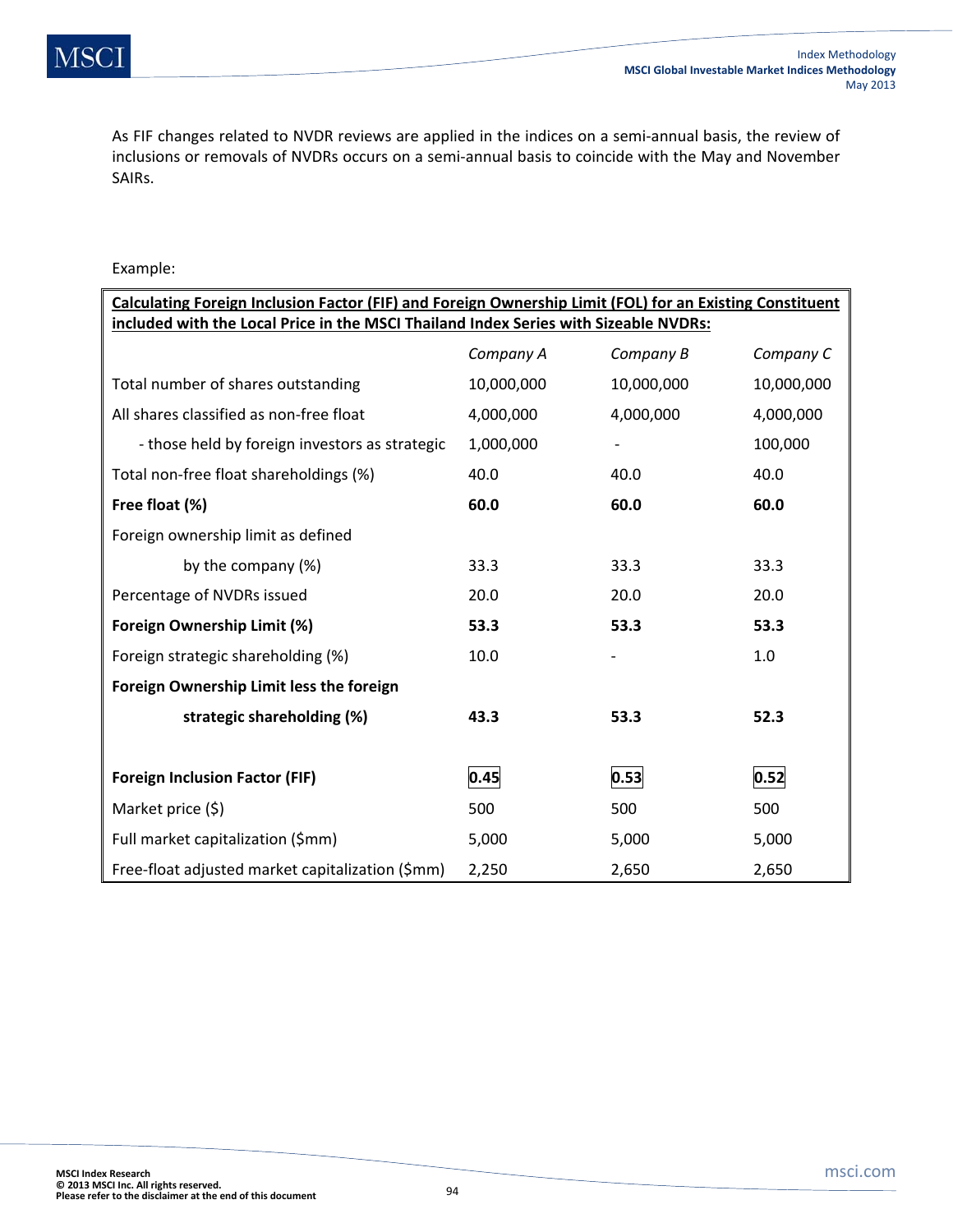As FIF changes related to NVDR reviews are applied in the indices on a semi-annual basis, the review of inclusions or removals of NVDRs occurs on a semi-annual basis to coincide with the May and November SAIRs.

Example:

| **Calculating Foreign Inclusion Factor (FIF) and Foreign Ownership Limit (FOL) for an Existing Constituent included with the Local Price in the MSCI Thailand Index Series with Sizeable NVDRs:** | | | |
|---|---|---|---|
| | *Company A* | *Company B* | *Company C* |
| Total number of shares outstanding | 10,000,000 | 10,000,000 | 10,000,000 |
| All shares classified as non-free float | 4,000,000 | 4,000,000 | 4,000,000 |
| - those held by foreign investors as strategic | 1,000,000 | - | 100,000 |
| Total non-free float shareholdings (%) | 40.0 | 40.0 | 40.0 |
| **Free float (%)** | **60.0** | **60.0** | **60.0** |
| Foreign ownership limit as defined by the company (%) | 33.3 | 33.3 | 33.3 |
| Percentage of NVDRs issued | 20.0 | 20.0 | 20.0 |
| **Foreign Ownership Limit (%)** | **53.3** | **53.3** | **53.3** |
| Foreign strategic shareholding (%) | 10.0 | - | 1.0 |
| **Foreign Ownership Limit less the foreign strategic shareholding (%)** | **43.3** | **53.3** | **52.3** |
| **Foreign Inclusion Factor (FIF)** | **0.45** | **0.53** | **0.52** |
| Market price ($) | 500 | 500 | 500 |
| Full market capitalization ($mm) | 5,000 | 5,000 | 5,000 |
| Free-float adjusted market capitalization ($mm) | 2,250 | 2,650 | 2,650 |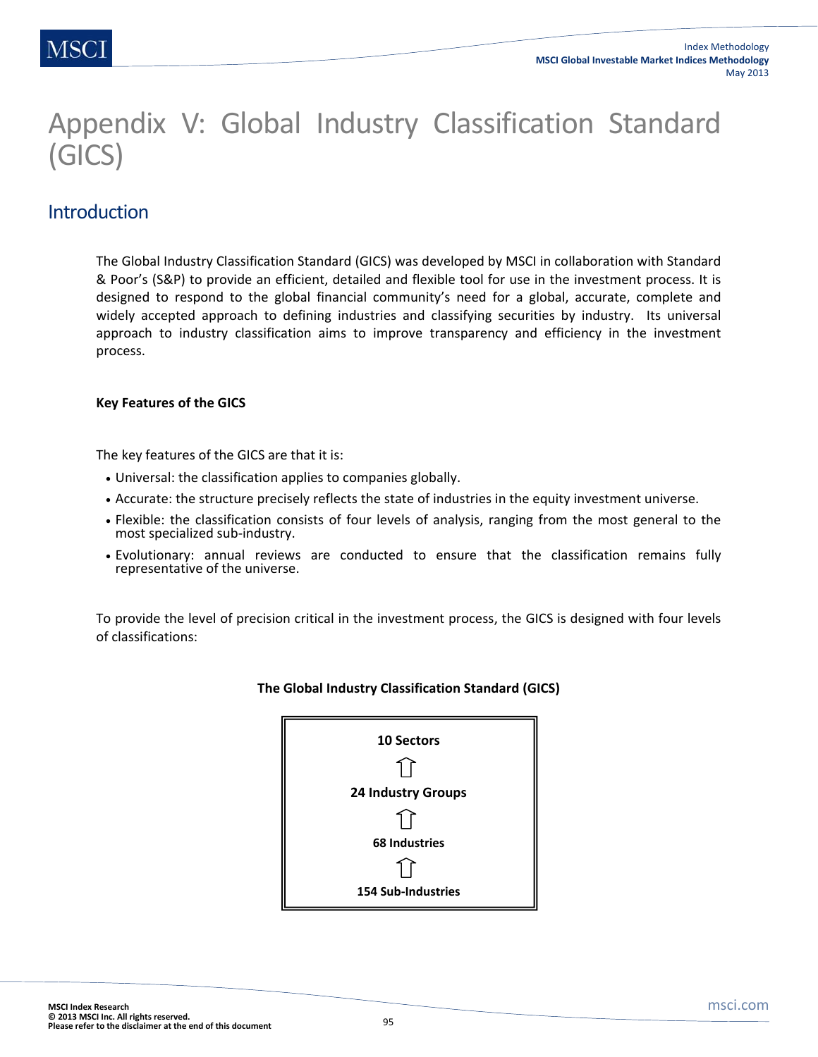# Appendix V: Global Industry Classification Standard (GICS)

## Introduction

The Global Industry Classification Standard (GICS) was developed by MSCI in collaboration with Standard & Poor's (S&P) to provide an efficient, detailed and flexible tool for use in the investment process. It is designed to respond to the global financial community's need for a global, accurate, complete and widely accepted approach to defining industries and classifying securities by industry. Its universal approach to industry classification aims to improve transparency and efficiency in the investment process.

**Key Features of the GICS**

The key features of the GICS are that it is:

- Universal: the classification applies to companies globally.
- Accurate: the structure precisely reflects the state of industries in the equity investment universe.
- Flexible: the classification consists of four levels of analysis, ranging from the most general to the most specialized sub-industry.
- Evolutionary: annual reviews are conducted to ensure that the classification remains fully representative of the universe.

To provide the level of precision critical in the investment process, the GICS is designed with four levels of classifications:

**The Global Industry Classification Standard (GICS)**

**10 Sectors**

⇧

**24 Industry Groups**

⇧

**68 Industries**

⇧

**154 Sub-Industries**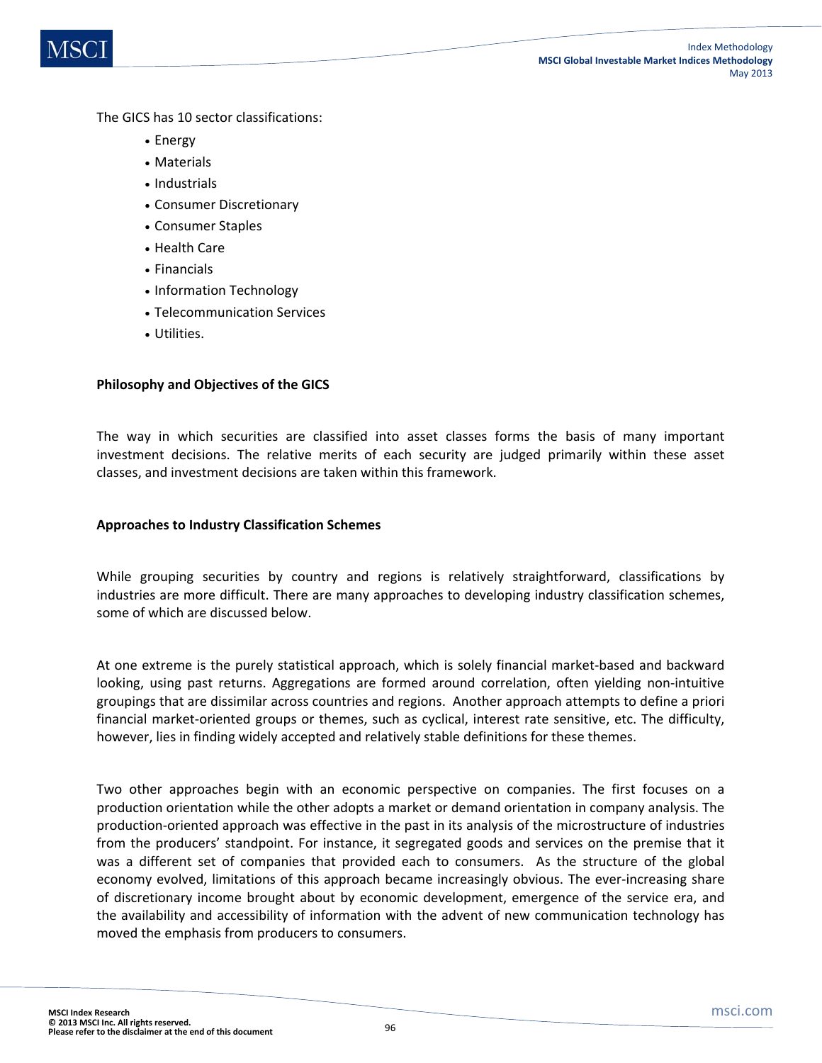The GICS has 10 sector classifications:

- Energy
- Materials
- Industrials
- Consumer Discretionary
- Consumer Staples
- Health Care
- Financials
- Information Technology
- Telecommunication Services
- Utilities.

**Philosophy and Objectives of the GICS**

The way in which securities are classified into asset classes forms the basis of many important investment decisions. The relative merits of each security are judged primarily within these asset classes, and investment decisions are taken within this framework.

**Approaches to Industry Classification Schemes**

While grouping securities by country and regions is relatively straightforward, classifications by industries are more difficult. There are many approaches to developing industry classification schemes, some of which are discussed below.

At one extreme is the purely statistical approach, which is solely financial market-based and backward looking, using past returns. Aggregations are formed around correlation, often yielding non-intuitive groupings that are dissimilar across countries and regions. Another approach attempts to define a priori financial market-oriented groups or themes, such as cyclical, interest rate sensitive, etc. The difficulty, however, lies in finding widely accepted and relatively stable definitions for these themes.

Two other approaches begin with an economic perspective on companies. The first focuses on a production orientation while the other adopts a market or demand orientation in company analysis. The production-oriented approach was effective in the past in its analysis of the microstructure of industries from the producers' standpoint. For instance, it segregated goods and services on the premise that it was a different set of companies that provided each to consumers. As the structure of the global economy evolved, limitations of this approach became increasingly obvious. The ever-increasing share of discretionary income brought about by economic development, emergence of the service era, and the availability and accessibility of information with the advent of new communication technology has moved the emphasis from producers to consumers.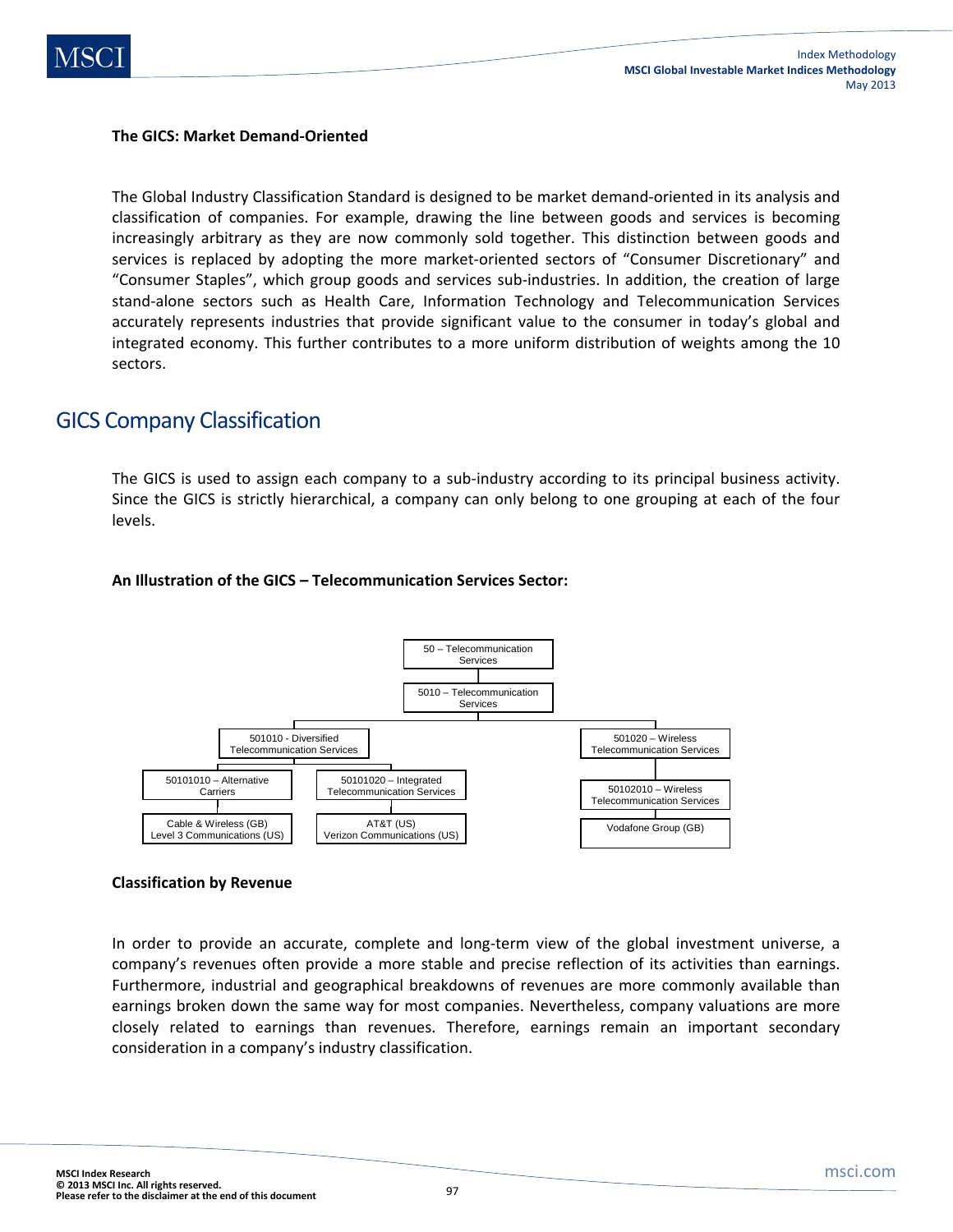**The GICS: Market Demand-Oriented**

The Global Industry Classification Standard is designed to be market demand-oriented in its analysis and classification of companies. For example, drawing the line between goods and services is becoming increasingly arbitrary as they are now commonly sold together. This distinction between goods and services is replaced by adopting the more market-oriented sectors of "Consumer Discretionary" and "Consumer Staples", which group goods and services sub-industries. In addition, the creation of large stand-alone sectors such as Health Care, Information Technology and Telecommunication Services accurately represents industries that provide significant value to the consumer in today's global and integrated economy. This further contributes to a more uniform distribution of weights among the 10 sectors.

## GICS Company Classification

The GICS is used to assign each company to a sub-industry according to its principal business activity. Since the GICS is strictly hierarchical, a company can only belong to one grouping at each of the four levels.

**An Illustration of the GICS – Telecommunication Services Sector:**

- 50 – Telecommunication Services
  - 5010 – Telecommunication Services
    - 501010 - Diversified Telecommunication Services
      - 50101010 – Alternative Carriers
        - Cable & Wireless (GB)
        - Level 3 Communications (US)
      - 50101020 – Integrated Telecommunication Services
        - AT&T (US)
        - Verizon Communications (US)
    - 501020 – Wireless Telecommunication Services
      - 50102010 – Wireless Telecommunication Services
        - Vodafone Group (GB)

**Classification by Revenue**

In order to provide an accurate, complete and long-term view of the global investment universe, a company's revenues often provide a more stable and precise reflection of its activities than earnings. Furthermore, industrial and geographical breakdowns of revenues are more commonly available than earnings broken down the same way for most companies. Nevertheless, company valuations are more closely related to earnings than revenues. Therefore, earnings remain an important secondary consideration in a company's industry classification.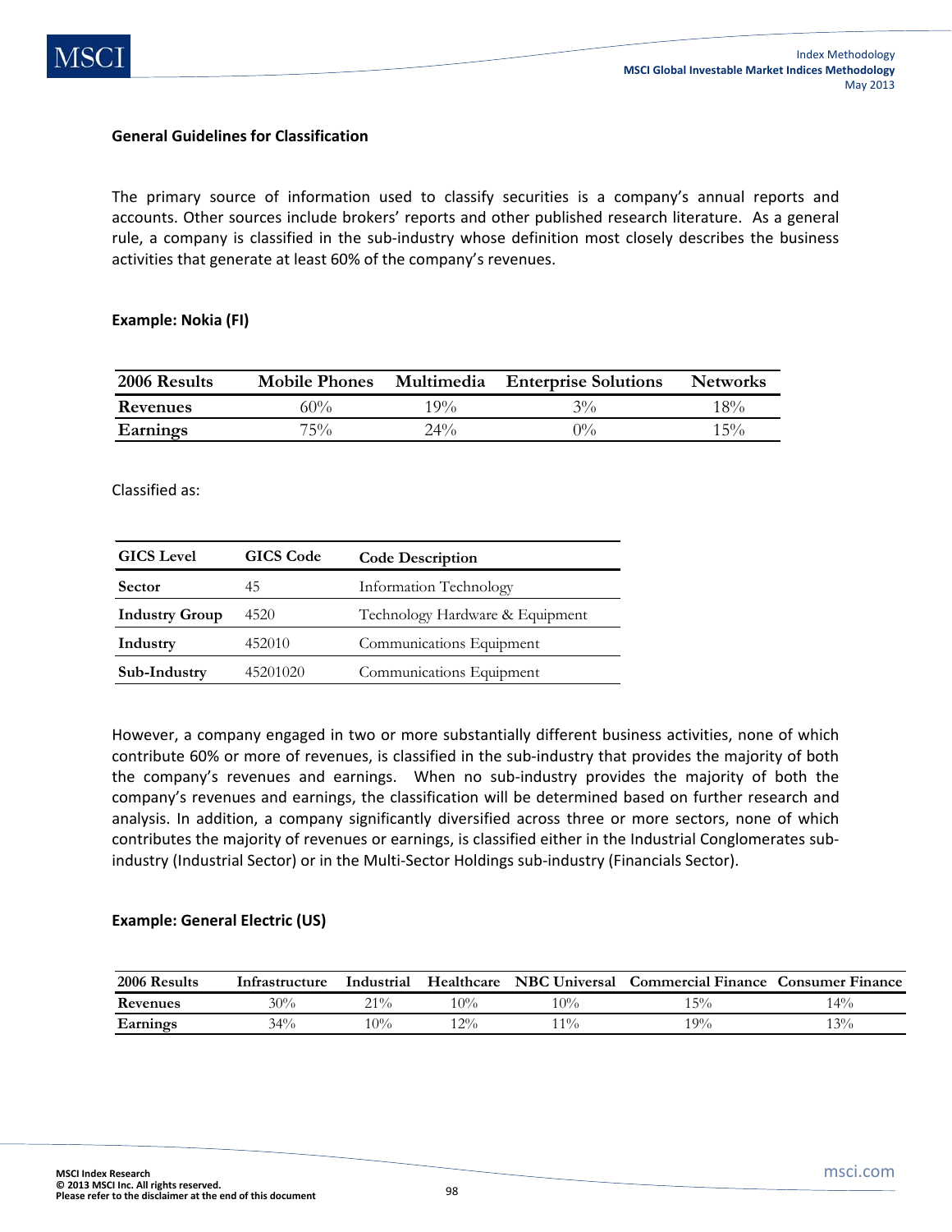### General Guidelines for Classification

The primary source of information used to classify securities is a company's annual reports and accounts. Other sources include brokers' reports and other published research literature. As a general rule, a company is classified in the sub-industry whose definition most closely describes the business activities that generate at least 60% of the company's revenues.

#### Example: Nokia (FI)

| 2006 Results | Mobile Phones | Multimedia | Enterprise Solutions | Networks |
|---|---|---|---|---|
| Revenues | 60% | 19% | 3% | 18% |
| Earnings | 75% | 24% | 0% | 15% |

Classified as:

| GICS Level | GICS Code | Code Description |
|---|---|---|
| Sector | 45 | Information Technology |
| Industry Group | 4520 | Technology Hardware & Equipment |
| Industry | 452010 | Communications Equipment |
| Sub-Industry | 45201020 | Communications Equipment |

However, a company engaged in two or more substantially different business activities, none of which contribute 60% or more of revenues, is classified in the sub-industry that provides the majority of both the company's revenues and earnings. When no sub-industry provides the majority of both the company's revenues and earnings, the classification will be determined based on further research and analysis. In addition, a company significantly diversified across three or more sectors, none of which contributes the majority of revenues or earnings, is classified either in the Industrial Conglomerates sub-industry (Industrial Sector) or in the Multi-Sector Holdings sub-industry (Financials Sector).

#### Example: General Electric (US)

| 2006 Results | Infrastructure | Industrial | Healthcare | NBC Universal | Commercial Finance | Consumer Finance |
|---|---|---|---|---|---|---|
| Revenues | 30% | 21% | 10% | 10% | 15% | 14% |
| Earnings | 34% | 10% | 12% | 11% | 19% | 13% |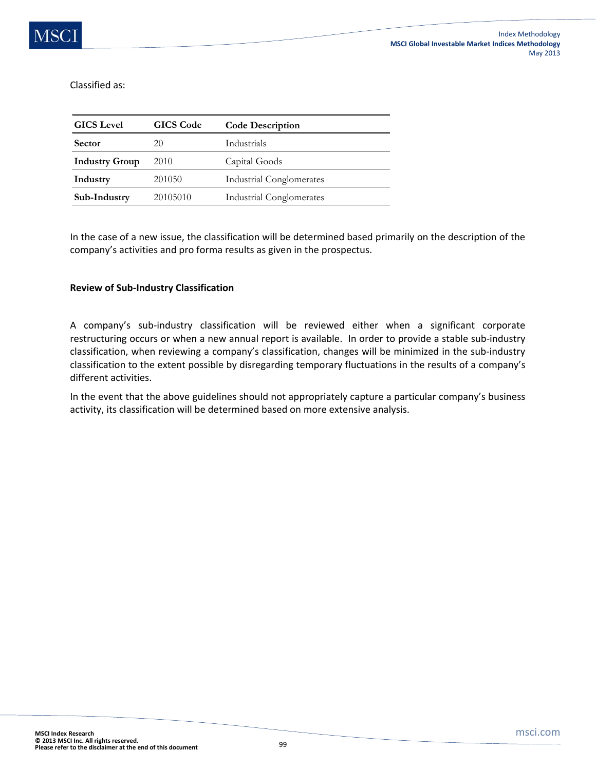Classified as:

| GICS Level | GICS Code | Code Description |
|---|---|---|
| **Sector** | 20 | Industrials |
| **Industry Group** | 2010 | Capital Goods |
| **Industry** | 201050 | Industrial Conglomerates |
| **Sub-Industry** | 20105010 | Industrial Conglomerates |

In the case of a new issue, the classification will be determined based primarily on the description of the company's activities and pro forma results as given in the prospectus.

**Review of Sub-Industry Classification**

A company's sub-industry classification will be reviewed either when a significant corporate restructuring occurs or when a new annual report is available. In order to provide a stable sub-industry classification, when reviewing a company's classification, changes will be minimized in the sub-industry classification to the extent possible by disregarding temporary fluctuations in the results of a company's different activities.

In the event that the above guidelines should not appropriately capture a particular company's business activity, its classification will be determined based on more extensive analysis.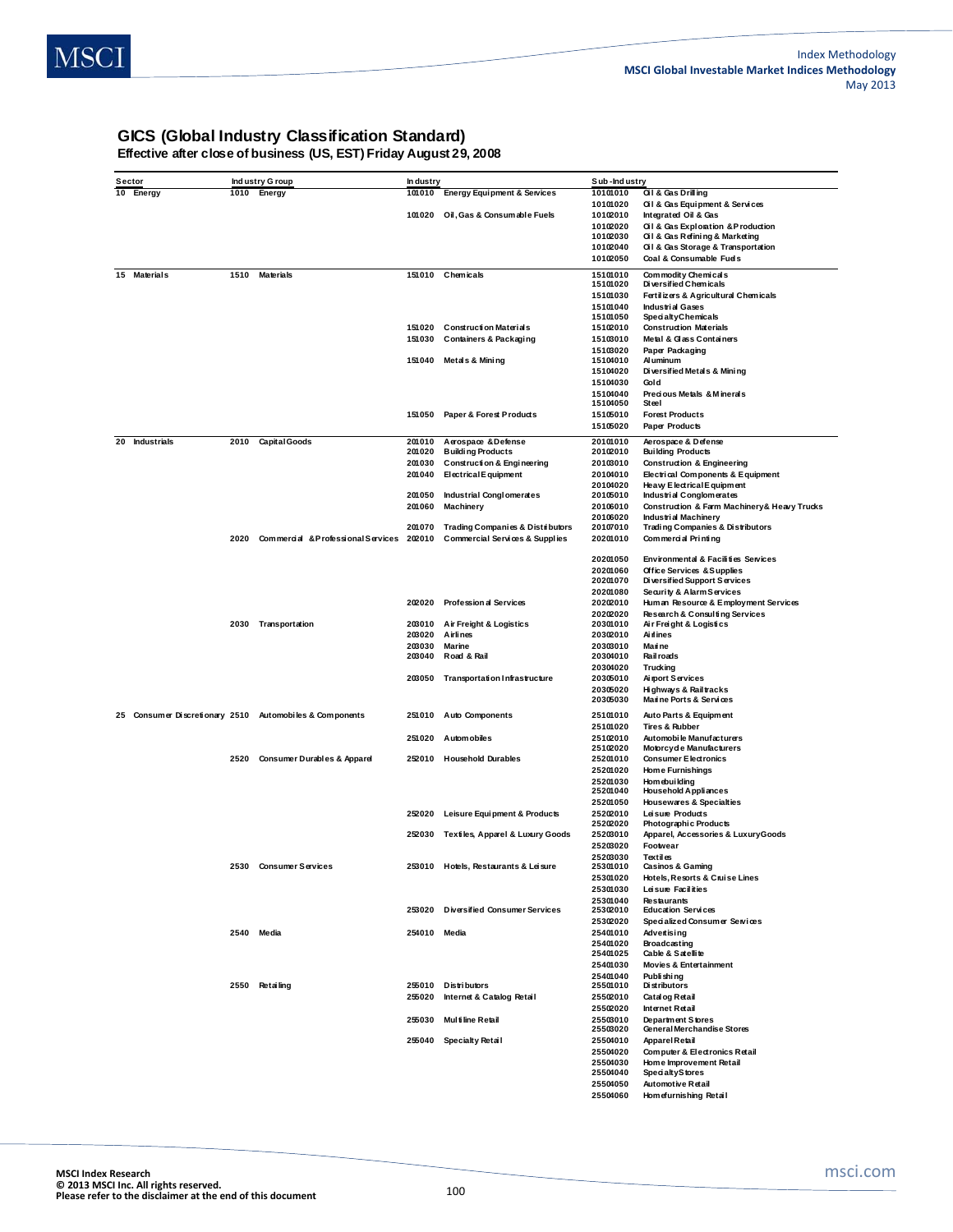## GICS (Global Industry Classification Standard)

**Effective after close of business (US, EST) Friday August 29, 2008**

| Sector | Industry Group | Industry | Sub-Industry |
|---|---|---|---|
| 10 Energy | 1010 Energy | 101010 Energy Equipment & Services | 10101010 Oil & Gas Drilling |
| | | | 10101020 Oil & Gas Equipment & Services |
| | | 101020 Oil, Gas & Consumable Fuels | 10102010 Integrated Oil & Gas |
| | | | 10102020 Oil & Gas Exploration & Production |
| | | | 10102030 Oil & Gas Refining & Marketing |
| | | | 10102040 Oil & Gas Storage & Transportation |
| | | | 10102050 Coal & Consumable Fuels |
| 15 Materials | 1510 Materials | 151010 Chemicals | 15101010 Commodity Chemicals |
| | | | 15101020 Diversified Chemicals |
| | | | 15101030 Fertilizers & Agricultural Chemicals |
| | | | 15101040 Industrial Gases |
| | | | 15101050 Specialty Chemicals |
| | | 151020 Construction Materials | 15102010 Construction Materials |
| | | 151030 Containers & Packaging | 15103010 Metal & Glass Containers |
| | | | 15103020 Paper Packaging |
| | | 151040 Metals & Mining | 15104010 Aluminum |
| | | | 15104020 Diversified Metals & Mining |
| | | | 15104030 Gold |
| | | | 15104040 Precious Metals & Minerals |
| | | | 15104050 Steel |
| | | 151050 Paper & Forest Products | 15105010 Forest Products |
| | | | 15105020 Paper Products |
| 20 Industrials | 2010 Capital Goods | 201010 Aerospace & Defense | 20101010 Aerospace & Defense |
| | | 201020 Building Products | 20102010 Building Products |
| | | 201030 Construction & Engineering | 20103010 Construction & Engineering |
| | | 201040 Electrical Equipment | 20104010 Electrical Components & Equipment |
| | | | 20104020 Heavy Electrical Equipment |
| | | 201050 Industrial Conglomerates | 20105010 Industrial Conglomerates |
| | | 201060 Machinery | 20106010 Construction & Farm Machinery & Heavy Trucks |
| | | | 20106020 Industrial Machinery |
| | | 201070 Trading Companies & Distributors | 20107010 Trading Companies & Distributors |
| | 2020 Commercial & Professional Services | 202010 Commercial Services & Supplies | 20201010 Commercial Printing |
| | | | 20201050 Environmental & Facilities Services |
| | | | 20201060 Office Services & Supplies |
| | | | 20201070 Diversified Support Services |
| | | | 20201080 Security & Alarm Services |
| | | 202020 Professional Services | 20202010 Human Resource & Employment Services |
| | | | 20202020 Research & Consulting Services |
| | 2030 Transportation | 203010 Air Freight & Logistics | 20301010 Air Freight & Logistics |
| | | 203020 Airlines | 20302010 Airlines |
| | | 203030 Marine | 20303010 Marine |
| | | 203040 Road & Rail | 20304010 Railroads |
| | | | 20304020 Trucking |
| | | 203050 Transportation Infrastructure | 20305010 Airport Services |
| | | | 20305020 Highways & Railtracks |
| | | | 20305030 Marine Ports & Services |
| 25 Consumer Discretionary | 2510 Automobiles & Components | 251010 Auto Components | 25101010 Auto Parts & Equipment |
| | | | 25101020 Tires & Rubber |
| | | 251020 Automobiles | 25102010 Automobile Manufacturers |
| | | | 25102020 Motorcycle Manufacturers |
| | 2520 Consumer Durables & Apparel | 252010 Household Durables | 25201010 Consumer Electronics |
| | | | 25201020 Home Furnishings |
| | | | 25201030 Homebuilding |
| | | | 25201040 Household Appliances |
| | | | 25201050 Housewares & Specialties |
| | | 252020 Leisure Equipment & Products | 25202010 Leisure Products |
| | | | 25202020 Photographic Products |
| | | 252030 Textiles, Apparel & Luxury Goods | 25203010 Apparel, Accessories & Luxury Goods |
| | | | 25203020 Footwear |
| | | | 25203030 Textiles |
| | 2530 Consumer Services | 253010 Hotels, Restaurants & Leisure | 25301010 Casinos & Gaming |
| | | | 25301020 Hotels, Resorts & Cruise Lines |
| | | | 25301030 Leisure Facilities |
| | | | 25301040 Restaurants |
| | | 253020 Diversified Consumer Services | 25302010 Education Services |
| | | | 25302020 Specialized Consumer Services |
| | 2540 Media | 254010 Media | 25401010 Advertising |
| | | | 25401020 Broadcasting |
| | | | 25401025 Cable & Satellite |
| | | | 25401030 Movies & Entertainment |
| | | | 25401040 Publishing |
| | 2550 Retailing | 255010 Distributors | 25501010 Distributors |
| | | 255020 Internet & Catalog Retail | 25502010 Catalog Retail |
| | | | 25502020 Internet Retail |
| | | 255030 Multiline Retail | 25503010 Department Stores |
| | | | 25503020 General Merchandise Stores |
| | | 255040 Specialty Retail | 25504010 Apparel Retail |
| | | | 25504020 Computer & Electronics Retail |
| | | | 25504030 Home Improvement Retail |
| | | | 25504040 Specialty Stores |
| | | | 25504050 Automotive Retail |
| | | | 25504060 Homefurnishing Retail |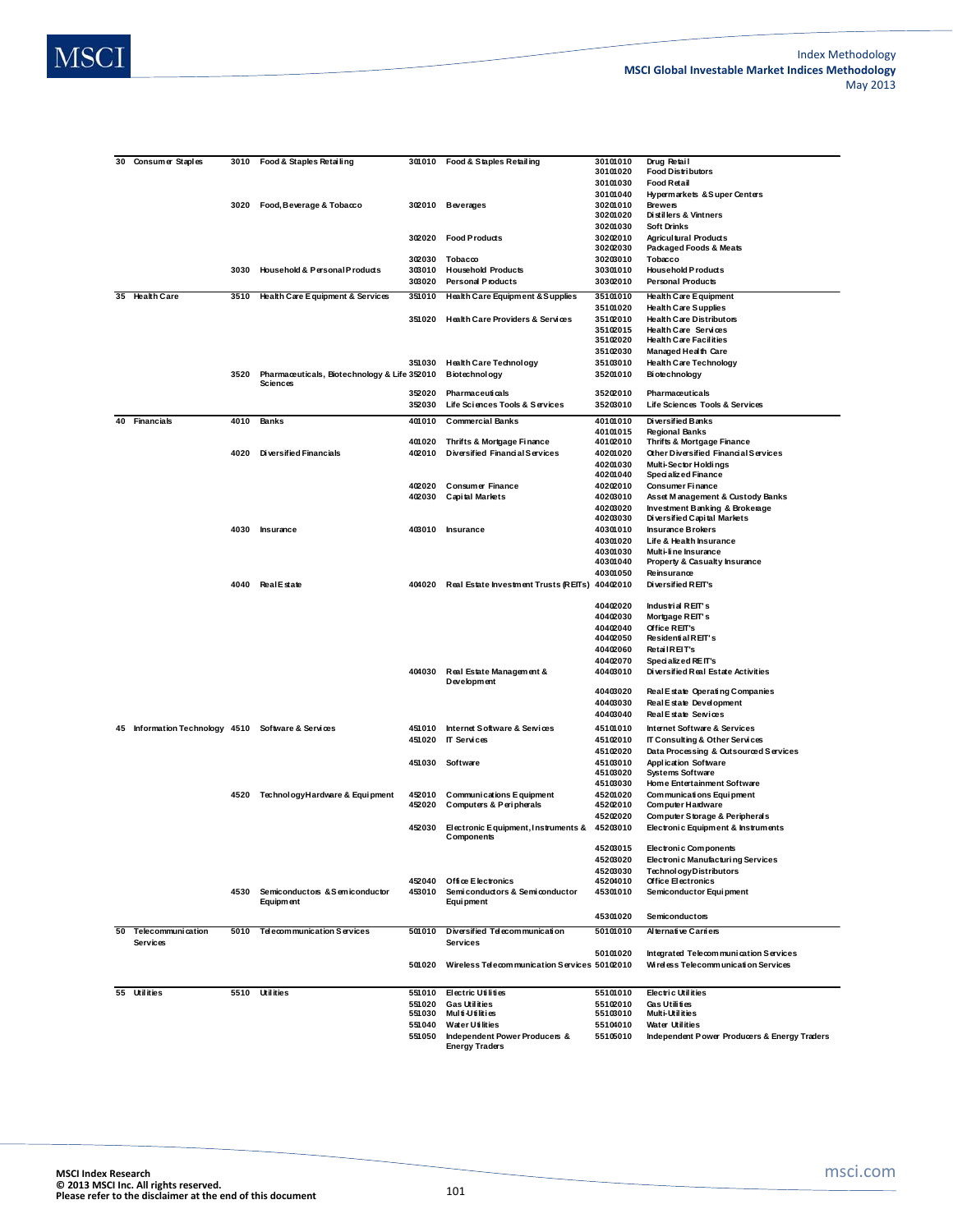| | | | | | | | |
|---|---|---|---|---|---|---|---|
| 30 | Consumer Staples | 3010 | Food & Staples Retailing | 301010 | Food & Staples Retailing | 30101010 | Drug Retail |
| | | | | | | 30101020 | Food Distributors |
| | | | | | | 30101030 | Food Retail |
| | | | | | | 30101040 | Hypermarkets & Super Centers |
| | | 3020 | Food, Beverage & Tobacco | 302010 | Beverages | 30201010 | Brewers |
| | | | | | | 30201020 | Distillers & Vintners |
| | | | | | | 30201030 | Soft Drinks |
| | | | | 302020 | Food Products | 30202010 | Agricultural Products |
| | | | | | | 30202030 | Packaged Foods & Meats |
| | | | | 302030 | Tobacco | 30203010 | Tobacco |
| | | 3030 | Household & Personal Products | 303010 | Household Products | 30301010 | Household Products |
| | | | | 303020 | Personal Products | 30302010 | Personal Products |
| 35 | Health Care | 3510 | Health Care Equipment & Services | 351010 | Health Care Equipment & Supplies | 35101010 | Health Care Equipment |
| | | | | | | 35101020 | Health Care Supplies |
| | | | | 351020 | Health Care Providers & Services | 35102010 | Health Care Distributors |
| | | | | | | 35102015 | Health Care Services |
| | | | | | | 35102020 | Health Care Facilities |
| | | | | | | 35102030 | Managed Health Care |
| | | | | 351030 | Health Care Technology | 35103010 | Health Care Technology |
| | | 3520 | Pharmaceuticals, Biotechnology & Life Sciences | 352010 | Biotechnology | 35201010 | Biotechnology |
| | | | | 352020 | Pharmaceuticals | 35202010 | Pharmaceuticals |
| | | | | 352030 | Life Sciences Tools & Services | 35203010 | Life Sciences Tools & Services |
| 40 | Financials | 4010 | Banks | 401010 | Commercial Banks | 40101010 | Diversified Banks |
| | | | | | | 40101015 | Regional Banks |
| | | | | 401020 | Thrifts & Mortgage Finance | 40102010 | Thrifts & Mortgage Finance |
| | | 4020 | Diversified Financials | 402010 | Diversified Financial Services | 40201020 | Other Diversified Financial Services |
| | | | | | | 40201030 | Multi-Sector Holdings |
| | | | | | | 40201040 | Specialized Finance |
| | | | | 402020 | Consumer Finance | 40202010 | Consumer Finance |
| | | | | 402030 | Capital Markets | 40203010 | Asset Management & Custody Banks |
| | | | | | | 40203020 | Investment Banking & Brokerage |
| | | | | | | 40203030 | Diversified Capital Markets |
| | | 4030 | Insurance | 403010 | Insurance | 40301010 | Insurance Brokers |
| | | | | | | 40301020 | Life & Health Insurance |
| | | | | | | 40301030 | Multi-line Insurance |
| | | | | | | 40301040 | Property & Casualty Insurance |
| | | | | | | 40301050 | Reinsurance |
| | | 4040 | Real Estate | 404020 | Real Estate Investment Trusts (REITs) | 40402010 | Diversified REIT's |
| | | | | | | 40402020 | Industrial REIT's |
| | | | | | | 40402030 | Mortgage REIT's |
| | | | | | | 40402040 | Office REIT's |
| | | | | | | 40402050 | Residential REIT's |
| | | | | | | 40402060 | Retail REIT's |
| | | | | | | 40402070 | Specialized REIT's |
| | | | | 404030 | Real Estate Management & Development | 40403010 | Diversified Real Estate Activities |
| | | | | | | 40403020 | Real Estate Operating Companies |
| | | | | | | 40403030 | Real Estate Development |
| | | | | | | 40403040 | Real Estate Services |
| 45 | Information Technology | 4510 | Software & Services | 451010 | Internet Software & Services | 45101010 | Internet Software & Services |
| | | | | 451020 | IT Services | 45102010 | IT Consulting & Other Services |
| | | | | | | 45102020 | Data Processing & Outsourced Services |
| | | | | 451030 | Software | 45103010 | Application Software |
| | | | | | | 45103020 | Systems Software |
| | | | | | | 45103030 | Home Entertainment Software |
| | | 4520 | Technology Hardware & Equipment | 452010 | Communications Equipment | 45201020 | Communications Equipment |
| | | | | 452020 | Computers & Peripherals | 45202010 | Computer Hardware |
| | | | | | | 45202020 | Computer Storage & Peripherals |
| | | | | 452030 | Electronic Equipment, Instruments & Components | 45203010 | Electronic Equipment & Instruments |
| | | | | | | 45203015 | Electronic Components |
| | | | | | | 45203020 | Electronic Manufacturing Services |
| | | | | | | 45203030 | Technology Distributors |
| | | | | 452040 | Office Electronics | 45204010 | Office Electronics |
| | | 4530 | Semiconductors & Semiconductor Equipment | 453010 | Semiconductors & Semiconductor Equipment | 45301010 | Semiconductor Equipment |
| | | | | | | 45301020 | Semiconductors |
| 50 | Telecommunication Services | 5010 | Telecommunication Services | 501010 | Diversified Telecommunication Services | 50101010 | Alternative Carriers |
| | | | | | | 50101020 | Integrated Telecommunication Services |
| | | | | 501020 | Wireless Telecommunication Services | 50102010 | Wireless Telecommunication Services |
| 55 | Utilities | 5510 | Utilities | 551010 | Electric Utilities | 55101010 | Electric Utilities |
| | | | | 551020 | Gas Utilities | 55102010 | Gas Utilities |
| | | | | 551030 | Multi-Utilities | 55103010 | Multi-Utilities |
| | | | | 551040 | Water Utilities | 55104010 | Water Utilities |
| | | | | 551050 | Independent Power Producers & Energy Traders | 55105010 | Independent Power Producers & Energy Traders |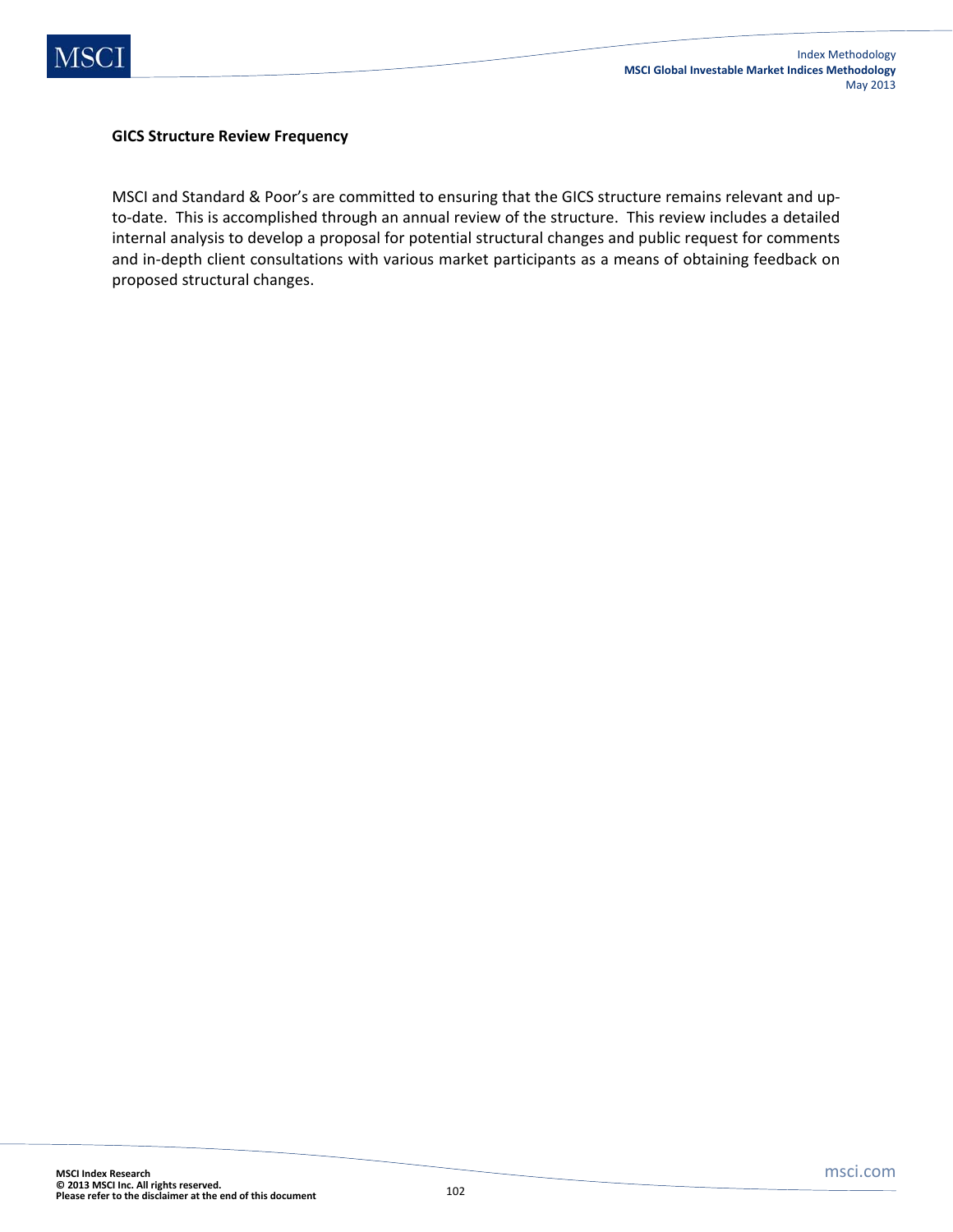**GICS Structure Review Frequency**

MSCI and Standard & Poor's are committed to ensuring that the GICS structure remains relevant and up-to-date. This is accomplished through an annual review of the structure. This review includes a detailed internal analysis to develop a proposal for potential structural changes and public request for comments and in-depth client consultations with various market participants as a means of obtaining feedback on proposed structural changes.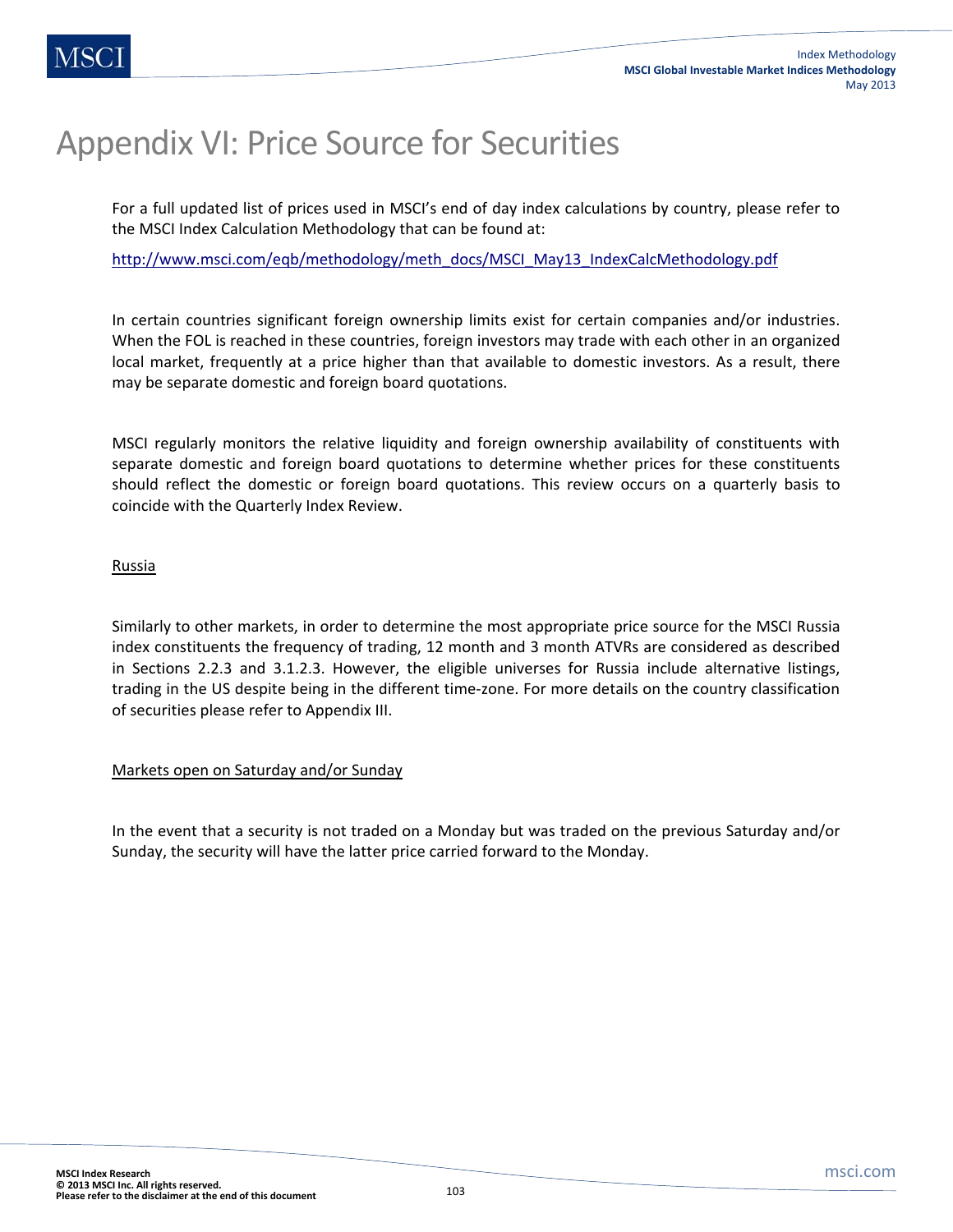# Appendix VI: Price Source for Securities

For a full updated list of prices used in MSCI's end of day index calculations by country, please refer to the MSCI Index Calculation Methodology that can be found at:

http://www.msci.com/eqb/methodology/meth_docs/MSCI_May13_IndexCalcMethodology.pdf

In certain countries significant foreign ownership limits exist for certain companies and/or industries. When the FOL is reached in these countries, foreign investors may trade with each other in an organized local market, frequently at a price higher than that available to domestic investors. As a result, there may be separate domestic and foreign board quotations.

MSCI regularly monitors the relative liquidity and foreign ownership availability of constituents with separate domestic and foreign board quotations to determine whether prices for these constituents should reflect the domestic or foreign board quotations. This review occurs on a quarterly basis to coincide with the Quarterly Index Review.

Russia

Similarly to other markets, in order to determine the most appropriate price source for the MSCI Russia index constituents the frequency of trading, 12 month and 3 month ATVRs are considered as described in Sections 2.2.3 and 3.1.2.3. However, the eligible universes for Russia include alternative listings, trading in the US despite being in the different time-zone. For more details on the country classification of securities please refer to Appendix III.

Markets open on Saturday and/or Sunday

In the event that a security is not traded on a Monday but was traded on the previous Saturday and/or Sunday, the security will have the latter price carried forward to the Monday.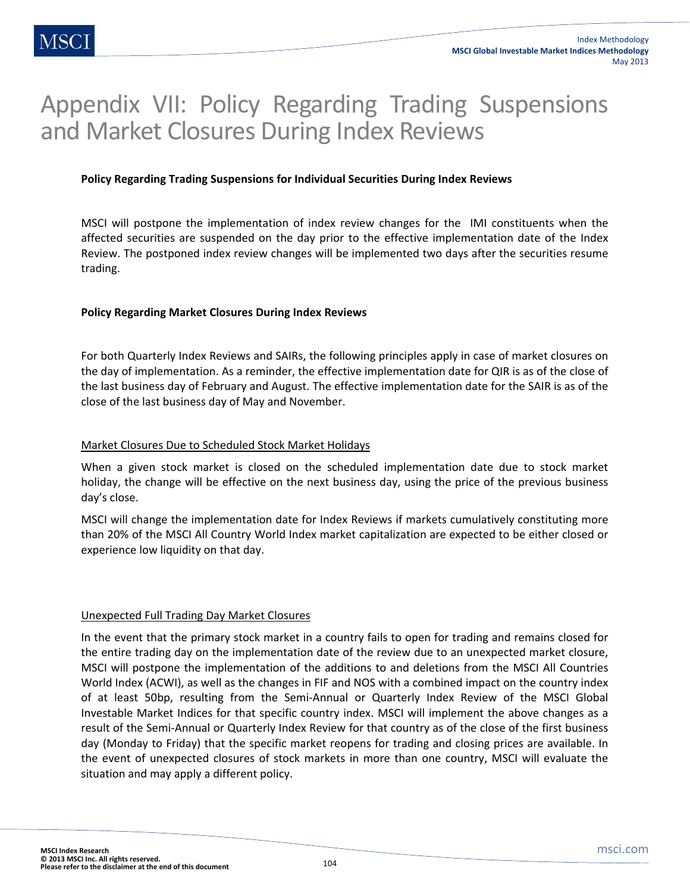# Appendix VII: Policy Regarding Trading Suspensions and Market Closures During Index Reviews

**Policy Regarding Trading Suspensions for Individual Securities During Index Reviews**

MSCI will postpone the implementation of index review changes for the IMI constituents when the affected securities are suspended on the day prior to the effective implementation date of the Index Review. The postponed index review changes will be implemented two days after the securities resume trading.

**Policy Regarding Market Closures During Index Reviews**

For both Quarterly Index Reviews and SAIRs, the following principles apply in case of market closures on the day of implementation. As a reminder, the effective implementation date for QIR is as of the close of the last business day of February and August. The effective implementation date for the SAIR is as of the close of the last business day of May and November.

Market Closures Due to Scheduled Stock Market Holidays

When a given stock market is closed on the scheduled implementation date due to stock market holiday, the change will be effective on the next business day, using the price of the previous business day's close.

MSCI will change the implementation date for Index Reviews if markets cumulatively constituting more than 20% of the MSCI All Country World Index market capitalization are expected to be either closed or experience low liquidity on that day.

Unexpected Full Trading Day Market Closures

In the event that the primary stock market in a country fails to open for trading and remains closed for the entire trading day on the implementation date of the review due to an unexpected market closure, MSCI will postpone the implementation of the additions to and deletions from the MSCI All Countries World Index (ACWI), as well as the changes in FIF and NOS with a combined impact on the country index of at least 50bp, resulting from the Semi-Annual or Quarterly Index Review of the MSCI Global Investable Market Indices for that specific country index. MSCI will implement the above changes as a result of the Semi-Annual or Quarterly Index Review for that country as of the close of the first business day (Monday to Friday) that the specific market reopens for trading and closing prices are available. In the event of unexpected closures of stock markets in more than one country, MSCI will evaluate the situation and may apply a different policy.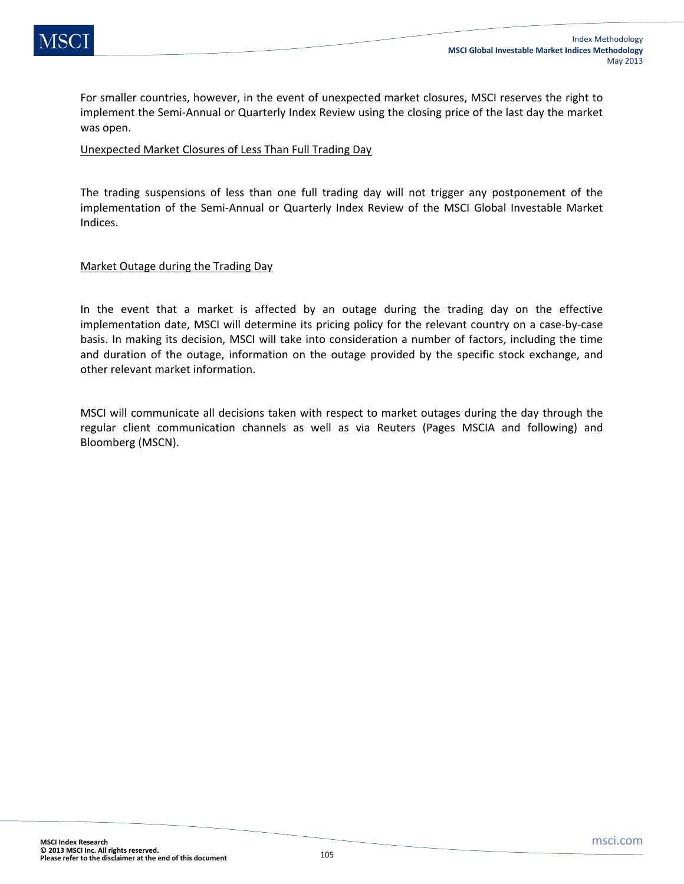For smaller countries, however, in the event of unexpected market closures, MSCI reserves the right to implement the Semi-Annual or Quarterly Index Review using the closing price of the last day the market was open.

<u>Unexpected Market Closures of Less Than Full Trading Day</u>

The trading suspensions of less than one full trading day will not trigger any postponement of the implementation of the Semi-Annual or Quarterly Index Review of the MSCI Global Investable Market Indices.

<u>Market Outage during the Trading Day</u>

In the event that a market is affected by an outage during the trading day on the effective implementation date, MSCI will determine its pricing policy for the relevant country on a case-by-case basis. In making its decision, MSCI will take into consideration a number of factors, including the time and duration of the outage, information on the outage provided by the specific stock exchange, and other relevant market information.

MSCI will communicate all decisions taken with respect to market outages during the day through the regular client communication channels as well as via Reuters (Pages MSCIA and following) and Bloomberg (MSCN).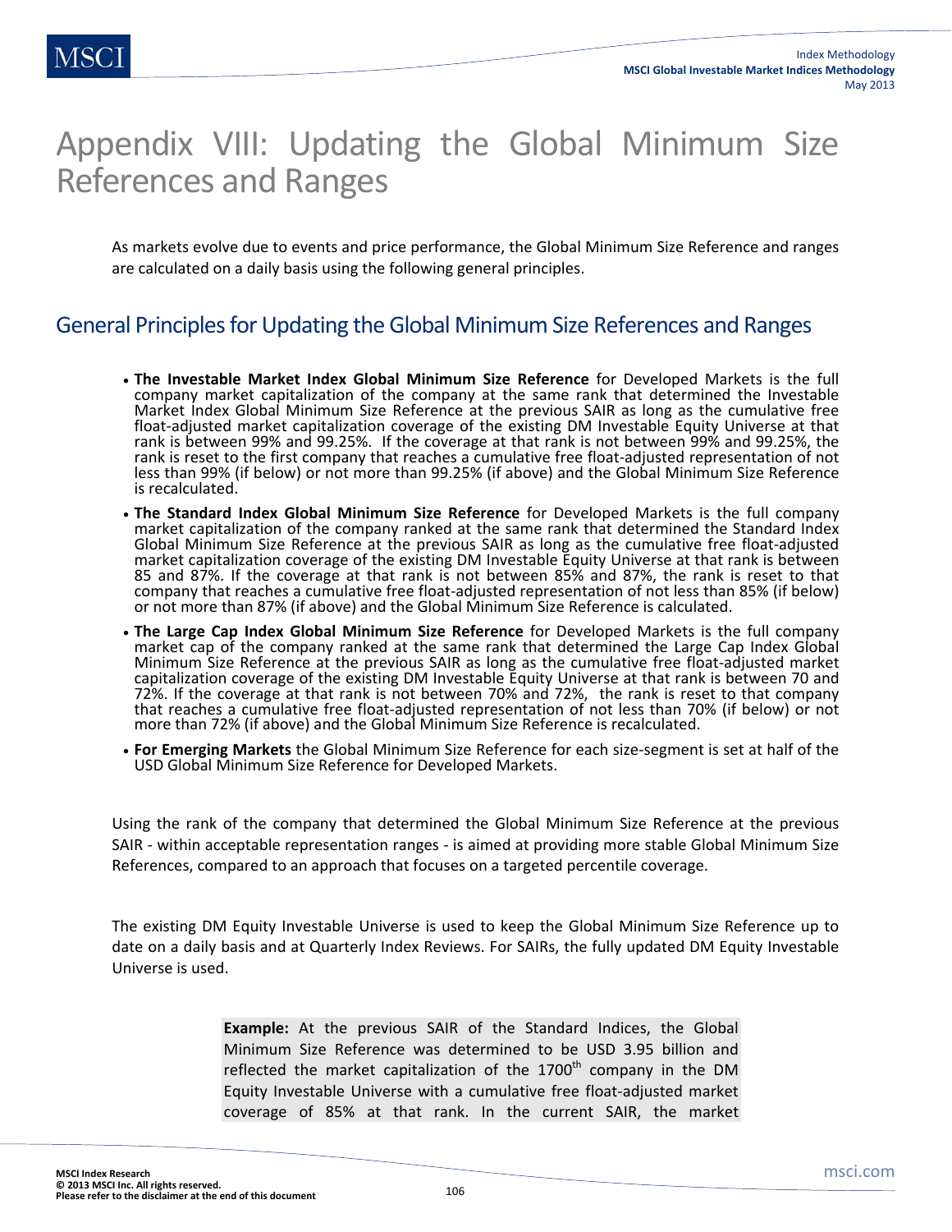# Appendix VIII: Updating the Global Minimum Size References and Ranges

As markets evolve due to events and price performance, the Global Minimum Size Reference and ranges are calculated on a daily basis using the following general principles.

## General Principles for Updating the Global Minimum Size References and Ranges

- **The Investable Market Index Global Minimum Size Reference** for Developed Markets is the full company market capitalization of the company at the same rank that determined the Investable Market Index Global Minimum Size Reference at the previous SAIR as long as the cumulative free float-adjusted market capitalization coverage of the existing DM Investable Equity Universe at that rank is between 99% and 99.25%. If the coverage at that rank is not between 99% and 99.25%, the rank is reset to the first company that reaches a cumulative free float-adjusted representation of not less than 99% (if below) or not more than 99.25% (if above) and the Global Minimum Size Reference is recalculated.
- **The Standard Index Global Minimum Size Reference** for Developed Markets is the full company market capitalization of the company ranked at the same rank that determined the Standard Index Global Minimum Size Reference at the previous SAIR as long as the cumulative free float-adjusted market capitalization coverage of the existing DM Investable Equity Universe at that rank is between 85 and 87%. If the coverage at that rank is not between 85% and 87%, the rank is reset to that company that reaches a cumulative free float-adjusted representation of not less than 85% (if below) or not more than 87% (if above) and the Global Minimum Size Reference is calculated.
- **The Large Cap Index Global Minimum Size Reference** for Developed Markets is the full company market cap of the company ranked at the same rank that determined the Large Cap Index Global Minimum Size Reference at the previous SAIR as long as the cumulative free float-adjusted market capitalization coverage of the existing DM Investable Equity Universe at that rank is between 70 and 72%. If the coverage at that rank is not between 70% and 72%, the rank is reset to that company that reaches a cumulative free float-adjusted representation of not less than 70% (if below) or not more than 72% (if above) and the Global Minimum Size Reference is recalculated.
- **For Emerging Markets** the Global Minimum Size Reference for each size-segment is set at half of the USD Global Minimum Size Reference for Developed Markets.

Using the rank of the company that determined the Global Minimum Size Reference at the previous SAIR - within acceptable representation ranges - is aimed at providing more stable Global Minimum Size References, compared to an approach that focuses on a targeted percentile coverage.

The existing DM Equity Investable Universe is used to keep the Global Minimum Size Reference up to date on a daily basis and at Quarterly Index Reviews. For SAIRs, the fully updated DM Equity Investable Universe is used.

**Example:** At the previous SAIR of the Standard Indices, the Global Minimum Size Reference was determined to be USD 3.95 billion and reflected the market capitalization of the 1700th company in the DM Equity Investable Universe with a cumulative free float-adjusted market coverage of 85% at that rank. In the current SAIR, the market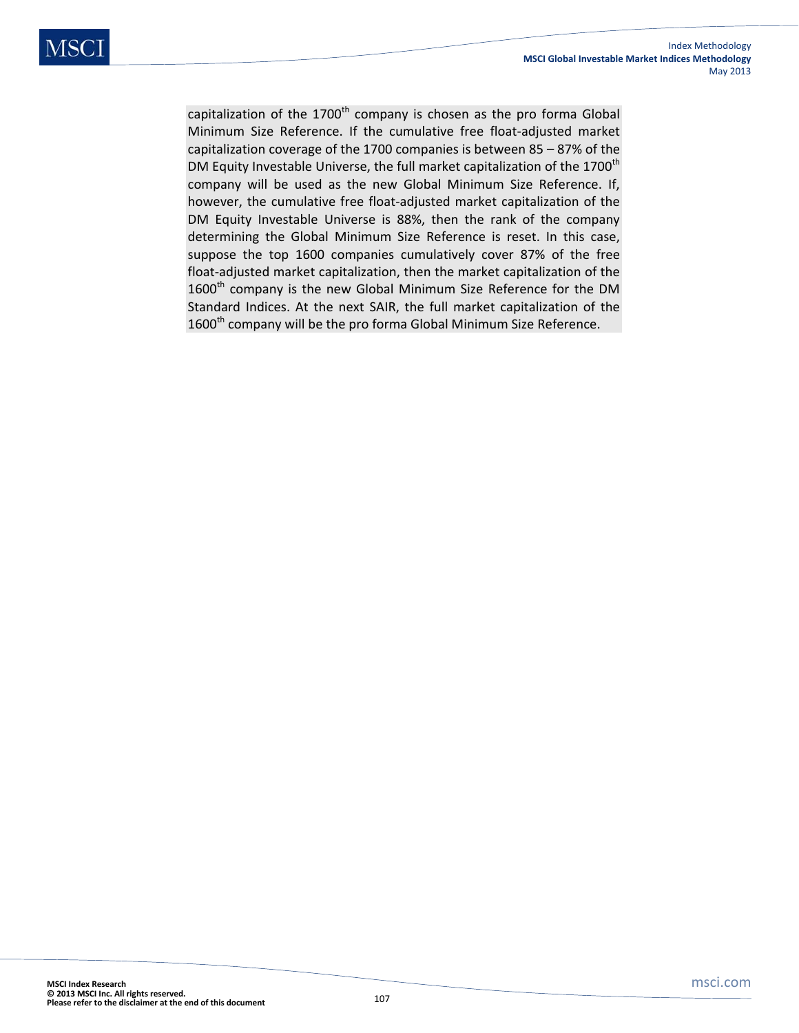capitalization of the 1700th company is chosen as the pro forma Global Minimum Size Reference. If the cumulative free float-adjusted market capitalization coverage of the 1700 companies is between 85 – 87% of the DM Equity Investable Universe, the full market capitalization of the 1700th company will be used as the new Global Minimum Size Reference. If, however, the cumulative free float-adjusted market capitalization of the DM Equity Investable Universe is 88%, then the rank of the company determining the Global Minimum Size Reference is reset. In this case, suppose the top 1600 companies cumulatively cover 87% of the free float-adjusted market capitalization, then the market capitalization of the 1600th company is the new Global Minimum Size Reference for the DM Standard Indices. At the next SAIR, the full market capitalization of the 1600th company will be the pro forma Global Minimum Size Reference.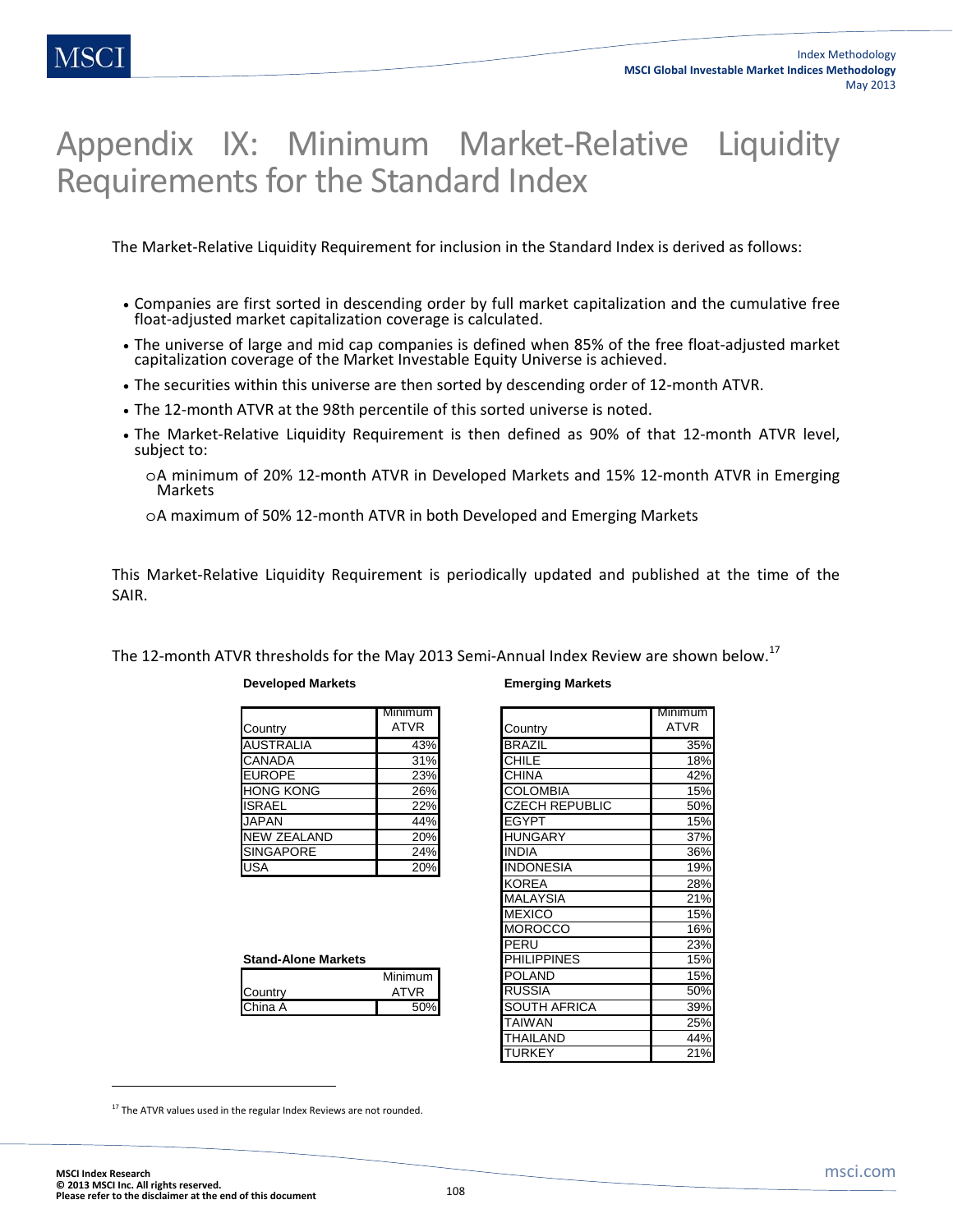# Appendix IX: Minimum Market-Relative Liquidity Requirements for the Standard Index

The Market-Relative Liquidity Requirement for inclusion in the Standard Index is derived as follows:

- Companies are first sorted in descending order by full market capitalization and the cumulative free float-adjusted market capitalization coverage is calculated.
- The universe of large and mid cap companies is defined when 85% of the free float-adjusted market capitalization coverage of the Market Investable Equity Universe is achieved.
- The securities within this universe are then sorted by descending order of 12-month ATVR.
- The 12-month ATVR at the 98th percentile of this sorted universe is noted.
- The Market-Relative Liquidity Requirement is then defined as 90% of that 12-month ATVR level, subject to:
  - A minimum of 20% 12-month ATVR in Developed Markets and 15% 12-month ATVR in Emerging Markets
  - A maximum of 50% 12-month ATVR in both Developed and Emerging Markets

This Market-Relative Liquidity Requirement is periodically updated and published at the time of the SAIR.

The 12-month ATVR thresholds for the May 2013 Semi-Annual Index Review are shown below.[17]

**Developed Markets**

| Country | Minimum ATVR |
|---|---|
| AUSTRALIA | 43% |
| CANADA | 31% |
| EUROPE | 23% |
| HONG KONG | 26% |
| ISRAEL | 22% |
| JAPAN | 44% |
| NEW ZEALAND | 20% |
| SINGAPORE | 24% |
| USA | 20% |

**Stand-Alone Markets**

| Country | Minimum ATVR |
|---|---|
| China A | 50% |

**Emerging Markets**

| Country | Minimum ATVR |
|---|---|
| BRAZIL | 35% |
| CHILE | 18% |
| CHINA | 42% |
| COLOMBIA | 15% |
| CZECH REPUBLIC | 50% |
| EGYPT | 15% |
| HUNGARY | 37% |
| INDIA | 36% |
| INDONESIA | 19% |
| KOREA | 28% |
| MALAYSIA | 21% |
| MEXICO | 15% |
| MOROCCO | 16% |
| PERU | 23% |
| PHILIPPINES | 15% |
| POLAND | 15% |
| RUSSIA | 50% |
| SOUTH AFRICA | 39% |
| TAIWAN | 25% |
| THAILAND | 44% |
| TURKEY | 21% |

[17] The ATVR values used in the regular Index Reviews are not rounded.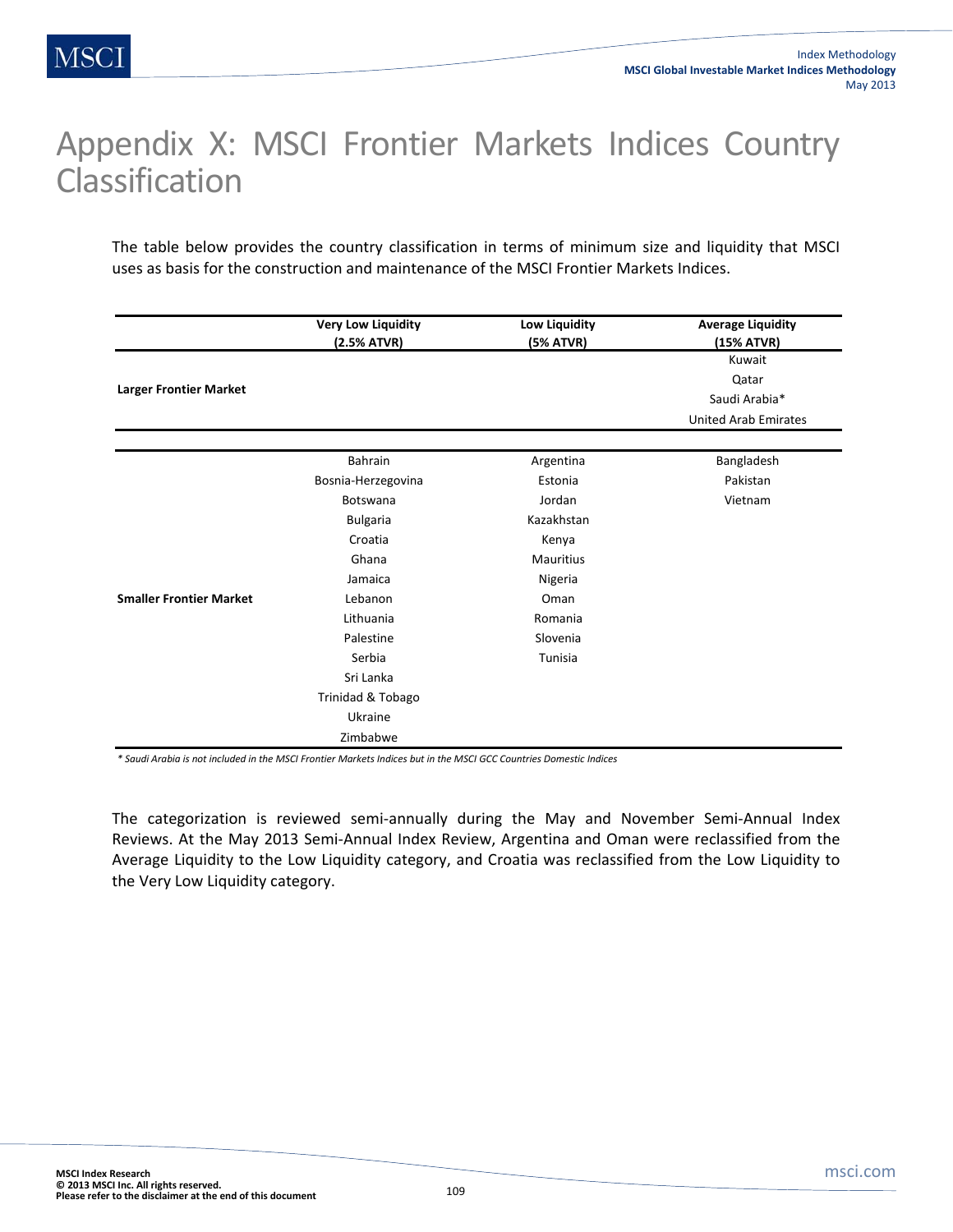# Appendix X: MSCI Frontier Markets Indices Country Classification

The table below provides the country classification in terms of minimum size and liquidity that MSCI uses as basis for the construction and maintenance of the MSCI Frontier Markets Indices.

| | Very Low Liquidity (2.5% ATVR) | Low Liquidity (5% ATVR) | Average Liquidity (15% ATVR) |
|---|---|---|---|
| **Larger Frontier Market** | | | Kuwait |
| | | | Qatar |
| | | | Saudi Arabia* |
| | | | United Arab Emirates |
| **Smaller Frontier Market** | Bahrain | Argentina | Bangladesh |
| | Bosnia-Herzegovina | Estonia | Pakistan |
| | Botswana | Jordan | Vietnam |
| | Bulgaria | Kazakhstan | |
| | Croatia | Kenya | |
| | Ghana | Mauritius | |
| | Jamaica | Nigeria | |
| | Lebanon | Oman | |
| | Lithuania | Romania | |
| | Palestine | Slovenia | |
| | Serbia | Tunisia | |
| | Sri Lanka | | |
| | Trinidad & Tobago | | |
| | Ukraine | | |
| | Zimbabwe | | |

*\* Saudi Arabia is not included in the MSCI Frontier Markets Indices but in the MSCI GCC Countries Domestic Indices*

The categorization is reviewed semi-annually during the May and November Semi-Annual Index Reviews. At the May 2013 Semi-Annual Index Review, Argentina and Oman were reclassified from the Average Liquidity to the Low Liquidity category, and Croatia was reclassified from the Low Liquidity to the Very Low Liquidity category.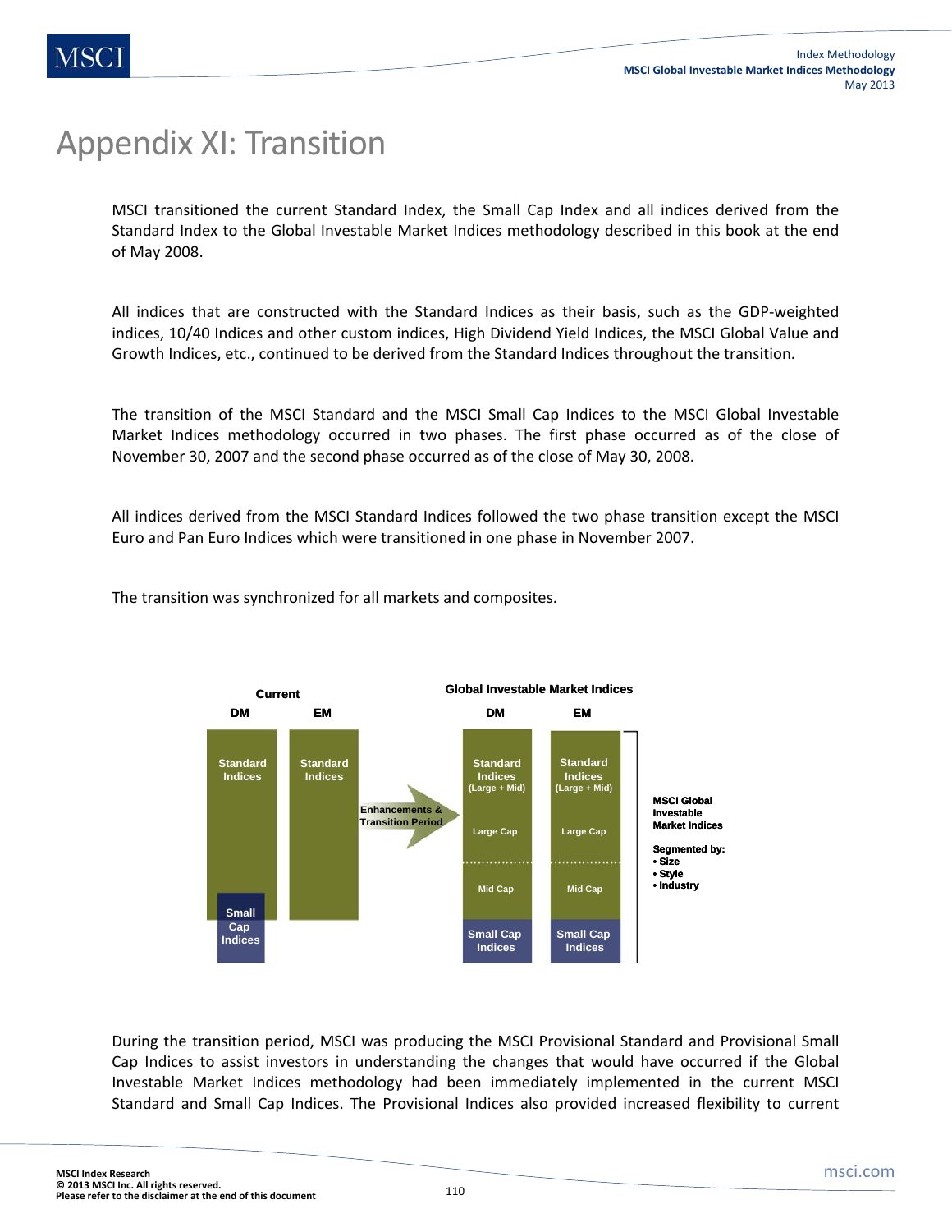# Appendix XI: Transition

MSCI transitioned the current Standard Index, the Small Cap Index and all indices derived from the Standard Index to the Global Investable Market Indices methodology described in this book at the end of May 2008.

All indices that are constructed with the Standard Indices as their basis, such as the GDP-weighted indices, 10/40 Indices and other custom indices, High Dividend Yield Indices, the MSCI Global Value and Growth Indices, etc., continued to be derived from the Standard Indices throughout the transition.

The transition of the MSCI Standard and the MSCI Small Cap Indices to the MSCI Global Investable Market Indices methodology occurred in two phases. The first phase occurred as of the close of November 30, 2007 and the second phase occurred as of the close of May 30, 2008.

All indices derived from the MSCI Standard Indices followed the two phase transition except the MSCI Euro and Pan Euro Indices which were transitioned in one phase in November 2007.

The transition was synchronized for all markets and composites.

| Current | | | Global Investable Market Indices | | |
|---|---|---|---|---|---|
| DM | EM | | DM | EM | |
| Standard Indices | Standard Indices | Enhancements & Transition Period | Standard Indices (Large + Mid): Large Cap / Mid Cap | Standard Indices (Large + Mid): Large Cap / Mid Cap | MSCI Global Investable Market Indices. Segmented by: • Size • Style • Industry |
| Small Cap Indices | | | Small Cap Indices | Small Cap Indices | |

During the transition period, MSCI was producing the MSCI Provisional Standard and Provisional Small Cap Indices to assist investors in understanding the changes that would have occurred if the Global Investable Market Indices methodology had been immediately implemented in the current MSCI Standard and Small Cap Indices. The Provisional Indices also provided increased flexibility to current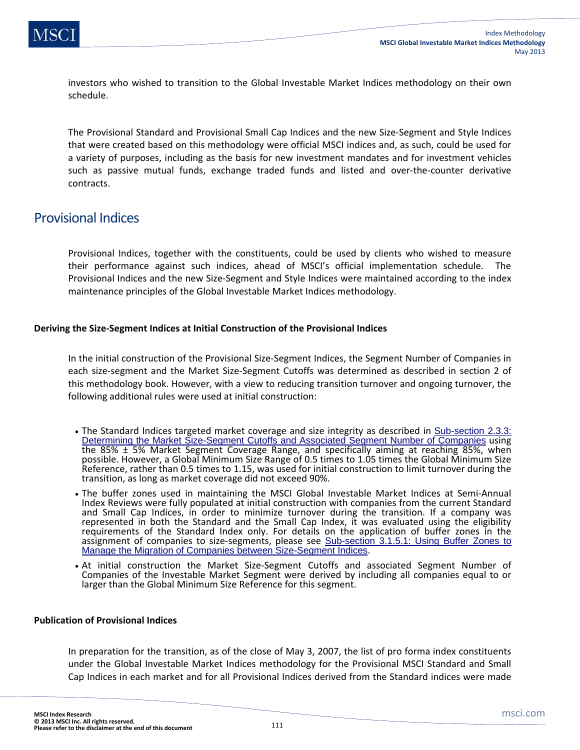investors who wished to transition to the Global Investable Market Indices methodology on their own schedule.

The Provisional Standard and Provisional Small Cap Indices and the new Size-Segment and Style Indices that were created based on this methodology were official MSCI indices and, as such, could be used for a variety of purposes, including as the basis for new investment mandates and for investment vehicles such as passive mutual funds, exchange traded funds and listed and over-the-counter derivative contracts.

## Provisional Indices

Provisional Indices, together with the constituents, could be used by clients who wished to measure their performance against such indices, ahead of MSCI's official implementation schedule. The Provisional Indices and the new Size-Segment and Style Indices were maintained according to the index maintenance principles of the Global Investable Market Indices methodology.

### Deriving the Size-Segment Indices at Initial Construction of the Provisional Indices

In the initial construction of the Provisional Size-Segment Indices, the Segment Number of Companies in each size-segment and the Market Size-Segment Cutoffs was determined as described in section 2 of this methodology book. However, with a view to reducing transition turnover and ongoing turnover, the following additional rules were used at initial construction:

- The Standard Indices targeted market coverage and size integrity as described in Sub-section 2.3.3: Determining the Market Size-Segment Cutoffs and Associated Segment Number of Companies using the 85% ± 5% Market Segment Coverage Range, and specifically aiming at reaching 85%, when possible. However, a Global Minimum Size Range of 0.5 times to 1.05 times the Global Minimum Size Reference, rather than 0.5 times to 1.15, was used for initial construction to limit turnover during the transition, as long as market coverage did not exceed 90%.
- The buffer zones used in maintaining the MSCI Global Investable Market Indices at Semi-Annual Index Reviews were fully populated at initial construction with companies from the current Standard and Small Cap Indices, in order to minimize turnover during the transition. If a company was represented in both the Standard and the Small Cap Index, it was evaluated using the eligibility requirements of the Standard Index only. For details on the application of buffer zones in the assignment of companies to size-segments, please see Sub-section 3.1.5.1: Using Buffer Zones to Manage the Migration of Companies between Size-Segment Indices.
- At initial construction the Market Size-Segment Cutoffs and associated Segment Number of Companies of the Investable Market Segment were derived by including all companies equal to or larger than the Global Minimum Size Reference for this segment.

### Publication of Provisional Indices

In preparation for the transition, as of the close of May 3, 2007, the list of pro forma index constituents under the Global Investable Market Indices methodology for the Provisional MSCI Standard and Small Cap Indices in each market and for all Provisional Indices derived from the Standard indices were made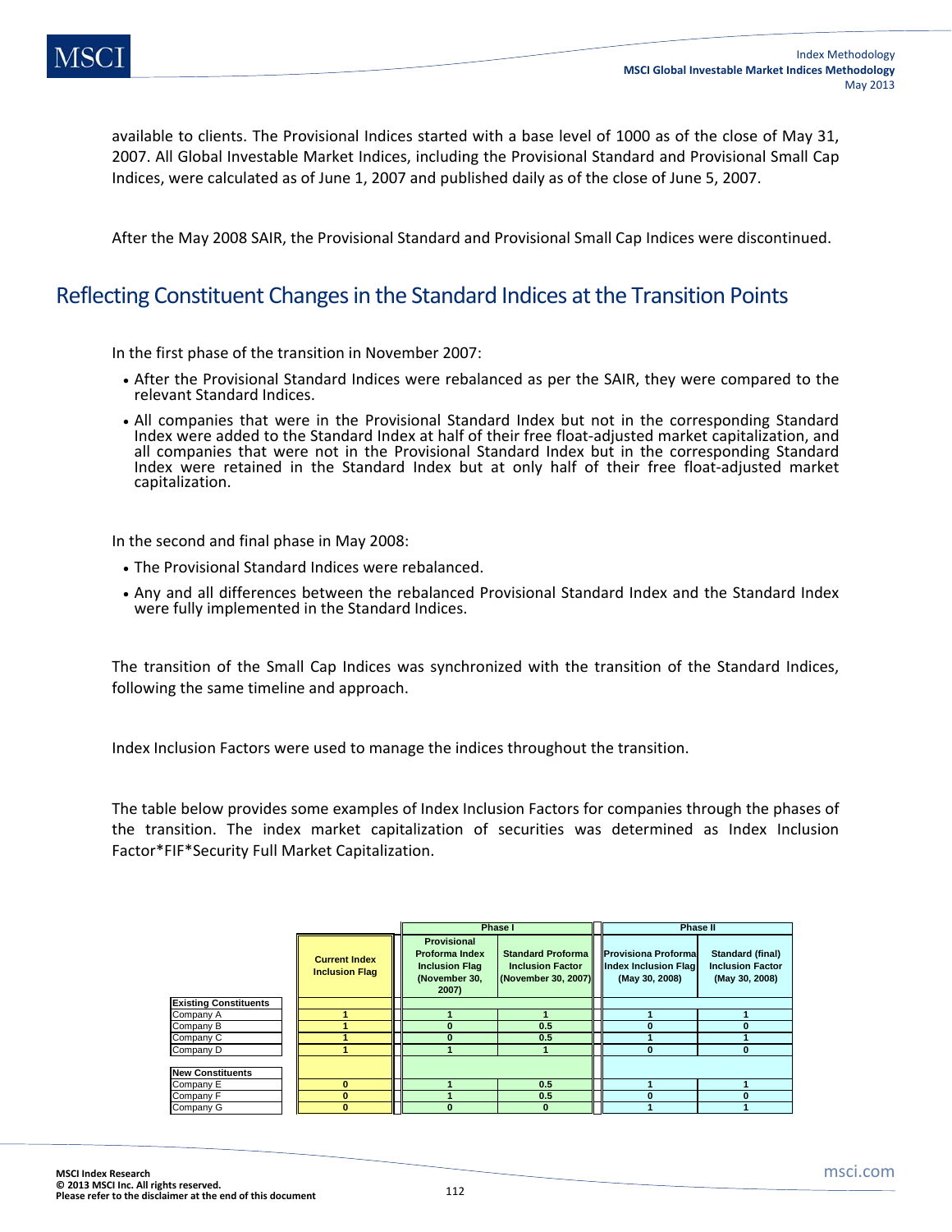available to clients. The Provisional Indices started with a base level of 1000 as of the close of May 31, 2007. All Global Investable Market Indices, including the Provisional Standard and Provisional Small Cap Indices, were calculated as of June 1, 2007 and published daily as of the close of June 5, 2007.

After the May 2008 SAIR, the Provisional Standard and Provisional Small Cap Indices were discontinued.

## Reflecting Constituent Changes in the Standard Indices at the Transition Points

In the first phase of the transition in November 2007:

- After the Provisional Standard Indices were rebalanced as per the SAIR, they were compared to the relevant Standard Indices.
- All companies that were in the Provisional Standard Index but not in the corresponding Standard Index were added to the Standard Index at half of their free float-adjusted market capitalization, and all companies that were not in the Provisional Standard Index but in the corresponding Standard Index were retained in the Standard Index but at only half of their free float-adjusted market capitalization.

In the second and final phase in May 2008:

- The Provisional Standard Indices were rebalanced.
- Any and all differences between the rebalanced Provisional Standard Index and the Standard Index were fully implemented in the Standard Indices.

The transition of the Small Cap Indices was synchronized with the transition of the Standard Indices, following the same timeline and approach.

Index Inclusion Factors were used to manage the indices throughout the transition.

The table below provides some examples of Index Inclusion Factors for companies through the phases of the transition. The index market capitalization of securities was determined as Index Inclusion Factor*FIF*Security Full Market Capitalization.

| | | Phase I | | Phase II | |
|---|---|---|---|---|---|
| | Current Index Inclusion Flag | Provisional Proforma Index Inclusion Flag (November 30, 2007) | Standard Proforma Inclusion Factor (November 30, 2007) | Provisiona Proforma Index Inclusion Flag (May 30, 2008) | Standard (final) Inclusion Factor (May 30, 2008) |
| **Existing Constituents** | | | | | |
| Company A | 1 | 1 | 1 | 1 | 1 |
| Company B | 1 | 0 | 0.5 | 0 | 0 |
| Company C | 1 | 0 | 0.5 | 1 | 1 |
| Company D | 1 | 1 | 1 | 0 | 0 |
| **New Constituents** | | | | | |
| Company E | 0 | 1 | 0.5 | 1 | 1 |
| Company F | 0 | 1 | 0.5 | 0 | 0 |
| Company G | 0 | 0 | 0 | 1 | 1 |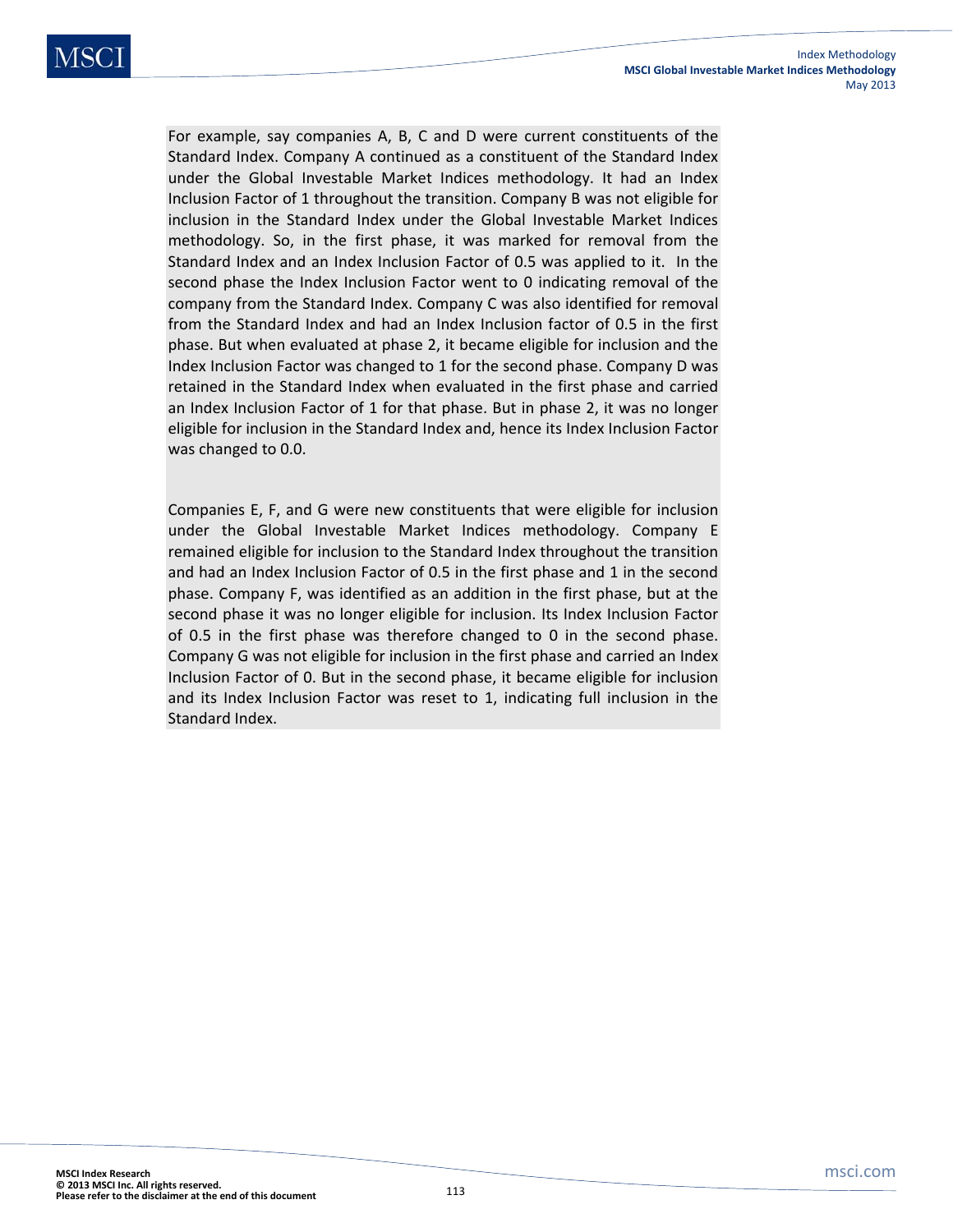For example, say companies A, B, C and D were current constituents of the Standard Index. Company A continued as a constituent of the Standard Index under the Global Investable Market Indices methodology. It had an Index Inclusion Factor of 1 throughout the transition. Company B was not eligible for inclusion in the Standard Index under the Global Investable Market Indices methodology. So, in the first phase, it was marked for removal from the Standard Index and an Index Inclusion Factor of 0.5 was applied to it. In the second phase the Index Inclusion Factor went to 0 indicating removal of the company from the Standard Index. Company C was also identified for removal from the Standard Index and had an Index Inclusion factor of 0.5 in the first phase. But when evaluated at phase 2, it became eligible for inclusion and the Index Inclusion Factor was changed to 1 for the second phase. Company D was retained in the Standard Index when evaluated in the first phase and carried an Index Inclusion Factor of 1 for that phase. But in phase 2, it was no longer eligible for inclusion in the Standard Index and, hence its Index Inclusion Factor was changed to 0.0.

Companies E, F, and G were new constituents that were eligible for inclusion under the Global Investable Market Indices methodology. Company E remained eligible for inclusion to the Standard Index throughout the transition and had an Index Inclusion Factor of 0.5 in the first phase and 1 in the second phase. Company F, was identified as an addition in the first phase, but at the second phase it was no longer eligible for inclusion. Its Index Inclusion Factor of 0.5 in the first phase was therefore changed to 0 in the second phase. Company G was not eligible for inclusion in the first phase and carried an Index Inclusion Factor of 0. But in the second phase, it became eligible for inclusion and its Index Inclusion Factor was reset to 1, indicating full inclusion in the Standard Index.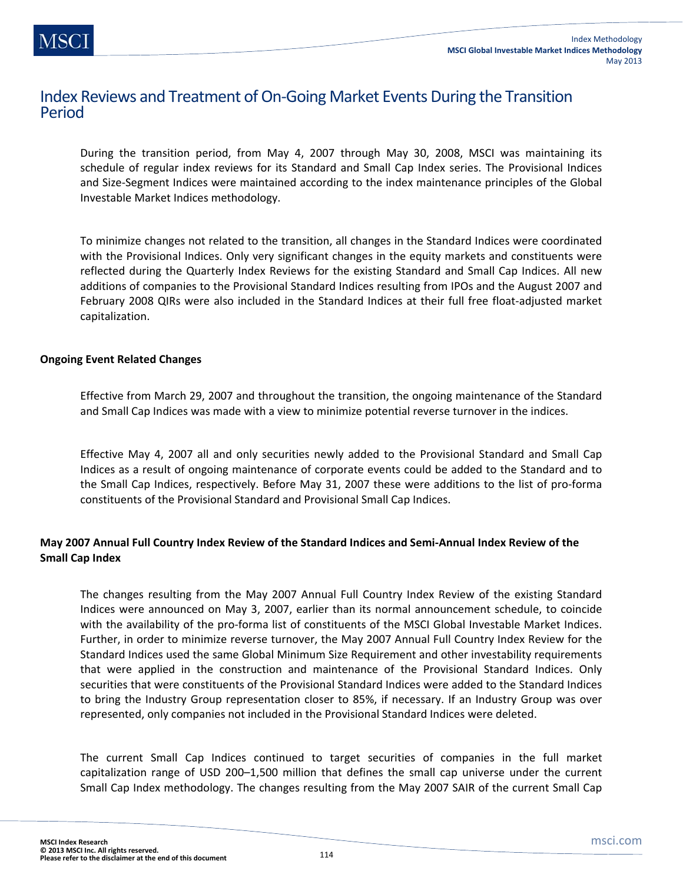# Index Reviews and Treatment of On-Going Market Events During the Transition Period

During the transition period, from May 4, 2007 through May 30, 2008, MSCI was maintaining its schedule of regular index reviews for its Standard and Small Cap Index series. The Provisional Indices and Size-Segment Indices were maintained according to the index maintenance principles of the Global Investable Market Indices methodology.

To minimize changes not related to the transition, all changes in the Standard Indices were coordinated with the Provisional Indices. Only very significant changes in the equity markets and constituents were reflected during the Quarterly Index Reviews for the existing Standard and Small Cap Indices. All new additions of companies to the Provisional Standard Indices resulting from IPOs and the August 2007 and February 2008 QIRs were also included in the Standard Indices at their full free float-adjusted market capitalization.

**Ongoing Event Related Changes**

Effective from March 29, 2007 and throughout the transition, the ongoing maintenance of the Standard and Small Cap Indices was made with a view to minimize potential reverse turnover in the indices.

Effective May 4, 2007 all and only securities newly added to the Provisional Standard and Small Cap Indices as a result of ongoing maintenance of corporate events could be added to the Standard and to the Small Cap Indices, respectively. Before May 31, 2007 these were additions to the list of pro-forma constituents of the Provisional Standard and Provisional Small Cap Indices.

**May 2007 Annual Full Country Index Review of the Standard Indices and Semi-Annual Index Review of the Small Cap Index**

The changes resulting from the May 2007 Annual Full Country Index Review of the existing Standard Indices were announced on May 3, 2007, earlier than its normal announcement schedule, to coincide with the availability of the pro-forma list of constituents of the MSCI Global Investable Market Indices. Further, in order to minimize reverse turnover, the May 2007 Annual Full Country Index Review for the Standard Indices used the same Global Minimum Size Requirement and other investability requirements that were applied in the construction and maintenance of the Provisional Standard Indices. Only securities that were constituents of the Provisional Standard Indices were added to the Standard Indices to bring the Industry Group representation closer to 85%, if necessary. If an Industry Group was over represented, only companies not included in the Provisional Standard Indices were deleted.

The current Small Cap Indices continued to target securities of companies in the full market capitalization range of USD 200–1,500 million that defines the small cap universe under the current Small Cap Index methodology. The changes resulting from the May 2007 SAIR of the current Small Cap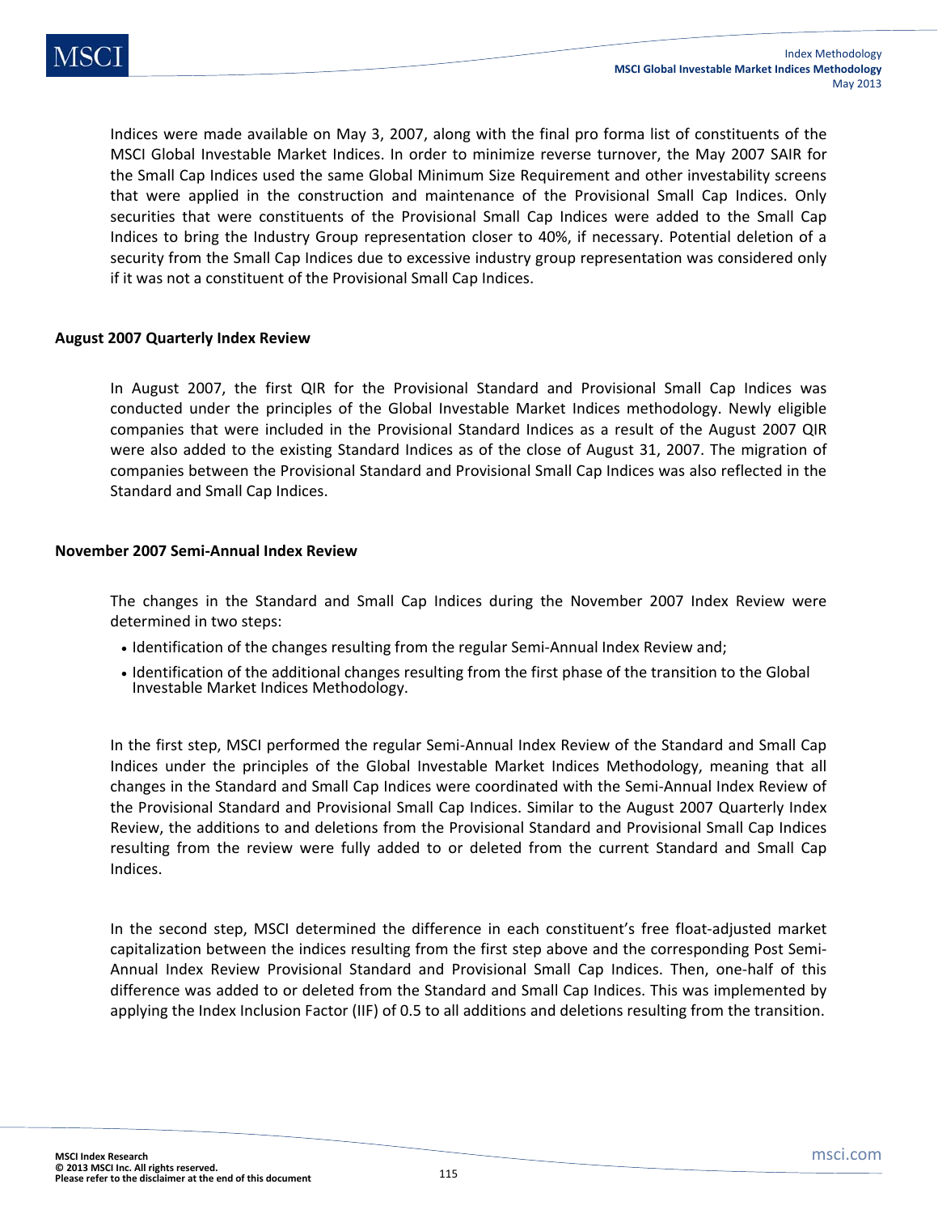Indices were made available on May 3, 2007, along with the final pro forma list of constituents of the MSCI Global Investable Market Indices. In order to minimize reverse turnover, the May 2007 SAIR for the Small Cap Indices used the same Global Minimum Size Requirement and other investability screens that were applied in the construction and maintenance of the Provisional Small Cap Indices. Only securities that were constituents of the Provisional Small Cap Indices were added to the Small Cap Indices to bring the Industry Group representation closer to 40%, if necessary. Potential deletion of a security from the Small Cap Indices due to excessive industry group representation was considered only if it was not a constituent of the Provisional Small Cap Indices.

**August 2007 Quarterly Index Review**

In August 2007, the first QIR for the Provisional Standard and Provisional Small Cap Indices was conducted under the principles of the Global Investable Market Indices methodology. Newly eligible companies that were included in the Provisional Standard Indices as a result of the August 2007 QIR were also added to the existing Standard Indices as of the close of August 31, 2007. The migration of companies between the Provisional Standard and Provisional Small Cap Indices was also reflected in the Standard and Small Cap Indices.

**November 2007 Semi-Annual Index Review**

The changes in the Standard and Small Cap Indices during the November 2007 Index Review were determined in two steps:

- Identification of the changes resulting from the regular Semi-Annual Index Review and;
- Identification of the additional changes resulting from the first phase of the transition to the Global Investable Market Indices Methodology.

In the first step, MSCI performed the regular Semi-Annual Index Review of the Standard and Small Cap Indices under the principles of the Global Investable Market Indices Methodology, meaning that all changes in the Standard and Small Cap Indices were coordinated with the Semi-Annual Index Review of the Provisional Standard and Provisional Small Cap Indices. Similar to the August 2007 Quarterly Index Review, the additions to and deletions from the Provisional Standard and Provisional Small Cap Indices resulting from the review were fully added to or deleted from the current Standard and Small Cap Indices.

In the second step, MSCI determined the difference in each constituent's free float-adjusted market capitalization between the indices resulting from the first step above and the corresponding Post Semi-Annual Index Review Provisional Standard and Provisional Small Cap Indices. Then, one-half of this difference was added to or deleted from the Standard and Small Cap Indices. This was implemented by applying the Index Inclusion Factor (IIF) of 0.5 to all additions and deletions resulting from the transition.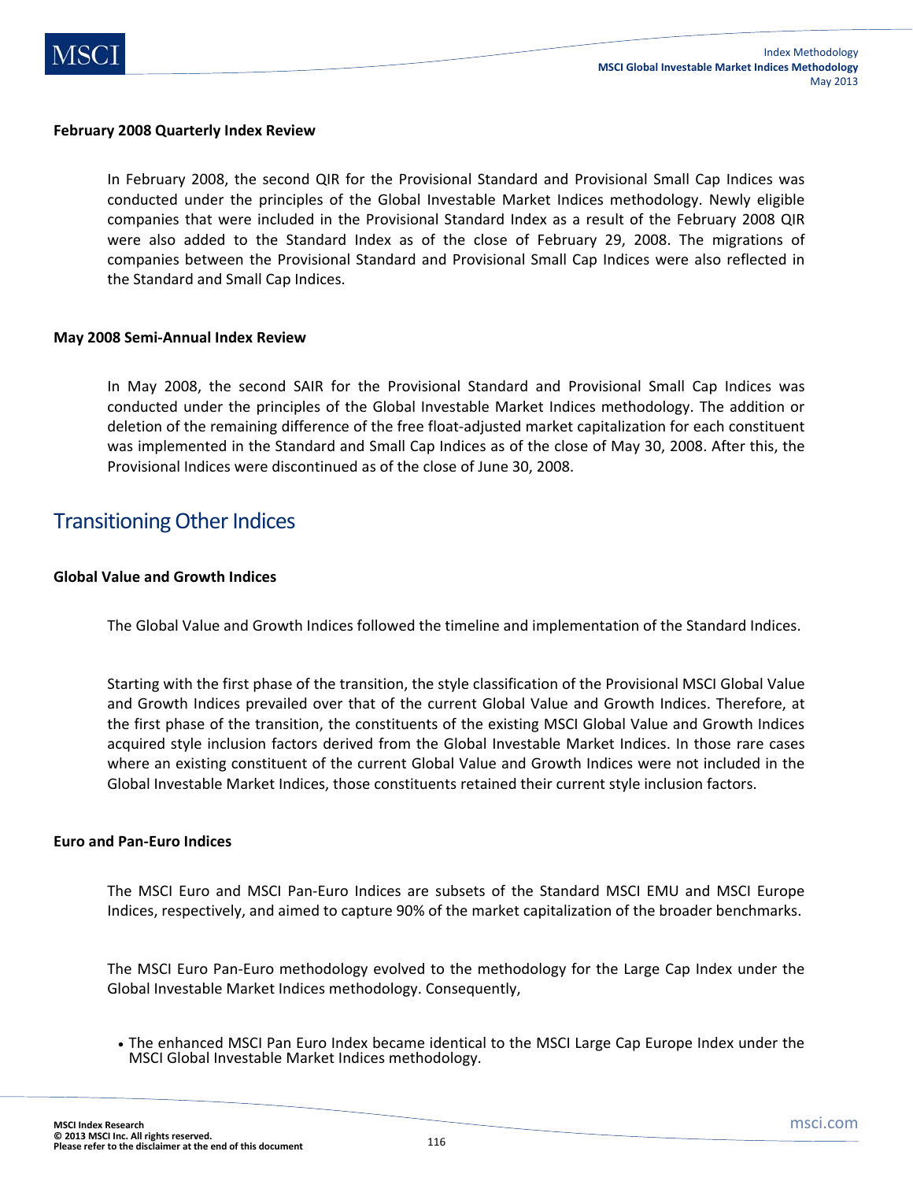**February 2008 Quarterly Index Review**

In February 2008, the second QIR for the Provisional Standard and Provisional Small Cap Indices was conducted under the principles of the Global Investable Market Indices methodology. Newly eligible companies that were included in the Provisional Standard Index as a result of the February 2008 QIR were also added to the Standard Index as of the close of February 29, 2008. The migrations of companies between the Provisional Standard and Provisional Small Cap Indices were also reflected in the Standard and Small Cap Indices.

**May 2008 Semi-Annual Index Review**

In May 2008, the second SAIR for the Provisional Standard and Provisional Small Cap Indices was conducted under the principles of the Global Investable Market Indices methodology. The addition or deletion of the remaining difference of the free float-adjusted market capitalization for each constituent was implemented in the Standard and Small Cap Indices as of the close of May 30, 2008. After this, the Provisional Indices were discontinued as of the close of June 30, 2008.

## Transitioning Other Indices

**Global Value and Growth Indices**

The Global Value and Growth Indices followed the timeline and implementation of the Standard Indices.

Starting with the first phase of the transition, the style classification of the Provisional MSCI Global Value and Growth Indices prevailed over that of the current Global Value and Growth Indices. Therefore, at the first phase of the transition, the constituents of the existing MSCI Global Value and Growth Indices acquired style inclusion factors derived from the Global Investable Market Indices. In those rare cases where an existing constituent of the current Global Value and Growth Indices were not included in the Global Investable Market Indices, those constituents retained their current style inclusion factors.

**Euro and Pan-Euro Indices**

The MSCI Euro and MSCI Pan-Euro Indices are subsets of the Standard MSCI EMU and MSCI Europe Indices, respectively, and aimed to capture 90% of the market capitalization of the broader benchmarks.

The MSCI Euro Pan-Euro methodology evolved to the methodology for the Large Cap Index under the Global Investable Market Indices methodology. Consequently,

- The enhanced MSCI Pan Euro Index became identical to the MSCI Large Cap Europe Index under the MSCI Global Investable Market Indices methodology.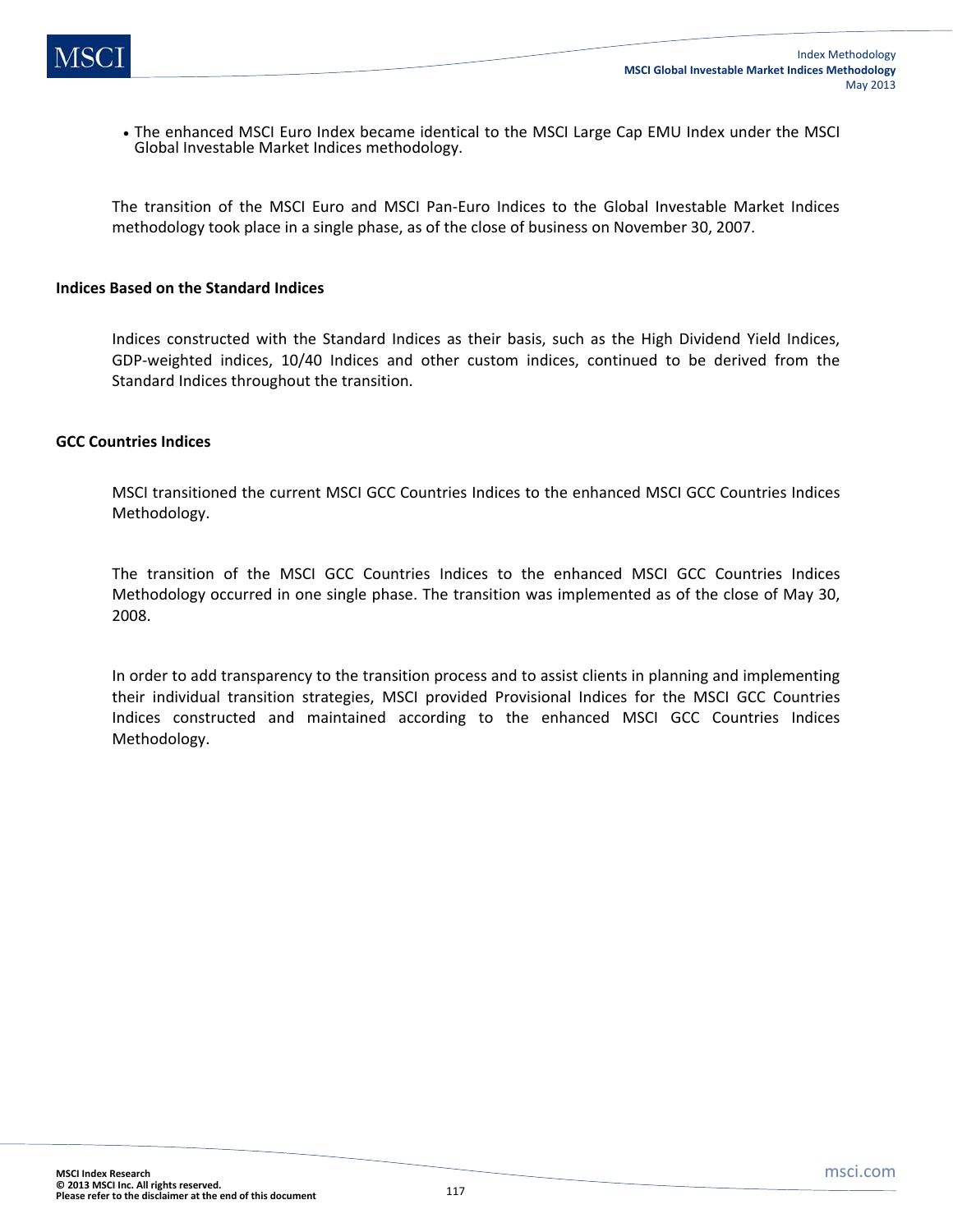- The enhanced MSCI Euro Index became identical to the MSCI Large Cap EMU Index under the MSCI Global Investable Market Indices methodology.

The transition of the MSCI Euro and MSCI Pan-Euro Indices to the Global Investable Market Indices methodology took place in a single phase, as of the close of business on November 30, 2007.

**Indices Based on the Standard Indices**

Indices constructed with the Standard Indices as their basis, such as the High Dividend Yield Indices, GDP-weighted indices, 10/40 Indices and other custom indices, continued to be derived from the Standard Indices throughout the transition.

**GCC Countries Indices**

MSCI transitioned the current MSCI GCC Countries Indices to the enhanced MSCI GCC Countries Indices Methodology.

The transition of the MSCI GCC Countries Indices to the enhanced MSCI GCC Countries Indices Methodology occurred in one single phase. The transition was implemented as of the close of May 30, 2008.

In order to add transparency to the transition process and to assist clients in planning and implementing their individual transition strategies, MSCI provided Provisional Indices for the MSCI GCC Countries Indices constructed and maintained according to the enhanced MSCI GCC Countries Indices Methodology.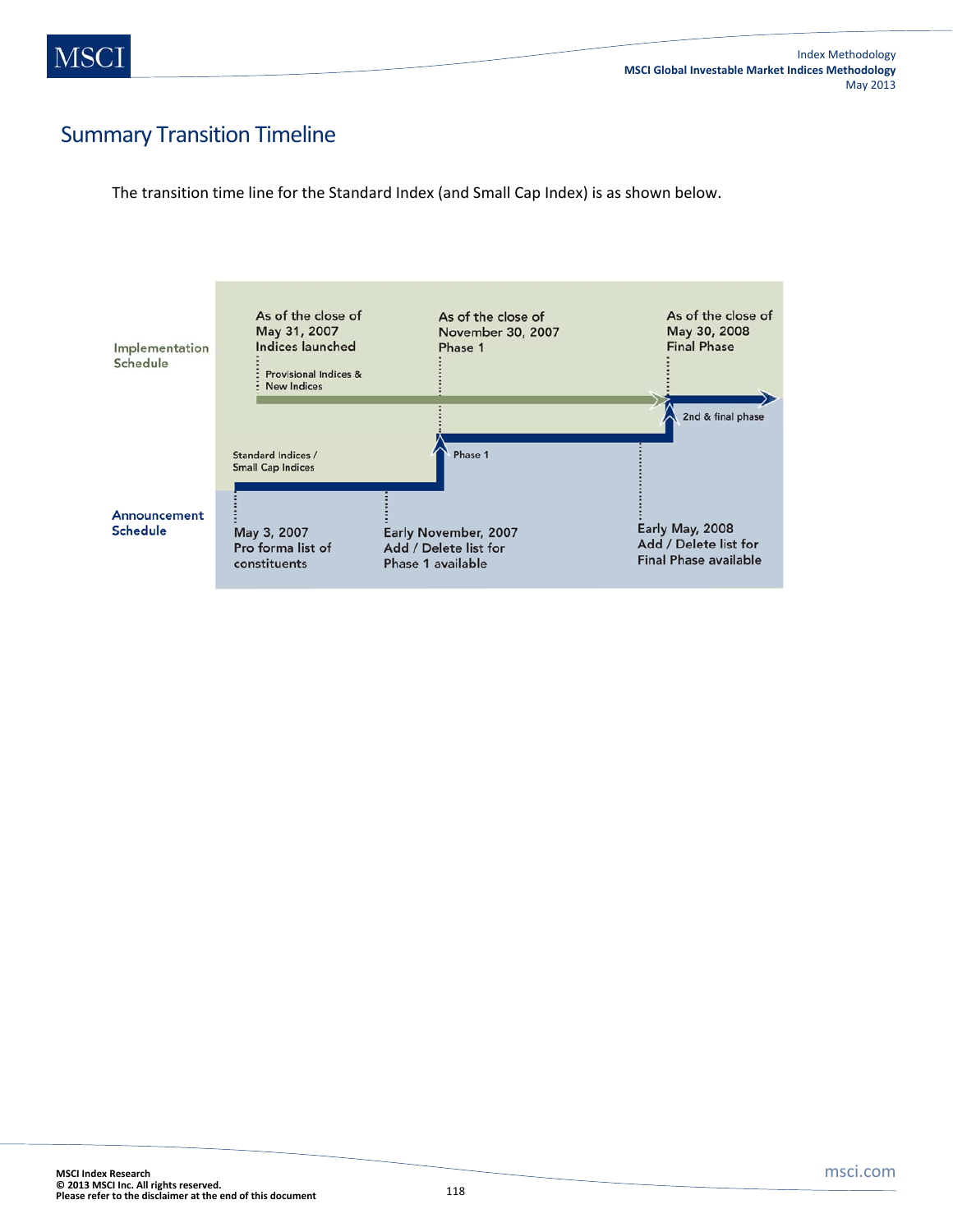## Summary Transition Timeline

The transition time line for the Standard Index (and Small Cap Index) is as shown below.

**Implementation Schedule**

- As of the close of May 31, 2007 — Indices launched (Provisional Indices & New Indices)
- As of the close of November 30, 2007 — Phase 1
- As of the close of May 30, 2008 — Final Phase (2nd & final phase)

Standard Indices / Small Cap Indices

**Announcement Schedule**

- May 3, 2007 — Pro forma list of constituents
- Early November, 2007 — Add / Delete list for Phase 1 available
- Early May, 2008 — Add / Delete list for Final Phase available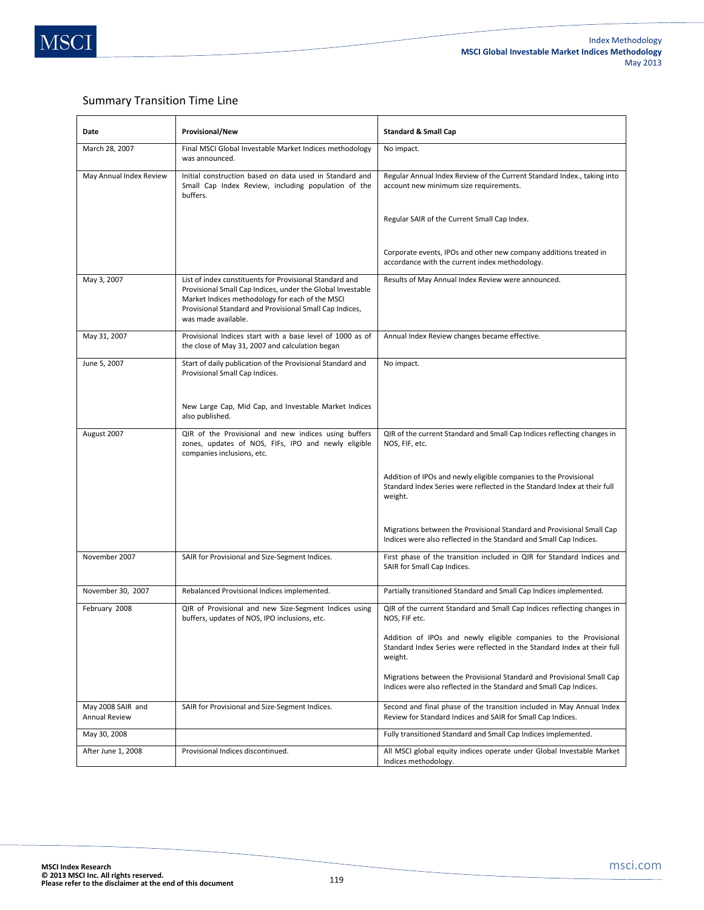## Summary Transition Time Line

| Date | Provisional/New | Standard & Small Cap |
|---|---|---|
| March 28, 2007 | Final MSCI Global Investable Market Indices methodology was announced. | No impact. |
| May Annual Index Review | Initial construction based on data used in Standard and Small Cap Index Review, including population of the buffers. | Regular Annual Index Review of the Current Standard Index., taking into account new minimum size requirements.<br><br>Regular SAIR of the Current Small Cap Index.<br><br>Corporate events, IPOs and other new company additions treated in accordance with the current index methodology. |
| May 3, 2007 | List of index constituents for Provisional Standard and Provisional Small Cap Indices, under the Global Investable Market Indices methodology for each of the MSCI Provisional Standard and Provisional Small Cap Indices, was made available. | Results of May Annual Index Review were announced. |
| May 31, 2007 | Provisional Indices start with a base level of 1000 as of the close of May 31, 2007 and calculation began | Annual Index Review changes became effective. |
| June 5, 2007 | Start of daily publication of the Provisional Standard and Provisional Small Cap Indices.<br><br>New Large Cap, Mid Cap, and Investable Market Indices also published. | No impact. |
| August 2007 | QIR of the Provisional and new indices using buffers zones, updates of NOS, FIFs, IPO and newly eligible companies inclusions, etc. | QIR of the current Standard and Small Cap Indices reflecting changes in NOS, FIF, etc.<br><br>Addition of IPOs and newly eligible companies to the Provisional Standard Index Series were reflected in the Standard Index at their full weight.<br><br>Migrations between the Provisional Standard and Provisional Small Cap Indices were also reflected in the Standard and Small Cap Indices. |
| November 2007 | SAIR for Provisional and Size-Segment Indices. | First phase of the transition included in QIR for Standard Indices and SAIR for Small Cap Indices. |
| November 30, 2007 | Rebalanced Provisional Indices implemented. | Partially transitioned Standard and Small Cap Indices implemented. |
| February 2008 | QIR of Provisional and new Size-Segment Indices using buffers, updates of NOS, IPO inclusions, etc. | QIR of the current Standard and Small Cap Indices reflecting changes in NOS, FIF etc.<br><br>Addition of IPOs and newly eligible companies to the Provisional Standard Index Series were reflected in the Standard Index at their full weight.<br><br>Migrations between the Provisional Standard and Provisional Small Cap Indices were also reflected in the Standard and Small Cap Indices. |
| May 2008 SAIR and Annual Review | SAIR for Provisional and Size-Segment Indices. | Second and final phase of the transition included in May Annual Index Review for Standard Indices and SAIR for Small Cap Indices. |
| May 30, 2008 | | Fully transitioned Standard and Small Cap Indices implemented. |
| After June 1, 2008 | Provisional Indices discontinued. | All MSCI global equity indices operate under Global Investable Market Indices methodology. |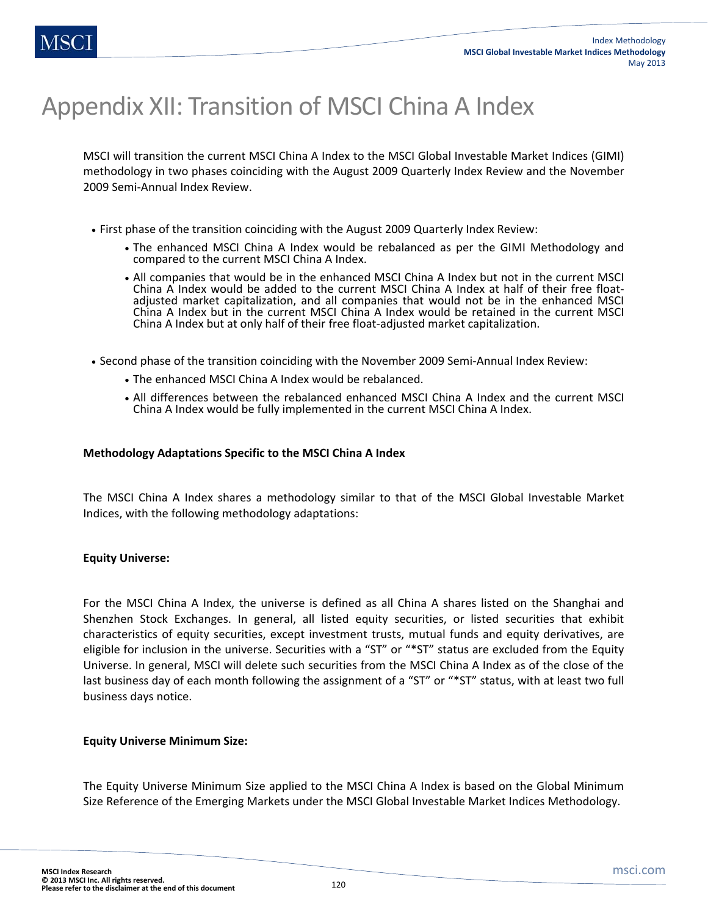# Appendix XII: Transition of MSCI China A Index

MSCI will transition the current MSCI China A Index to the MSCI Global Investable Market Indices (GIMI) methodology in two phases coinciding with the August 2009 Quarterly Index Review and the November 2009 Semi-Annual Index Review.

- First phase of the transition coinciding with the August 2009 Quarterly Index Review:
  - The enhanced MSCI China A Index would be rebalanced as per the GIMI Methodology and compared to the current MSCI China A Index.
  - All companies that would be in the enhanced MSCI China A Index but not in the current MSCI China A Index would be added to the current MSCI China A Index at half of their free float-adjusted market capitalization, and all companies that would not be in the enhanced MSCI China A Index but in the current MSCI China A Index would be retained in the current MSCI China A Index but at only half of their free float-adjusted market capitalization.

- Second phase of the transition coinciding with the November 2009 Semi-Annual Index Review:
  - The enhanced MSCI China A Index would be rebalanced.
  - All differences between the rebalanced enhanced MSCI China A Index and the current MSCI China A Index would be fully implemented in the current MSCI China A Index.

**Methodology Adaptations Specific to the MSCI China A Index**

The MSCI China A Index shares a methodology similar to that of the MSCI Global Investable Market Indices, with the following methodology adaptations:

**Equity Universe:**

For the MSCI China A Index, the universe is defined as all China A shares listed on the Shanghai and Shenzhen Stock Exchanges. In general, all listed equity securities, or listed securities that exhibit characteristics of equity securities, except investment trusts, mutual funds and equity derivatives, are eligible for inclusion in the universe. Securities with a "ST" or "*ST" status are excluded from the Equity Universe. In general, MSCI will delete such securities from the MSCI China A Index as of the close of the last business day of each month following the assignment of a "ST" or "*ST" status, with at least two full business days notice.

**Equity Universe Minimum Size:**

The Equity Universe Minimum Size applied to the MSCI China A Index is based on the Global Minimum Size Reference of the Emerging Markets under the MSCI Global Investable Market Indices Methodology.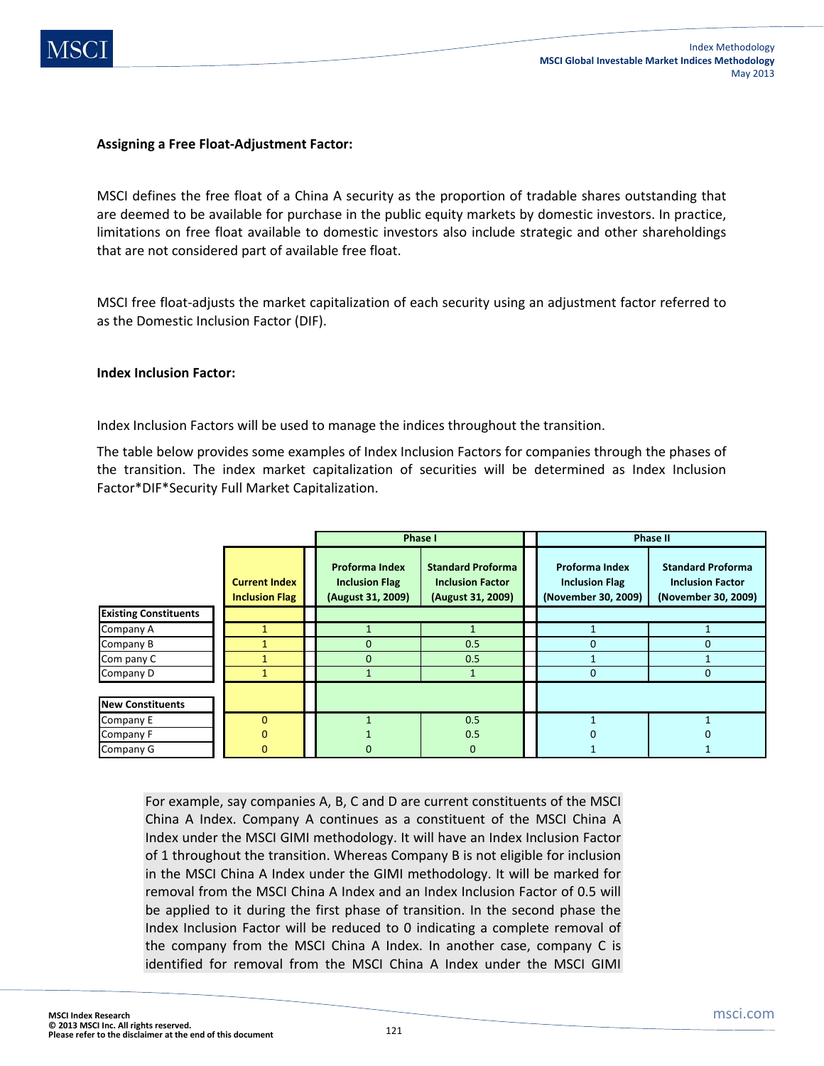**Assigning a Free Float-Adjustment Factor:**

MSCI defines the free float of a China A security as the proportion of tradable shares outstanding that are deemed to be available for purchase in the public equity markets by domestic investors. In practice, limitations on free float available to domestic investors also include strategic and other shareholdings that are not considered part of available free float.

MSCI free float-adjusts the market capitalization of each security using an adjustment factor referred to as the Domestic Inclusion Factor (DIF).

**Index Inclusion Factor:**

Index Inclusion Factors will be used to manage the indices throughout the transition.

The table below provides some examples of Index Inclusion Factors for companies through the phases of the transition. The index market capitalization of securities will be determined as Index Inclusion Factor*DIF*Security Full Market Capitalization.

| | | Phase I | | Phase II | |
|---|---|---|---|---|---|
| | Current Index Inclusion Flag | Proforma Index Inclusion Flag (August 31, 2009) | Standard Proforma Inclusion Factor (August 31, 2009) | Proforma Index Inclusion Flag (November 30, 2009) | Standard Proforma Inclusion Factor (November 30, 2009) |
| **Existing Constituents** | | | | | |
| Company A | 1 | 1 | 1 | 1 | 1 |
| Company B | 1 | 0 | 0.5 | 0 | 0 |
| Com pany C | 1 | 0 | 0.5 | 1 | 1 |
| Company D | 1 | 1 | 1 | 0 | 0 |
| **New Constituents** | | | | | |
| Company E | 0 | 1 | 0.5 | 1 | 1 |
| Company F | 0 | 1 | 0.5 | 0 | 0 |
| Company G | 0 | 0 | 0 | 1 | 1 |

For example, say companies A, B, C and D are current constituents of the MSCI China A Index. Company A continues as a constituent of the MSCI China A Index under the MSCI GIMI methodology. It will have an Index Inclusion Factor of 1 throughout the transition. Whereas Company B is not eligible for inclusion in the MSCI China A Index under the GIMI methodology. It will be marked for removal from the MSCI China A Index and an Index Inclusion Factor of 0.5 will be applied to it during the first phase of transition. In the second phase the Index Inclusion Factor will be reduced to 0 indicating a complete removal of the company from the MSCI China A Index. In another case, company C is identified for removal from the MSCI China A Index under the MSCI GIMI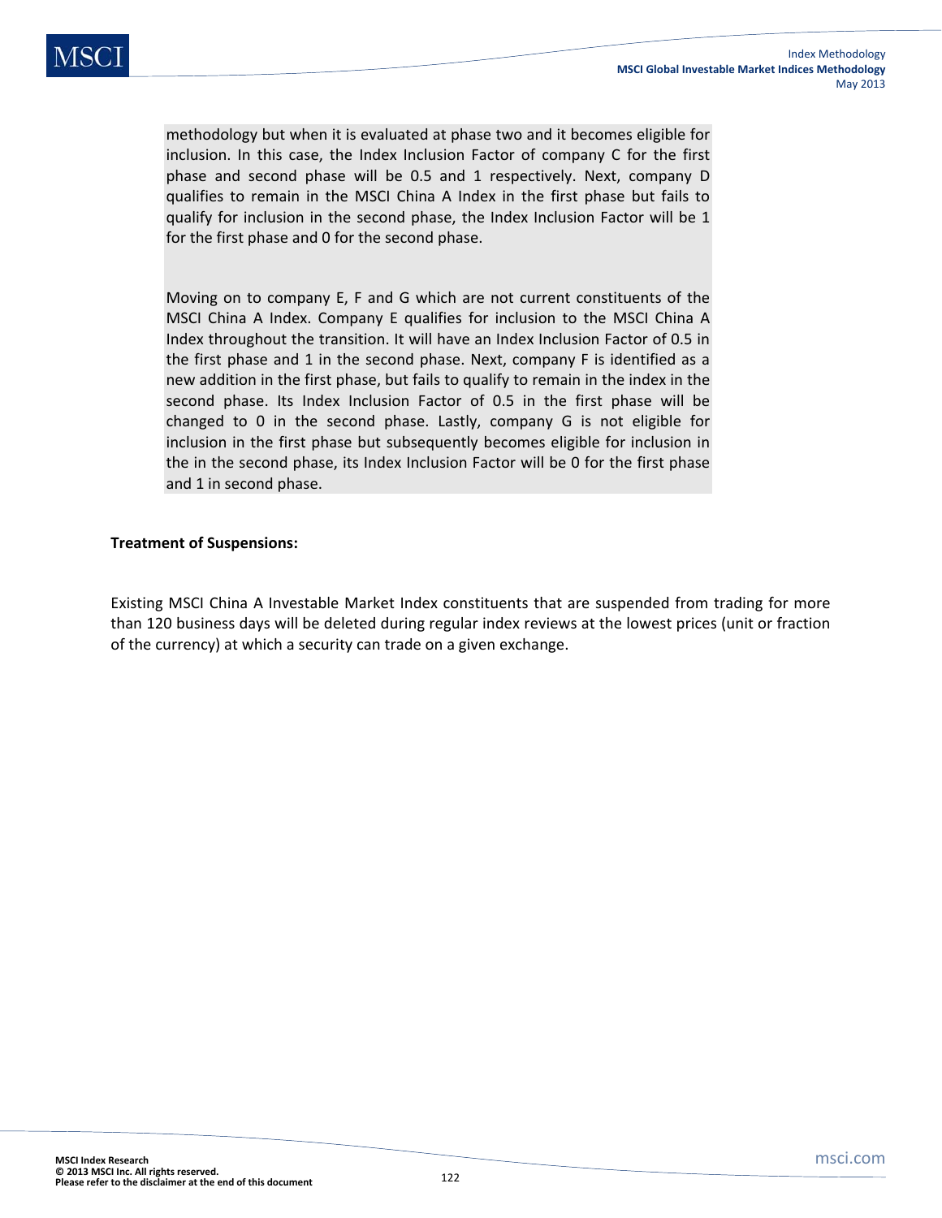methodology but when it is evaluated at phase two and it becomes eligible for inclusion. In this case, the Index Inclusion Factor of company C for the first phase and second phase will be 0.5 and 1 respectively. Next, company D qualifies to remain in the MSCI China A Index in the first phase but fails to qualify for inclusion in the second phase, the Index Inclusion Factor will be 1 for the first phase and 0 for the second phase.

Moving on to company E, F and G which are not current constituents of the MSCI China A Index. Company E qualifies for inclusion to the MSCI China A Index throughout the transition. It will have an Index Inclusion Factor of 0.5 in the first phase and 1 in the second phase. Next, company F is identified as a new addition in the first phase, but fails to qualify to remain in the index in the second phase. Its Index Inclusion Factor of 0.5 in the first phase will be changed to 0 in the second phase. Lastly, company G is not eligible for inclusion in the first phase but subsequently becomes eligible for inclusion in the in the second phase, its Index Inclusion Factor will be 0 for the first phase and 1 in second phase.

**Treatment of Suspensions:**

Existing MSCI China A Investable Market Index constituents that are suspended from trading for more than 120 business days will be deleted during regular index reviews at the lowest prices (unit or fraction of the currency) at which a security can trade on a given exchange.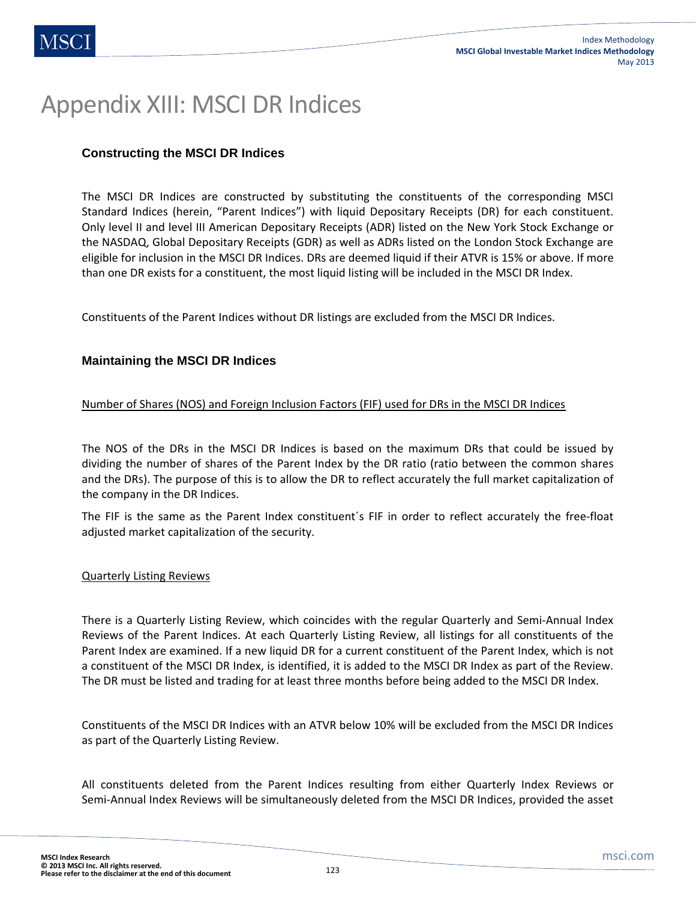# Appendix XIII: MSCI DR Indices

### Constructing the MSCI DR Indices

The MSCI DR Indices are constructed by substituting the constituents of the corresponding MSCI Standard Indices (herein, "Parent Indices") with liquid Depositary Receipts (DR) for each constituent. Only level II and level III American Depositary Receipts (ADR) listed on the New York Stock Exchange or the NASDAQ, Global Depositary Receipts (GDR) as well as ADRs listed on the London Stock Exchange are eligible for inclusion in the MSCI DR Indices. DRs are deemed liquid if their ATVR is 15% or above. If more than one DR exists for a constituent, the most liquid listing will be included in the MSCI DR Index.

Constituents of the Parent Indices without DR listings are excluded from the MSCI DR Indices.

### Maintaining the MSCI DR Indices

Number of Shares (NOS) and Foreign Inclusion Factors (FIF) used for DRs in the MSCI DR Indices

The NOS of the DRs in the MSCI DR Indices is based on the maximum DRs that could be issued by dividing the number of shares of the Parent Index by the DR ratio (ratio between the common shares and the DRs). The purpose of this is to allow the DR to reflect accurately the full market capitalization of the company in the DR Indices.

The FIF is the same as the Parent Index constituent´s FIF in order to reflect accurately the free-float adjusted market capitalization of the security.

Quarterly Listing Reviews

There is a Quarterly Listing Review, which coincides with the regular Quarterly and Semi-Annual Index Reviews of the Parent Indices. At each Quarterly Listing Review, all listings for all constituents of the Parent Index are examined. If a new liquid DR for a current constituent of the Parent Index, which is not a constituent of the MSCI DR Index, is identified, it is added to the MSCI DR Index as part of the Review. The DR must be listed and trading for at least three months before being added to the MSCI DR Index.

Constituents of the MSCI DR Indices with an ATVR below 10% will be excluded from the MSCI DR Indices as part of the Quarterly Listing Review.

All constituents deleted from the Parent Indices resulting from either Quarterly Index Reviews or Semi-Annual Index Reviews will be simultaneously deleted from the MSCI DR Indices, provided the asset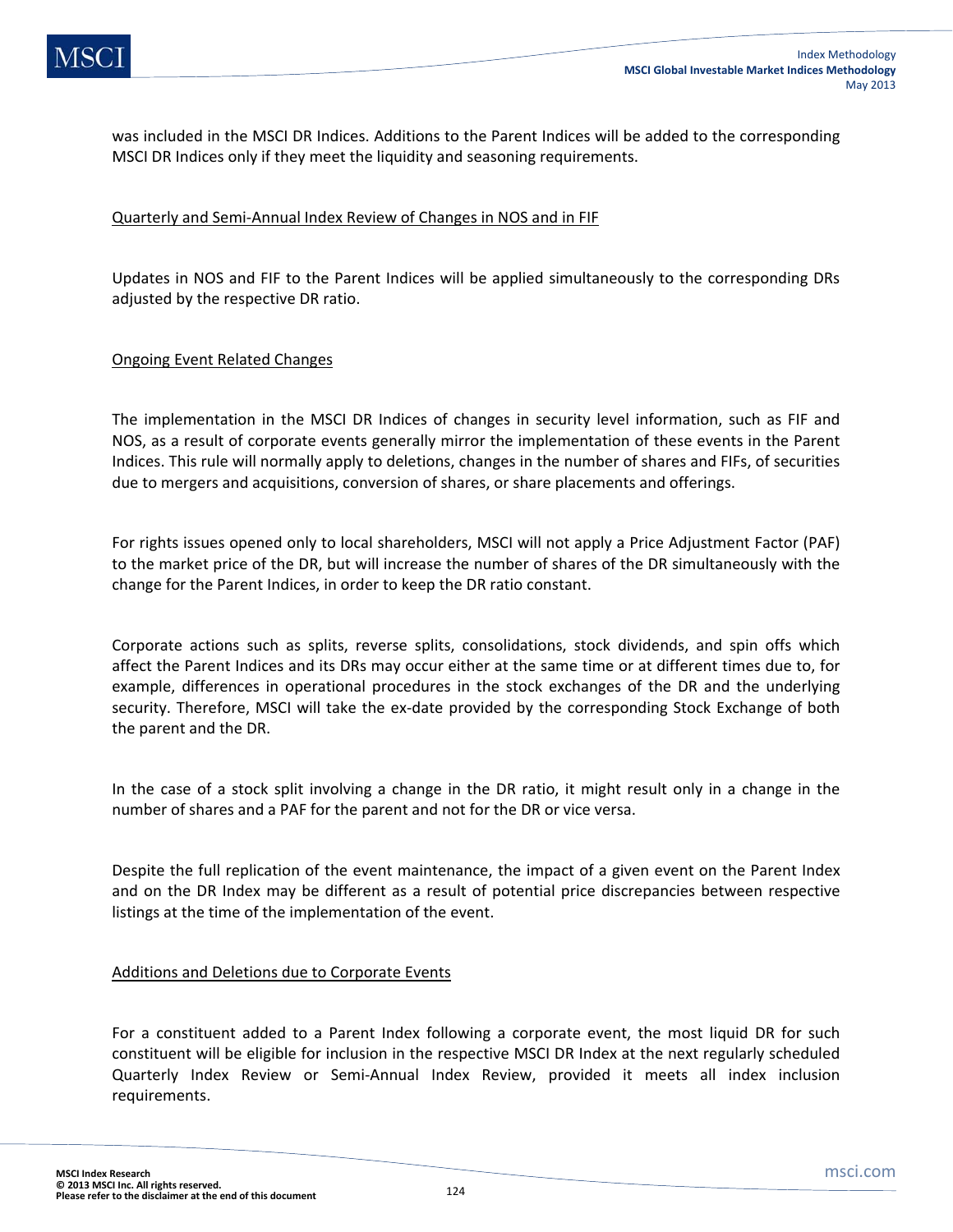was included in the MSCI DR Indices. Additions to the Parent Indices will be added to the corresponding MSCI DR Indices only if they meet the liquidity and seasoning requirements.

Quarterly and Semi-Annual Index Review of Changes in NOS and in FIF

Updates in NOS and FIF to the Parent Indices will be applied simultaneously to the corresponding DRs adjusted by the respective DR ratio.

Ongoing Event Related Changes

The implementation in the MSCI DR Indices of changes in security level information, such as FIF and NOS, as a result of corporate events generally mirror the implementation of these events in the Parent Indices. This rule will normally apply to deletions, changes in the number of shares and FIFs, of securities due to mergers and acquisitions, conversion of shares, or share placements and offerings.

For rights issues opened only to local shareholders, MSCI will not apply a Price Adjustment Factor (PAF) to the market price of the DR, but will increase the number of shares of the DR simultaneously with the change for the Parent Indices, in order to keep the DR ratio constant.

Corporate actions such as splits, reverse splits, consolidations, stock dividends, and spin offs which affect the Parent Indices and its DRs may occur either at the same time or at different times due to, for example, differences in operational procedures in the stock exchanges of the DR and the underlying security. Therefore, MSCI will take the ex-date provided by the corresponding Stock Exchange of both the parent and the DR.

In the case of a stock split involving a change in the DR ratio, it might result only in a change in the number of shares and a PAF for the parent and not for the DR or vice versa.

Despite the full replication of the event maintenance, the impact of a given event on the Parent Index and on the DR Index may be different as a result of potential price discrepancies between respective listings at the time of the implementation of the event.

Additions and Deletions due to Corporate Events

For a constituent added to a Parent Index following a corporate event, the most liquid DR for such constituent will be eligible for inclusion in the respective MSCI DR Index at the next regularly scheduled Quarterly Index Review or Semi-Annual Index Review, provided it meets all index inclusion requirements.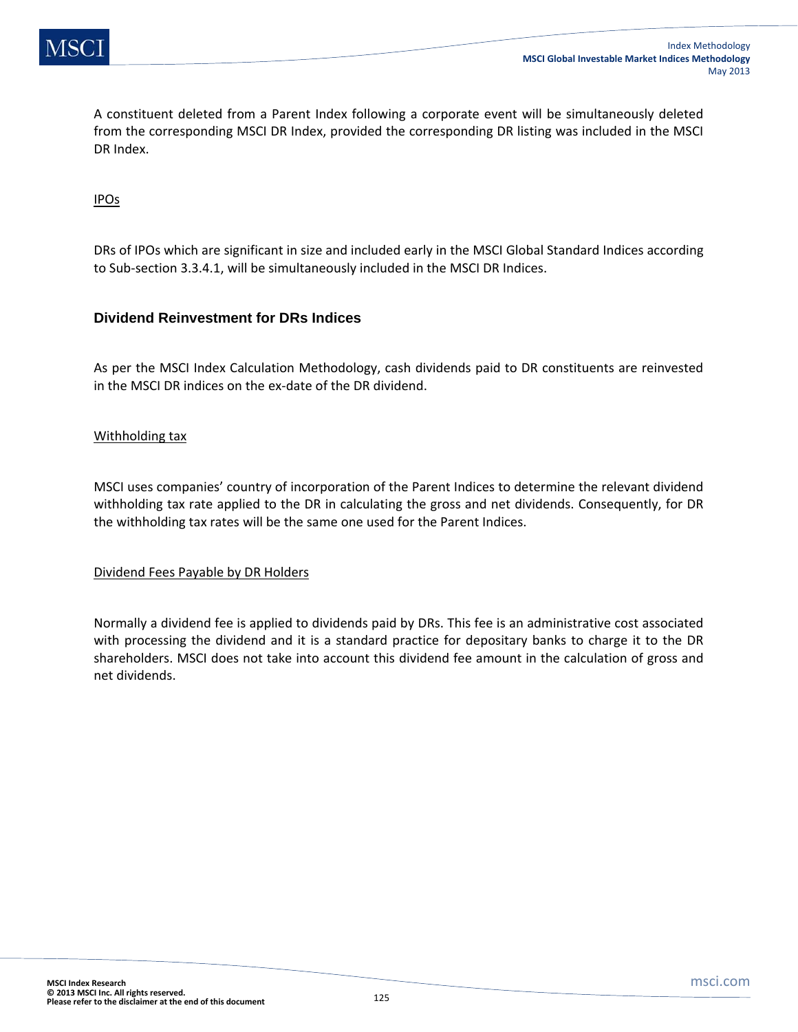A constituent deleted from a Parent Index following a corporate event will be simultaneously deleted from the corresponding MSCI DR Index, provided the corresponding DR listing was included in the MSCI DR Index.

IPOs

DRs of IPOs which are significant in size and included early in the MSCI Global Standard Indices according to Sub-section 3.3.4.1, will be simultaneously included in the MSCI DR Indices.

### Dividend Reinvestment for DRs Indices

As per the MSCI Index Calculation Methodology, cash dividends paid to DR constituents are reinvested in the MSCI DR indices on the ex-date of the DR dividend.

Withholding tax

MSCI uses companies' country of incorporation of the Parent Indices to determine the relevant dividend withholding tax rate applied to the DR in calculating the gross and net dividends. Consequently, for DR the withholding tax rates will be the same one used for the Parent Indices.

Dividend Fees Payable by DR Holders

Normally a dividend fee is applied to dividends paid by DRs. This fee is an administrative cost associated with processing the dividend and it is a standard practice for depositary banks to charge it to the DR shareholders. MSCI does not take into account this dividend fee amount in the calculation of gross and net dividends.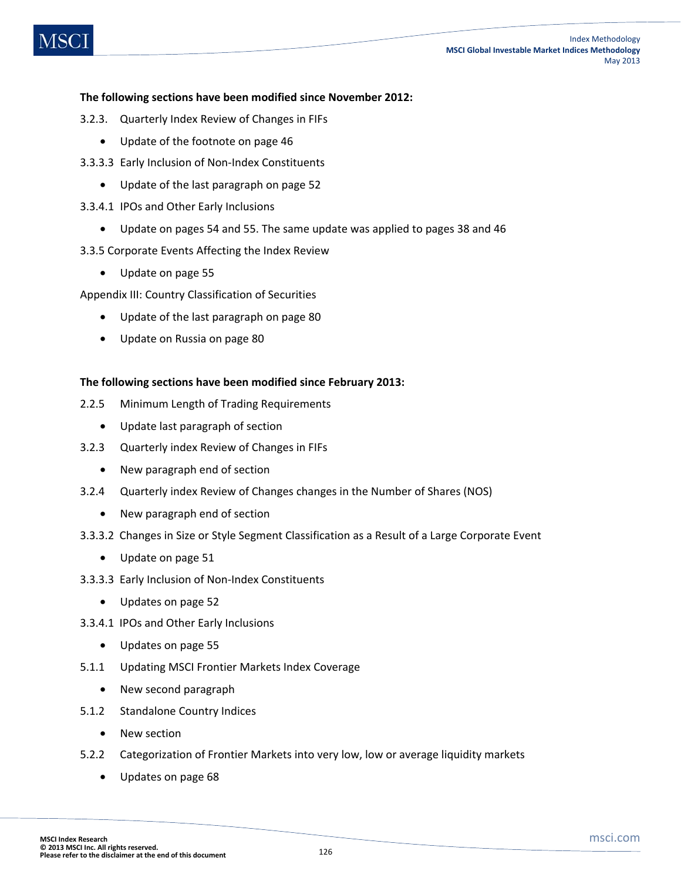**The following sections have been modified since November 2012:**

3.2.3. Quarterly Index Review of Changes in FIFs

- Update of the footnote on page 46

3.3.3.3 Early Inclusion of Non-Index Constituents

- Update of the last paragraph on page 52

3.3.4.1 IPOs and Other Early Inclusions

- Update on pages 54 and 55. The same update was applied to pages 38 and 46

3.3.5 Corporate Events Affecting the Index Review

- Update on page 55

Appendix III: Country Classification of Securities

- Update of the last paragraph on page 80
- Update on Russia on page 80

**The following sections have been modified since February 2013:**

2.2.5 Minimum Length of Trading Requirements

- Update last paragraph of section

3.2.3 Quarterly index Review of Changes in FIFs

- New paragraph end of section

3.2.4 Quarterly index Review of Changes changes in the Number of Shares (NOS)

- New paragraph end of section

3.3.3.2 Changes in Size or Style Segment Classification as a Result of a Large Corporate Event

- Update on page 51

3.3.3.3 Early Inclusion of Non-Index Constituents

- Updates on page 52

3.3.4.1 IPOs and Other Early Inclusions

- Updates on page 55

5.1.1 Updating MSCI Frontier Markets Index Coverage

- New second paragraph

5.1.2 Standalone Country Indices

- New section

5.2.2 Categorization of Frontier Markets into very low, low or average liquidity markets

- Updates on page 68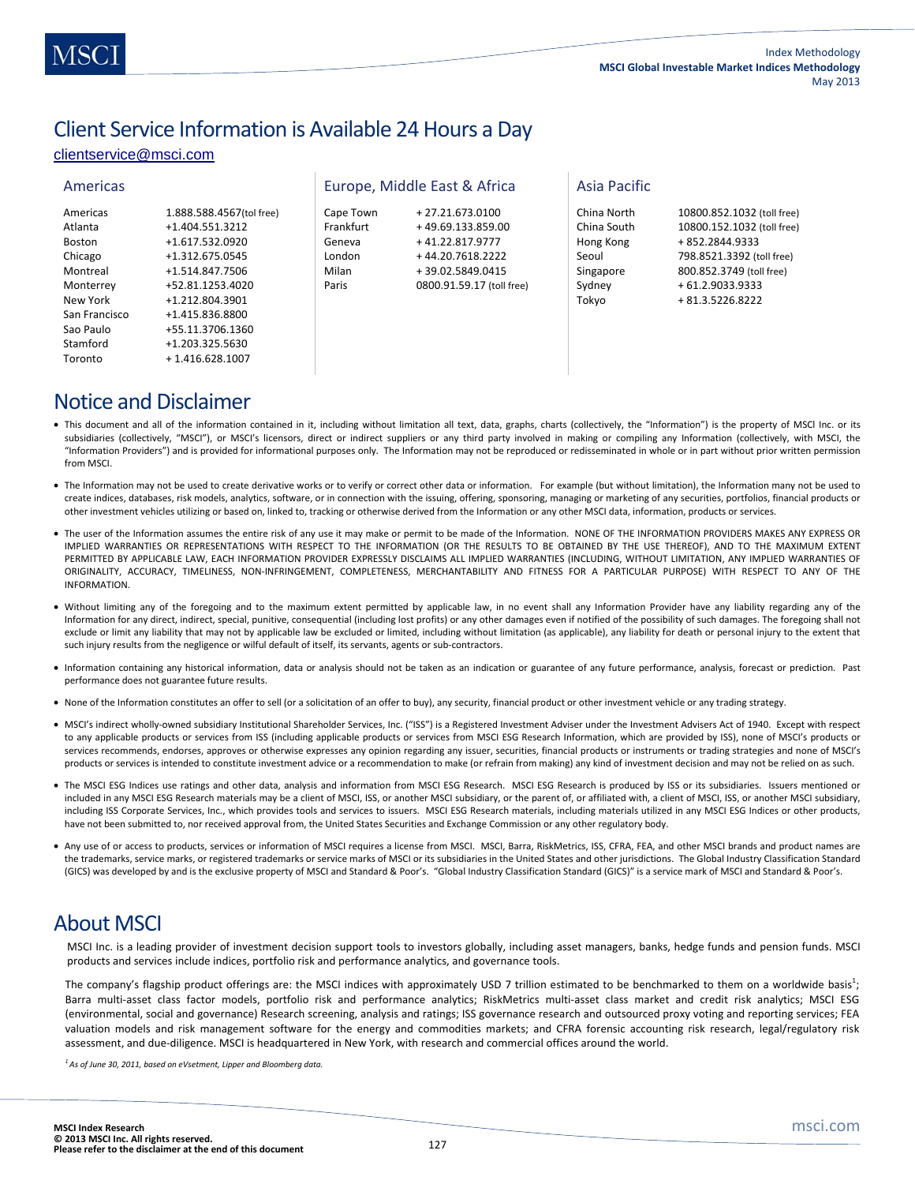# Client Service Information is Available 24 Hours a Day

clientservice@msci.com

| Americas | | Europe, Middle East & Africa | | Asia Pacific | |
|---|---|---|---|---|---|
| Americas | 1.888.588.4567(tol free) | Cape Town | + 27.21.673.0100 | China North | 10800.852.1032 (toll free) |
| Atlanta | +1.404.551.3212 | Frankfurt | + 49.69.133.859.00 | China South | 10800.152.1032 (toll free) |
| Boston | +1.617.532.0920 | Geneva | + 41.22.817.9777 | Hong Kong | + 852.2844.9333 |
| Chicago | +1.312.675.0545 | London | + 44.20.7618.2222 | Seoul | 798.8521.3392 (toll free) |
| Montreal | +1.514.847.7506 | Milan | + 39.02.5849.0415 | Singapore | 800.852.3749 (toll free) |
| Monterrey | +52.81.1253.4020 | Paris | 0800.91.59.17 (toll free) | Sydney | + 61.2.9033.9333 |
| New York | +1.212.804.3901 | | | Tokyo | + 81.3.5226.8222 |
| San Francisco | +1.415.836.8800 | | | | |
| Sao Paulo | +55.11.3706.1360 | | | | |
| Stamford | +1.203.325.5630 | | | | |
| Toronto | + 1.416.628.1007 | | | | |

# Notice and Disclaimer

- This document and all of the information contained in it, including without limitation all text, data, graphs, charts (collectively, the "Information") is the property of MSCI Inc. or its subsidiaries (collectively, "MSCI"), or MSCI's licensors, direct or indirect suppliers or any third party involved in making or compiling any Information (collectively, with MSCI, the "Information Providers") and is provided for informational purposes only. The Information may not be reproduced or redisseminated in whole or in part without prior written permission from MSCI.
- The Information may not be used to create derivative works or to verify or correct other data or information. For example (but without limitation), the Information many not be used to create indices, databases, risk models, analytics, software, or in connection with the issuing, offering, sponsoring, managing or marketing of any securities, portfolios, financial products or other investment vehicles utilizing or based on, linked to, tracking or otherwise derived from the Information or any other MSCI data, information, products or services.
- The user of the Information assumes the entire risk of any use it may make or permit to be made of the Information. NONE OF THE INFORMATION PROVIDERS MAKES ANY EXPRESS OR IMPLIED WARRANTIES OR REPRESENTATIONS WITH RESPECT TO THE INFORMATION (OR THE RESULTS TO BE OBTAINED BY THE USE THEREOF), AND TO THE MAXIMUM EXTENT PERMITTED BY APPLICABLE LAW, EACH INFORMATION PROVIDER EXPRESSLY DISCLAIMS ALL IMPLIED WARRANTIES (INCLUDING, WITHOUT LIMITATION, ANY IMPLIED WARRANTIES OF ORIGINALITY, ACCURACY, TIMELINESS, NON-INFRINGEMENT, COMPLETENESS, MERCHANTABILITY AND FITNESS FOR A PARTICULAR PURPOSE) WITH RESPECT TO ANY OF THE INFORMATION.
- Without limiting any of the foregoing and to the maximum extent permitted by applicable law, in no event shall any Information Provider have any liability regarding any of the Information for any direct, indirect, special, punitive, consequential (including lost profits) or any other damages even if notified of the possibility of such damages. The foregoing shall not exclude or limit any liability that may not by applicable law be excluded or limited, including without limitation (as applicable), any liability for death or personal injury to the extent that such injury results from the negligence or wilful default of itself, its servants, agents or sub-contractors.
- Information containing any historical information, data or analysis should not be taken as an indication or guarantee of any future performance, analysis, forecast or prediction. Past performance does not guarantee future results.
- None of the Information constitutes an offer to sell (or a solicitation of an offer to buy), any security, financial product or other investment vehicle or any trading strategy.
- MSCI's indirect wholly-owned subsidiary Institutional Shareholder Services, Inc. ("ISS") is a Registered Investment Adviser under the Investment Advisers Act of 1940. Except with respect to any applicable products or services from ISS (including applicable products or services from MSCI ESG Research Information, which are provided by ISS), none of MSCI's products or services recommends, endorses, approves or otherwise expresses any opinion regarding any issuer, securities, financial products or instruments or trading strategies and none of MSCI's products or services is intended to constitute investment advice or a recommendation to make (or refrain from making) any kind of investment decision and may not be relied on as such.
- The MSCI ESG Indices use ratings and other data, analysis and information from MSCI ESG Research. MSCI ESG Research is produced by ISS or its subsidiaries. Issuers mentioned or included in any MSCI ESG Research materials may be a client of MSCI, ISS, or another MSCI subsidiary, or the parent of, or affiliated with, a client of MSCI, ISS, or another MSCI subsidiary, including ISS Corporate Services, Inc., which provides tools and services to issuers. MSCI ESG Research materials, including materials utilized in any MSCI ESG Indices or other products, have not been submitted to, nor received approval from, the United States Securities and Exchange Commission or any other regulatory body.
- Any use of or access to products, services or information of MSCI requires a license from MSCI. MSCI, Barra, RiskMetrics, ISS, CFRA, FEA, and other MSCI brands and product names are the trademarks, service marks, or registered trademarks or service marks of MSCI or its subsidiaries in the United States and other jurisdictions. The Global Industry Classification Standard (GICS) was developed by and is the exclusive property of MSCI and Standard & Poor's. "Global Industry Classification Standard (GICS)" is a service mark of MSCI and Standard & Poor's.

# About MSCI

MSCI Inc. is a leading provider of investment decision support tools to investors globally, including asset managers, banks, hedge funds and pension funds. MSCI products and services include indices, portfolio risk and performance analytics, and governance tools.

The company's flagship product offerings are: the MSCI indices with approximately USD 7 trillion estimated to be benchmarked to them on a worldwide basis[1]; Barra multi-asset class factor models, portfolio risk and performance analytics; RiskMetrics multi-asset class market and credit risk analytics; MSCI ESG (environmental, social and governance) Research screening, analysis and ratings; ISS governance research and outsourced proxy voting and reporting services; FEA valuation models and risk management software for the energy and commodities markets; and CFRA forensic accounting risk research, legal/regulatory risk assessment, and due-diligence. MSCI is headquartered in New York, with research and commercial offices around the world.

*[1] As of June 30, 2011, based on eVsetment, Lipper and Bloomberg data.*